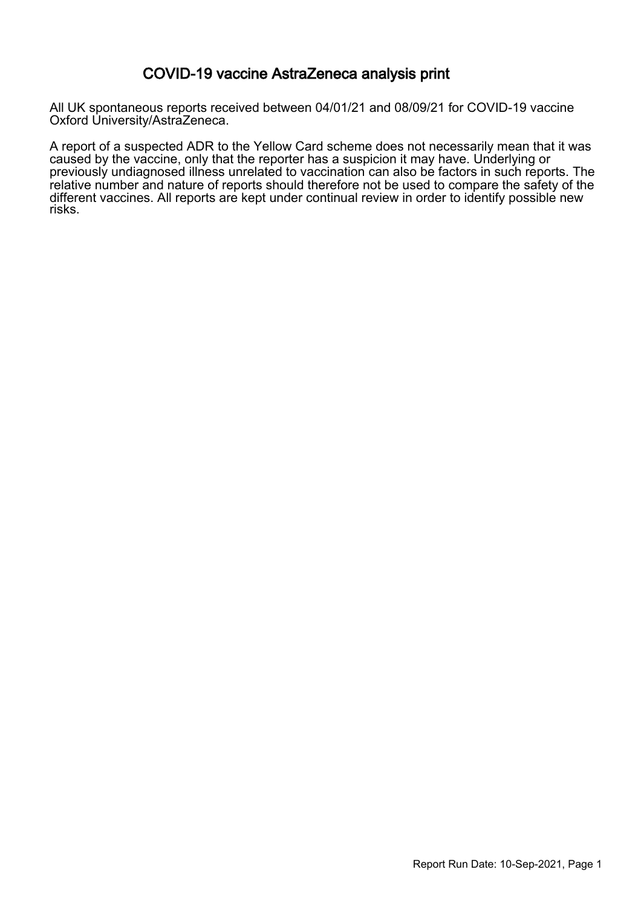# COVID-19 vaccine AstraZeneca analysis print

All UK spontaneous reports received between 04/01/21 and 08/09/21 for COVID-19 vaccine Oxford University/AstraZeneca.

A report of a suspected ADR to the Yellow Card scheme does not necessarily mean that it was caused by the vaccine, only that the reporter has a suspicion it may have. Underlying or previously undiagnosed illness unrelated to vaccination can also be factors in such reports. The relative number and nature of reports should therefore not be used to compare the safety of the different vaccines. All reports are kept under continual review in order to identify possible new risks.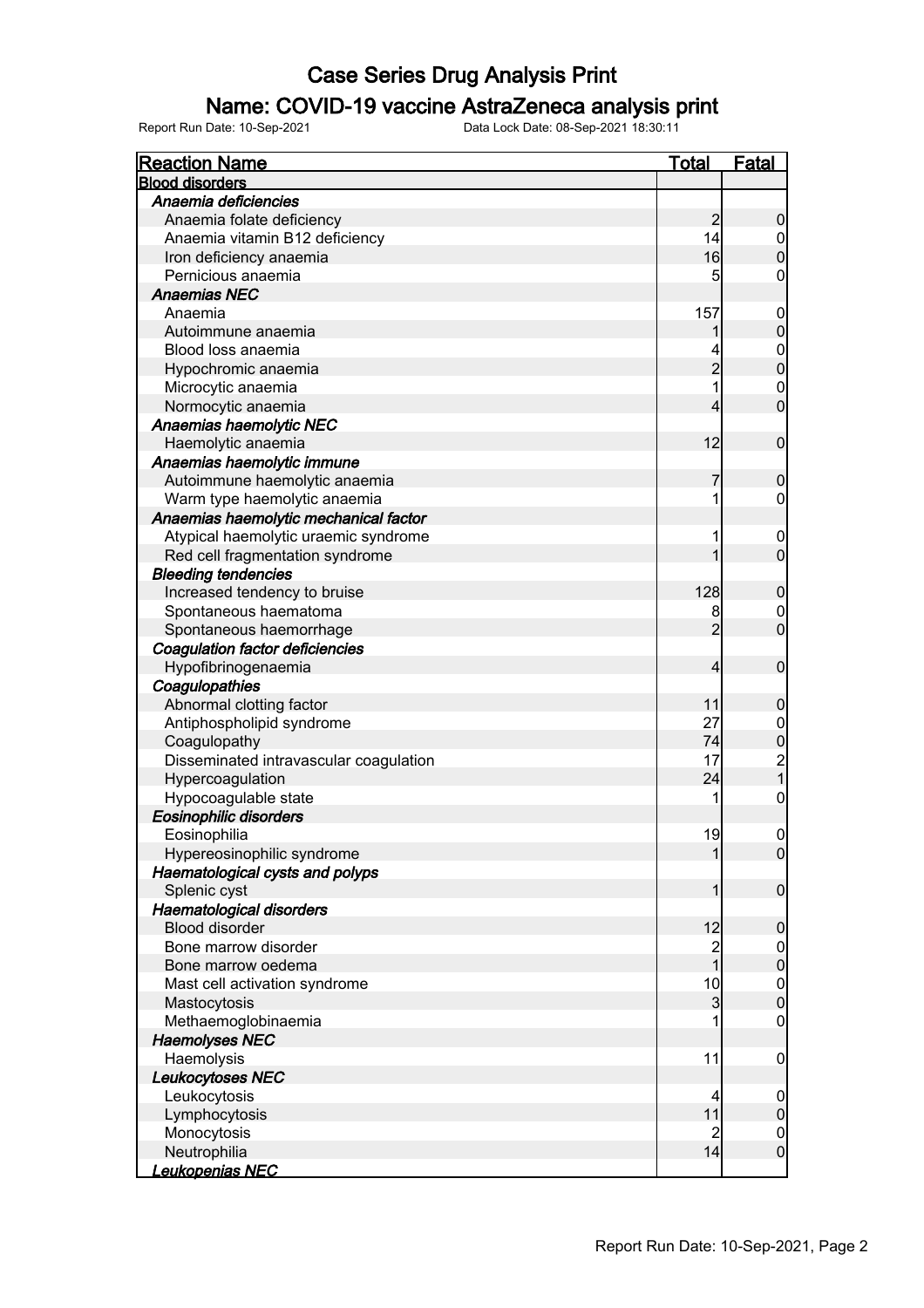# Case Series Drug Analysis Print

## Name: COVID-19 vaccine AstraZeneca analysis print

Report Run Date: 10-Sep-2021 Data Lock Date: 08-Sep-2021 18:30:11

| Reaction Name | Total | Fatal |
|---|---|---|
| **Blood disorders** | | |
| *Anaemia deficiencies* | | |
| Anaemia folate deficiency | 2 | 0 |
| Anaemia vitamin B12 deficiency | 14 | 0 |
| Iron deficiency anaemia | 16 | 0 |
| Pernicious anaemia | 5 | 0 |
| *Anaemias NEC* | | |
| Anaemia | 157 | 0 |
| Autoimmune anaemia | 1 | 0 |
| Blood loss anaemia | 4 | 0 |
| Hypochromic anaemia | 2 | 0 |
| Microcytic anaemia | 1 | 0 |
| Normocytic anaemia | 4 | 0 |
| *Anaemias haemolytic NEC* | | |
| Haemolytic anaemia | 12 | 0 |
| *Anaemias haemolytic immune* | | |
| Autoimmune haemolytic anaemia | 7 | 0 |
| Warm type haemolytic anaemia | 1 | 0 |
| *Anaemias haemolytic mechanical factor* | | |
| Atypical haemolytic uraemic syndrome | 1 | 0 |
| Red cell fragmentation syndrome | 1 | 0 |
| *Bleeding tendencies* | | |
| Increased tendency to bruise | 128 | 0 |
| Spontaneous haematoma | 8 | 0 |
| Spontaneous haemorrhage | 2 | 0 |
| *Coagulation factor deficiencies* | | |
| Hypofibrinogenaemia | 4 | 0 |
| *Coagulopathies* | | |
| Abnormal clotting factor | 11 | 0 |
| Antiphospholipid syndrome | 27 | 0 |
| Coagulopathy | 74 | 0 |
| Disseminated intravascular coagulation | 17 | 2 |
| Hypercoagulation | 24 | 1 |
| Hypocoagulable state | 1 | 0 |
| *Eosinophilic disorders* | | |
| Eosinophilia | 19 | 0 |
| Hypereosinophilic syndrome | 1 | 0 |
| *Haematological cysts and polyps* | | |
| Splenic cyst | 1 | 0 |
| *Haematological disorders* | | |
| Blood disorder | 12 | 0 |
| Bone marrow disorder | 2 | 0 |
| Bone marrow oedema | 1 | 0 |
| Mast cell activation syndrome | 10 | 0 |
| Mastocytosis | 3 | 0 |
| Methaemoglobinaemia | 1 | 0 |
| *Haemolyses NEC* | | |
| Haemolysis | 11 | 0 |
| *Leukocytoses NEC* | | |
| Leukocytosis | 4 | 0 |
| Lymphocytosis | 11 | 0 |
| Monocytosis | 2 | 0 |
| Neutrophilia | 14 | 0 |
| *Leukopenias NEC* | | |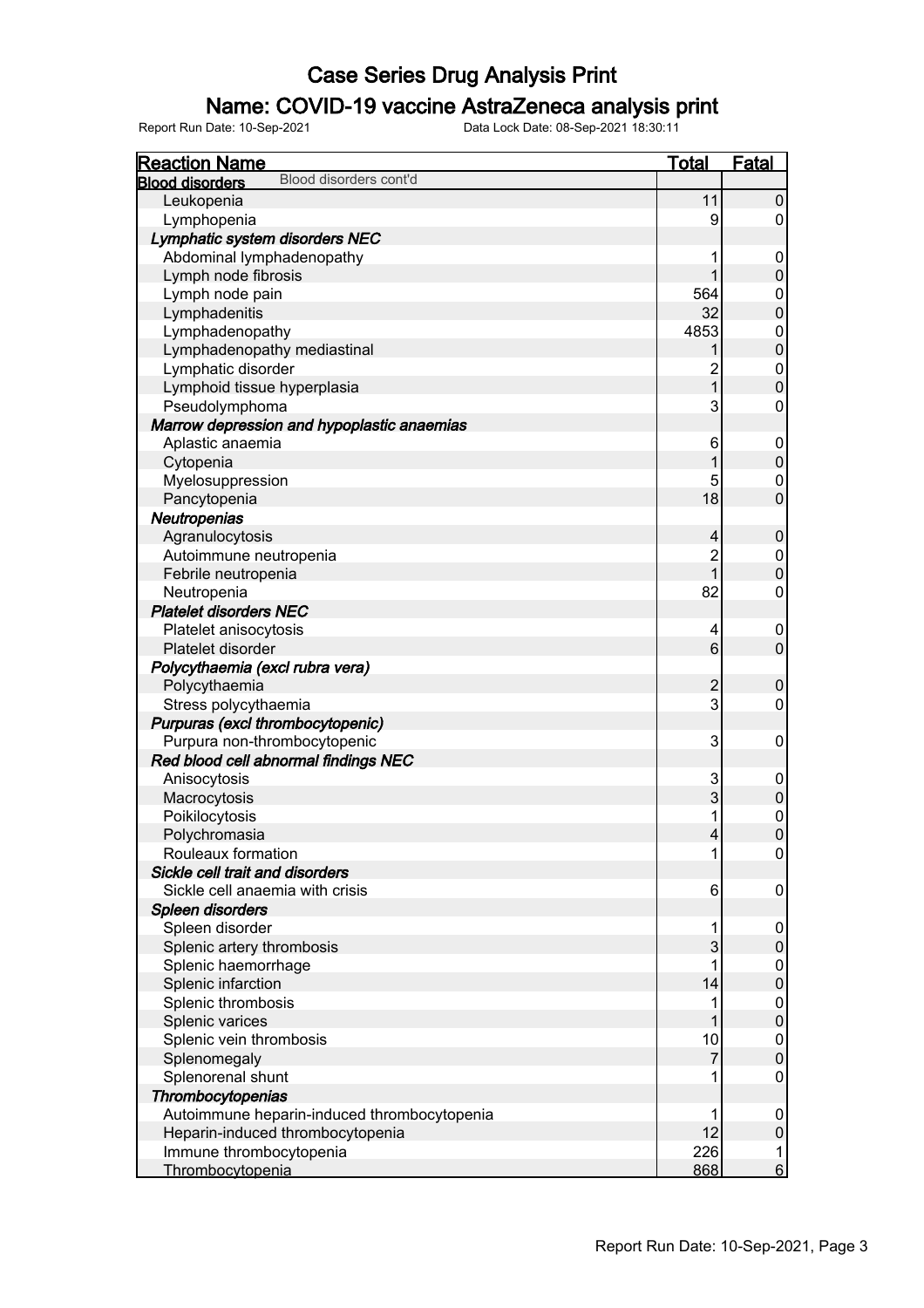# Case Series Drug Analysis Print

## Name: COVID-19 vaccine AstraZeneca analysis print

Report Run Date: 10-Sep-2021 Data Lock Date: 08-Sep-2021 18:30:11

| Reaction Name | Total | Fatal |
|---|---|---|
| **Blood disorders** Blood disorders cont'd | | |
| Leukopenia | 11 | 0 |
| Lymphopenia | 9 | 0 |
| ***Lymphatic system disorders NEC*** | | |
| Abdominal lymphadenopathy | 1 | 0 |
| Lymph node fibrosis | 1 | 0 |
| Lymph node pain | 564 | 0 |
| Lymphadenitis | 32 | 0 |
| Lymphadenopathy | 4853 | 0 |
| Lymphadenopathy mediastinal | 1 | 0 |
| Lymphatic disorder | 2 | 0 |
| Lymphoid tissue hyperplasia | 1 | 0 |
| Pseudolymphoma | 3 | 0 |
| ***Marrow depression and hypoplastic anaemias*** | | |
| Aplastic anaemia | 6 | 0 |
| Cytopenia | 1 | 0 |
| Myelosuppression | 5 | 0 |
| Pancytopenia | 18 | 0 |
| ***Neutropenias*** | | |
| Agranulocytosis | 4 | 0 |
| Autoimmune neutropenia | 2 | 0 |
| Febrile neutropenia | 1 | 0 |
| Neutropenia | 82 | 0 |
| ***Platelet disorders NEC*** | | |
| Platelet anisocytosis | 4 | 0 |
| Platelet disorder | 6 | 0 |
| ***Polycythaemia (excl rubra vera)*** | | |
| Polycythaemia | 2 | 0 |
| Stress polycythaemia | 3 | 0 |
| ***Purpuras (excl thrombocytopenic)*** | | |
| Purpura non-thrombocytopenic | 3 | 0 |
| ***Red blood cell abnormal findings NEC*** | | |
| Anisocytosis | 3 | 0 |
| Macrocytosis | 3 | 0 |
| Poikilocytosis | 1 | 0 |
| Polychromasia | 4 | 0 |
| Rouleaux formation | 1 | 0 |
| ***Sickle cell trait and disorders*** | | |
| Sickle cell anaemia with crisis | 6 | 0 |
| ***Spleen disorders*** | | |
| Spleen disorder | 1 | 0 |
| Splenic artery thrombosis | 3 | 0 |
| Splenic haemorrhage | 1 | 0 |
| Splenic infarction | 14 | 0 |
| Splenic thrombosis | 1 | 0 |
| Splenic varices | 1 | 0 |
| Splenic vein thrombosis | 10 | 0 |
| Splenomegaly | 7 | 0 |
| Splenorenal shunt | 1 | 0 |
| ***Thrombocytopenias*** | | |
| Autoimmune heparin-induced thrombocytopenia | 1 | 0 |
| Heparin-induced thrombocytopenia | 12 | 0 |
| Immune thrombocytopenia | 226 | 1 |
| Thrombocytopenia | 868 | 6 |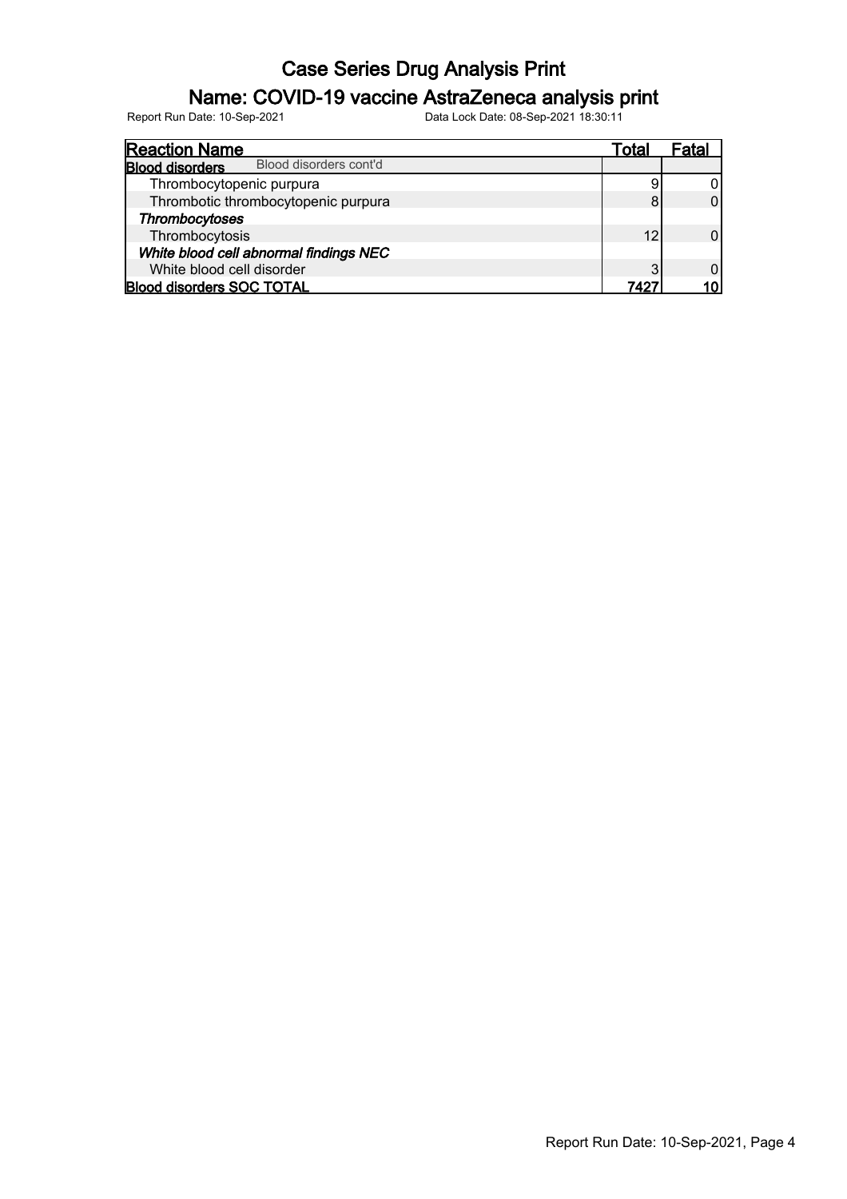# Case Series Drug Analysis Print

## Name: COVID-19 vaccine AstraZeneca analysis print

Report Run Date: 10-Sep-2021 Data Lock Date: 08-Sep-2021 18:30:11

| Reaction Name | Total | Fatal |
|---|---|---|
| **Blood disorders** Blood disorders cont'd | | |
| Thrombocytopenic purpura | 9 | 0 |
| Thrombotic thrombocytopenic purpura | 8 | 0 |
| ***Thrombocytoses*** | | |
| Thrombocytosis | 12 | 0 |
| ***White blood cell abnormal findings NEC*** | | |
| White blood cell disorder | 3 | 0 |
| **Blood disorders SOC TOTAL** | **7427** | **10** |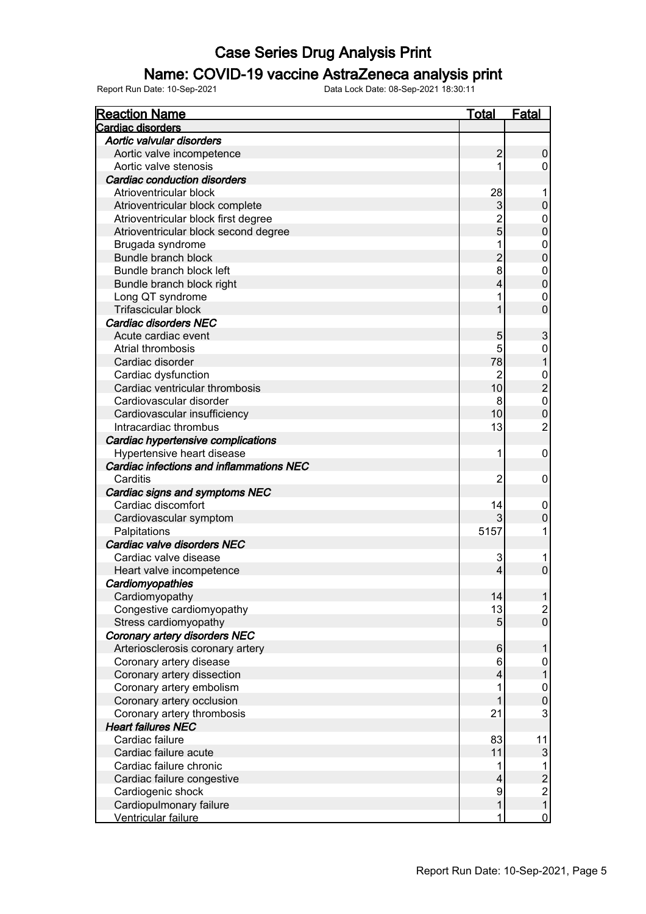# Case Series Drug Analysis Print

## Name: COVID-19 vaccine AstraZeneca analysis print

Report Run Date: 10-Sep-2021 Data Lock Date: 08-Sep-2021 18:30:11

| Reaction Name | Total | Fatal |
|---|---|---|
| **Cardiac disorders** | | |
| ***Aortic valvular disorders*** | | |
| Aortic valve incompetence | 2 | 0 |
| Aortic valve stenosis | 1 | 0 |
| ***Cardiac conduction disorders*** | | |
| Atrioventricular block | 28 | 1 |
| Atrioventricular block complete | 3 | 0 |
| Atrioventricular block first degree | 2 | 0 |
| Atrioventricular block second degree | 5 | 0 |
| Brugada syndrome | 1 | 0 |
| Bundle branch block | 2 | 0 |
| Bundle branch block left | 8 | 0 |
| Bundle branch block right | 4 | 0 |
| Long QT syndrome | 1 | 0 |
| Trifascicular block | 1 | 0 |
| ***Cardiac disorders NEC*** | | |
| Acute cardiac event | 5 | 3 |
| Atrial thrombosis | 5 | 0 |
| Cardiac disorder | 78 | 1 |
| Cardiac dysfunction | 2 | 0 |
| Cardiac ventricular thrombosis | 10 | 2 |
| Cardiovascular disorder | 8 | 0 |
| Cardiovascular insufficiency | 10 | 0 |
| Intracardiac thrombus | 13 | 2 |
| ***Cardiac hypertensive complications*** | | |
| Hypertensive heart disease | 1 | 0 |
| ***Cardiac infections and inflammations NEC*** | | |
| Carditis | 2 | 0 |
| ***Cardiac signs and symptoms NEC*** | | |
| Cardiac discomfort | 14 | 0 |
| Cardiovascular symptom | 3 | 0 |
| Palpitations | 5157 | 1 |
| ***Cardiac valve disorders NEC*** | | |
| Cardiac valve disease | 3 | 1 |
| Heart valve incompetence | 4 | 0 |
| ***Cardiomyopathies*** | | |
| Cardiomyopathy | 14 | 1 |
| Congestive cardiomyopathy | 13 | 2 |
| Stress cardiomyopathy | 5 | 0 |
| ***Coronary artery disorders NEC*** | | |
| Arteriosclerosis coronary artery | 6 | 1 |
| Coronary artery disease | 6 | 0 |
| Coronary artery dissection | 4 | 1 |
| Coronary artery embolism | 1 | 0 |
| Coronary artery occlusion | 1 | 0 |
| Coronary artery thrombosis | 21 | 3 |
| ***Heart failures NEC*** | | |
| Cardiac failure | 83 | 11 |
| Cardiac failure acute | 11 | 3 |
| Cardiac failure chronic | 1 | 1 |
| Cardiac failure congestive | 4 | 2 |
| Cardiogenic shock | 9 | 2 |
| Cardiopulmonary failure | 1 | 1 |
| Ventricular failure | 1 | 0 |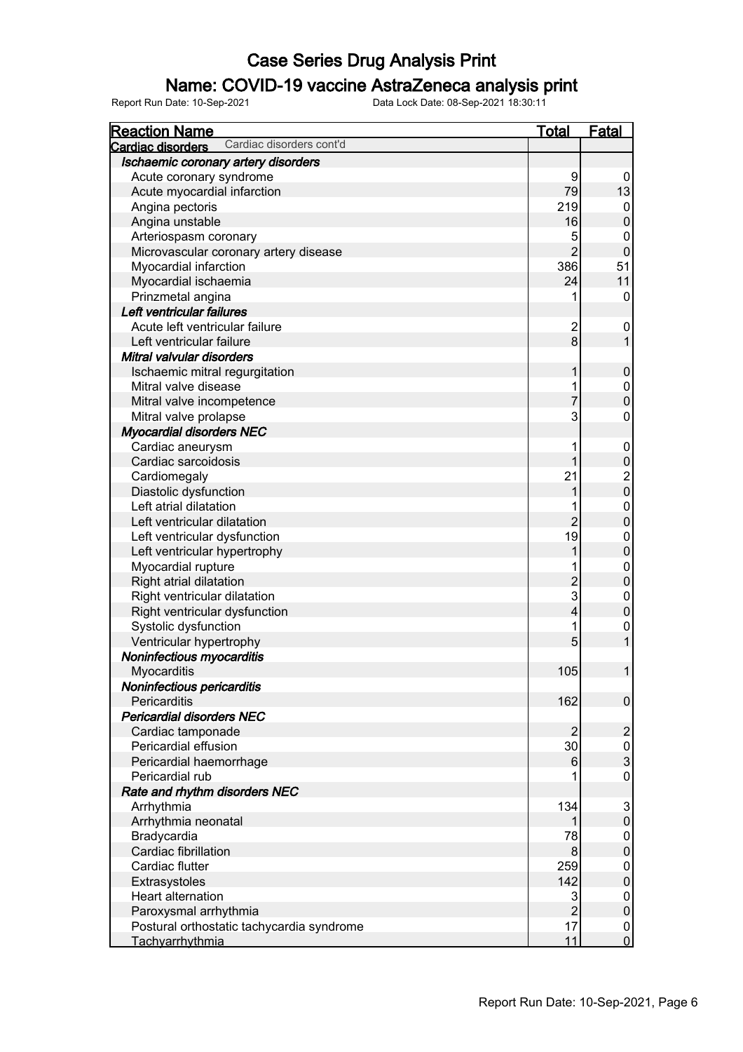# Case Series Drug Analysis Print

## Name: COVID-19 vaccine AstraZeneca analysis print

Report Run Date: 10-Sep-2021    Data Lock Date: 08-Sep-2021 18:30:11

| Reaction Name | Total | Fatal |
|---|---|---|
| **Cardiac disorders** Cardiac disorders cont'd | | |
| ***Ischaemic coronary artery disorders*** | | |
| Acute coronary syndrome | 9 | 0 |
| Acute myocardial infarction | 79 | 13 |
| Angina pectoris | 219 | 0 |
| Angina unstable | 16 | 0 |
| Arteriospasm coronary | 5 | 0 |
| Microvascular coronary artery disease | 2 | 0 |
| Myocardial infarction | 386 | 51 |
| Myocardial ischaemia | 24 | 11 |
| Prinzmetal angina | 1 | 0 |
| ***Left ventricular failures*** | | |
| Acute left ventricular failure | 2 | 0 |
| Left ventricular failure | 8 | 1 |
| ***Mitral valvular disorders*** | | |
| Ischaemic mitral regurgitation | 1 | 0 |
| Mitral valve disease | 1 | 0 |
| Mitral valve incompetence | 7 | 0 |
| Mitral valve prolapse | 3 | 0 |
| ***Myocardial disorders NEC*** | | |
| Cardiac aneurysm | 1 | 0 |
| Cardiac sarcoidosis | 1 | 0 |
| Cardiomegaly | 21 | 2 |
| Diastolic dysfunction | 1 | 0 |
| Left atrial dilatation | 1 | 0 |
| Left ventricular dilatation | 2 | 0 |
| Left ventricular dysfunction | 19 | 0 |
| Left ventricular hypertrophy | 1 | 0 |
| Myocardial rupture | 1 | 0 |
| Right atrial dilatation | 2 | 0 |
| Right ventricular dilatation | 3 | 0 |
| Right ventricular dysfunction | 4 | 0 |
| Systolic dysfunction | 1 | 0 |
| Ventricular hypertrophy | 5 | 1 |
| ***Noninfectious myocarditis*** | | |
| Myocarditis | 105 | 1 |
| ***Noninfectious pericarditis*** | | |
| Pericarditis | 162 | 0 |
| ***Pericardial disorders NEC*** | | |
| Cardiac tamponade | 2 | 2 |
| Pericardial effusion | 30 | 0 |
| Pericardial haemorrhage | 6 | 3 |
| Pericardial rub | 1 | 0 |
| ***Rate and rhythm disorders NEC*** | | |
| Arrhythmia | 134 | 3 |
| Arrhythmia neonatal | 1 | 0 |
| Bradycardia | 78 | 0 |
| Cardiac fibrillation | 8 | 0 |
| Cardiac flutter | 259 | 0 |
| Extrasystoles | 142 | 0 |
| Heart alternation | 3 | 0 |
| Paroxysmal arrhythmia | 2 | 0 |
| Postural orthostatic tachycardia syndrome | 17 | 0 |
| Tachyarrhythmia | 11 | 0 |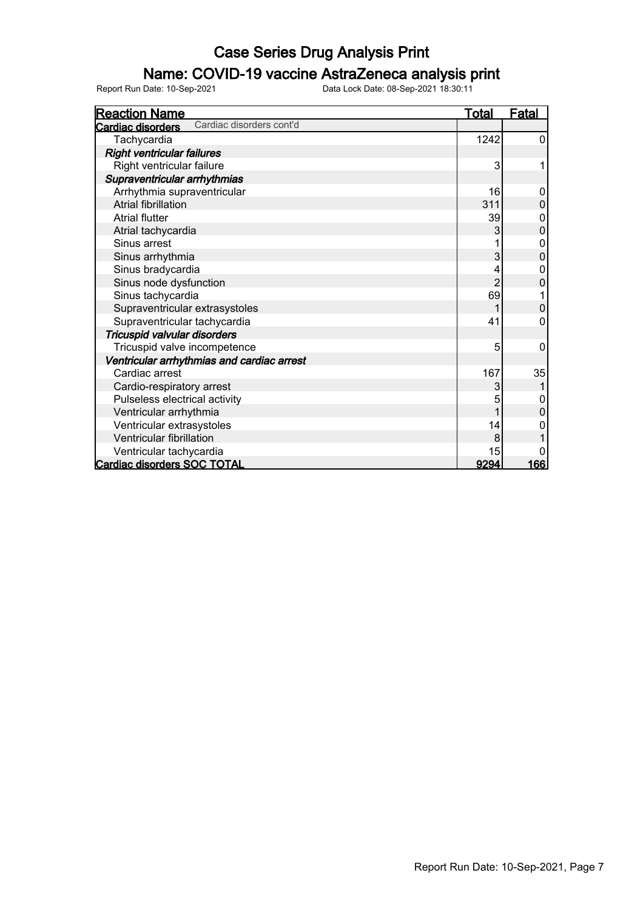# Case Series Drug Analysis Print

## Name: COVID-19 vaccine AstraZeneca analysis print

Report Run Date: 10-Sep-2021    Data Lock Date: 08-Sep-2021 18:30:11

| Reaction Name | Total | Fatal |
|---|---|---|
| **Cardiac disorders** Cardiac disorders cont'd | | |
| Tachycardia | 1242 | 0 |
| ***Right ventricular failures*** | | |
| Right ventricular failure | 3 | 1 |
| ***Supraventricular arrhythmias*** | | |
| Arrhythmia supraventricular | 16 | 0 |
| Atrial fibrillation | 311 | 0 |
| Atrial flutter | 39 | 0 |
| Atrial tachycardia | 3 | 0 |
| Sinus arrest | 1 | 0 |
| Sinus arrhythmia | 3 | 0 |
| Sinus bradycardia | 4 | 0 |
| Sinus node dysfunction | 2 | 0 |
| Sinus tachycardia | 69 | 1 |
| Supraventricular extrasystoles | 1 | 0 |
| Supraventricular tachycardia | 41 | 0 |
| ***Tricuspid valvular disorders*** | | |
| Tricuspid valve incompetence | 5 | 0 |
| ***Ventricular arrhythmias and cardiac arrest*** | | |
| Cardiac arrest | 167 | 35 |
| Cardio-respiratory arrest | 3 | 1 |
| Pulseless electrical activity | 5 | 0 |
| Ventricular arrhythmia | 1 | 0 |
| Ventricular extrasystoles | 14 | 0 |
| Ventricular fibrillation | 8 | 1 |
| Ventricular tachycardia | 15 | 0 |
| **Cardiac disorders SOC TOTAL** | **9294** | **166** |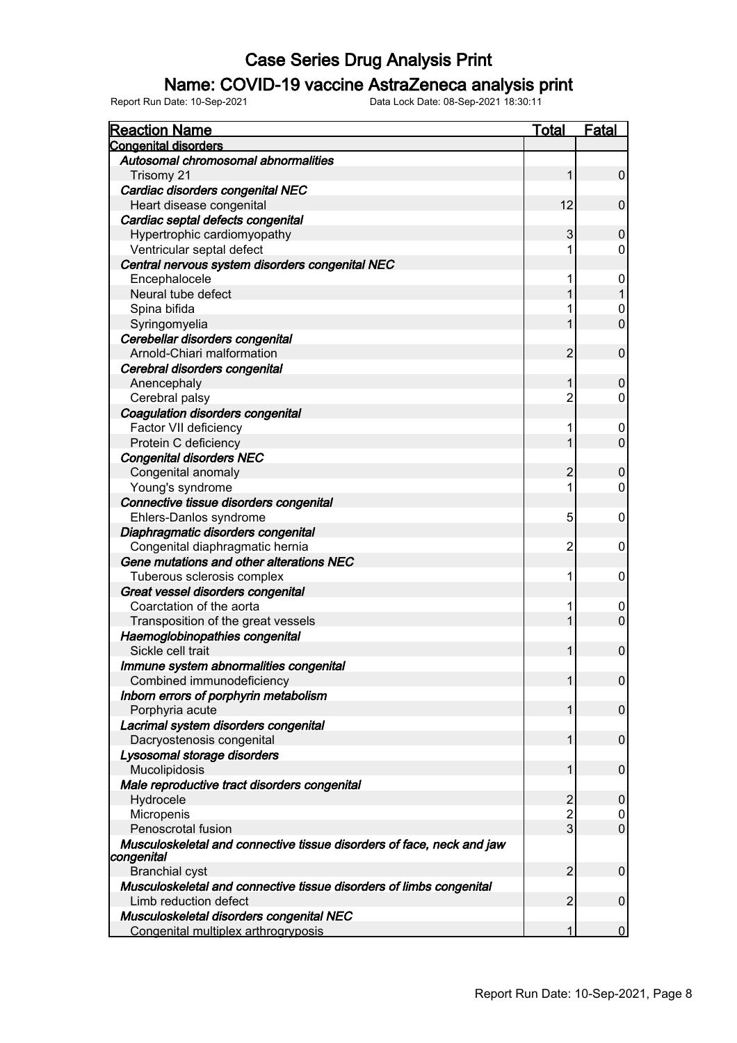# Case Series Drug Analysis Print

## Name: COVID-19 vaccine AstraZeneca analysis print

Report Run Date: 10-Sep-2021 Data Lock Date: 08-Sep-2021 18:30:11

| Reaction Name | Total | Fatal |
|---|---|---|
| **Congenital disorders** | | |
| ***Autosomal chromosomal abnormalities*** | | |
| Trisomy 21 | 1 | 0 |
| ***Cardiac disorders congenital NEC*** | | |
| Heart disease congenital | 12 | 0 |
| ***Cardiac septal defects congenital*** | | |
| Hypertrophic cardiomyopathy | 3 | 0 |
| Ventricular septal defect | 1 | 0 |
| ***Central nervous system disorders congenital NEC*** | | |
| Encephalocele | 1 | 0 |
| Neural tube defect | 1 | 1 |
| Spina bifida | 1 | 0 |
| Syringomyelia | 1 | 0 |
| ***Cerebellar disorders congenital*** | | |
| Arnold-Chiari malformation | 2 | 0 |
| ***Cerebral disorders congenital*** | | |
| Anencephaly | 1 | 0 |
| Cerebral palsy | 2 | 0 |
| ***Coagulation disorders congenital*** | | |
| Factor VII deficiency | 1 | 0 |
| Protein C deficiency | 1 | 0 |
| ***Congenital disorders NEC*** | | |
| Congenital anomaly | 2 | 0 |
| Young's syndrome | 1 | 0 |
| ***Connective tissue disorders congenital*** | | |
| Ehlers-Danlos syndrome | 5 | 0 |
| ***Diaphragmatic disorders congenital*** | | |
| Congenital diaphragmatic hernia | 2 | 0 |
| ***Gene mutations and other alterations NEC*** | | |
| Tuberous sclerosis complex | 1 | 0 |
| ***Great vessel disorders congenital*** | | |
| Coarctation of the aorta | 1 | 0 |
| Transposition of the great vessels | 1 | 0 |
| ***Haemoglobinopathies congenital*** | | |
| Sickle cell trait | 1 | 0 |
| ***Immune system abnormalities congenital*** | | |
| Combined immunodeficiency | 1 | 0 |
| ***Inborn errors of porphyrin metabolism*** | | |
| Porphyria acute | 1 | 0 |
| ***Lacrimal system disorders congenital*** | | |
| Dacryostenosis congenital | 1 | 0 |
| ***Lysosomal storage disorders*** | | |
| Mucolipidosis | 1 | 0 |
| ***Male reproductive tract disorders congenital*** | | |
| Hydrocele | 2 | 0 |
| Micropenis | 2 | 0 |
| Penoscrotal fusion | 3 | 0 |
| ***Musculoskeletal and connective tissue disorders of face, neck and jaw congenital*** | | |
| Branchial cyst | 2 | 0 |
| ***Musculoskeletal and connective tissue disorders of limbs congenital*** | | |
| Limb reduction defect | 2 | 0 |
| ***Musculoskeletal disorders congenital NEC*** | | |
| Congenital multiplex arthrogryposis | 1 | 0 |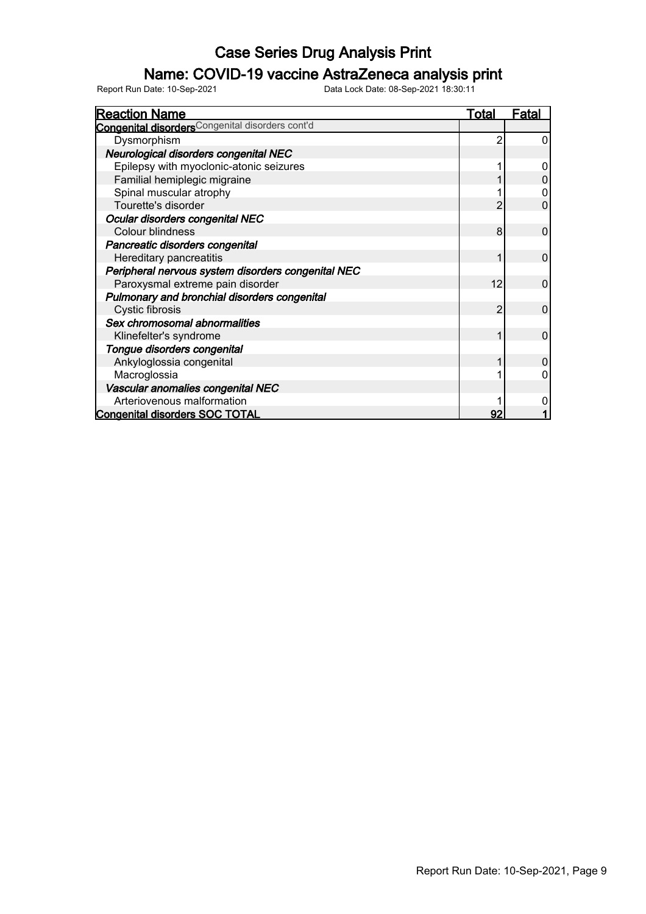# Case Series Drug Analysis Print

## Name: COVID-19 vaccine AstraZeneca analysis print

Report Run Date: 10-Sep-2021 Data Lock Date: 08-Sep-2021 18:30:11

| Reaction Name | Total | Fatal |
|---|---|---|
| **Congenital disorders** Congenital disorders cont'd | | |
| Dysmorphism | 2 | 0 |
| ***Neurological disorders congenital NEC*** | | |
| Epilepsy with myoclonic-atonic seizures | 1 | 0 |
| Familial hemiplegic migraine | 1 | 0 |
| Spinal muscular atrophy | 1 | 0 |
| Tourette's disorder | 2 | 0 |
| ***Ocular disorders congenital NEC*** | | |
| Colour blindness | 8 | 0 |
| ***Pancreatic disorders congenital*** | | |
| Hereditary pancreatitis | 1 | 0 |
| ***Peripheral nervous system disorders congenital NEC*** | | |
| Paroxysmal extreme pain disorder | 12 | 0 |
| ***Pulmonary and bronchial disorders congenital*** | | |
| Cystic fibrosis | 2 | 0 |
| ***Sex chromosomal abnormalities*** | | |
| Klinefelter's syndrome | 1 | 0 |
| ***Tongue disorders congenital*** | | |
| Ankyloglossia congenital | 1 | 0 |
| Macroglossia | 1 | 0 |
| ***Vascular anomalies congenital NEC*** | | |
| Arteriovenous malformation | 1 | 0 |
| **Congenital disorders SOC TOTAL** | **92** | **1** |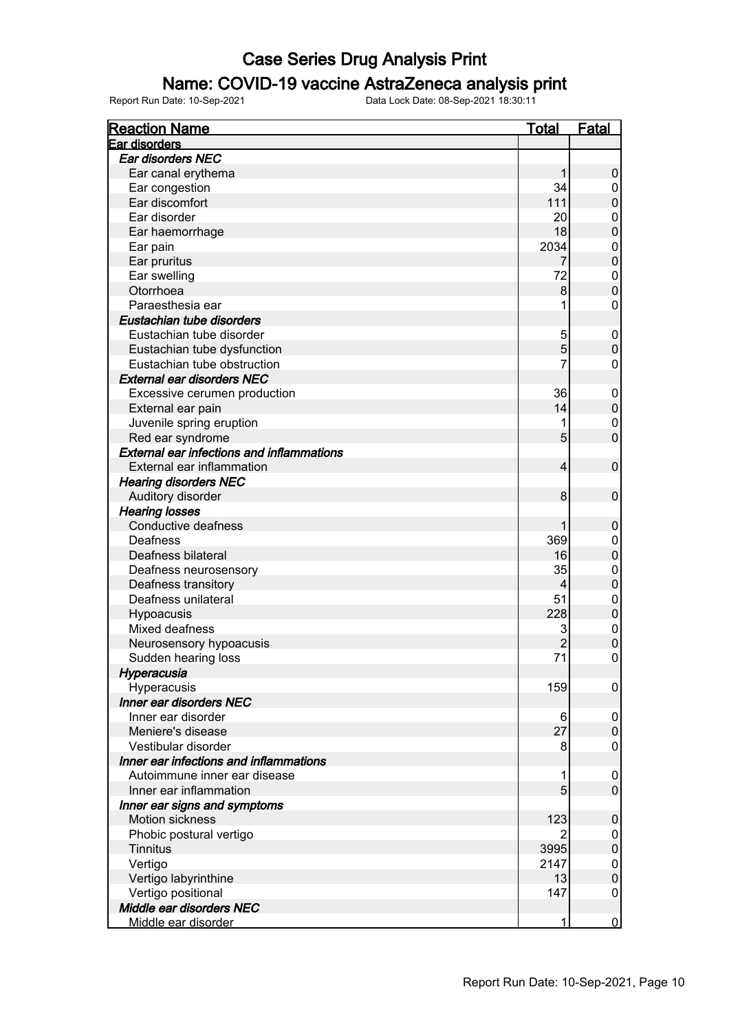# Case Series Drug Analysis Print

## Name: COVID-19 vaccine AstraZeneca analysis print

Report Run Date: 10-Sep-2021 Data Lock Date: 08-Sep-2021 18:30:11

| Reaction Name | Total | Fatal |
|---|---|---|
| **Ear disorders** | | |
| *Ear disorders NEC* | | |
| Ear canal erythema | 1 | 0 |
| Ear congestion | 34 | 0 |
| Ear discomfort | 111 | 0 |
| Ear disorder | 20 | 0 |
| Ear haemorrhage | 18 | 0 |
| Ear pain | 2034 | 0 |
| Ear pruritus | 7 | 0 |
| Ear swelling | 72 | 0 |
| Otorrhoea | 8 | 0 |
| Paraesthesia ear | 1 | 0 |
| *Eustachian tube disorders* | | |
| Eustachian tube disorder | 5 | 0 |
| Eustachian tube dysfunction | 5 | 0 |
| Eustachian tube obstruction | 7 | 0 |
| *External ear disorders NEC* | | |
| Excessive cerumen production | 36 | 0 |
| External ear pain | 14 | 0 |
| Juvenile spring eruption | 1 | 0 |
| Red ear syndrome | 5 | 0 |
| *External ear infections and inflammations* | | |
| External ear inflammation | 4 | 0 |
| *Hearing disorders NEC* | | |
| Auditory disorder | 8 | 0 |
| *Hearing losses* | | |
| Conductive deafness | 1 | 0 |
| Deafness | 369 | 0 |
| Deafness bilateral | 16 | 0 |
| Deafness neurosensory | 35 | 0 |
| Deafness transitory | 4 | 0 |
| Deafness unilateral | 51 | 0 |
| Hypoacusis | 228 | 0 |
| Mixed deafness | 3 | 0 |
| Neurosensory hypoacusis | 2 | 0 |
| Sudden hearing loss | 71 | 0 |
| *Hyperacusia* | | |
| Hyperacusis | 159 | 0 |
| *Inner ear disorders NEC* | | |
| Inner ear disorder | 6 | 0 |
| Meniere's disease | 27 | 0 |
| Vestibular disorder | 8 | 0 |
| *Inner ear infections and inflammations* | | |
| Autoimmune inner ear disease | 1 | 0 |
| Inner ear inflammation | 5 | 0 |
| *Inner ear signs and symptoms* | | |
| Motion sickness | 123 | 0 |
| Phobic postural vertigo | 2 | 0 |
| Tinnitus | 3995 | 0 |
| Vertigo | 2147 | 0 |
| Vertigo labyrinthine | 13 | 0 |
| Vertigo positional | 147 | 0 |
| *Middle ear disorders NEC* | | |
| Middle ear disorder | 1 | 0 |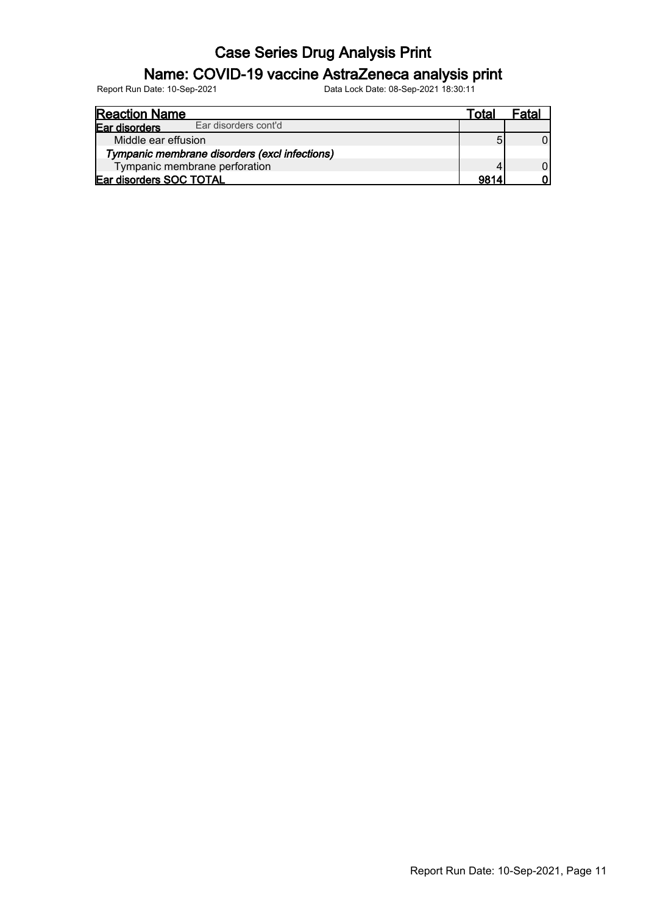# Case Series Drug Analysis Print

## Name: COVID-19 vaccine AstraZeneca analysis print

Report Run Date: 10-Sep-2021     Data Lock Date: 08-Sep-2021 18:30:11

| Reaction Name | Total | Fatal |
|---|---|---|
| **Ear disorders** Ear disorders cont'd | | |
| Middle ear effusion | 5 | 0 |
| ***Tympanic membrane disorders (excl infections)*** | | |
| Tympanic membrane perforation | 4 | 0 |
| **Ear disorders SOC TOTAL** | **9814** | **0** |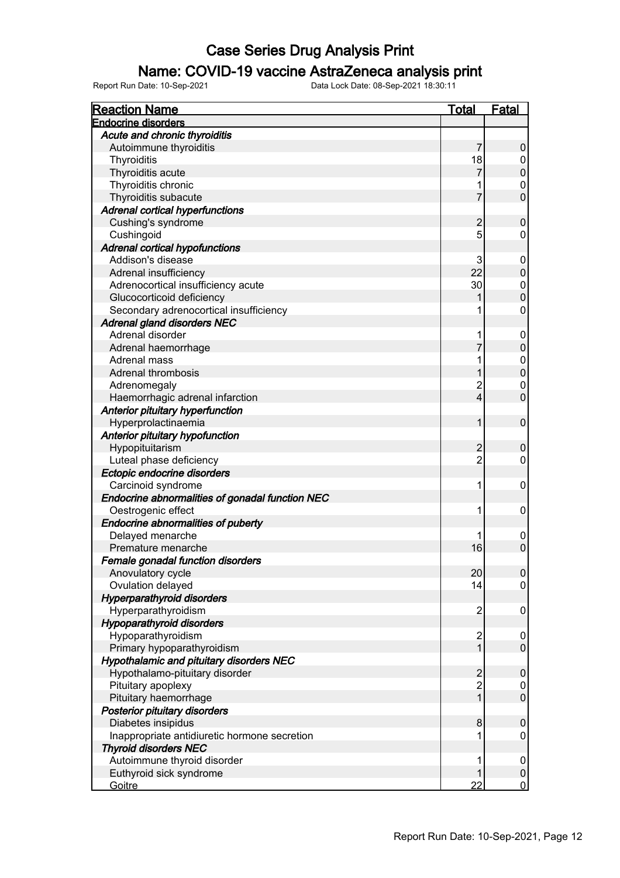# Case Series Drug Analysis Print

## Name: COVID-19 vaccine AstraZeneca analysis print

Report Run Date: 10-Sep-2021 Data Lock Date: 08-Sep-2021 18:30:11

| Reaction Name | Total | Fatal |
|---|---|---|
| **Endocrine disorders** | | |
| ***Acute and chronic thyroiditis*** | | |
| Autoimmune thyroiditis | 7 | 0 |
| Thyroiditis | 18 | 0 |
| Thyroiditis acute | 7 | 0 |
| Thyroiditis chronic | 1 | 0 |
| Thyroiditis subacute | 7 | 0 |
| ***Adrenal cortical hyperfunctions*** | | |
| Cushing's syndrome | 2 | 0 |
| Cushingoid | 5 | 0 |
| ***Adrenal cortical hypofunctions*** | | |
| Addison's disease | 3 | 0 |
| Adrenal insufficiency | 22 | 0 |
| Adrenocortical insufficiency acute | 30 | 0 |
| Glucocorticoid deficiency | 1 | 0 |
| Secondary adrenocortical insufficiency | 1 | 0 |
| ***Adrenal gland disorders NEC*** | | |
| Adrenal disorder | 1 | 0 |
| Adrenal haemorrhage | 7 | 0 |
| Adrenal mass | 1 | 0 |
| Adrenal thrombosis | 1 | 0 |
| Adrenomegaly | 2 | 0 |
| Haemorrhagic adrenal infarction | 4 | 0 |
| ***Anterior pituitary hyperfunction*** | | |
| Hyperprolactinaemia | 1 | 0 |
| ***Anterior pituitary hypofunction*** | | |
| Hypopituitarism | 2 | 0 |
| Luteal phase deficiency | 2 | 0 |
| ***Ectopic endocrine disorders*** | | |
| Carcinoid syndrome | 1 | 0 |
| ***Endocrine abnormalities of gonadal function NEC*** | | |
| Oestrogenic effect | 1 | 0 |
| ***Endocrine abnormalities of puberty*** | | |
| Delayed menarche | 1 | 0 |
| Premature menarche | 16 | 0 |
| ***Female gonadal function disorders*** | | |
| Anovulatory cycle | 20 | 0 |
| Ovulation delayed | 14 | 0 |
| ***Hyperparathyroid disorders*** | | |
| Hyperparathyroidism | 2 | 0 |
| ***Hypoparathyroid disorders*** | | |
| Hypoparathyroidism | 2 | 0 |
| Primary hypoparathyroidism | 1 | 0 |
| ***Hypothalamic and pituitary disorders NEC*** | | |
| Hypothalamo-pituitary disorder | 2 | 0 |
| Pituitary apoplexy | 2 | 0 |
| Pituitary haemorrhage | 1 | 0 |
| ***Posterior pituitary disorders*** | | |
| Diabetes insipidus | 8 | 0 |
| Inappropriate antidiuretic hormone secretion | 1 | 0 |
| ***Thyroid disorders NEC*** | | |
| Autoimmune thyroid disorder | 1 | 0 |
| Euthyroid sick syndrome | 1 | 0 |
| Goitre | 22 | 0 |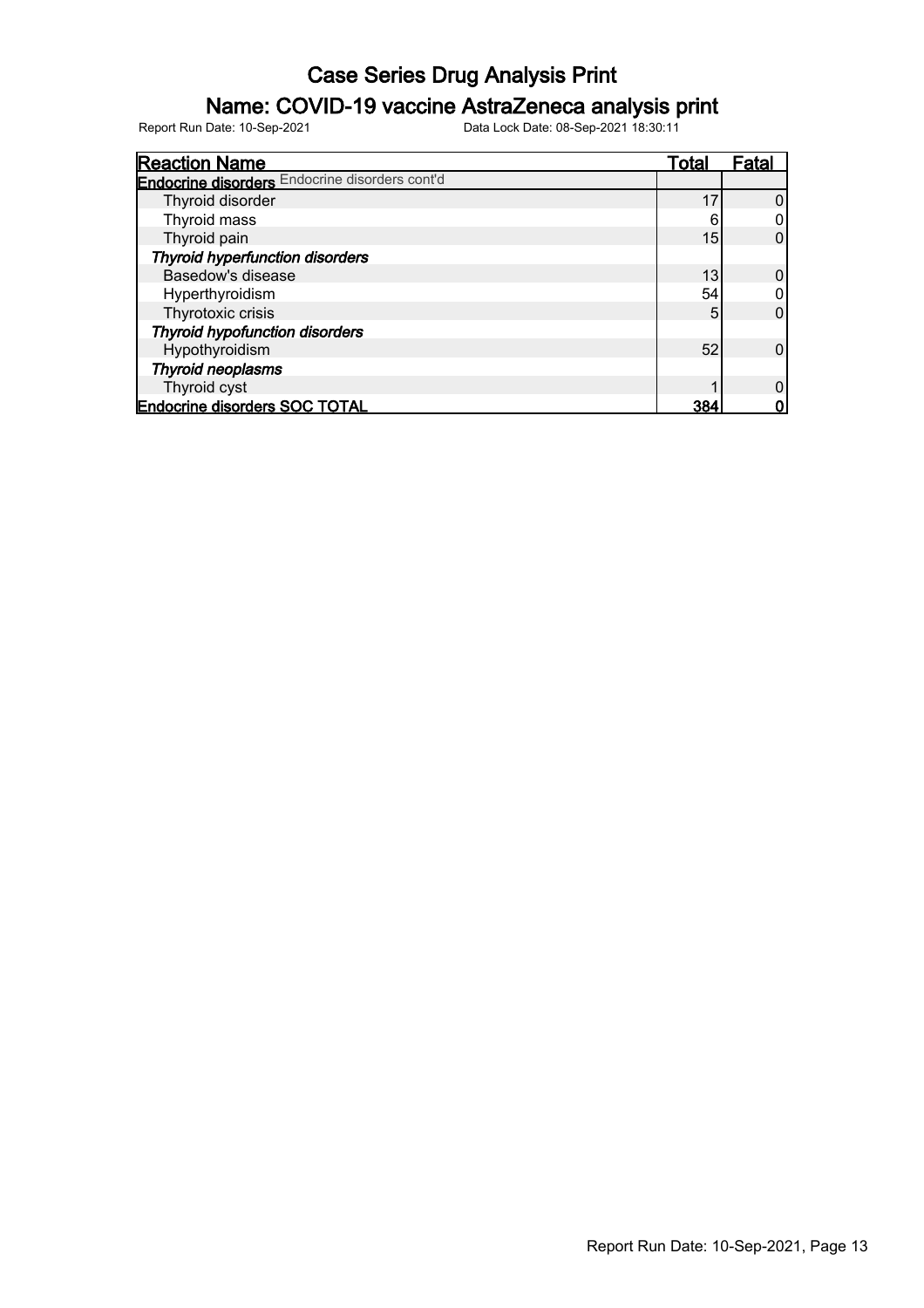# Case Series Drug Analysis Print

## Name: COVID-19 vaccine AstraZeneca analysis print

Report Run Date: 10-Sep-2021 Data Lock Date: 08-Sep-2021 18:30:11

| Reaction Name | Total | Fatal |
|---|---|---|
| **Endocrine disorders** Endocrine disorders cont'd | | |
| Thyroid disorder | 17 | 0 |
| Thyroid mass | 6 | 0 |
| Thyroid pain | 15 | 0 |
| ***Thyroid hyperfunction disorders*** | | |
| Basedow's disease | 13 | 0 |
| Hyperthyroidism | 54 | 0 |
| Thyrotoxic crisis | 5 | 0 |
| ***Thyroid hypofunction disorders*** | | |
| Hypothyroidism | 52 | 0 |
| ***Thyroid neoplasms*** | | |
| Thyroid cyst | 1 | 0 |
| **Endocrine disorders SOC TOTAL** | **384** | **0** |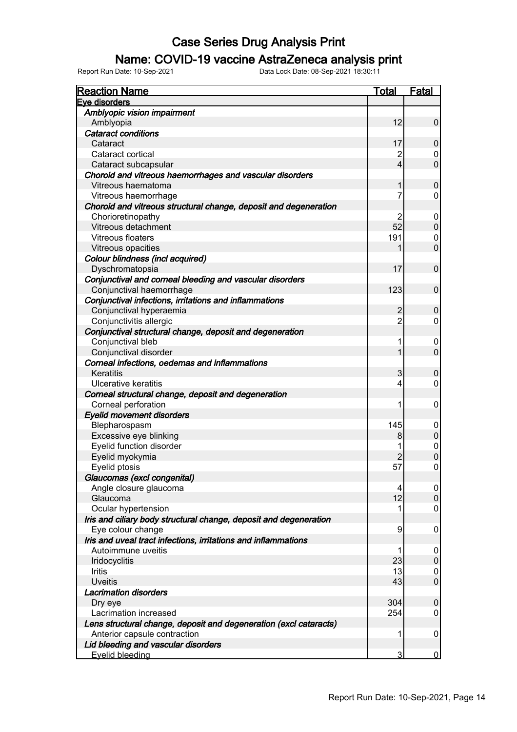# Case Series Drug Analysis Print

## Name: COVID-19 vaccine AstraZeneca analysis print

Report Run Date: 10-Sep-2021 Data Lock Date: 08-Sep-2021 18:30:11

| Reaction Name | Total | Fatal |
|---|---|---|
| **Eye disorders** | | |
| ***Amblyopic vision impairment*** | | |
| Amblyopia | 12 | 0 |
| ***Cataract conditions*** | | |
| Cataract | 17 | 0 |
| Cataract cortical | 2 | 0 |
| Cataract subcapsular | 4 | 0 |
| ***Choroid and vitreous haemorrhages and vascular disorders*** | | |
| Vitreous haematoma | 1 | 0 |
| Vitreous haemorrhage | 7 | 0 |
| ***Choroid and vitreous structural change, deposit and degeneration*** | | |
| Chorioretinopathy | 2 | 0 |
| Vitreous detachment | 52 | 0 |
| Vitreous floaters | 191 | 0 |
| Vitreous opacities | 1 | 0 |
| ***Colour blindness (incl acquired)*** | | |
| Dyschromatopsia | 17 | 0 |
| ***Conjunctival and corneal bleeding and vascular disorders*** | | |
| Conjunctival haemorrhage | 123 | 0 |
| ***Conjunctival infections, irritations and inflammations*** | | |
| Conjunctival hyperaemia | 2 | 0 |
| Conjunctivitis allergic | 2 | 0 |
| ***Conjunctival structural change, deposit and degeneration*** | | |
| Conjunctival bleb | 1 | 0 |
| Conjunctival disorder | 1 | 0 |
| ***Corneal infections, oedemas and inflammations*** | | |
| Keratitis | 3 | 0 |
| Ulcerative keratitis | 4 | 0 |
| ***Corneal structural change, deposit and degeneration*** | | |
| Corneal perforation | 1 | 0 |
| ***Eyelid movement disorders*** | | |
| Blepharospasm | 145 | 0 |
| Excessive eye blinking | 8 | 0 |
| Eyelid function disorder | 1 | 0 |
| Eyelid myokymia | 2 | 0 |
| Eyelid ptosis | 57 | 0 |
| ***Glaucomas (excl congenital)*** | | |
| Angle closure glaucoma | 4 | 0 |
| Glaucoma | 12 | 0 |
| Ocular hypertension | 1 | 0 |
| ***Iris and ciliary body structural change, deposit and degeneration*** | | |
| Eye colour change | 9 | 0 |
| ***Iris and uveal tract infections, irritations and inflammations*** | | |
| Autoimmune uveitis | 1 | 0 |
| Iridocyclitis | 23 | 0 |
| Iritis | 13 | 0 |
| Uveitis | 43 | 0 |
| ***Lacrimation disorders*** | | |
| Dry eye | 304 | 0 |
| Lacrimation increased | 254 | 0 |
| ***Lens structural change, deposit and degeneration (excl cataracts)*** | | |
| Anterior capsule contraction | 1 | 0 |
| ***Lid bleeding and vascular disorders*** | | |
| Eyelid bleeding | 3 | 0 |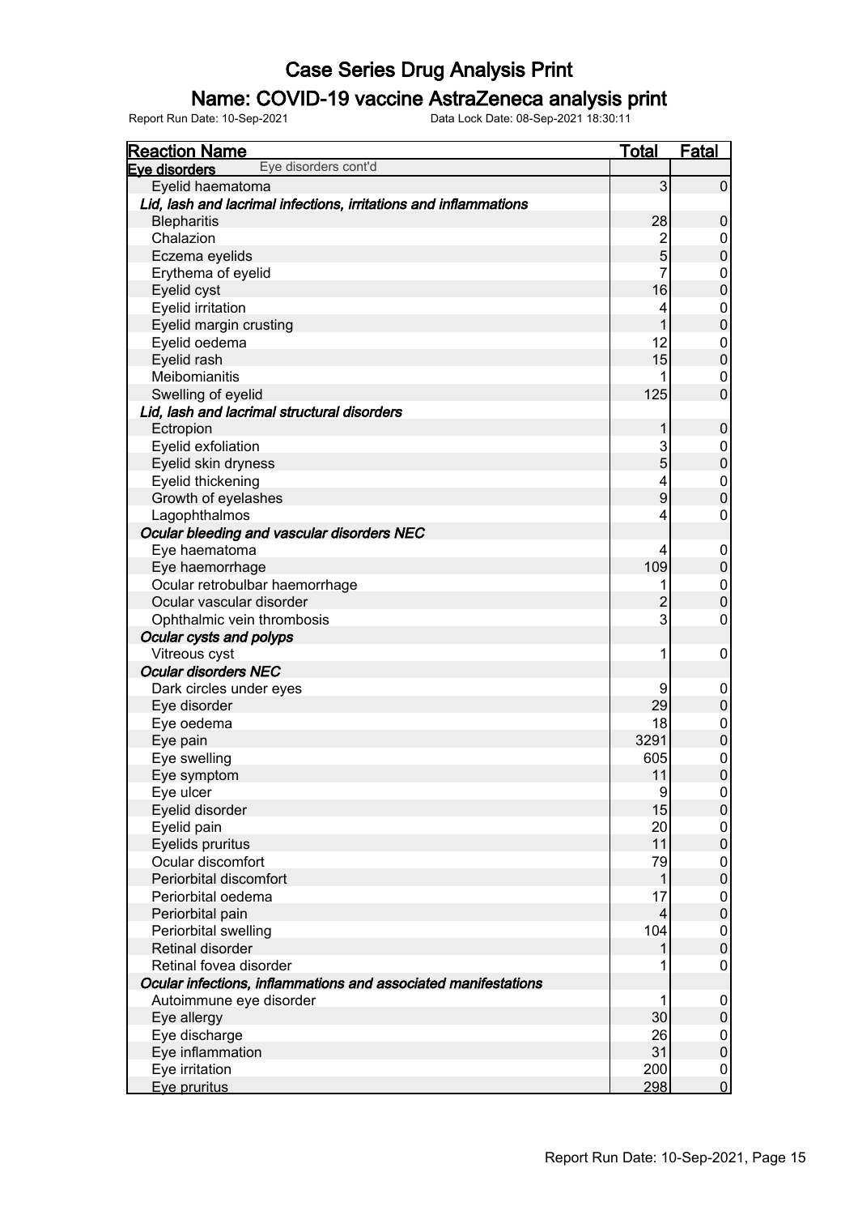# Case Series Drug Analysis Print

## Name: COVID-19 vaccine AstraZeneca analysis print

Report Run Date: 10-Sep-2021 Data Lock Date: 08-Sep-2021 18:30:11

| Reaction Name | Total | Fatal |
|---|---|---|
| **Eye disorders** Eye disorders cont'd | | |
| Eyelid haematoma | 3 | 0 |
| ***Lid, lash and lacrimal infections, irritations and inflammations*** | | |
| Blepharitis | 28 | 0 |
| Chalazion | 2 | 0 |
| Eczema eyelids | 5 | 0 |
| Erythema of eyelid | 7 | 0 |
| Eyelid cyst | 16 | 0 |
| Eyelid irritation | 4 | 0 |
| Eyelid margin crusting | 1 | 0 |
| Eyelid oedema | 12 | 0 |
| Eyelid rash | 15 | 0 |
| Meibomianitis | 1 | 0 |
| Swelling of eyelid | 125 | 0 |
| ***Lid, lash and lacrimal structural disorders*** | | |
| Ectropion | 1 | 0 |
| Eyelid exfoliation | 3 | 0 |
| Eyelid skin dryness | 5 | 0 |
| Eyelid thickening | 4 | 0 |
| Growth of eyelashes | 9 | 0 |
| Lagophthalmos | 4 | 0 |
| ***Ocular bleeding and vascular disorders NEC*** | | |
| Eye haematoma | 4 | 0 |
| Eye haemorrhage | 109 | 0 |
| Ocular retrobulbar haemorrhage | 1 | 0 |
| Ocular vascular disorder | 2 | 0 |
| Ophthalmic vein thrombosis | 3 | 0 |
| ***Ocular cysts and polyps*** | | |
| Vitreous cyst | 1 | 0 |
| ***Ocular disorders NEC*** | | |
| Dark circles under eyes | 9 | 0 |
| Eye disorder | 29 | 0 |
| Eye oedema | 18 | 0 |
| Eye pain | 3291 | 0 |
| Eye swelling | 605 | 0 |
| Eye symptom | 11 | 0 |
| Eye ulcer | 9 | 0 |
| Eyelid disorder | 15 | 0 |
| Eyelid pain | 20 | 0 |
| Eyelids pruritus | 11 | 0 |
| Ocular discomfort | 79 | 0 |
| Periorbital discomfort | 1 | 0 |
| Periorbital oedema | 17 | 0 |
| Periorbital pain | 4 | 0 |
| Periorbital swelling | 104 | 0 |
| Retinal disorder | 1 | 0 |
| Retinal fovea disorder | 1 | 0 |
| ***Ocular infections, inflammations and associated manifestations*** | | |
| Autoimmune eye disorder | 1 | 0 |
| Eye allergy | 30 | 0 |
| Eye discharge | 26 | 0 |
| Eye inflammation | 31 | 0 |
| Eye irritation | 200 | 0 |
| Eye pruritus | 298 | 0 |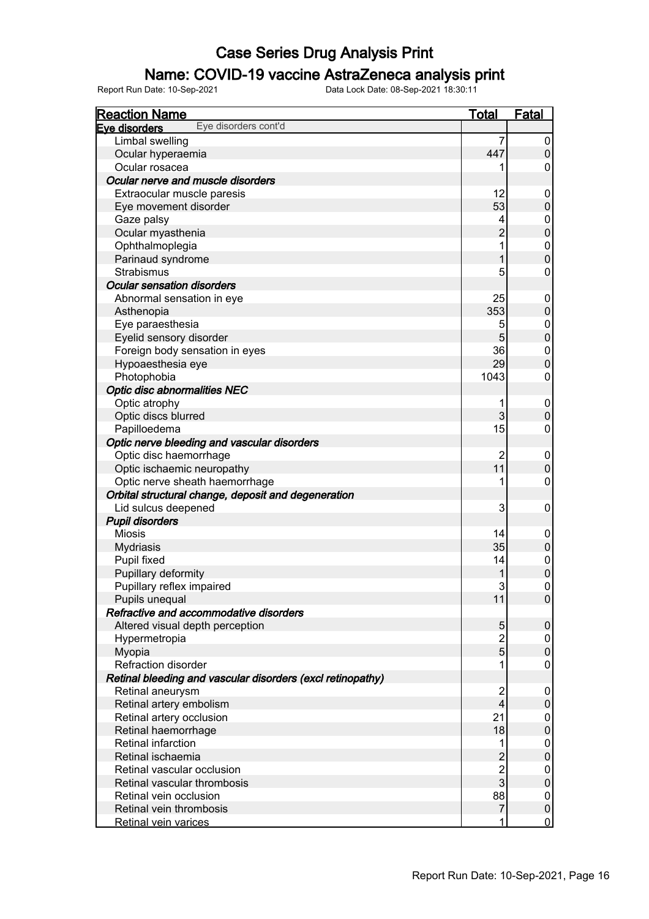# Case Series Drug Analysis Print

## Name: COVID-19 vaccine AstraZeneca analysis print

Report Run Date: 10-Sep-2021 Data Lock Date: 08-Sep-2021 18:30:11

| Reaction Name | Total | Fatal |
|---|---|---|
| **Eye disorders** Eye disorders cont'd | | |
| Limbal swelling | 7 | 0 |
| Ocular hyperaemia | 447 | 0 |
| Ocular rosacea | 1 | 0 |
| ***Ocular nerve and muscle disorders*** | | |
| Extraocular muscle paresis | 12 | 0 |
| Eye movement disorder | 53 | 0 |
| Gaze palsy | 4 | 0 |
| Ocular myasthenia | 2 | 0 |
| Ophthalmoplegia | 1 | 0 |
| Parinaud syndrome | 1 | 0 |
| Strabismus | 5 | 0 |
| ***Ocular sensation disorders*** | | |
| Abnormal sensation in eye | 25 | 0 |
| Asthenopia | 353 | 0 |
| Eye paraesthesia | 5 | 0 |
| Eyelid sensory disorder | 5 | 0 |
| Foreign body sensation in eyes | 36 | 0 |
| Hypoaesthesia eye | 29 | 0 |
| Photophobia | 1043 | 0 |
| ***Optic disc abnormalities NEC*** | | |
| Optic atrophy | 1 | 0 |
| Optic discs blurred | 3 | 0 |
| Papilloedema | 15 | 0 |
| ***Optic nerve bleeding and vascular disorders*** | | |
| Optic disc haemorrhage | 2 | 0 |
| Optic ischaemic neuropathy | 11 | 0 |
| Optic nerve sheath haemorrhage | 1 | 0 |
| ***Orbital structural change, deposit and degeneration*** | | |
| Lid sulcus deepened | 3 | 0 |
| ***Pupil disorders*** | | |
| Miosis | 14 | 0 |
| Mydriasis | 35 | 0 |
| Pupil fixed | 14 | 0 |
| Pupillary deformity | 1 | 0 |
| Pupillary reflex impaired | 3 | 0 |
| Pupils unequal | 11 | 0 |
| ***Refractive and accommodative disorders*** | | |
| Altered visual depth perception | 5 | 0 |
| Hypermetropia | 2 | 0 |
| Myopia | 5 | 0 |
| Refraction disorder | 1 | 0 |
| ***Retinal bleeding and vascular disorders (excl retinopathy)*** | | |
| Retinal aneurysm | 2 | 0 |
| Retinal artery embolism | 4 | 0 |
| Retinal artery occlusion | 21 | 0 |
| Retinal haemorrhage | 18 | 0 |
| Retinal infarction | 1 | 0 |
| Retinal ischaemia | 2 | 0 |
| Retinal vascular occlusion | 2 | 0 |
| Retinal vascular thrombosis | 3 | 0 |
| Retinal vein occlusion | 88 | 0 |
| Retinal vein thrombosis | 7 | 0 |
| Retinal vein varices | 1 | 0 |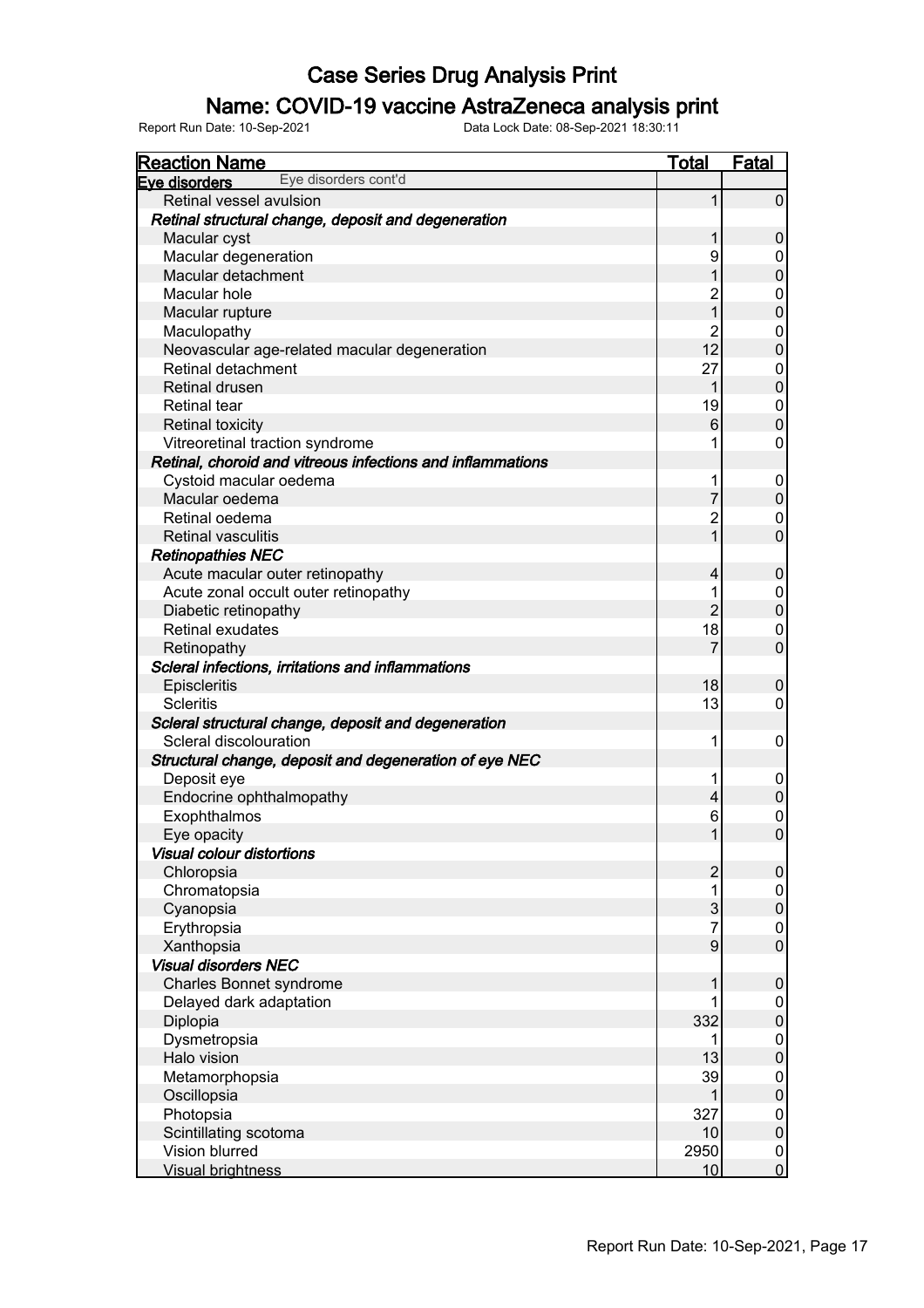# Case Series Drug Analysis Print

## Name: COVID-19 vaccine AstraZeneca analysis print

Report Run Date: 10-Sep-2021 Data Lock Date: 08-Sep-2021 18:30:11

| Reaction Name | Total | Fatal |
|---|---|---|
| **Eye disorders** Eye disorders cont'd | | |
| Retinal vessel avulsion | 1 | 0 |
| ***Retinal structural change, deposit and degeneration*** | | |
| Macular cyst | 1 | 0 |
| Macular degeneration | 9 | 0 |
| Macular detachment | 1 | 0 |
| Macular hole | 2 | 0 |
| Macular rupture | 1 | 0 |
| Maculopathy | 2 | 0 |
| Neovascular age-related macular degeneration | 12 | 0 |
| Retinal detachment | 27 | 0 |
| Retinal drusen | 1 | 0 |
| Retinal tear | 19 | 0 |
| Retinal toxicity | 6 | 0 |
| Vitreoretinal traction syndrome | 1 | 0 |
| ***Retinal, choroid and vitreous infections and inflammations*** | | |
| Cystoid macular oedema | 1 | 0 |
| Macular oedema | 7 | 0 |
| Retinal oedema | 2 | 0 |
| Retinal vasculitis | 1 | 0 |
| ***Retinopathies NEC*** | | |
| Acute macular outer retinopathy | 4 | 0 |
| Acute zonal occult outer retinopathy | 1 | 0 |
| Diabetic retinopathy | 2 | 0 |
| Retinal exudates | 18 | 0 |
| Retinopathy | 7 | 0 |
| ***Scleral infections, irritations and inflammations*** | | |
| Episcleritis | 18 | 0 |
| Scleritis | 13 | 0 |
| ***Scleral structural change, deposit and degeneration*** | | |
| Scleral discolouration | 1 | 0 |
| ***Structural change, deposit and degeneration of eye NEC*** | | |
| Deposit eye | 1 | 0 |
| Endocrine ophthalmopathy | 4 | 0 |
| Exophthalmos | 6 | 0 |
| Eye opacity | 1 | 0 |
| ***Visual colour distortions*** | | |
| Chloropsia | 2 | 0 |
| Chromatopsia | 1 | 0 |
| Cyanopsia | 3 | 0 |
| Erythropsia | 7 | 0 |
| Xanthopsia | 9 | 0 |
| ***Visual disorders NEC*** | | |
| Charles Bonnet syndrome | 1 | 0 |
| Delayed dark adaptation | 1 | 0 |
| Diplopia | 332 | 0 |
| Dysmetropsia | 1 | 0 |
| Halo vision | 13 | 0 |
| Metamorphopsia | 39 | 0 |
| Oscillopsia | 1 | 0 |
| Photopsia | 327 | 0 |
| Scintillating scotoma | 10 | 0 |
| Vision blurred | 2950 | 0 |
| Visual brightness | 10 | 0 |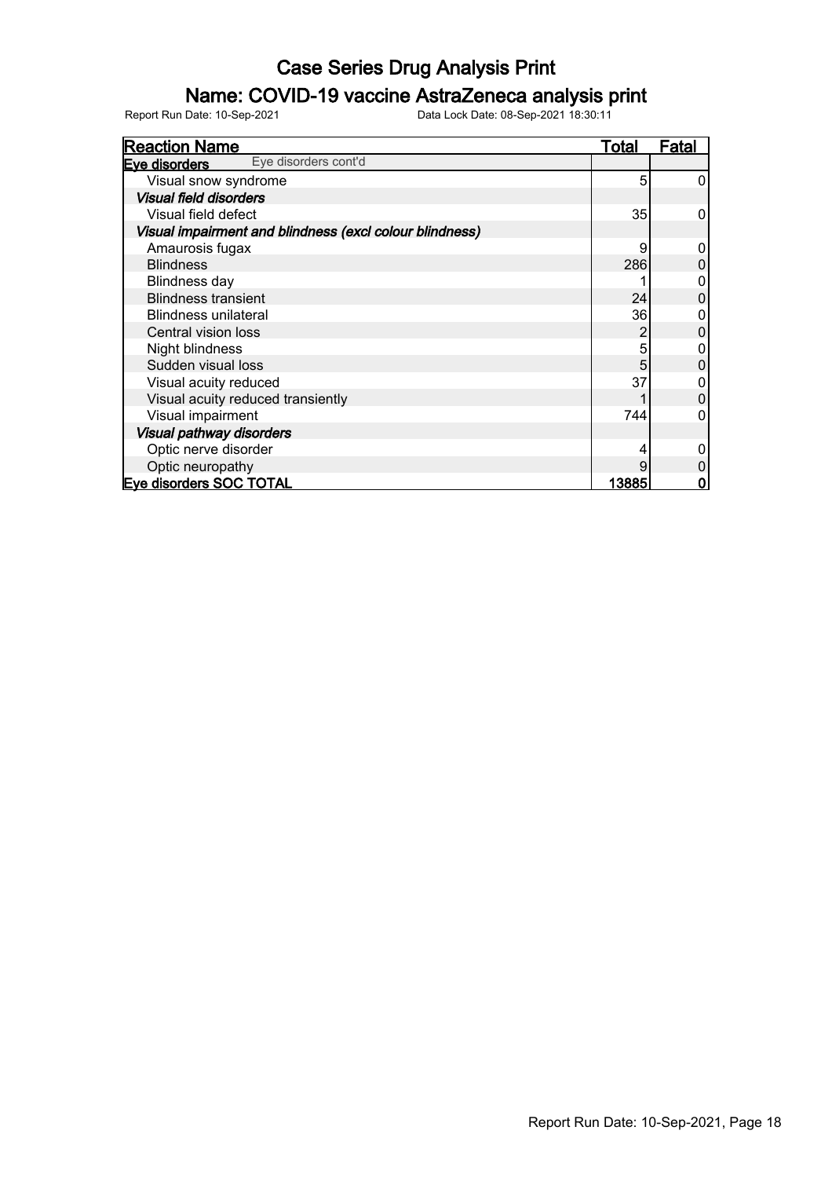# Case Series Drug Analysis Print

## Name: COVID-19 vaccine AstraZeneca analysis print

Report Run Date: 10-Sep-2021 Data Lock Date: 08-Sep-2021 18:30:11

| Reaction Name | Total | Fatal |
|---|---|---|
| **Eye disorders** Eye disorders cont'd | | |
| Visual snow syndrome | 5 | 0 |
| ***Visual field disorders*** | | |
| Visual field defect | 35 | 0 |
| ***Visual impairment and blindness (excl colour blindness)*** | | |
| Amaurosis fugax | 9 | 0 |
| Blindness | 286 | 0 |
| Blindness day | 1 | 0 |
| Blindness transient | 24 | 0 |
| Blindness unilateral | 36 | 0 |
| Central vision loss | 2 | 0 |
| Night blindness | 5 | 0 |
| Sudden visual loss | 5 | 0 |
| Visual acuity reduced | 37 | 0 |
| Visual acuity reduced transiently | 1 | 0 |
| Visual impairment | 744 | 0 |
| ***Visual pathway disorders*** | | |
| Optic nerve disorder | 4 | 0 |
| Optic neuropathy | 9 | 0 |
| **Eye disorders SOC TOTAL** | **13885** | **0** |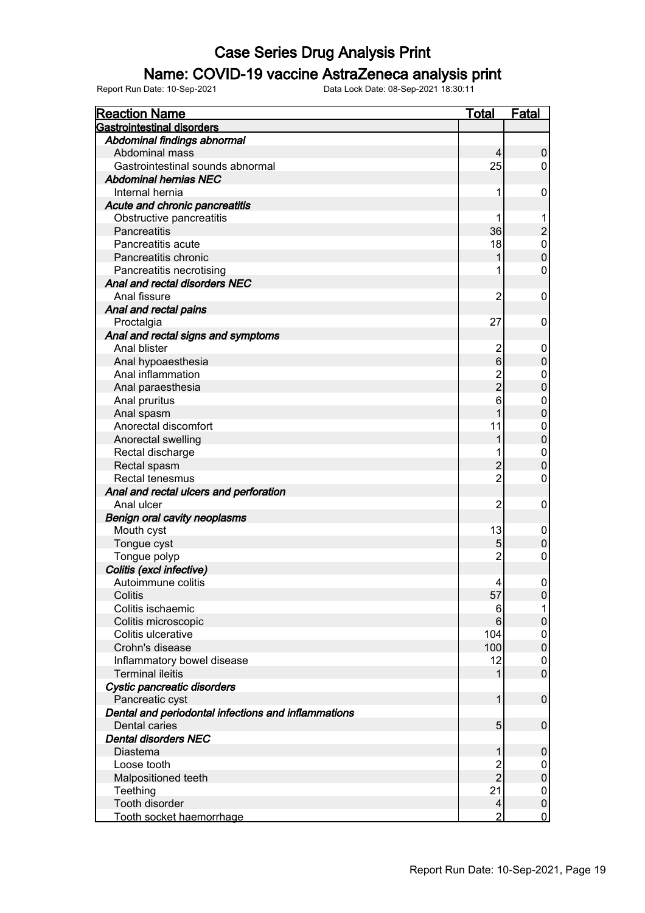# Case Series Drug Analysis Print

## Name: COVID-19 vaccine AstraZeneca analysis print

Report Run Date: 10-Sep-2021 Data Lock Date: 08-Sep-2021 18:30:11

| Reaction Name | Total | Fatal |
|---|---|---|
| **Gastrointestinal disorders** | | |
| ***Abdominal findings abnormal*** | | |
| Abdominal mass | 4 | 0 |
| Gastrointestinal sounds abnormal | 25 | 0 |
| ***Abdominal hernias NEC*** | | |
| Internal hernia | 1 | 0 |
| ***Acute and chronic pancreatitis*** | | |
| Obstructive pancreatitis | 1 | 1 |
| Pancreatitis | 36 | 2 |
| Pancreatitis acute | 18 | 0 |
| Pancreatitis chronic | 1 | 0 |
| Pancreatitis necrotising | 1 | 0 |
| ***Anal and rectal disorders NEC*** | | |
| Anal fissure | 2 | 0 |
| ***Anal and rectal pains*** | | |
| Proctalgia | 27 | 0 |
| ***Anal and rectal signs and symptoms*** | | |
| Anal blister | 2 | 0 |
| Anal hypoaesthesia | 6 | 0 |
| Anal inflammation | 2 | 0 |
| Anal paraesthesia | 2 | 0 |
| Anal pruritus | 6 | 0 |
| Anal spasm | 1 | 0 |
| Anorectal discomfort | 11 | 0 |
| Anorectal swelling | 1 | 0 |
| Rectal discharge | 1 | 0 |
| Rectal spasm | 2 | 0 |
| Rectal tenesmus | 2 | 0 |
| ***Anal and rectal ulcers and perforation*** | | |
| Anal ulcer | 2 | 0 |
| ***Benign oral cavity neoplasms*** | | |
| Mouth cyst | 13 | 0 |
| Tongue cyst | 5 | 0 |
| Tongue polyp | 2 | 0 |
| ***Colitis (excl infective)*** | | |
| Autoimmune colitis | 4 | 0 |
| Colitis | 57 | 0 |
| Colitis ischaemic | 6 | 1 |
| Colitis microscopic | 6 | 0 |
| Colitis ulcerative | 104 | 0 |
| Crohn's disease | 100 | 0 |
| Inflammatory bowel disease | 12 | 0 |
| Terminal ileitis | 1 | 0 |
| ***Cystic pancreatic disorders*** | | |
| Pancreatic cyst | 1 | 0 |
| ***Dental and periodontal infections and inflammations*** | | |
| Dental caries | 5 | 0 |
| ***Dental disorders NEC*** | | |
| Diastema | 1 | 0 |
| Loose tooth | 2 | 0 |
| Malpositioned teeth | 2 | 0 |
| Teething | 21 | 0 |
| Tooth disorder | 4 | 0 |
| Tooth socket haemorrhage | 2 | 0 |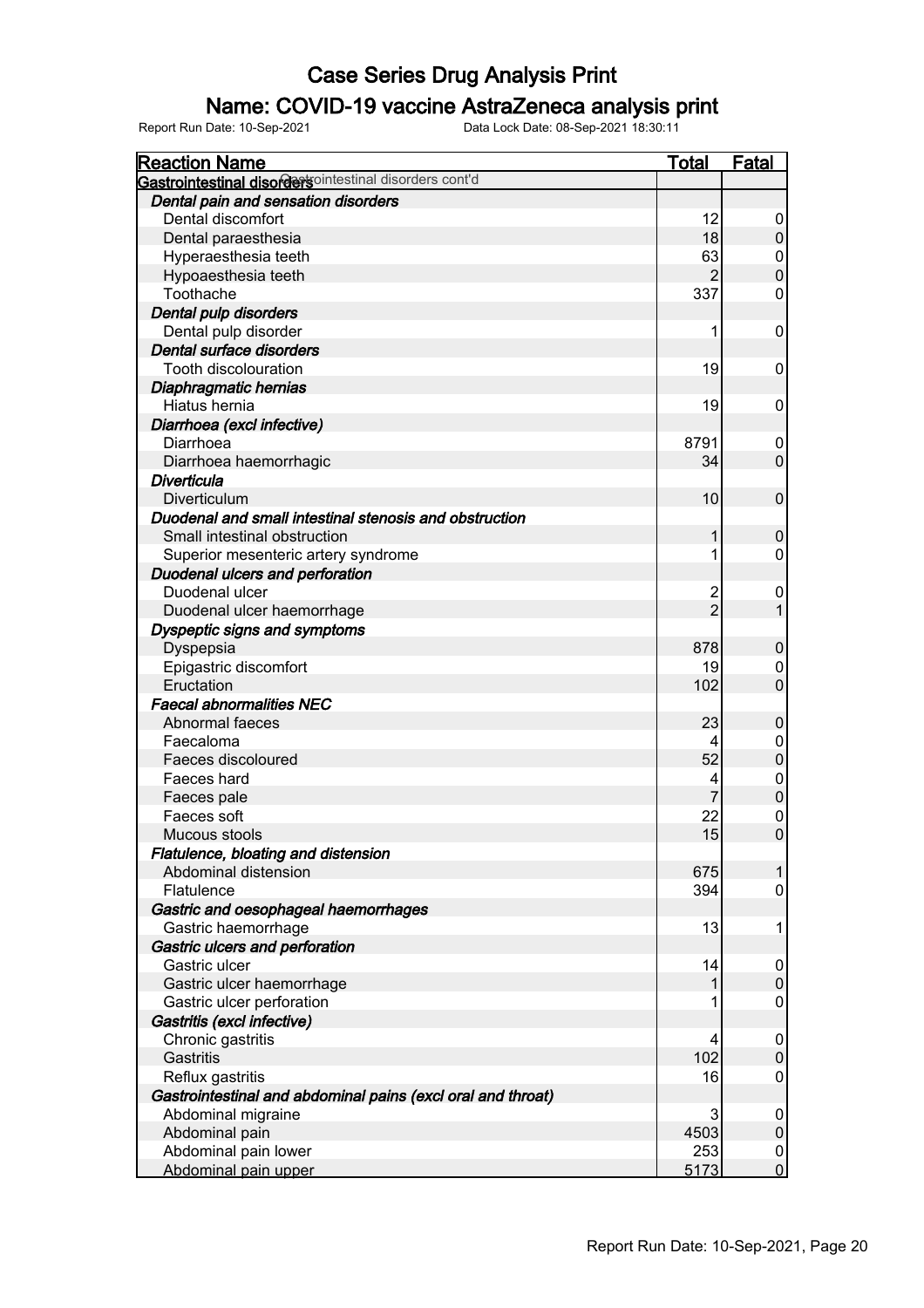# Case Series Drug Analysis Print

## Name: COVID-19 vaccine AstraZeneca analysis print

Report Run Date: 10-Sep-2021 Data Lock Date: 08-Sep-2021 18:30:11

| Reaction Name | Total | Fatal |
|---|---|---|
| **Gastrointestinal disorders** Gastrointestinal disorders cont'd | | |
| ***Dental pain and sensation disorders*** | | |
| Dental discomfort | 12 | 0 |
| Dental paraesthesia | 18 | 0 |
| Hyperaesthesia teeth | 63 | 0 |
| Hypoaesthesia teeth | 2 | 0 |
| Toothache | 337 | 0 |
| ***Dental pulp disorders*** | | |
| Dental pulp disorder | 1 | 0 |
| ***Dental surface disorders*** | | |
| Tooth discolouration | 19 | 0 |
| ***Diaphragmatic hernias*** | | |
| Hiatus hernia | 19 | 0 |
| ***Diarrhoea (excl infective)*** | | |
| Diarrhoea | 8791 | 0 |
| Diarrhoea haemorrhagic | 34 | 0 |
| ***Diverticula*** | | |
| Diverticulum | 10 | 0 |
| ***Duodenal and small intestinal stenosis and obstruction*** | | |
| Small intestinal obstruction | 1 | 0 |
| Superior mesenteric artery syndrome | 1 | 0 |
| ***Duodenal ulcers and perforation*** | | |
| Duodenal ulcer | 2 | 0 |
| Duodenal ulcer haemorrhage | 2 | 1 |
| ***Dyspeptic signs and symptoms*** | | |
| Dyspepsia | 878 | 0 |
| Epigastric discomfort | 19 | 0 |
| Eructation | 102 | 0 |
| ***Faecal abnormalities NEC*** | | |
| Abnormal faeces | 23 | 0 |
| Faecaloma | 4 | 0 |
| Faeces discoloured | 52 | 0 |
| Faeces hard | 4 | 0 |
| Faeces pale | 7 | 0 |
| Faeces soft | 22 | 0 |
| Mucous stools | 15 | 0 |
| ***Flatulence, bloating and distension*** | | |
| Abdominal distension | 675 | 1 |
| Flatulence | 394 | 0 |
| ***Gastric and oesophageal haemorrhages*** | | |
| Gastric haemorrhage | 13 | 1 |
| ***Gastric ulcers and perforation*** | | |
| Gastric ulcer | 14 | 0 |
| Gastric ulcer haemorrhage | 1 | 0 |
| Gastric ulcer perforation | 1 | 0 |
| ***Gastritis (excl infective)*** | | |
| Chronic gastritis | 4 | 0 |
| Gastritis | 102 | 0 |
| Reflux gastritis | 16 | 0 |
| ***Gastrointestinal and abdominal pains (excl oral and throat)*** | | |
| Abdominal migraine | 3 | 0 |
| Abdominal pain | 4503 | 0 |
| Abdominal pain lower | 253 | 0 |
| Abdominal pain upper | 5173 | 0 |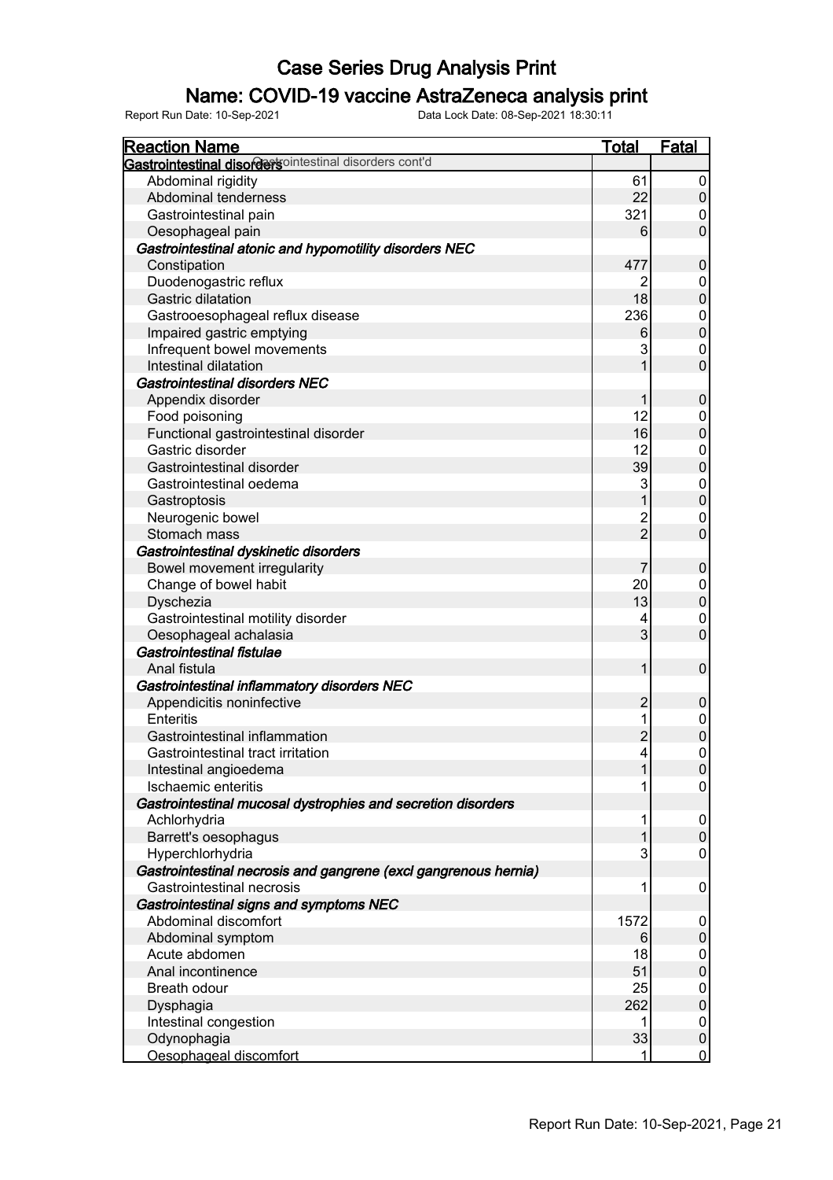# Case Series Drug Analysis Print

## Name: COVID-19 vaccine AstraZeneca analysis print

Report Run Date: 10-Sep-2021 Data Lock Date: 08-Sep-2021 18:30:11

| Reaction Name | Total | Fatal |
|---|---|---|
| **Gastrointestinal disorders** Gastrointestinal disorders cont'd | | |
| Abdominal rigidity | 61 | 0 |
| Abdominal tenderness | 22 | 0 |
| Gastrointestinal pain | 321 | 0 |
| Oesophageal pain | 6 | 0 |
| ***Gastrointestinal atonic and hypomotility disorders NEC*** | | |
| Constipation | 477 | 0 |
| Duodenogastric reflux | 2 | 0 |
| Gastric dilatation | 18 | 0 |
| Gastrooesophageal reflux disease | 236 | 0 |
| Impaired gastric emptying | 6 | 0 |
| Infrequent bowel movements | 3 | 0 |
| Intestinal dilatation | 1 | 0 |
| ***Gastrointestinal disorders NEC*** | | |
| Appendix disorder | 1 | 0 |
| Food poisoning | 12 | 0 |
| Functional gastrointestinal disorder | 16 | 0 |
| Gastric disorder | 12 | 0 |
| Gastrointestinal disorder | 39 | 0 |
| Gastrointestinal oedema | 3 | 0 |
| Gastroptosis | 1 | 0 |
| Neurogenic bowel | 2 | 0 |
| Stomach mass | 2 | 0 |
| ***Gastrointestinal dyskinetic disorders*** | | |
| Bowel movement irregularity | 7 | 0 |
| Change of bowel habit | 20 | 0 |
| Dyschezia | 13 | 0 |
| Gastrointestinal motility disorder | 4 | 0 |
| Oesophageal achalasia | 3 | 0 |
| ***Gastrointestinal fistulae*** | | |
| Anal fistula | 1 | 0 |
| ***Gastrointestinal inflammatory disorders NEC*** | | |
| Appendicitis noninfective | 2 | 0 |
| Enteritis | 1 | 0 |
| Gastrointestinal inflammation | 2 | 0 |
| Gastrointestinal tract irritation | 4 | 0 |
| Intestinal angioedema | 1 | 0 |
| Ischaemic enteritis | 1 | 0 |
| ***Gastrointestinal mucosal dystrophies and secretion disorders*** | | |
| Achlorhydria | 1 | 0 |
| Barrett's oesophagus | 1 | 0 |
| Hyperchlorhydria | 3 | 0 |
| ***Gastrointestinal necrosis and gangrene (excl gangrenous hernia)*** | | |
| Gastrointestinal necrosis | 1 | 0 |
| ***Gastrointestinal signs and symptoms NEC*** | | |
| Abdominal discomfort | 1572 | 0 |
| Abdominal symptom | 6 | 0 |
| Acute abdomen | 18 | 0 |
| Anal incontinence | 51 | 0 |
| Breath odour | 25 | 0 |
| Dysphagia | 262 | 0 |
| Intestinal congestion | 1 | 0 |
| Odynophagia | 33 | 0 |
| Oesophageal discomfort | 1 | 0 |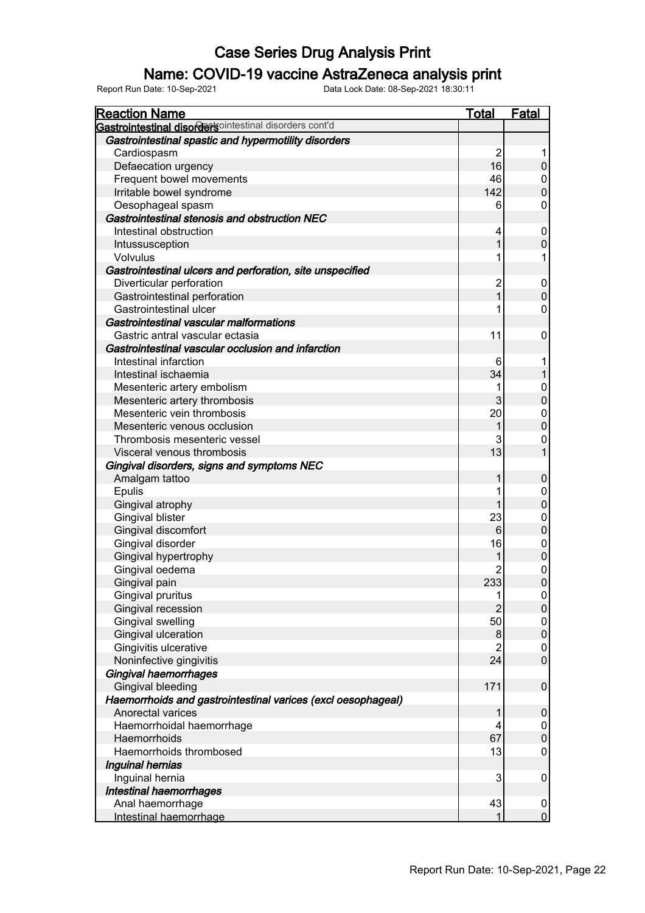# Case Series Drug Analysis Print

## Name: COVID-19 vaccine AstraZeneca analysis print

Report Run Date: 10-Sep-2021 Data Lock Date: 08-Sep-2021 18:30:11

| Reaction Name | Total | Fatal |
|---|---|---|
| **Gastrointestinal disorders** Gastrointestinal disorders cont'd | | |
| ***Gastrointestinal spastic and hypermotility disorders*** | | |
| Cardiospasm | 2 | 1 |
| Defaecation urgency | 16 | 0 |
| Frequent bowel movements | 46 | 0 |
| Irritable bowel syndrome | 142 | 0 |
| Oesophageal spasm | 6 | 0 |
| ***Gastrointestinal stenosis and obstruction NEC*** | | |
| Intestinal obstruction | 4 | 0 |
| Intussusception | 1 | 0 |
| Volvulus | 1 | 1 |
| ***Gastrointestinal ulcers and perforation, site unspecified*** | | |
| Diverticular perforation | 2 | 0 |
| Gastrointestinal perforation | 1 | 0 |
| Gastrointestinal ulcer | 1 | 0 |
| ***Gastrointestinal vascular malformations*** | | |
| Gastric antral vascular ectasia | 11 | 0 |
| ***Gastrointestinal vascular occlusion and infarction*** | | |
| Intestinal infarction | 6 | 1 |
| Intestinal ischaemia | 34 | 1 |
| Mesenteric artery embolism | 1 | 0 |
| Mesenteric artery thrombosis | 3 | 0 |
| Mesenteric vein thrombosis | 20 | 0 |
| Mesenteric venous occlusion | 1 | 0 |
| Thrombosis mesenteric vessel | 3 | 0 |
| Visceral venous thrombosis | 13 | 1 |
| ***Gingival disorders, signs and symptoms NEC*** | | |
| Amalgam tattoo | 1 | 0 |
| Epulis | 1 | 0 |
| Gingival atrophy | 1 | 0 |
| Gingival blister | 23 | 0 |
| Gingival discomfort | 6 | 0 |
| Gingival disorder | 16 | 0 |
| Gingival hypertrophy | 1 | 0 |
| Gingival oedema | 2 | 0 |
| Gingival pain | 233 | 0 |
| Gingival pruritus | 1 | 0 |
| Gingival recession | 2 | 0 |
| Gingival swelling | 50 | 0 |
| Gingival ulceration | 8 | 0 |
| Gingivitis ulcerative | 2 | 0 |
| Noninfective gingivitis | 24 | 0 |
| ***Gingival haemorrhages*** | | |
| Gingival bleeding | 171 | 0 |
| ***Haemorrhoids and gastrointestinal varices (excl oesophageal)*** | | |
| Anorectal varices | 1 | 0 |
| Haemorrhoidal haemorrhage | 4 | 0 |
| Haemorrhoids | 67 | 0 |
| Haemorrhoids thrombosed | 13 | 0 |
| ***Inguinal hernias*** | | |
| Inguinal hernia | 3 | 0 |
| ***Intestinal haemorrhages*** | | |
| Anal haemorrhage | 43 | 0 |
| Intestinal haemorrhage | 1 | 0 |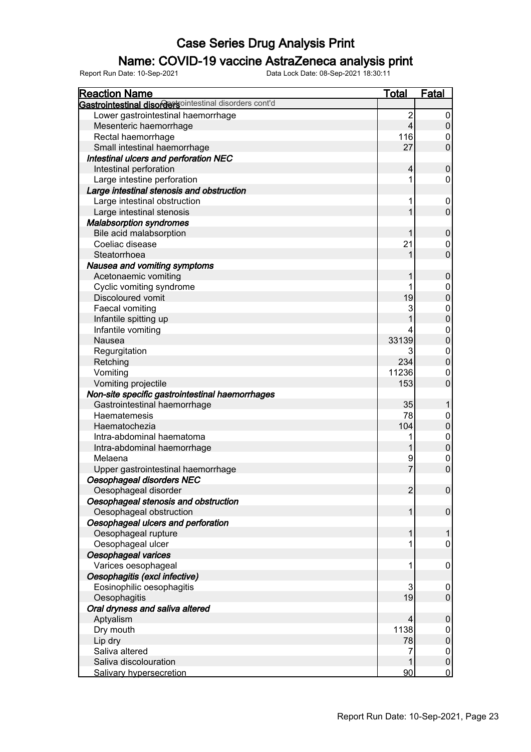# Case Series Drug Analysis Print

## Name: COVID-19 vaccine AstraZeneca analysis print

Report Run Date: 10-Sep-2021 Data Lock Date: 08-Sep-2021 18:30:11

| Reaction Name | Total | Fatal |
|---|---|---|
| **Gastrointestinal disorders** Gastrointestinal disorders cont'd | | |
| Lower gastrointestinal haemorrhage | 2 | 0 |
| Mesenteric haemorrhage | 4 | 0 |
| Rectal haemorrhage | 116 | 0 |
| Small intestinal haemorrhage | 27 | 0 |
| ***Intestinal ulcers and perforation NEC*** | | |
| Intestinal perforation | 4 | 0 |
| Large intestine perforation | 1 | 0 |
| ***Large intestinal stenosis and obstruction*** | | |
| Large intestinal obstruction | 1 | 0 |
| Large intestinal stenosis | 1 | 0 |
| ***Malabsorption syndromes*** | | |
| Bile acid malabsorption | 1 | 0 |
| Coeliac disease | 21 | 0 |
| Steatorrhoea | 1 | 0 |
| ***Nausea and vomiting symptoms*** | | |
| Acetonaemic vomiting | 1 | 0 |
| Cyclic vomiting syndrome | 1 | 0 |
| Discoloured vomit | 19 | 0 |
| Faecal vomiting | 3 | 0 |
| Infantile spitting up | 1 | 0 |
| Infantile vomiting | 4 | 0 |
| Nausea | 33139 | 0 |
| Regurgitation | 3 | 0 |
| Retching | 234 | 0 |
| Vomiting | 11236 | 0 |
| Vomiting projectile | 153 | 0 |
| ***Non-site specific gastrointestinal haemorrhages*** | | |
| Gastrointestinal haemorrhage | 35 | 1 |
| Haematemesis | 78 | 0 |
| Haematochezia | 104 | 0 |
| Intra-abdominal haematoma | 1 | 0 |
| Intra-abdominal haemorrhage | 1 | 0 |
| Melaena | 9 | 0 |
| Upper gastrointestinal haemorrhage | 7 | 0 |
| ***Oesophageal disorders NEC*** | | |
| Oesophageal disorder | 2 | 0 |
| ***Oesophageal stenosis and obstruction*** | | |
| Oesophageal obstruction | 1 | 0 |
| ***Oesophageal ulcers and perforation*** | | |
| Oesophageal rupture | 1 | 1 |
| Oesophageal ulcer | 1 | 0 |
| ***Oesophageal varices*** | | |
| Varices oesophageal | 1 | 0 |
| ***Oesophagitis (excl infective)*** | | |
| Eosinophilic oesophagitis | 3 | 0 |
| Oesophagitis | 19 | 0 |
| ***Oral dryness and saliva altered*** | | |
| Aptyalism | 4 | 0 |
| Dry mouth | 1138 | 0 |
| Lip dry | 78 | 0 |
| Saliva altered | 7 | 0 |
| Saliva discolouration | 1 | 0 |
| Salivary hypersecretion | 90 | 0 |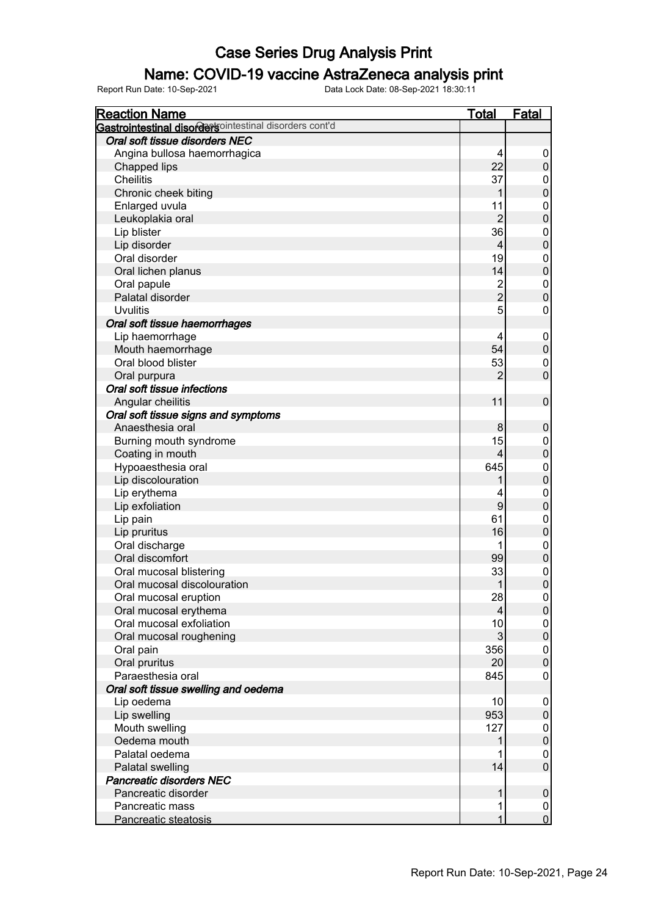# Case Series Drug Analysis Print

## Name: COVID-19 vaccine AstraZeneca analysis print

Report Run Date: 10-Sep-2021 Data Lock Date: 08-Sep-2021 18:30:11

| Reaction Name | Total | Fatal |
|---|---|---|
| **Gastrointestinal disorders** Gastrointestinal disorders cont'd | | |
| ***Oral soft tissue disorders NEC*** | | |
| Angina bullosa haemorrhagica | 4 | 0 |
| Chapped lips | 22 | 0 |
| Cheilitis | 37 | 0 |
| Chronic cheek biting | 1 | 0 |
| Enlarged uvula | 11 | 0 |
| Leukoplakia oral | 2 | 0 |
| Lip blister | 36 | 0 |
| Lip disorder | 4 | 0 |
| Oral disorder | 19 | 0 |
| Oral lichen planus | 14 | 0 |
| Oral papule | 2 | 0 |
| Palatal disorder | 2 | 0 |
| Uvulitis | 5 | 0 |
| ***Oral soft tissue haemorrhages*** | | |
| Lip haemorrhage | 4 | 0 |
| Mouth haemorrhage | 54 | 0 |
| Oral blood blister | 53 | 0 |
| Oral purpura | 2 | 0 |
| ***Oral soft tissue infections*** | | |
| Angular cheilitis | 11 | 0 |
| ***Oral soft tissue signs and symptoms*** | | |
| Anaesthesia oral | 8 | 0 |
| Burning mouth syndrome | 15 | 0 |
| Coating in mouth | 4 | 0 |
| Hypoaesthesia oral | 645 | 0 |
| Lip discolouration | 1 | 0 |
| Lip erythema | 4 | 0 |
| Lip exfoliation | 9 | 0 |
| Lip pain | 61 | 0 |
| Lip pruritus | 16 | 0 |
| Oral discharge | 1 | 0 |
| Oral discomfort | 99 | 0 |
| Oral mucosal blistering | 33 | 0 |
| Oral mucosal discolouration | 1 | 0 |
| Oral mucosal eruption | 28 | 0 |
| Oral mucosal erythema | 4 | 0 |
| Oral mucosal exfoliation | 10 | 0 |
| Oral mucosal roughening | 3 | 0 |
| Oral pain | 356 | 0 |
| Oral pruritus | 20 | 0 |
| Paraesthesia oral | 845 | 0 |
| ***Oral soft tissue swelling and oedema*** | | |
| Lip oedema | 10 | 0 |
| Lip swelling | 953 | 0 |
| Mouth swelling | 127 | 0 |
| Oedema mouth | 1 | 0 |
| Palatal oedema | 1 | 0 |
| Palatal swelling | 14 | 0 |
| ***Pancreatic disorders NEC*** | | |
| Pancreatic disorder | 1 | 0 |
| Pancreatic mass | 1 | 0 |
| Pancreatic steatosis | 1 | 0 |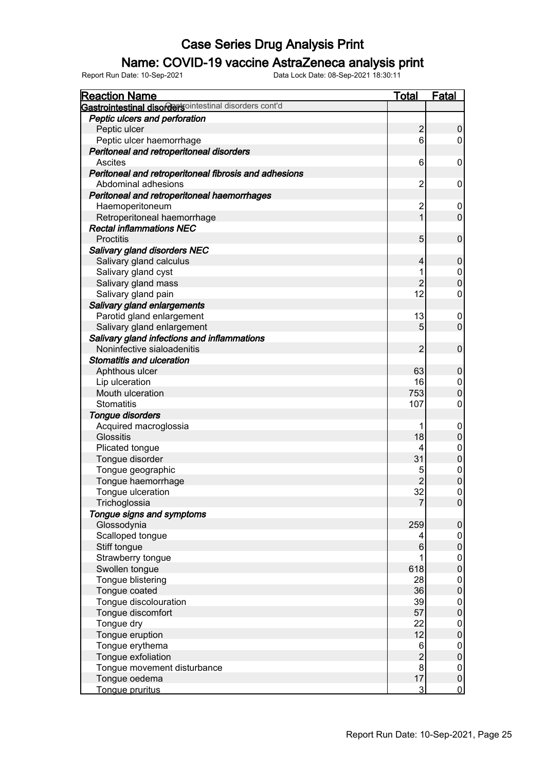# Case Series Drug Analysis Print

## Name: COVID-19 vaccine AstraZeneca analysis print

Report Run Date: 10-Sep-2021    Data Lock Date: 08-Sep-2021 18:30:11

| Reaction Name | Total | Fatal |
|---|---|---|
| **Gastrointestinal disorders** Gastrointestinal disorders cont'd | | |
| ***Peptic ulcers and perforation*** | | |
| Peptic ulcer | 2 | 0 |
| Peptic ulcer haemorrhage | 6 | 0 |
| ***Peritoneal and retroperitoneal disorders*** | | |
| Ascites | 6 | 0 |
| ***Peritoneal and retroperitoneal fibrosis and adhesions*** | | |
| Abdominal adhesions | 2 | 0 |
| ***Peritoneal and retroperitoneal haemorrhages*** | | |
| Haemoperitoneum | 2 | 0 |
| Retroperitoneal haemorrhage | 1 | 0 |
| ***Rectal inflammations NEC*** | | |
| Proctitis | 5 | 0 |
| ***Salivary gland disorders NEC*** | | |
| Salivary gland calculus | 4 | 0 |
| Salivary gland cyst | 1 | 0 |
| Salivary gland mass | 2 | 0 |
| Salivary gland pain | 12 | 0 |
| ***Salivary gland enlargements*** | | |
| Parotid gland enlargement | 13 | 0 |
| Salivary gland enlargement | 5 | 0 |
| ***Salivary gland infections and inflammations*** | | |
| Noninfective sialoadenitis | 2 | 0 |
| ***Stomatitis and ulceration*** | | |
| Aphthous ulcer | 63 | 0 |
| Lip ulceration | 16 | 0 |
| Mouth ulceration | 753 | 0 |
| Stomatitis | 107 | 0 |
| ***Tongue disorders*** | | |
| Acquired macroglossia | 1 | 0 |
| Glossitis | 18 | 0 |
| Plicated tongue | 4 | 0 |
| Tongue disorder | 31 | 0 |
| Tongue geographic | 5 | 0 |
| Tongue haemorrhage | 2 | 0 |
| Tongue ulceration | 32 | 0 |
| Trichoglossia | 7 | 0 |
| ***Tongue signs and symptoms*** | | |
| Glossodynia | 259 | 0 |
| Scalloped tongue | 4 | 0 |
| Stiff tongue | 6 | 0 |
| Strawberry tongue | 1 | 0 |
| Swollen tongue | 618 | 0 |
| Tongue blistering | 28 | 0 |
| Tongue coated | 36 | 0 |
| Tongue discolouration | 39 | 0 |
| Tongue discomfort | 57 | 0 |
| Tongue dry | 22 | 0 |
| Tongue eruption | 12 | 0 |
| Tongue erythema | 6 | 0 |
| Tongue exfoliation | 2 | 0 |
| Tongue movement disturbance | 8 | 0 |
| Tongue oedema | 17 | 0 |
| Tongue pruritus | 3 | 0 |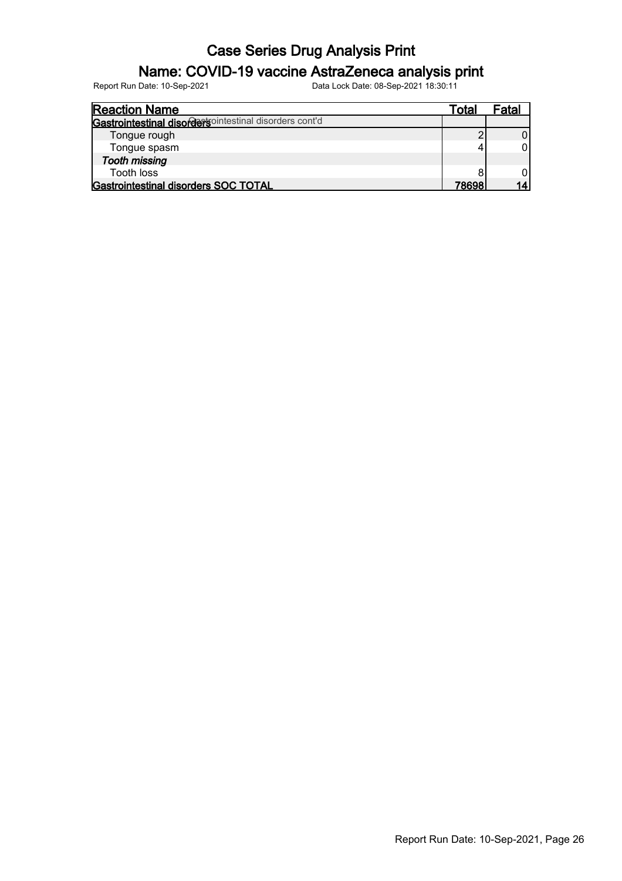# Case Series Drug Analysis Print

## Name: COVID-19 vaccine AstraZeneca analysis print

Report Run Date: 10-Sep-2021 Data Lock Date: 08-Sep-2021 18:30:11

| Reaction Name | Total | Fatal |
|---|---|---|
| **Gastrointestinal disorders** Gastrointestinal disorders cont'd | | |
| Tongue rough | 2 | 0 |
| Tongue spasm | 4 | 0 |
| ***Tooth missing*** | | |
| Tooth loss | 8 | 0 |
| **Gastrointestinal disorders SOC TOTAL** | **78698** | **14** |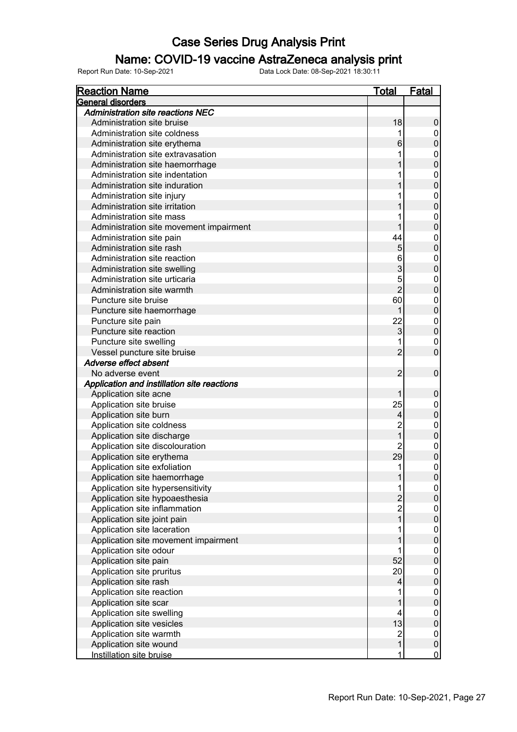# Case Series Drug Analysis Print

## Name: COVID-19 vaccine AstraZeneca analysis print

Report Run Date: 10-Sep-2021 Data Lock Date: 08-Sep-2021 18:30:11

| Reaction Name | Total | Fatal |
|---|---|---|
| **General disorders** | | |
| ***Administration site reactions NEC*** | | |
| Administration site bruise | 18 | 0 |
| Administration site coldness | 1 | 0 |
| Administration site erythema | 6 | 0 |
| Administration site extravasation | 1 | 0 |
| Administration site haemorrhage | 1 | 0 |
| Administration site indentation | 1 | 0 |
| Administration site induration | 1 | 0 |
| Administration site injury | 1 | 0 |
| Administration site irritation | 1 | 0 |
| Administration site mass | 1 | 0 |
| Administration site movement impairment | 1 | 0 |
| Administration site pain | 44 | 0 |
| Administration site rash | 5 | 0 |
| Administration site reaction | 6 | 0 |
| Administration site swelling | 3 | 0 |
| Administration site urticaria | 5 | 0 |
| Administration site warmth | 2 | 0 |
| Puncture site bruise | 60 | 0 |
| Puncture site haemorrhage | 1 | 0 |
| Puncture site pain | 22 | 0 |
| Puncture site reaction | 3 | 0 |
| Puncture site swelling | 1 | 0 |
| Vessel puncture site bruise | 2 | 0 |
| ***Adverse effect absent*** | | |
| No adverse event | 2 | 0 |
| ***Application and instillation site reactions*** | | |
| Application site acne | 1 | 0 |
| Application site bruise | 25 | 0 |
| Application site burn | 4 | 0 |
| Application site coldness | 2 | 0 |
| Application site discharge | 1 | 0 |
| Application site discolouration | 2 | 0 |
| Application site erythema | 29 | 0 |
| Application site exfoliation | 1 | 0 |
| Application site haemorrhage | 1 | 0 |
| Application site hypersensitivity | 1 | 0 |
| Application site hypoaesthesia | 2 | 0 |
| Application site inflammation | 2 | 0 |
| Application site joint pain | 1 | 0 |
| Application site laceration | 1 | 0 |
| Application site movement impairment | 1 | 0 |
| Application site odour | 1 | 0 |
| Application site pain | 52 | 0 |
| Application site pruritus | 20 | 0 |
| Application site rash | 4 | 0 |
| Application site reaction | 1 | 0 |
| Application site scar | 1 | 0 |
| Application site swelling | 4 | 0 |
| Application site vesicles | 13 | 0 |
| Application site warmth | 2 | 0 |
| Application site wound | 1 | 0 |
| Instillation site bruise | 1 | 0 |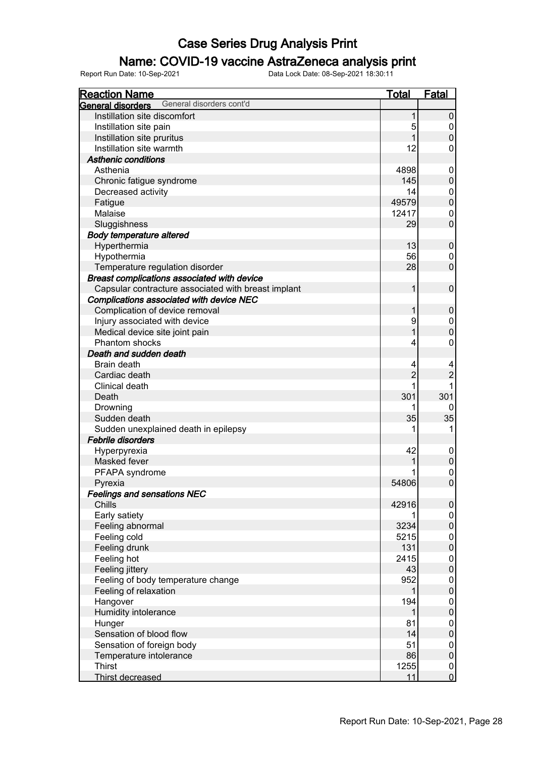# Case Series Drug Analysis Print

## Name: COVID-19 vaccine AstraZeneca analysis print

Report Run Date: 10-Sep-2021 Data Lock Date: 08-Sep-2021 18:30:11

| Reaction Name | Total | Fatal |
|---|---|---|
| **General disorders** General disorders cont'd | | |
| Instillation site discomfort | 1 | 0 |
| Instillation site pain | 5 | 0 |
| Instillation site pruritus | 1 | 0 |
| Instillation site warmth | 12 | 0 |
| ***Asthenic conditions*** | | |
| Asthenia | 4898 | 0 |
| Chronic fatigue syndrome | 145 | 0 |
| Decreased activity | 14 | 0 |
| Fatigue | 49579 | 0 |
| Malaise | 12417 | 0 |
| Sluggishness | 29 | 0 |
| ***Body temperature altered*** | | |
| Hyperthermia | 13 | 0 |
| Hypothermia | 56 | 0 |
| Temperature regulation disorder | 28 | 0 |
| ***Breast complications associated with device*** | | |
| Capsular contracture associated with breast implant | 1 | 0 |
| ***Complications associated with device NEC*** | | |
| Complication of device removal | 1 | 0 |
| Injury associated with device | 9 | 0 |
| Medical device site joint pain | 1 | 0 |
| Phantom shocks | 4 | 0 |
| ***Death and sudden death*** | | |
| Brain death | 4 | 4 |
| Cardiac death | 2 | 2 |
| Clinical death | 1 | 1 |
| Death | 301 | 301 |
| Drowning | 1 | 0 |
| Sudden death | 35 | 35 |
| Sudden unexplained death in epilepsy | 1 | 1 |
| ***Febrile disorders*** | | |
| Hyperpyrexia | 42 | 0 |
| Masked fever | 1 | 0 |
| PFAPA syndrome | 1 | 0 |
| Pyrexia | 54806 | 0 |
| ***Feelings and sensations NEC*** | | |
| Chills | 42916 | 0 |
| Early satiety | 1 | 0 |
| Feeling abnormal | 3234 | 0 |
| Feeling cold | 5215 | 0 |
| Feeling drunk | 131 | 0 |
| Feeling hot | 2415 | 0 |
| Feeling jittery | 43 | 0 |
| Feeling of body temperature change | 952 | 0 |
| Feeling of relaxation | 1 | 0 |
| Hangover | 194 | 0 |
| Humidity intolerance | 1 | 0 |
| Hunger | 81 | 0 |
| Sensation of blood flow | 14 | 0 |
| Sensation of foreign body | 51 | 0 |
| Temperature intolerance | 86 | 0 |
| Thirst | 1255 | 0 |
| Thirst decreased | 11 | 0 |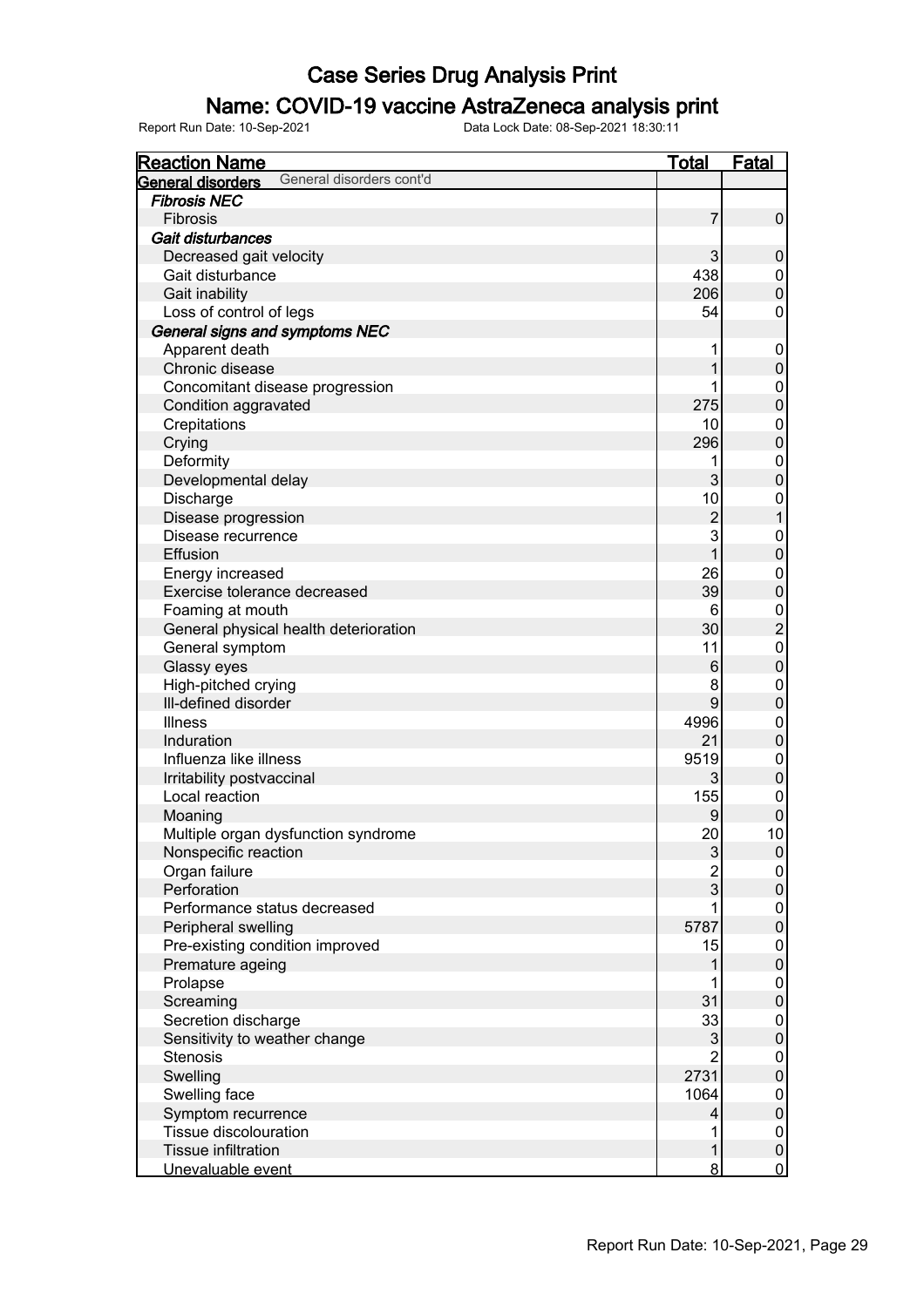# Case Series Drug Analysis Print

## Name: COVID-19 vaccine AstraZeneca analysis print

Report Run Date: 10-Sep-2021 Data Lock Date: 08-Sep-2021 18:30:11

| Reaction Name | Total | Fatal |
|---|---|---|
| **General disorders** General disorders cont'd | | |
| ***Fibrosis NEC*** | | |
| Fibrosis | 7 | 0 |
| ***Gait disturbances*** | | |
| Decreased gait velocity | 3 | 0 |
| Gait disturbance | 438 | 0 |
| Gait inability | 206 | 0 |
| Loss of control of legs | 54 | 0 |
| ***General signs and symptoms NEC*** | | |
| Apparent death | 1 | 0 |
| Chronic disease | 1 | 0 |
| Concomitant disease progression | 1 | 0 |
| Condition aggravated | 275 | 0 |
| Crepitations | 10 | 0 |
| Crying | 296 | 0 |
| Deformity | 1 | 0 |
| Developmental delay | 3 | 0 |
| Discharge | 10 | 0 |
| Disease progression | 2 | 1 |
| Disease recurrence | 3 | 0 |
| Effusion | 1 | 0 |
| Energy increased | 26 | 0 |
| Exercise tolerance decreased | 39 | 0 |
| Foaming at mouth | 6 | 0 |
| General physical health deterioration | 30 | 2 |
| General symptom | 11 | 0 |
| Glassy eyes | 6 | 0 |
| High-pitched crying | 8 | 0 |
| Ill-defined disorder | 9 | 0 |
| Illness | 4996 | 0 |
| Induration | 21 | 0 |
| Influenza like illness | 9519 | 0 |
| Irritability postvaccinal | 3 | 0 |
| Local reaction | 155 | 0 |
| Moaning | 9 | 0 |
| Multiple organ dysfunction syndrome | 20 | 10 |
| Nonspecific reaction | 3 | 0 |
| Organ failure | 2 | 0 |
| Perforation | 3 | 0 |
| Performance status decreased | 1 | 0 |
| Peripheral swelling | 5787 | 0 |
| Pre-existing condition improved | 15 | 0 |
| Premature ageing | 1 | 0 |
| Prolapse | 1 | 0 |
| Screaming | 31 | 0 |
| Secretion discharge | 33 | 0 |
| Sensitivity to weather change | 3 | 0 |
| Stenosis | 2 | 0 |
| Swelling | 2731 | 0 |
| Swelling face | 1064 | 0 |
| Symptom recurrence | 4 | 0 |
| Tissue discolouration | 1 | 0 |
| Tissue infiltration | 1 | 0 |
| Unevaluable event | 8 | 0 |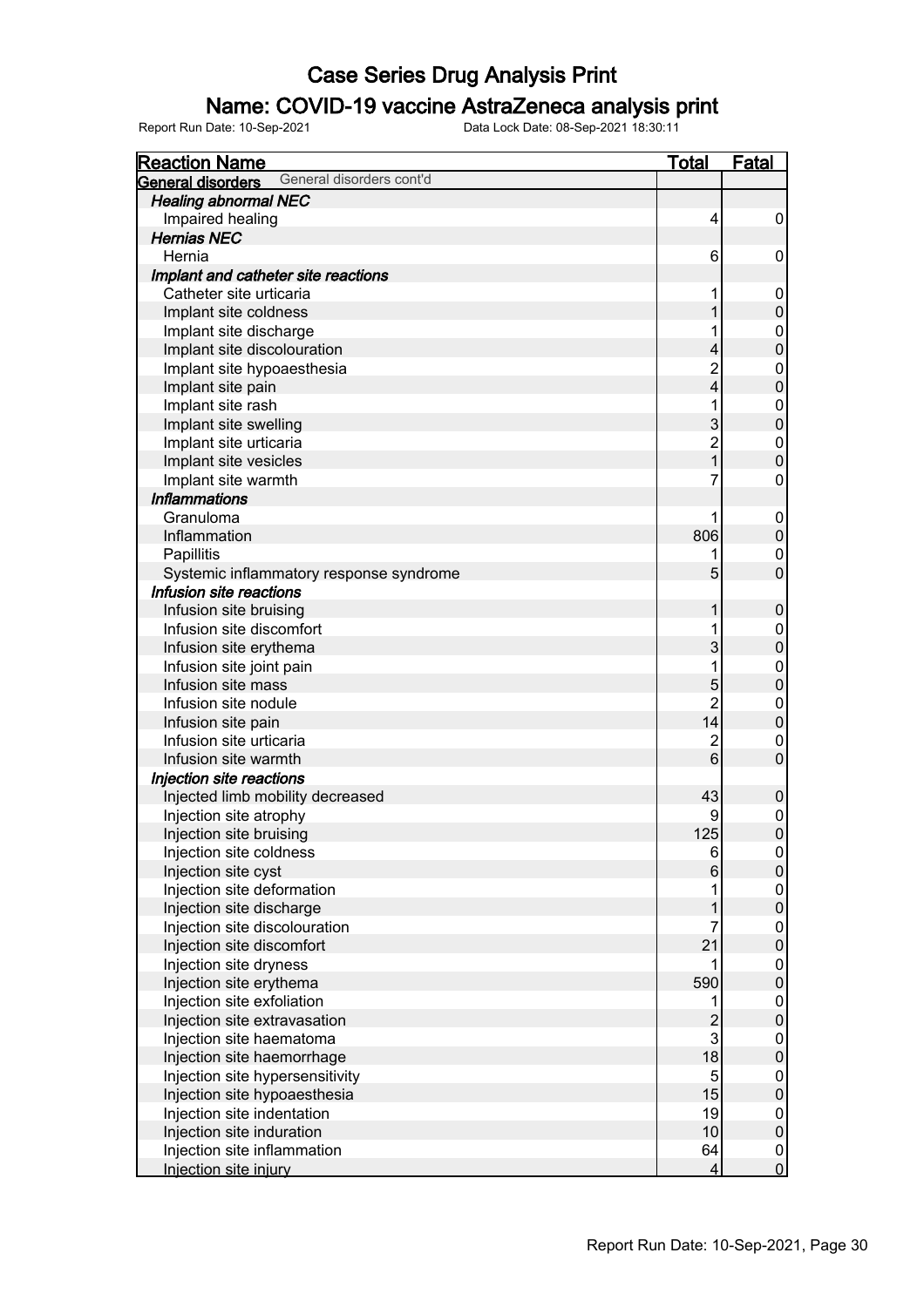# Case Series Drug Analysis Print

## Name: COVID-19 vaccine AstraZeneca analysis print

Report Run Date: 10-Sep-2021 Data Lock Date: 08-Sep-2021 18:30:11

| Reaction Name | Total | Fatal |
|---|---|---|
| **General disorders** General disorders cont'd | | |
| ***Healing abnormal NEC*** | | |
| Impaired healing | 4 | 0 |
| ***Hernias NEC*** | | |
| Hernia | 6 | 0 |
| ***Implant and catheter site reactions*** | | |
| Catheter site urticaria | 1 | 0 |
| Implant site coldness | 1 | 0 |
| Implant site discharge | 1 | 0 |
| Implant site discolouration | 4 | 0 |
| Implant site hypoaesthesia | 2 | 0 |
| Implant site pain | 4 | 0 |
| Implant site rash | 1 | 0 |
| Implant site swelling | 3 | 0 |
| Implant site urticaria | 2 | 0 |
| Implant site vesicles | 1 | 0 |
| Implant site warmth | 7 | 0 |
| ***Inflammations*** | | |
| Granuloma | 1 | 0 |
| Inflammation | 806 | 0 |
| Papillitis | 1 | 0 |
| Systemic inflammatory response syndrome | 5 | 0 |
| ***Infusion site reactions*** | | |
| Infusion site bruising | 1 | 0 |
| Infusion site discomfort | 1 | 0 |
| Infusion site erythema | 3 | 0 |
| Infusion site joint pain | 1 | 0 |
| Infusion site mass | 5 | 0 |
| Infusion site nodule | 2 | 0 |
| Infusion site pain | 14 | 0 |
| Infusion site urticaria | 2 | 0 |
| Infusion site warmth | 6 | 0 |
| ***Injection site reactions*** | | |
| Injected limb mobility decreased | 43 | 0 |
| Injection site atrophy | 9 | 0 |
| Injection site bruising | 125 | 0 |
| Injection site coldness | 6 | 0 |
| Injection site cyst | 6 | 0 |
| Injection site deformation | 1 | 0 |
| Injection site discharge | 1 | 0 |
| Injection site discolouration | 7 | 0 |
| Injection site discomfort | 21 | 0 |
| Injection site dryness | 1 | 0 |
| Injection site erythema | 590 | 0 |
| Injection site exfoliation | 1 | 0 |
| Injection site extravasation | 2 | 0 |
| Injection site haematoma | 3 | 0 |
| Injection site haemorrhage | 18 | 0 |
| Injection site hypersensitivity | 5 | 0 |
| Injection site hypoaesthesia | 15 | 0 |
| Injection site indentation | 19 | 0 |
| Injection site induration | 10 | 0 |
| Injection site inflammation | 64 | 0 |
| Injection site injury | 4 | 0 |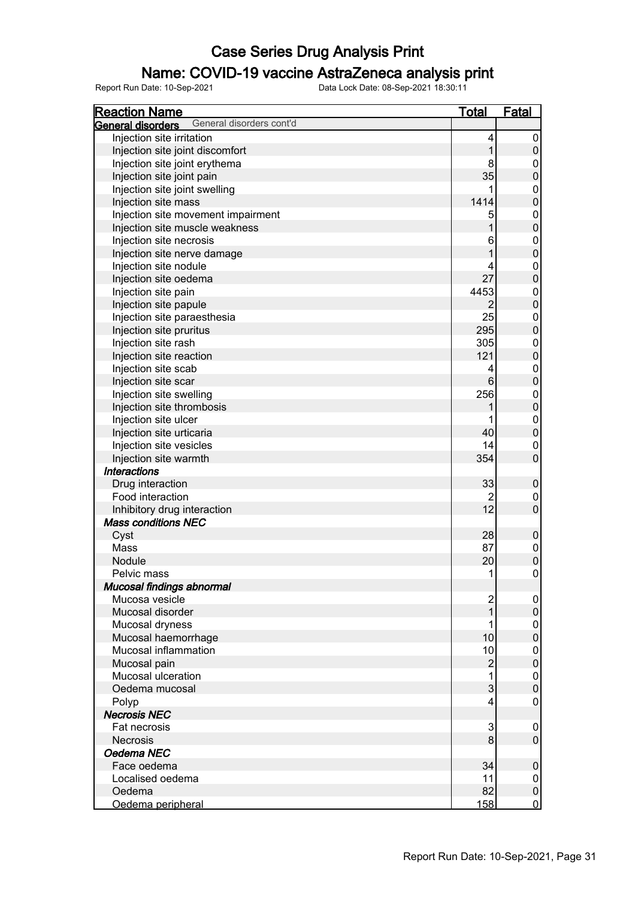# Case Series Drug Analysis Print

## Name: COVID-19 vaccine AstraZeneca analysis print

Report Run Date: 10-Sep-2021 Data Lock Date: 08-Sep-2021 18:30:11

| Reaction Name | Total | Fatal |
|---|---|---|
| **General disorders** General disorders cont'd | | |
| Injection site irritation | 4 | 0 |
| Injection site joint discomfort | 1 | 0 |
| Injection site joint erythema | 8 | 0 |
| Injection site joint pain | 35 | 0 |
| Injection site joint swelling | 1 | 0 |
| Injection site mass | 1414 | 0 |
| Injection site movement impairment | 5 | 0 |
| Injection site muscle weakness | 1 | 0 |
| Injection site necrosis | 6 | 0 |
| Injection site nerve damage | 1 | 0 |
| Injection site nodule | 4 | 0 |
| Injection site oedema | 27 | 0 |
| Injection site pain | 4453 | 0 |
| Injection site papule | 2 | 0 |
| Injection site paraesthesia | 25 | 0 |
| Injection site pruritus | 295 | 0 |
| Injection site rash | 305 | 0 |
| Injection site reaction | 121 | 0 |
| Injection site scab | 4 | 0 |
| Injection site scar | 6 | 0 |
| Injection site swelling | 256 | 0 |
| Injection site thrombosis | 1 | 0 |
| Injection site ulcer | 1 | 0 |
| Injection site urticaria | 40 | 0 |
| Injection site vesicles | 14 | 0 |
| Injection site warmth | 354 | 0 |
| ***Interactions*** | | |
| Drug interaction | 33 | 0 |
| Food interaction | 2 | 0 |
| Inhibitory drug interaction | 12 | 0 |
| ***Mass conditions NEC*** | | |
| Cyst | 28 | 0 |
| Mass | 87 | 0 |
| Nodule | 20 | 0 |
| Pelvic mass | 1 | 0 |
| ***Mucosal findings abnormal*** | | |
| Mucosa vesicle | 2 | 0 |
| Mucosal disorder | 1 | 0 |
| Mucosal dryness | 1 | 0 |
| Mucosal haemorrhage | 10 | 0 |
| Mucosal inflammation | 10 | 0 |
| Mucosal pain | 2 | 0 |
| Mucosal ulceration | 1 | 0 |
| Oedema mucosal | 3 | 0 |
| Polyp | 4 | 0 |
| ***Necrosis NEC*** | | |
| Fat necrosis | 3 | 0 |
| Necrosis | 8 | 0 |
| ***Oedema NEC*** | | |
| Face oedema | 34 | 0 |
| Localised oedema | 11 | 0 |
| Oedema | 82 | 0 |
| Oedema peripheral | 158 | 0 |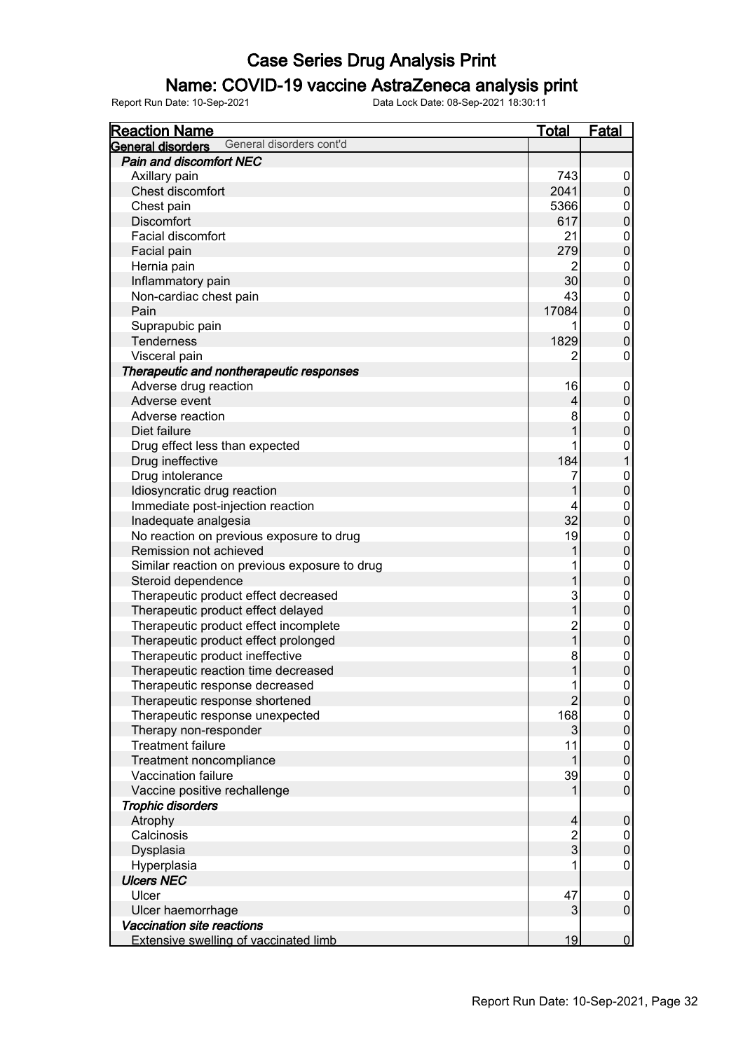# Case Series Drug Analysis Print

## Name: COVID-19 vaccine AstraZeneca analysis print

Report Run Date: 10-Sep-2021     Data Lock Date: 08-Sep-2021 18:30:11

| Reaction Name | Total | Fatal |
|---|---|---|
| **General disorders** General disorders cont'd | | |
| ***Pain and discomfort NEC*** | | |
| Axillary pain | 743 | 0 |
| Chest discomfort | 2041 | 0 |
| Chest pain | 5366 | 0 |
| Discomfort | 617 | 0 |
| Facial discomfort | 21 | 0 |
| Facial pain | 279 | 0 |
| Hernia pain | 2 | 0 |
| Inflammatory pain | 30 | 0 |
| Non-cardiac chest pain | 43 | 0 |
| Pain | 17084 | 0 |
| Suprapubic pain | 1 | 0 |
| Tenderness | 1829 | 0 |
| Visceral pain | 2 | 0 |
| ***Therapeutic and nontherapeutic responses*** | | |
| Adverse drug reaction | 16 | 0 |
| Adverse event | 4 | 0 |
| Adverse reaction | 8 | 0 |
| Diet failure | 1 | 0 |
| Drug effect less than expected | 1 | 0 |
| Drug ineffective | 184 | 1 |
| Drug intolerance | 7 | 0 |
| Idiosyncratic drug reaction | 1 | 0 |
| Immediate post-injection reaction | 4 | 0 |
| Inadequate analgesia | 32 | 0 |
| No reaction on previous exposure to drug | 19 | 0 |
| Remission not achieved | 1 | 0 |
| Similar reaction on previous exposure to drug | 1 | 0 |
| Steroid dependence | 1 | 0 |
| Therapeutic product effect decreased | 3 | 0 |
| Therapeutic product effect delayed | 1 | 0 |
| Therapeutic product effect incomplete | 2 | 0 |
| Therapeutic product effect prolonged | 1 | 0 |
| Therapeutic product ineffective | 8 | 0 |
| Therapeutic reaction time decreased | 1 | 0 |
| Therapeutic response decreased | 1 | 0 |
| Therapeutic response shortened | 2 | 0 |
| Therapeutic response unexpected | 168 | 0 |
| Therapy non-responder | 3 | 0 |
| Treatment failure | 11 | 0 |
| Treatment noncompliance | 1 | 0 |
| Vaccination failure | 39 | 0 |
| Vaccine positive rechallenge | 1 | 0 |
| ***Trophic disorders*** | | |
| Atrophy | 4 | 0 |
| Calcinosis | 2 | 0 |
| Dysplasia | 3 | 0 |
| Hyperplasia | 1 | 0 |
| ***Ulcers NEC*** | | |
| Ulcer | 47 | 0 |
| Ulcer haemorrhage | 3 | 0 |
| ***Vaccination site reactions*** | | |
| Extensive swelling of vaccinated limb | 19 | 0 |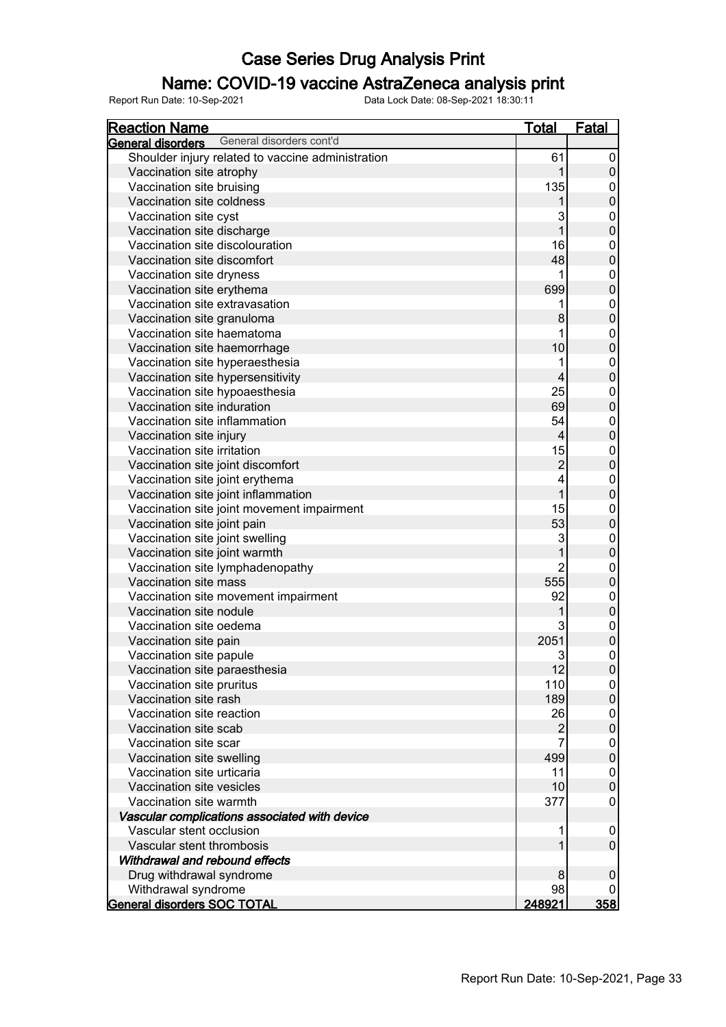# Case Series Drug Analysis Print

## Name: COVID-19 vaccine AstraZeneca analysis print

Report Run Date: 10-Sep-2021    Data Lock Date: 08-Sep-2021 18:30:11

| Reaction Name | Total | Fatal |
|---|---|---|
| **General disorders** General disorders cont'd | | |
| Shoulder injury related to vaccine administration | 61 | 0 |
| Vaccination site atrophy | 1 | 0 |
| Vaccination site bruising | 135 | 0 |
| Vaccination site coldness | 1 | 0 |
| Vaccination site cyst | 3 | 0 |
| Vaccination site discharge | 1 | 0 |
| Vaccination site discolouration | 16 | 0 |
| Vaccination site discomfort | 48 | 0 |
| Vaccination site dryness | 1 | 0 |
| Vaccination site erythema | 699 | 0 |
| Vaccination site extravasation | 1 | 0 |
| Vaccination site granuloma | 8 | 0 |
| Vaccination site haematoma | 1 | 0 |
| Vaccination site haemorrhage | 10 | 0 |
| Vaccination site hyperaesthesia | 1 | 0 |
| Vaccination site hypersensitivity | 4 | 0 |
| Vaccination site hypoaesthesia | 25 | 0 |
| Vaccination site induration | 69 | 0 |
| Vaccination site inflammation | 54 | 0 |
| Vaccination site injury | 4 | 0 |
| Vaccination site irritation | 15 | 0 |
| Vaccination site joint discomfort | 2 | 0 |
| Vaccination site joint erythema | 4 | 0 |
| Vaccination site joint inflammation | 1 | 0 |
| Vaccination site joint movement impairment | 15 | 0 |
| Vaccination site joint pain | 53 | 0 |
| Vaccination site joint swelling | 3 | 0 |
| Vaccination site joint warmth | 1 | 0 |
| Vaccination site lymphadenopathy | 2 | 0 |
| Vaccination site mass | 555 | 0 |
| Vaccination site movement impairment | 92 | 0 |
| Vaccination site nodule | 1 | 0 |
| Vaccination site oedema | 3 | 0 |
| Vaccination site pain | 2051 | 0 |
| Vaccination site papule | 3 | 0 |
| Vaccination site paraesthesia | 12 | 0 |
| Vaccination site pruritus | 110 | 0 |
| Vaccination site rash | 189 | 0 |
| Vaccination site reaction | 26 | 0 |
| Vaccination site scab | 2 | 0 |
| Vaccination site scar | 7 | 0 |
| Vaccination site swelling | 499 | 0 |
| Vaccination site urticaria | 11 | 0 |
| Vaccination site vesicles | 10 | 0 |
| Vaccination site warmth | 377 | 0 |
| ***Vascular complications associated with device*** | | |
| Vascular stent occlusion | 1 | 0 |
| Vascular stent thrombosis | 1 | 0 |
| ***Withdrawal and rebound effects*** | | |
| Drug withdrawal syndrome | 8 | 0 |
| Withdrawal syndrome | 98 | 0 |
| **General disorders SOC TOTAL** | **248921** | **358** |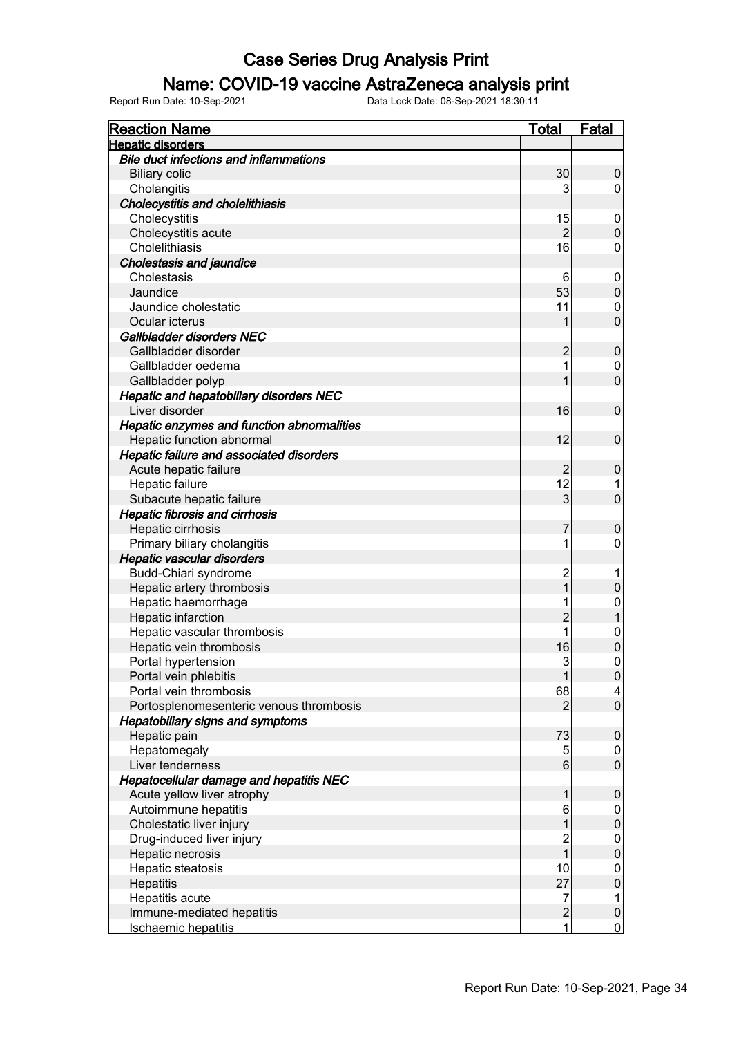# Case Series Drug Analysis Print

## Name: COVID-19 vaccine AstraZeneca analysis print

Report Run Date: 10-Sep-2021    Data Lock Date: 08-Sep-2021 18:30:11

| Reaction Name | Total | Fatal |
|---|---|---|
| **Hepatic disorders** | | |
| ***Bile duct infections and inflammations*** | | |
| Biliary colic | 30 | 0 |
| Cholangitis | 3 | 0 |
| ***Cholecystitis and cholelithiasis*** | | |
| Cholecystitis | 15 | 0 |
| Cholecystitis acute | 2 | 0 |
| Cholelithiasis | 16 | 0 |
| ***Cholestasis and jaundice*** | | |
| Cholestasis | 6 | 0 |
| Jaundice | 53 | 0 |
| Jaundice cholestatic | 11 | 0 |
| Ocular icterus | 1 | 0 |
| ***Gallbladder disorders NEC*** | | |
| Gallbladder disorder | 2 | 0 |
| Gallbladder oedema | 1 | 0 |
| Gallbladder polyp | 1 | 0 |
| ***Hepatic and hepatobiliary disorders NEC*** | | |
| Liver disorder | 16 | 0 |
| ***Hepatic enzymes and function abnormalities*** | | |
| Hepatic function abnormal | 12 | 0 |
| ***Hepatic failure and associated disorders*** | | |
| Acute hepatic failure | 2 | 0 |
| Hepatic failure | 12 | 1 |
| Subacute hepatic failure | 3 | 0 |
| ***Hepatic fibrosis and cirrhosis*** | | |
| Hepatic cirrhosis | 7 | 0 |
| Primary biliary cholangitis | 1 | 0 |
| ***Hepatic vascular disorders*** | | |
| Budd-Chiari syndrome | 2 | 1 |
| Hepatic artery thrombosis | 1 | 0 |
| Hepatic haemorrhage | 1 | 0 |
| Hepatic infarction | 2 | 1 |
| Hepatic vascular thrombosis | 1 | 0 |
| Hepatic vein thrombosis | 16 | 0 |
| Portal hypertension | 3 | 0 |
| Portal vein phlebitis | 1 | 0 |
| Portal vein thrombosis | 68 | 4 |
| Portosplenomesenteric venous thrombosis | 2 | 0 |
| ***Hepatobiliary signs and symptoms*** | | |
| Hepatic pain | 73 | 0 |
| Hepatomegaly | 5 | 0 |
| Liver tenderness | 6 | 0 |
| ***Hepatocellular damage and hepatitis NEC*** | | |
| Acute yellow liver atrophy | 1 | 0 |
| Autoimmune hepatitis | 6 | 0 |
| Cholestatic liver injury | 1 | 0 |
| Drug-induced liver injury | 2 | 0 |
| Hepatic necrosis | 1 | 0 |
| Hepatic steatosis | 10 | 0 |
| Hepatitis | 27 | 0 |
| Hepatitis acute | 7 | 1 |
| Immune-mediated hepatitis | 2 | 0 |
| Ischaemic hepatitis | 1 | 0 |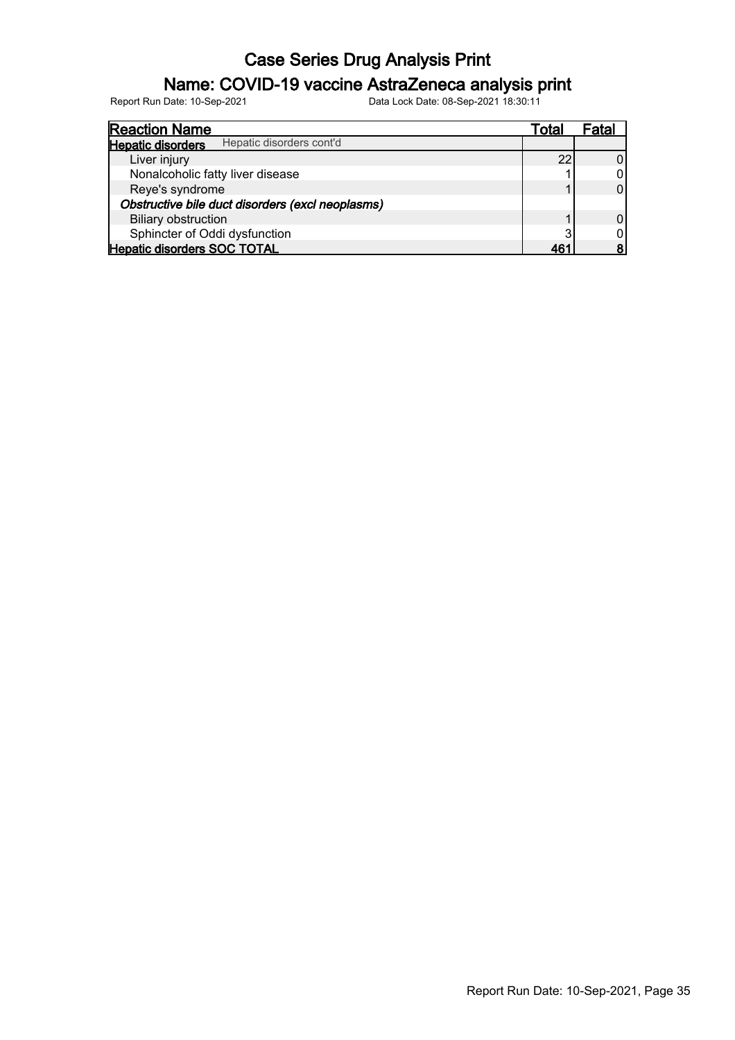# Case Series Drug Analysis Print

## Name: COVID-19 vaccine AstraZeneca analysis print

Report Run Date: 10-Sep-2021 Data Lock Date: 08-Sep-2021 18:30:11

| Reaction Name | Total | Fatal |
|---|---|---|
| **Hepatic disorders** Hepatic disorders cont'd | | |
| Liver injury | 22 | 0 |
| Nonalcoholic fatty liver disease | 1 | 0 |
| Reye's syndrome | 1 | 0 |
| ***Obstructive bile duct disorders (excl neoplasms)*** | | |
| Biliary obstruction | 1 | 0 |
| Sphincter of Oddi dysfunction | 3 | 0 |
| **Hepatic disorders SOC TOTAL** | **461** | **8** |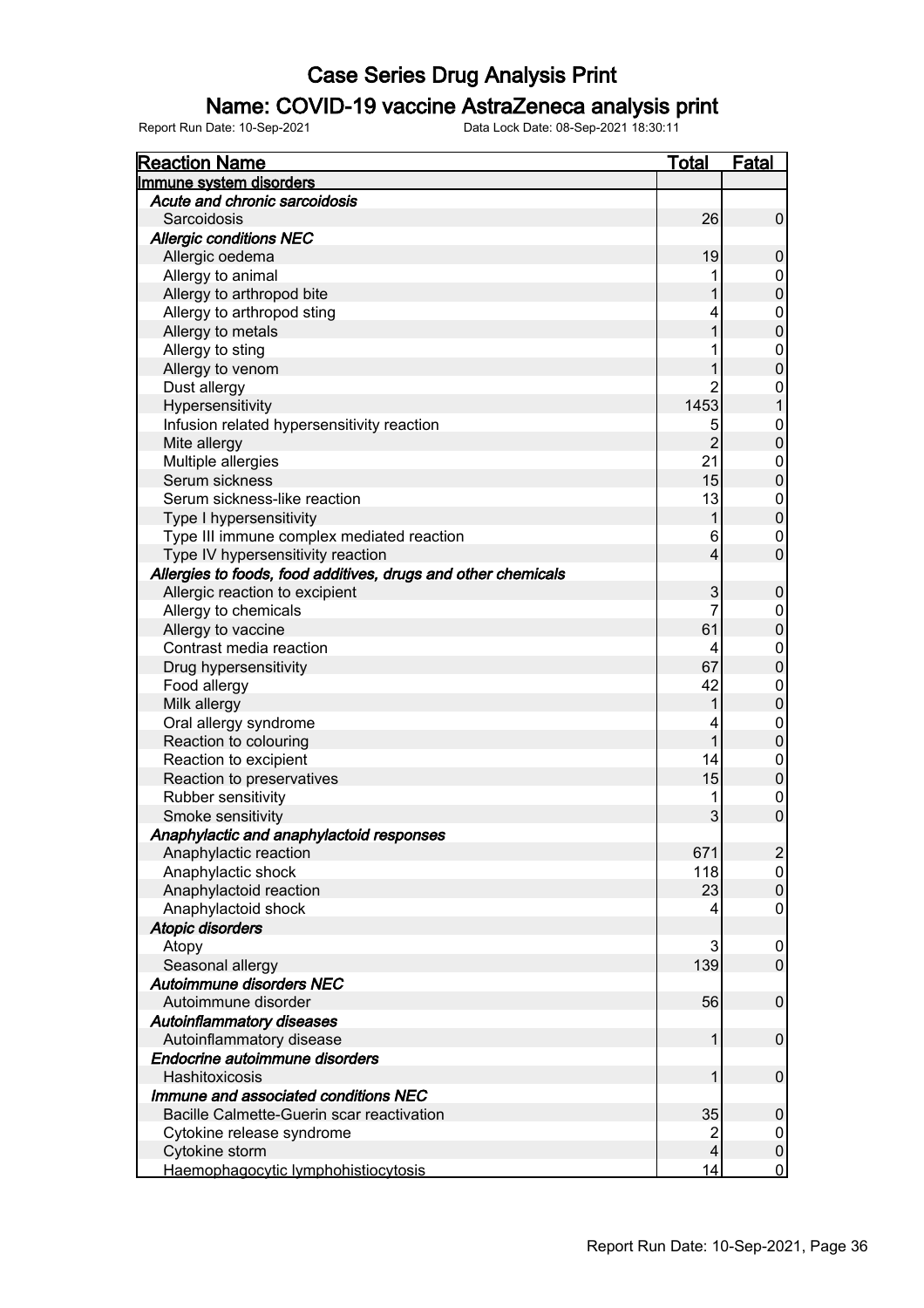# Case Series Drug Analysis Print

## Name: COVID-19 vaccine AstraZeneca analysis print

Report Run Date: 10-Sep-2021 Data Lock Date: 08-Sep-2021 18:30:11

| Reaction Name | Total | Fatal |
|---|---|---|
| **Immune system disorders** | | |
| *Acute and chronic sarcoidosis* | | |
| Sarcoidosis | 26 | 0 |
| *Allergic conditions NEC* | | |
| Allergic oedema | 19 | 0 |
| Allergy to animal | 1 | 0 |
| Allergy to arthropod bite | 1 | 0 |
| Allergy to arthropod sting | 4 | 0 |
| Allergy to metals | 1 | 0 |
| Allergy to sting | 1 | 0 |
| Allergy to venom | 1 | 0 |
| Dust allergy | 2 | 0 |
| Hypersensitivity | 1453 | 1 |
| Infusion related hypersensitivity reaction | 5 | 0 |
| Mite allergy | 2 | 0 |
| Multiple allergies | 21 | 0 |
| Serum sickness | 15 | 0 |
| Serum sickness-like reaction | 13 | 0 |
| Type I hypersensitivity | 1 | 0 |
| Type III immune complex mediated reaction | 6 | 0 |
| Type IV hypersensitivity reaction | 4 | 0 |
| *Allergies to foods, food additives, drugs and other chemicals* | | |
| Allergic reaction to excipient | 3 | 0 |
| Allergy to chemicals | 7 | 0 |
| Allergy to vaccine | 61 | 0 |
| Contrast media reaction | 4 | 0 |
| Drug hypersensitivity | 67 | 0 |
| Food allergy | 42 | 0 |
| Milk allergy | 1 | 0 |
| Oral allergy syndrome | 4 | 0 |
| Reaction to colouring | 1 | 0 |
| Reaction to excipient | 14 | 0 |
| Reaction to preservatives | 15 | 0 |
| Rubber sensitivity | 1 | 0 |
| Smoke sensitivity | 3 | 0 |
| *Anaphylactic and anaphylactoid responses* | | |
| Anaphylactic reaction | 671 | 2 |
| Anaphylactic shock | 118 | 0 |
| Anaphylactoid reaction | 23 | 0 |
| Anaphylactoid shock | 4 | 0 |
| *Atopic disorders* | | |
| Atopy | 3 | 0 |
| Seasonal allergy | 139 | 0 |
| *Autoimmune disorders NEC* | | |
| Autoimmune disorder | 56 | 0 |
| *Autoinflammatory diseases* | | |
| Autoinflammatory disease | 1 | 0 |
| *Endocrine autoimmune disorders* | | |
| Hashitoxicosis | 1 | 0 |
| *Immune and associated conditions NEC* | | |
| Bacille Calmette-Guerin scar reactivation | 35 | 0 |
| Cytokine release syndrome | 2 | 0 |
| Cytokine storm | 4 | 0 |
| Haemophagocytic lymphohistiocytosis | 14 | 0 |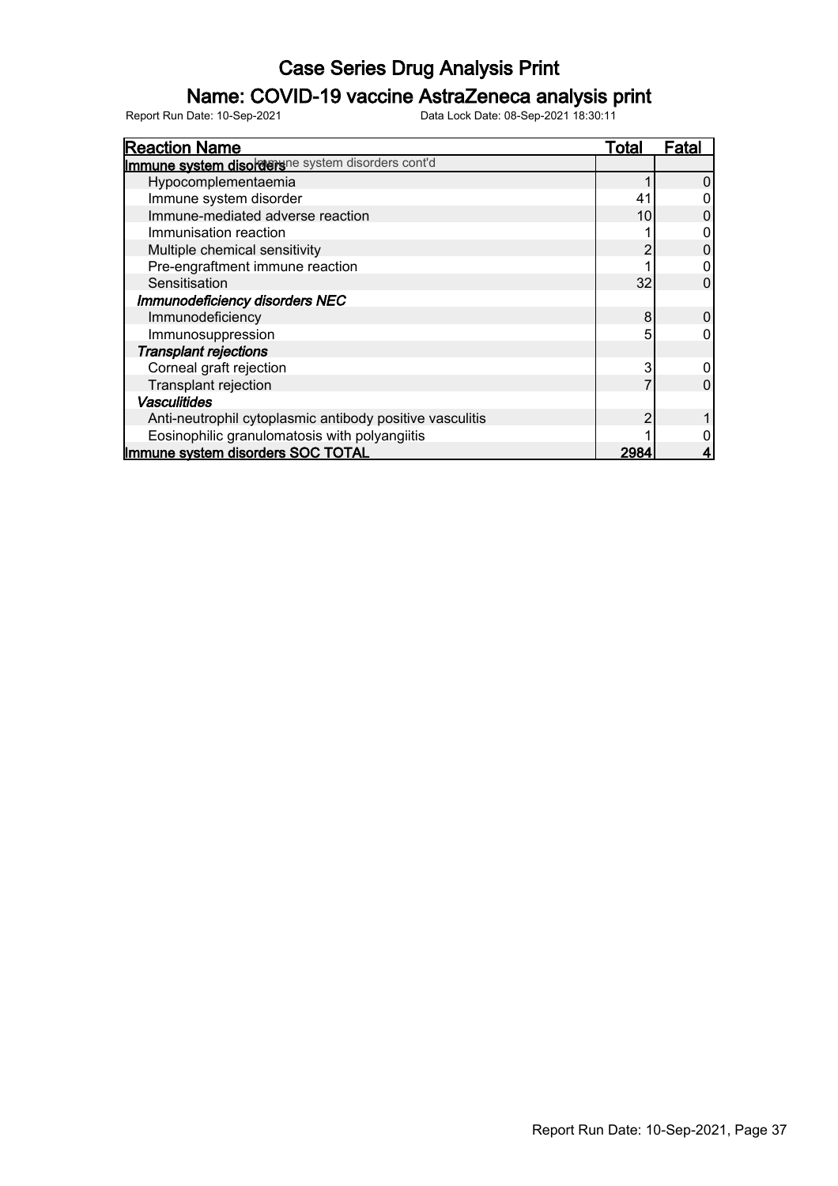# Case Series Drug Analysis Print

## Name: COVID-19 vaccine AstraZeneca analysis print

Report Run Date: 10-Sep-2021 Data Lock Date: 08-Sep-2021 18:30:11

| Reaction Name | Total | Fatal |
|---|---|---|
| **Immune system disorders** Immune system disorders cont'd | | |
| Hypocomplementaemia | 1 | 0 |
| Immune system disorder | 41 | 0 |
| Immune-mediated adverse reaction | 10 | 0 |
| Immunisation reaction | 1 | 0 |
| Multiple chemical sensitivity | 2 | 0 |
| Pre-engraftment immune reaction | 1 | 0 |
| Sensitisation | 32 | 0 |
| ***Immunodeficiency disorders NEC*** | | |
| Immunodeficiency | 8 | 0 |
| Immunosuppression | 5 | 0 |
| ***Transplant rejections*** | | |
| Corneal graft rejection | 3 | 0 |
| Transplant rejection | 7 | 0 |
| ***Vasculitides*** | | |
| Anti-neutrophil cytoplasmic antibody positive vasculitis | 2 | 1 |
| Eosinophilic granulomatosis with polyangiitis | 1 | 0 |
| **Immune system disorders SOC TOTAL** | **2984** | **4** |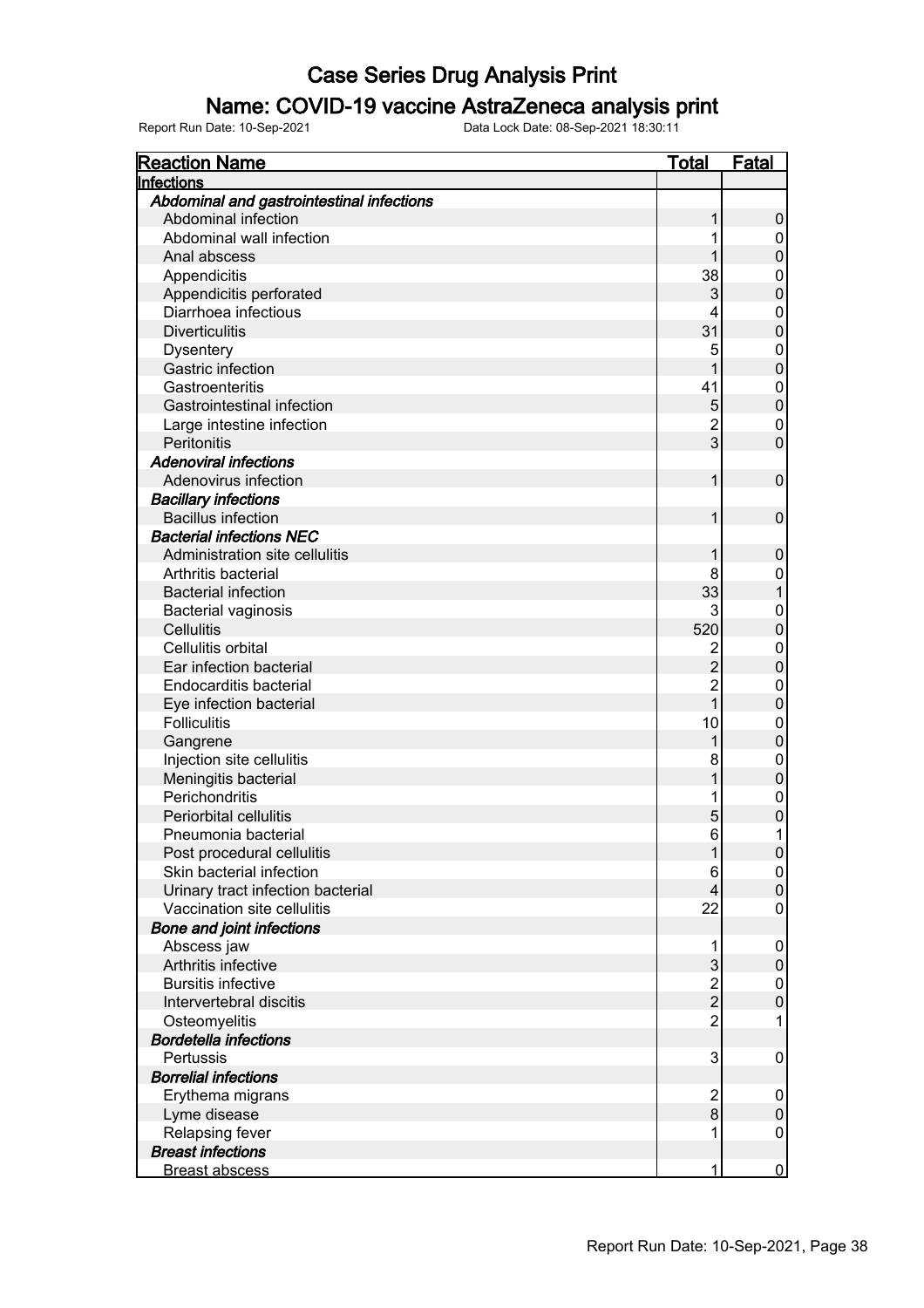# Case Series Drug Analysis Print

## Name: COVID-19 vaccine AstraZeneca analysis print

Report Run Date: 10-Sep-2021 Data Lock Date: 08-Sep-2021 18:30:11

| Reaction Name | Total | Fatal |
|---|---|---|
| **Infections** | | |
| ***Abdominal and gastrointestinal infections*** | | |
| Abdominal infection | 1 | 0 |
| Abdominal wall infection | 1 | 0 |
| Anal abscess | 1 | 0 |
| Appendicitis | 38 | 0 |
| Appendicitis perforated | 3 | 0 |
| Diarrhoea infectious | 4 | 0 |
| Diverticulitis | 31 | 0 |
| Dysentery | 5 | 0 |
| Gastric infection | 1 | 0 |
| Gastroenteritis | 41 | 0 |
| Gastrointestinal infection | 5 | 0 |
| Large intestine infection | 2 | 0 |
| Peritonitis | 3 | 0 |
| ***Adenoviral infections*** | | |
| Adenovirus infection | 1 | 0 |
| ***Bacillary infections*** | | |
| Bacillus infection | 1 | 0 |
| ***Bacterial infections NEC*** | | |
| Administration site cellulitis | 1 | 0 |
| Arthritis bacterial | 8 | 0 |
| Bacterial infection | 33 | 1 |
| Bacterial vaginosis | 3 | 0 |
| Cellulitis | 520 | 0 |
| Cellulitis orbital | 2 | 0 |
| Ear infection bacterial | 2 | 0 |
| Endocarditis bacterial | 2 | 0 |
| Eye infection bacterial | 1 | 0 |
| Folliculitis | 10 | 0 |
| Gangrene | 1 | 0 |
| Injection site cellulitis | 8 | 0 |
| Meningitis bacterial | 1 | 0 |
| Perichondritis | 1 | 0 |
| Periorbital cellulitis | 5 | 0 |
| Pneumonia bacterial | 6 | 1 |
| Post procedural cellulitis | 1 | 0 |
| Skin bacterial infection | 6 | 0 |
| Urinary tract infection bacterial | 4 | 0 |
| Vaccination site cellulitis | 22 | 0 |
| ***Bone and joint infections*** | | |
| Abscess jaw | 1 | 0 |
| Arthritis infective | 3 | 0 |
| Bursitis infective | 2 | 0 |
| Intervertebral discitis | 2 | 0 |
| Osteomyelitis | 2 | 1 |
| ***Bordetella infections*** | | |
| Pertussis | 3 | 0 |
| ***Borrelial infections*** | | |
| Erythema migrans | 2 | 0 |
| Lyme disease | 8 | 0 |
| Relapsing fever | 1 | 0 |
| ***Breast infections*** | | |
| Breast abscess | 1 | 0 |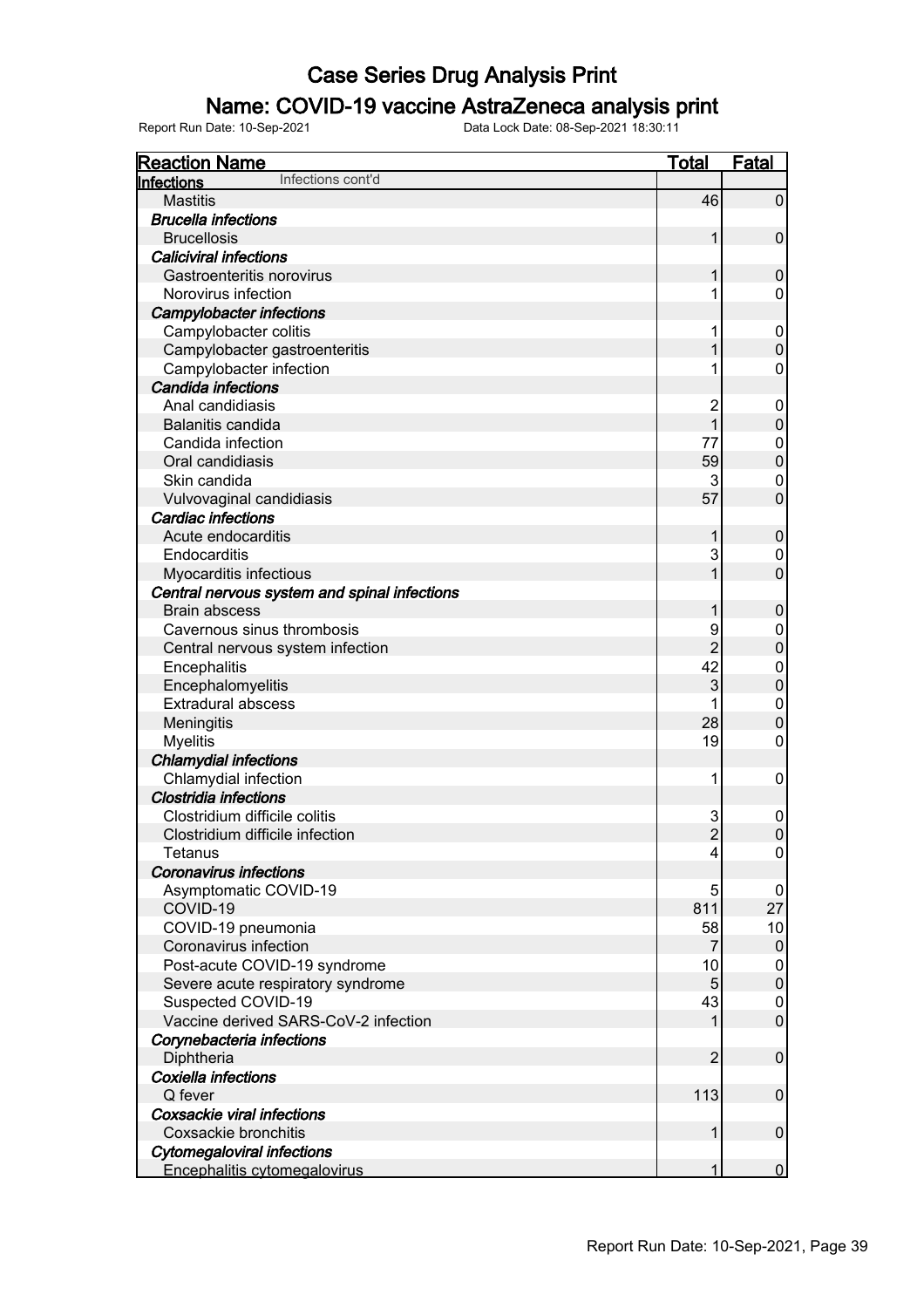# Case Series Drug Analysis Print

## Name: COVID-19 vaccine AstraZeneca analysis print

Report Run Date: 10-Sep-2021 Data Lock Date: 08-Sep-2021 18:30:11

| Reaction Name | Total | Fatal |
|---|---|---|
| **Infections** Infections cont'd | | |
| Mastitis | 46 | 0 |
| ***Brucella infections*** | | |
| Brucellosis | 1 | 0 |
| ***Caliciviral infections*** | | |
| Gastroenteritis norovirus | 1 | 0 |
| Norovirus infection | 1 | 0 |
| ***Campylobacter infections*** | | |
| Campylobacter colitis | 1 | 0 |
| Campylobacter gastroenteritis | 1 | 0 |
| Campylobacter infection | 1 | 0 |
| ***Candida infections*** | | |
| Anal candidiasis | 2 | 0 |
| Balanitis candida | 1 | 0 |
| Candida infection | 77 | 0 |
| Oral candidiasis | 59 | 0 |
| Skin candida | 3 | 0 |
| Vulvovaginal candidiasis | 57 | 0 |
| ***Cardiac infections*** | | |
| Acute endocarditis | 1 | 0 |
| Endocarditis | 3 | 0 |
| Myocarditis infectious | 1 | 0 |
| ***Central nervous system and spinal infections*** | | |
| Brain abscess | 1 | 0 |
| Cavernous sinus thrombosis | 9 | 0 |
| Central nervous system infection | 2 | 0 |
| Encephalitis | 42 | 0 |
| Encephalomyelitis | 3 | 0 |
| Extradural abscess | 1 | 0 |
| Meningitis | 28 | 0 |
| Myelitis | 19 | 0 |
| ***Chlamydial infections*** | | |
| Chlamydial infection | 1 | 0 |
| ***Clostridia infections*** | | |
| Clostridium difficile colitis | 3 | 0 |
| Clostridium difficile infection | 2 | 0 |
| Tetanus | 4 | 0 |
| ***Coronavirus infections*** | | |
| Asymptomatic COVID-19 | 5 | 0 |
| COVID-19 | 811 | 27 |
| COVID-19 pneumonia | 58 | 10 |
| Coronavirus infection | 7 | 0 |
| Post-acute COVID-19 syndrome | 10 | 0 |
| Severe acute respiratory syndrome | 5 | 0 |
| Suspected COVID-19 | 43 | 0 |
| Vaccine derived SARS-CoV-2 infection | 1 | 0 |
| ***Corynebacteria infections*** | | |
| Diphtheria | 2 | 0 |
| ***Coxiella infections*** | | |
| Q fever | 113 | 0 |
| ***Coxsackie viral infections*** | | |
| Coxsackie bronchitis | 1 | 0 |
| ***Cytomegaloviral infections*** | | |
| Encephalitis cytomegalovirus | 1 | 0 |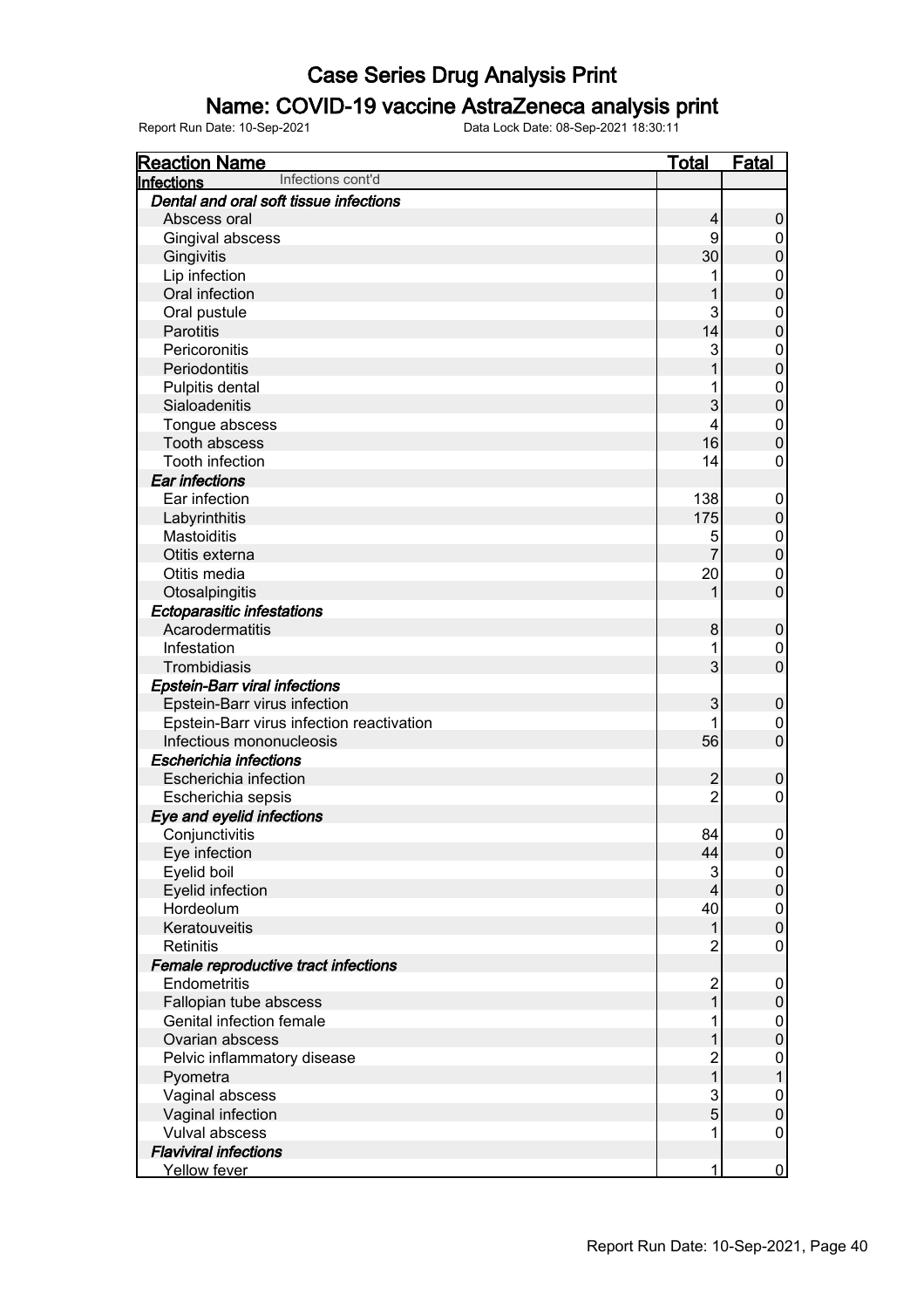# Case Series Drug Analysis Print

## Name: COVID-19 vaccine AstraZeneca analysis print

Report Run Date: 10-Sep-2021    Data Lock Date: 08-Sep-2021 18:30:11

| Reaction Name | Total | Fatal |
|---|---|---|
| **Infections** Infections cont'd | | |
| ***Dental and oral soft tissue infections*** | | |
| Abscess oral | 4 | 0 |
| Gingival abscess | 9 | 0 |
| Gingivitis | 30 | 0 |
| Lip infection | 1 | 0 |
| Oral infection | 1 | 0 |
| Oral pustule | 3 | 0 |
| Parotitis | 14 | 0 |
| Pericoronitis | 3 | 0 |
| Periodontitis | 1 | 0 |
| Pulpitis dental | 1 | 0 |
| Sialoadenitis | 3 | 0 |
| Tongue abscess | 4 | 0 |
| Tooth abscess | 16 | 0 |
| Tooth infection | 14 | 0 |
| ***Ear infections*** | | |
| Ear infection | 138 | 0 |
| Labyrinthitis | 175 | 0 |
| Mastoiditis | 5 | 0 |
| Otitis externa | 7 | 0 |
| Otitis media | 20 | 0 |
| Otosalpingitis | 1 | 0 |
| ***Ectoparasitic infestations*** | | |
| Acarodermatitis | 8 | 0 |
| Infestation | 1 | 0 |
| Trombidiasis | 3 | 0 |
| ***Epstein-Barr viral infections*** | | |
| Epstein-Barr virus infection | 3 | 0 |
| Epstein-Barr virus infection reactivation | 1 | 0 |
| Infectious mononucleosis | 56 | 0 |
| ***Escherichia infections*** | | |
| Escherichia infection | 2 | 0 |
| Escherichia sepsis | 2 | 0 |
| ***Eye and eyelid infections*** | | |
| Conjunctivitis | 84 | 0 |
| Eye infection | 44 | 0 |
| Eyelid boil | 3 | 0 |
| Eyelid infection | 4 | 0 |
| Hordeolum | 40 | 0 |
| Keratouveitis | 1 | 0 |
| Retinitis | 2 | 0 |
| ***Female reproductive tract infections*** | | |
| Endometritis | 2 | 0 |
| Fallopian tube abscess | 1 | 0 |
| Genital infection female | 1 | 0 |
| Ovarian abscess | 1 | 0 |
| Pelvic inflammatory disease | 2 | 0 |
| Pyometra | 1 | 1 |
| Vaginal abscess | 3 | 0 |
| Vaginal infection | 5 | 0 |
| Vulval abscess | 1 | 0 |
| ***Flaviviral infections*** | | |
| Yellow fever | 1 | 0 |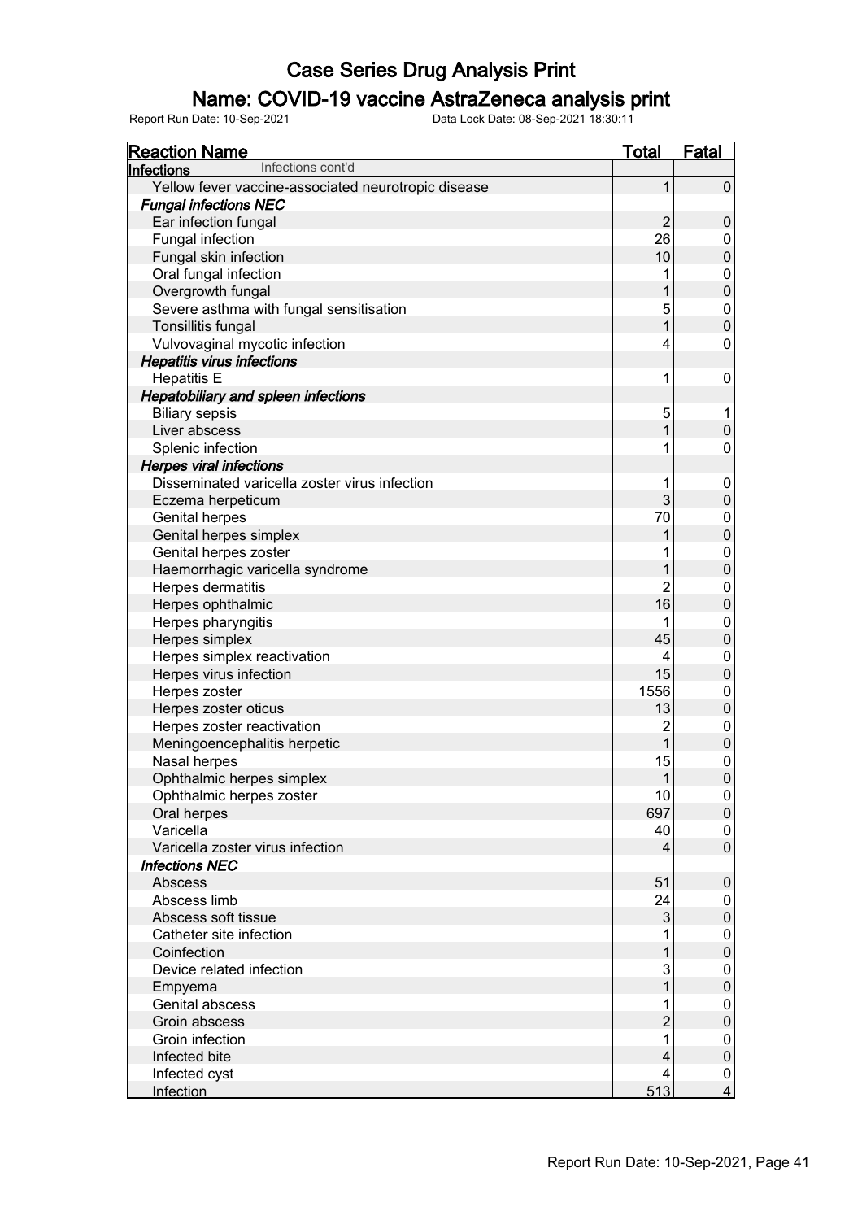# Case Series Drug Analysis Print

## Name: COVID-19 vaccine AstraZeneca analysis print

Report Run Date: 10-Sep-2021 Data Lock Date: 08-Sep-2021 18:30:11

| Reaction Name | Total | Fatal |
|---|---|---|
| **Infections** Infections cont'd | | |
| Yellow fever vaccine-associated neurotropic disease | 1 | 0 |
| ***Fungal infections NEC*** | | |
| Ear infection fungal | 2 | 0 |
| Fungal infection | 26 | 0 |
| Fungal skin infection | 10 | 0 |
| Oral fungal infection | 1 | 0 |
| Overgrowth fungal | 1 | 0 |
| Severe asthma with fungal sensitisation | 5 | 0 |
| Tonsillitis fungal | 1 | 0 |
| Vulvovaginal mycotic infection | 4 | 0 |
| ***Hepatitis virus infections*** | | |
| Hepatitis E | 1 | 0 |
| ***Hepatobiliary and spleen infections*** | | |
| Biliary sepsis | 5 | 1 |
| Liver abscess | 1 | 0 |
| Splenic infection | 1 | 0 |
| ***Herpes viral infections*** | | |
| Disseminated varicella zoster virus infection | 1 | 0 |
| Eczema herpeticum | 3 | 0 |
| Genital herpes | 70 | 0 |
| Genital herpes simplex | 1 | 0 |
| Genital herpes zoster | 1 | 0 |
| Haemorrhagic varicella syndrome | 1 | 0 |
| Herpes dermatitis | 2 | 0 |
| Herpes ophthalmic | 16 | 0 |
| Herpes pharyngitis | 1 | 0 |
| Herpes simplex | 45 | 0 |
| Herpes simplex reactivation | 4 | 0 |
| Herpes virus infection | 15 | 0 |
| Herpes zoster | 1556 | 0 |
| Herpes zoster oticus | 13 | 0 |
| Herpes zoster reactivation | 2 | 0 |
| Meningoencephalitis herpetic | 1 | 0 |
| Nasal herpes | 15 | 0 |
| Ophthalmic herpes simplex | 1 | 0 |
| Ophthalmic herpes zoster | 10 | 0 |
| Oral herpes | 697 | 0 |
| Varicella | 40 | 0 |
| Varicella zoster virus infection | 4 | 0 |
| ***Infections NEC*** | | |
| Abscess | 51 | 0 |
| Abscess limb | 24 | 0 |
| Abscess soft tissue | 3 | 0 |
| Catheter site infection | 1 | 0 |
| Coinfection | 1 | 0 |
| Device related infection | 3 | 0 |
| Empyema | 1 | 0 |
| Genital abscess | 1 | 0 |
| Groin abscess | 2 | 0 |
| Groin infection | 1 | 0 |
| Infected bite | 4 | 0 |
| Infected cyst | 4 | 0 |
| Infection | 513 | 4 |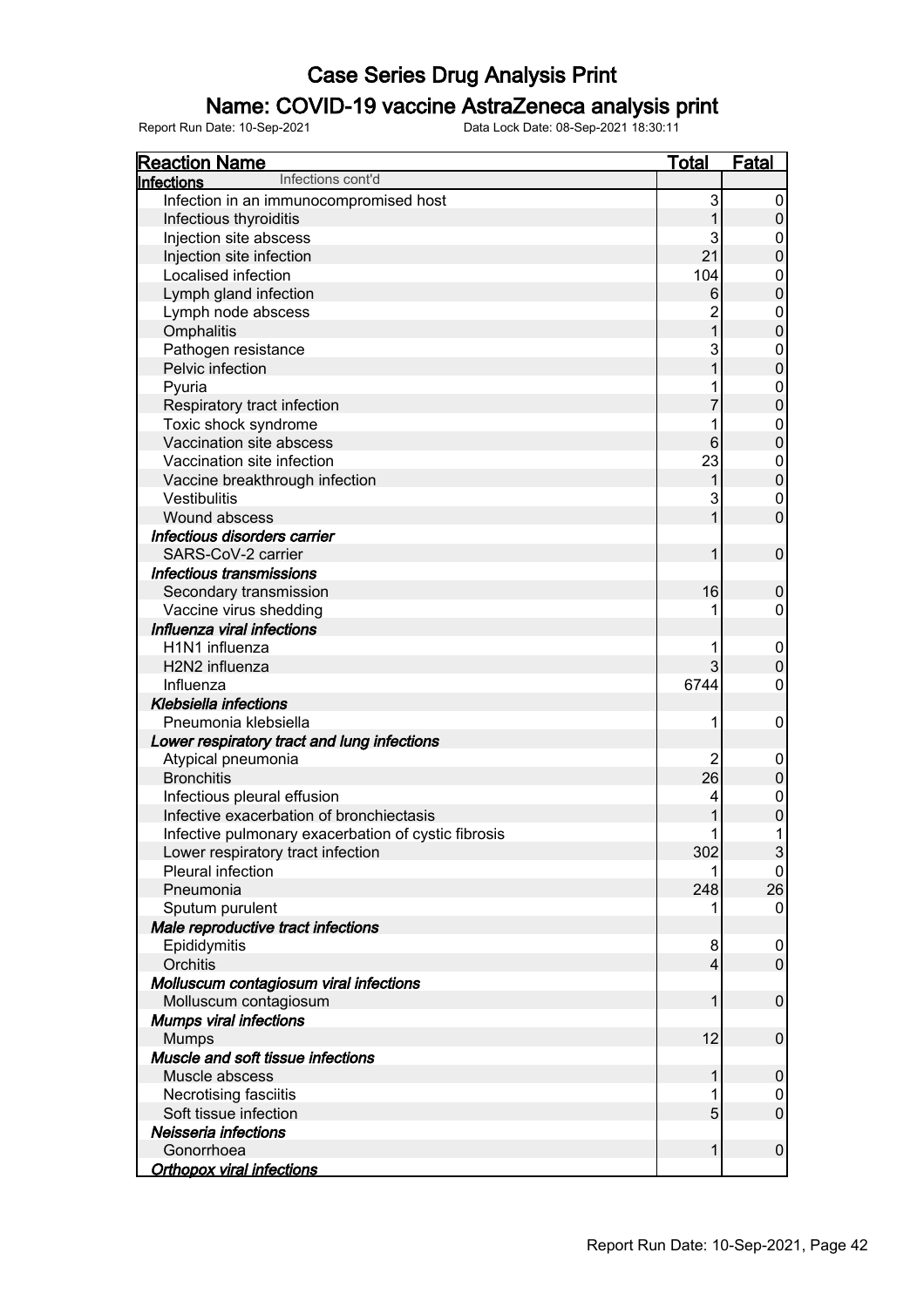# Case Series Drug Analysis Print

## Name: COVID-19 vaccine AstraZeneca analysis print

Report Run Date: 10-Sep-2021 Data Lock Date: 08-Sep-2021 18:30:11

| Reaction Name | Total | Fatal |
|---|---|---|
| **Infections** Infections cont'd | | |
| Infection in an immunocompromised host | 3 | 0 |
| Infectious thyroiditis | 1 | 0 |
| Injection site abscess | 3 | 0 |
| Injection site infection | 21 | 0 |
| Localised infection | 104 | 0 |
| Lymph gland infection | 6 | 0 |
| Lymph node abscess | 2 | 0 |
| Omphalitis | 1 | 0 |
| Pathogen resistance | 3 | 0 |
| Pelvic infection | 1 | 0 |
| Pyuria | 1 | 0 |
| Respiratory tract infection | 7 | 0 |
| Toxic shock syndrome | 1 | 0 |
| Vaccination site abscess | 6 | 0 |
| Vaccination site infection | 23 | 0 |
| Vaccine breakthrough infection | 1 | 0 |
| Vestibulitis | 3 | 0 |
| Wound abscess | 1 | 0 |
| ***Infectious disorders carrier*** | | |
| SARS-CoV-2 carrier | 1 | 0 |
| ***Infectious transmissions*** | | |
| Secondary transmission | 16 | 0 |
| Vaccine virus shedding | 1 | 0 |
| ***Influenza viral infections*** | | |
| H1N1 influenza | 1 | 0 |
| H2N2 influenza | 3 | 0 |
| Influenza | 6744 | 0 |
| ***Klebsiella infections*** | | |
| Pneumonia klebsiella | 1 | 0 |
| ***Lower respiratory tract and lung infections*** | | |
| Atypical pneumonia | 2 | 0 |
| Bronchitis | 26 | 0 |
| Infectious pleural effusion | 4 | 0 |
| Infective exacerbation of bronchiectasis | 1 | 0 |
| Infective pulmonary exacerbation of cystic fibrosis | 1 | 1 |
| Lower respiratory tract infection | 302 | 3 |
| Pleural infection | 1 | 0 |
| Pneumonia | 248 | 26 |
| Sputum purulent | 1 | 0 |
| ***Male reproductive tract infections*** | | |
| Epididymitis | 8 | 0 |
| Orchitis | 4 | 0 |
| ***Molluscum contagiosum viral infections*** | | |
| Molluscum contagiosum | 1 | 0 |
| ***Mumps viral infections*** | | |
| Mumps | 12 | 0 |
| ***Muscle and soft tissue infections*** | | |
| Muscle abscess | 1 | 0 |
| Necrotising fasciitis | 1 | 0 |
| Soft tissue infection | 5 | 0 |
| ***Neisseria infections*** | | |
| Gonorrhoea | 1 | 0 |
| ***Orthopox viral infections*** | | |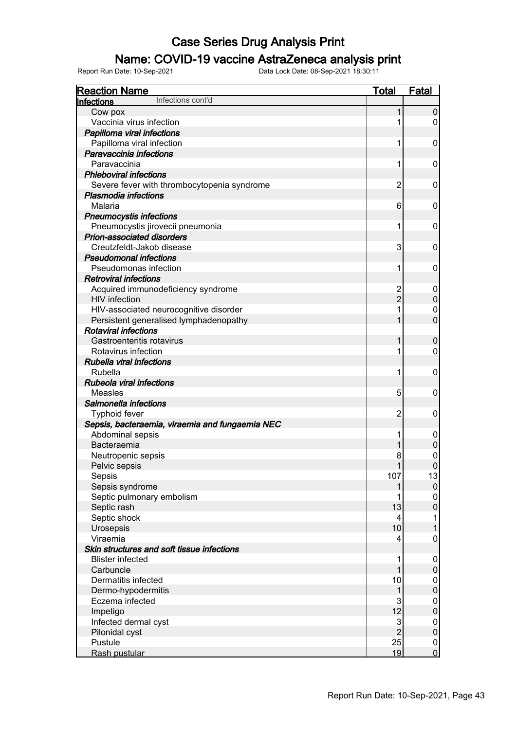# Case Series Drug Analysis Print

## Name: COVID-19 vaccine AstraZeneca analysis print

Report Run Date: 10-Sep-2021    Data Lock Date: 08-Sep-2021 18:30:11

| Reaction Name | Total | Fatal |
|---|---|---|
| **Infections** Infections cont'd | | |
| Cow pox | 1 | 0 |
| Vaccinia virus infection | 1 | 0 |
| ***Papilloma viral infections*** | | |
| Papilloma viral infection | 1 | 0 |
| ***Paravaccinia infections*** | | |
| Paravaccinia | 1 | 0 |
| ***Phleboviral infections*** | | |
| Severe fever with thrombocytopenia syndrome | 2 | 0 |
| ***Plasmodia infections*** | | |
| Malaria | 6 | 0 |
| ***Pneumocystis infections*** | | |
| Pneumocystis jirovecii pneumonia | 1 | 0 |
| ***Prion-associated disorders*** | | |
| Creutzfeldt-Jakob disease | 3 | 0 |
| ***Pseudomonal infections*** | | |
| Pseudomonas infection | 1 | 0 |
| ***Retroviral infections*** | | |
| Acquired immunodeficiency syndrome | 2 | 0 |
| HIV infection | 2 | 0 |
| HIV-associated neurocognitive disorder | 1 | 0 |
| Persistent generalised lymphadenopathy | 1 | 0 |
| ***Rotaviral infections*** | | |
| Gastroenteritis rotavirus | 1 | 0 |
| Rotavirus infection | 1 | 0 |
| ***Rubella viral infections*** | | |
| Rubella | 1 | 0 |
| ***Rubeola viral infections*** | | |
| Measles | 5 | 0 |
| ***Salmonella infections*** | | |
| Typhoid fever | 2 | 0 |
| ***Sepsis, bacteraemia, viraemia and fungaemia NEC*** | | |
| Abdominal sepsis | 1 | 0 |
| Bacteraemia | 1 | 0 |
| Neutropenic sepsis | 8 | 0 |
| Pelvic sepsis | 1 | 0 |
| Sepsis | 107 | 13 |
| Sepsis syndrome | 1 | 0 |
| Septic pulmonary embolism | 1 | 0 |
| Septic rash | 13 | 0 |
| Septic shock | 4 | 1 |
| Urosepsis | 10 | 1 |
| Viraemia | 4 | 0 |
| ***Skin structures and soft tissue infections*** | | |
| Blister infected | 1 | 0 |
| Carbuncle | 1 | 0 |
| Dermatitis infected | 10 | 0 |
| Dermo-hypodermitis | 1 | 0 |
| Eczema infected | 3 | 0 |
| Impetigo | 12 | 0 |
| Infected dermal cyst | 3 | 0 |
| Pilonidal cyst | 2 | 0 |
| Pustule | 25 | 0 |
| Rash pustular | 19 | 0 |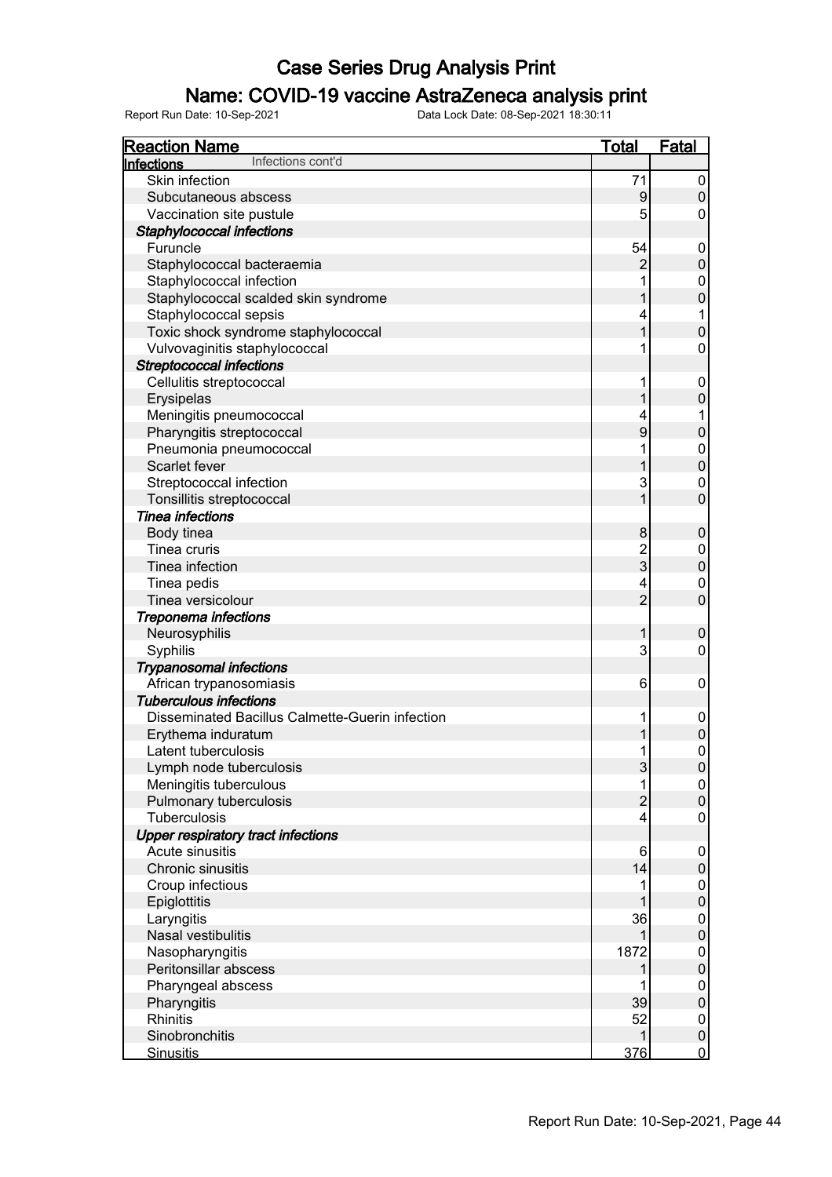# Case Series Drug Analysis Print

## Name: COVID-19 vaccine AstraZeneca analysis print

Report Run Date: 10-Sep-2021 Data Lock Date: 08-Sep-2021 18:30:11

| Reaction Name | Total | Fatal |
|---|---|---|
| **Infections** Infections cont'd | | |
| Skin infection | 71 | 0 |
| Subcutaneous abscess | 9 | 0 |
| Vaccination site pustule | 5 | 0 |
| ***Staphylococcal infections*** | | |
| Furuncle | 54 | 0 |
| Staphylococcal bacteraemia | 2 | 0 |
| Staphylococcal infection | 1 | 0 |
| Staphylococcal scalded skin syndrome | 1 | 0 |
| Staphylococcal sepsis | 4 | 1 |
| Toxic shock syndrome staphylococcal | 1 | 0 |
| Vulvovaginitis staphylococcal | 1 | 0 |
| ***Streptococcal infections*** | | |
| Cellulitis streptococcal | 1 | 0 |
| Erysipelas | 1 | 0 |
| Meningitis pneumococcal | 4 | 1 |
| Pharyngitis streptococcal | 9 | 0 |
| Pneumonia pneumococcal | 1 | 0 |
| Scarlet fever | 1 | 0 |
| Streptococcal infection | 3 | 0 |
| Tonsillitis streptococcal | 1 | 0 |
| ***Tinea infections*** | | |
| Body tinea | 8 | 0 |
| Tinea cruris | 2 | 0 |
| Tinea infection | 3 | 0 |
| Tinea pedis | 4 | 0 |
| Tinea versicolour | 2 | 0 |
| ***Treponema infections*** | | |
| Neurosyphilis | 1 | 0 |
| Syphilis | 3 | 0 |
| ***Trypanosomal infections*** | | |
| African trypanosomiasis | 6 | 0 |
| ***Tuberculous infections*** | | |
| Disseminated Bacillus Calmette-Guerin infection | 1 | 0 |
| Erythema induratum | 1 | 0 |
| Latent tuberculosis | 1 | 0 |
| Lymph node tuberculosis | 3 | 0 |
| Meningitis tuberculous | 1 | 0 |
| Pulmonary tuberculosis | 2 | 0 |
| Tuberculosis | 4 | 0 |
| ***Upper respiratory tract infections*** | | |
| Acute sinusitis | 6 | 0 |
| Chronic sinusitis | 14 | 0 |
| Croup infectious | 1 | 0 |
| Epiglottitis | 1 | 0 |
| Laryngitis | 36 | 0 |
| Nasal vestibulitis | 1 | 0 |
| Nasopharyngitis | 1872 | 0 |
| Peritonsillar abscess | 1 | 0 |
| Pharyngeal abscess | 1 | 0 |
| Pharyngitis | 39 | 0 |
| Rhinitis | 52 | 0 |
| Sinobronchitis | 1 | 0 |
| Sinusitis | 376 | 0 |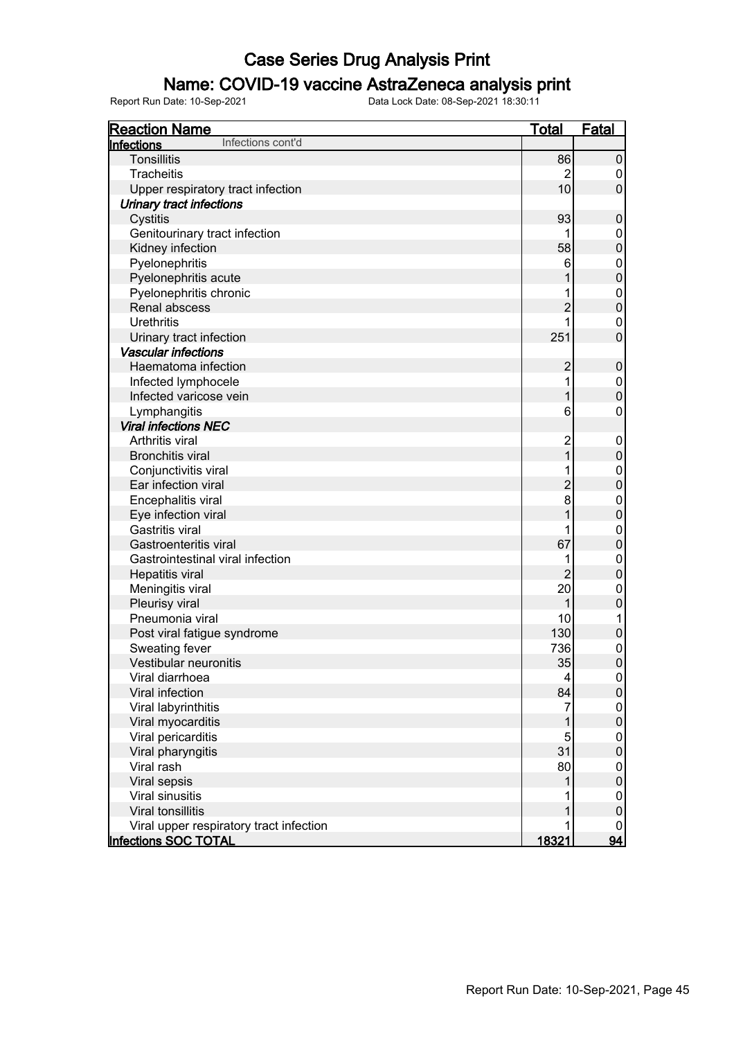# Case Series Drug Analysis Print

## Name: COVID-19 vaccine AstraZeneca analysis print

Report Run Date: 10-Sep-2021 Data Lock Date: 08-Sep-2021 18:30:11

| Reaction Name | Total | Fatal |
|---|---|---|
| **Infections** Infections cont'd | | |
| Tonsillitis | 86 | 0 |
| Tracheitis | 2 | 0 |
| Upper respiratory tract infection | 10 | 0 |
| ***Urinary tract infections*** | | |
| Cystitis | 93 | 0 |
| Genitourinary tract infection | 1 | 0 |
| Kidney infection | 58 | 0 |
| Pyelonephritis | 6 | 0 |
| Pyelonephritis acute | 1 | 0 |
| Pyelonephritis chronic | 1 | 0 |
| Renal abscess | 2 | 0 |
| Urethritis | 1 | 0 |
| Urinary tract infection | 251 | 0 |
| ***Vascular infections*** | | |
| Haematoma infection | 2 | 0 |
| Infected lymphocele | 1 | 0 |
| Infected varicose vein | 1 | 0 |
| Lymphangitis | 6 | 0 |
| ***Viral infections NEC*** | | |
| Arthritis viral | 2 | 0 |
| Bronchitis viral | 1 | 0 |
| Conjunctivitis viral | 1 | 0 |
| Ear infection viral | 2 | 0 |
| Encephalitis viral | 8 | 0 |
| Eye infection viral | 1 | 0 |
| Gastritis viral | 1 | 0 |
| Gastroenteritis viral | 67 | 0 |
| Gastrointestinal viral infection | 1 | 0 |
| Hepatitis viral | 2 | 0 |
| Meningitis viral | 20 | 0 |
| Pleurisy viral | 1 | 0 |
| Pneumonia viral | 10 | 1 |
| Post viral fatigue syndrome | 130 | 0 |
| Sweating fever | 736 | 0 |
| Vestibular neuronitis | 35 | 0 |
| Viral diarrhoea | 4 | 0 |
| Viral infection | 84 | 0 |
| Viral labyrinthitis | 7 | 0 |
| Viral myocarditis | 1 | 0 |
| Viral pericarditis | 5 | 0 |
| Viral pharyngitis | 31 | 0 |
| Viral rash | 80 | 0 |
| Viral sepsis | 1 | 0 |
| Viral sinusitis | 1 | 0 |
| Viral tonsillitis | 1 | 0 |
| Viral upper respiratory tract infection | 1 | 0 |
| **Infections SOC TOTAL** | **18321** | **94** |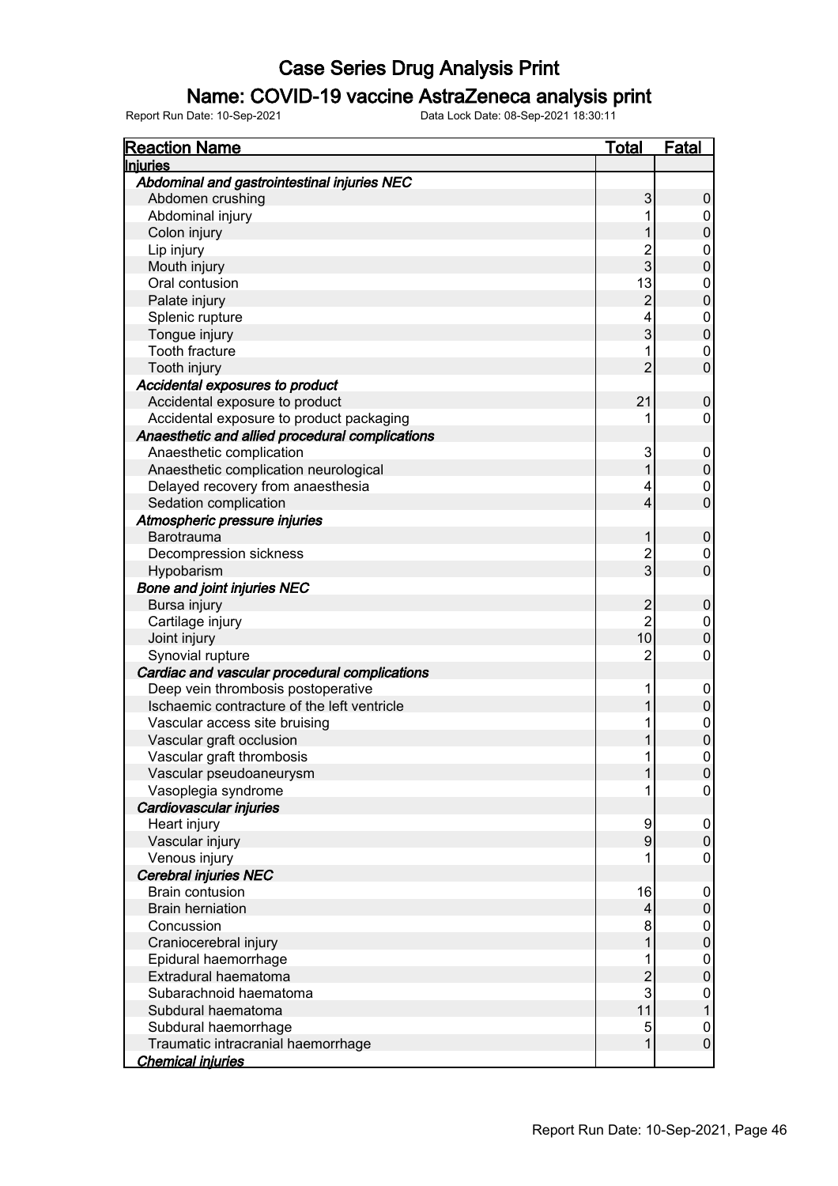# Case Series Drug Analysis Print

## Name: COVID-19 vaccine AstraZeneca analysis print

Report Run Date: 10-Sep-2021    Data Lock Date: 08-Sep-2021 18:30:11

| Reaction Name | Total | Fatal |
|---|---|---|
| **Injuries** | | |
| ***Abdominal and gastrointestinal injuries NEC*** | | |
| Abdomen crushing | 3 | 0 |
| Abdominal injury | 1 | 0 |
| Colon injury | 1 | 0 |
| Lip injury | 2 | 0 |
| Mouth injury | 3 | 0 |
| Oral contusion | 13 | 0 |
| Palate injury | 2 | 0 |
| Splenic rupture | 4 | 0 |
| Tongue injury | 3 | 0 |
| Tooth fracture | 1 | 0 |
| Tooth injury | 2 | 0 |
| ***Accidental exposures to product*** | | |
| Accidental exposure to product | 21 | 0 |
| Accidental exposure to product packaging | 1 | 0 |
| ***Anaesthetic and allied procedural complications*** | | |
| Anaesthetic complication | 3 | 0 |
| Anaesthetic complication neurological | 1 | 0 |
| Delayed recovery from anaesthesia | 4 | 0 |
| Sedation complication | 4 | 0 |
| ***Atmospheric pressure injuries*** | | |
| Barotrauma | 1 | 0 |
| Decompression sickness | 2 | 0 |
| Hypobarism | 3 | 0 |
| ***Bone and joint injuries NEC*** | | |
| Bursa injury | 2 | 0 |
| Cartilage injury | 2 | 0 |
| Joint injury | 10 | 0 |
| Synovial rupture | 2 | 0 |
| ***Cardiac and vascular procedural complications*** | | |
| Deep vein thrombosis postoperative | 1 | 0 |
| Ischaemic contracture of the left ventricle | 1 | 0 |
| Vascular access site bruising | 1 | 0 |
| Vascular graft occlusion | 1 | 0 |
| Vascular graft thrombosis | 1 | 0 |
| Vascular pseudoaneurysm | 1 | 0 |
| Vasoplegia syndrome | 1 | 0 |
| ***Cardiovascular injuries*** | | |
| Heart injury | 9 | 0 |
| Vascular injury | 9 | 0 |
| Venous injury | 1 | 0 |
| ***Cerebral injuries NEC*** | | |
| Brain contusion | 16 | 0 |
| Brain herniation | 4 | 0 |
| Concussion | 8 | 0 |
| Craniocerebral injury | 1 | 0 |
| Epidural haemorrhage | 1 | 0 |
| Extradural haematoma | 2 | 0 |
| Subarachnoid haematoma | 3 | 0 |
| Subdural haematoma | 11 | 1 |
| Subdural haemorrhage | 5 | 0 |
| Traumatic intracranial haemorrhage | 1 | 0 |
| ***Chemical injuries*** | | |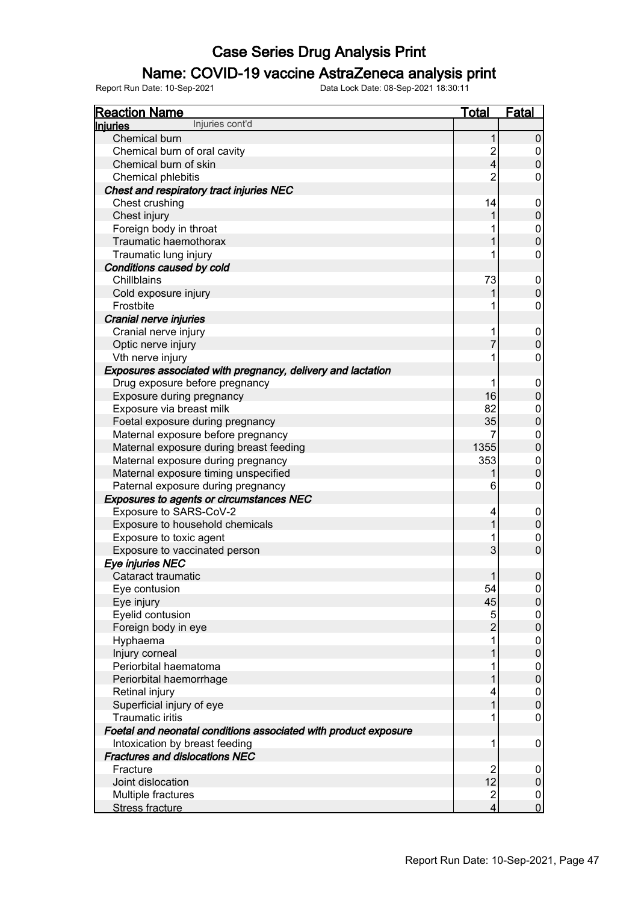# Case Series Drug Analysis Print

## Name: COVID-19 vaccine AstraZeneca analysis print

Report Run Date: 10-Sep-2021 Data Lock Date: 08-Sep-2021 18:30:11

| Reaction Name | Total | Fatal |
|---|---|---|
| **Injuries** Injuries cont'd | | |
| Chemical burn | 1 | 0 |
| Chemical burn of oral cavity | 2 | 0 |
| Chemical burn of skin | 4 | 0 |
| Chemical phlebitis | 2 | 0 |
| ***Chest and respiratory tract injuries NEC*** | | |
| Chest crushing | 14 | 0 |
| Chest injury | 1 | 0 |
| Foreign body in throat | 1 | 0 |
| Traumatic haemothorax | 1 | 0 |
| Traumatic lung injury | 1 | 0 |
| ***Conditions caused by cold*** | | |
| Chillblains | 73 | 0 |
| Cold exposure injury | 1 | 0 |
| Frostbite | 1 | 0 |
| ***Cranial nerve injuries*** | | |
| Cranial nerve injury | 1 | 0 |
| Optic nerve injury | 7 | 0 |
| Vth nerve injury | 1 | 0 |
| ***Exposures associated with pregnancy, delivery and lactation*** | | |
| Drug exposure before pregnancy | 1 | 0 |
| Exposure during pregnancy | 16 | 0 |
| Exposure via breast milk | 82 | 0 |
| Foetal exposure during pregnancy | 35 | 0 |
| Maternal exposure before pregnancy | 7 | 0 |
| Maternal exposure during breast feeding | 1355 | 0 |
| Maternal exposure during pregnancy | 353 | 0 |
| Maternal exposure timing unspecified | 1 | 0 |
| Paternal exposure during pregnancy | 6 | 0 |
| ***Exposures to agents or circumstances NEC*** | | |
| Exposure to SARS-CoV-2 | 4 | 0 |
| Exposure to household chemicals | 1 | 0 |
| Exposure to toxic agent | 1 | 0 |
| Exposure to vaccinated person | 3 | 0 |
| ***Eye injuries NEC*** | | |
| Cataract traumatic | 1 | 0 |
| Eye contusion | 54 | 0 |
| Eye injury | 45 | 0 |
| Eyelid contusion | 5 | 0 |
| Foreign body in eye | 2 | 0 |
| Hyphaema | 1 | 0 |
| Injury corneal | 1 | 0 |
| Periorbital haematoma | 1 | 0 |
| Periorbital haemorrhage | 1 | 0 |
| Retinal injury | 4 | 0 |
| Superficial injury of eye | 1 | 0 |
| Traumatic iritis | 1 | 0 |
| ***Foetal and neonatal conditions associated with product exposure*** | | |
| Intoxication by breast feeding | 1 | 0 |
| ***Fractures and dislocations NEC*** | | |
| Fracture | 2 | 0 |
| Joint dislocation | 12 | 0 |
| Multiple fractures | 2 | 0 |
| Stress fracture | 4 | 0 |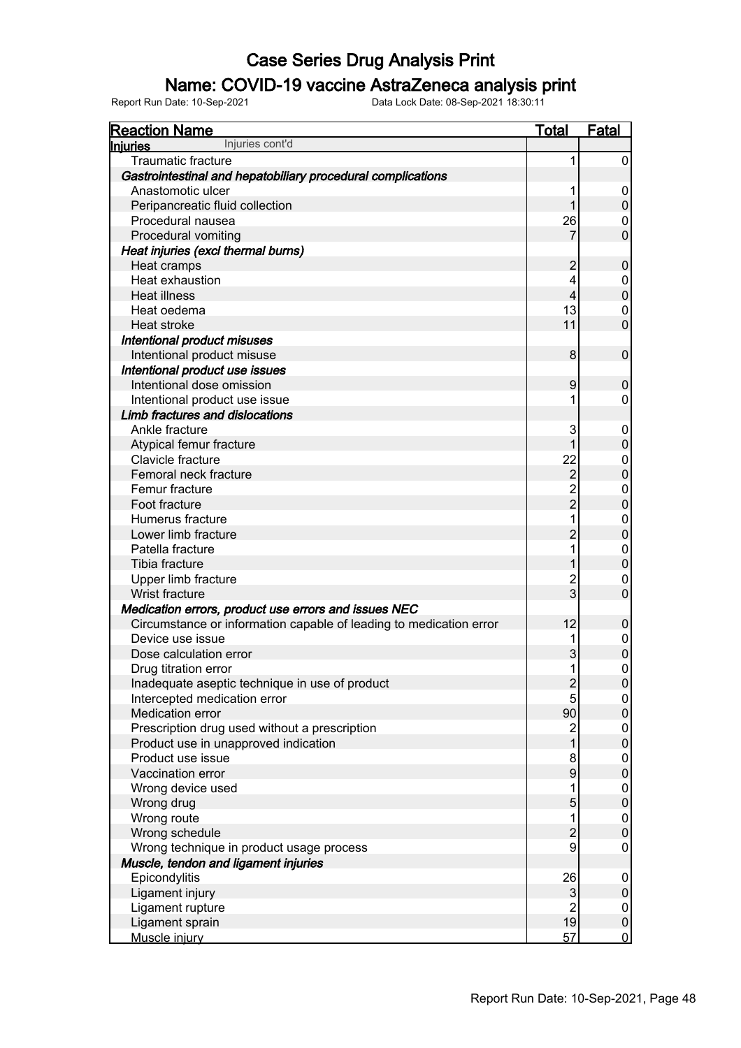# Case Series Drug Analysis Print

## Name: COVID-19 vaccine AstraZeneca analysis print

Report Run Date: 10-Sep-2021    Data Lock Date: 08-Sep-2021 18:30:11

| Reaction Name | Total | Fatal |
|---|---|---|
| **Injuries** Injuries cont'd | | |
| Traumatic fracture | 1 | 0 |
| ***Gastrointestinal and hepatobiliary procedural complications*** | | |
| Anastomotic ulcer | 1 | 0 |
| Peripancreatic fluid collection | 1 | 0 |
| Procedural nausea | 26 | 0 |
| Procedural vomiting | 7 | 0 |
| ***Heat injuries (excl thermal burns)*** | | |
| Heat cramps | 2 | 0 |
| Heat exhaustion | 4 | 0 |
| Heat illness | 4 | 0 |
| Heat oedema | 13 | 0 |
| Heat stroke | 11 | 0 |
| ***Intentional product misuses*** | | |
| Intentional product misuse | 8 | 0 |
| ***Intentional product use issues*** | | |
| Intentional dose omission | 9 | 0 |
| Intentional product use issue | 1 | 0 |
| ***Limb fractures and dislocations*** | | |
| Ankle fracture | 3 | 0 |
| Atypical femur fracture | 1 | 0 |
| Clavicle fracture | 22 | 0 |
| Femoral neck fracture | 2 | 0 |
| Femur fracture | 2 | 0 |
| Foot fracture | 2 | 0 |
| Humerus fracture | 1 | 0 |
| Lower limb fracture | 2 | 0 |
| Patella fracture | 1 | 0 |
| Tibia fracture | 1 | 0 |
| Upper limb fracture | 2 | 0 |
| Wrist fracture | 3 | 0 |
| ***Medication errors, product use errors and issues NEC*** | | |
| Circumstance or information capable of leading to medication error | 12 | 0 |
| Device use issue | 1 | 0 |
| Dose calculation error | 3 | 0 |
| Drug titration error | 1 | 0 |
| Inadequate aseptic technique in use of product | 2 | 0 |
| Intercepted medication error | 5 | 0 |
| Medication error | 90 | 0 |
| Prescription drug used without a prescription | 2 | 0 |
| Product use in unapproved indication | 1 | 0 |
| Product use issue | 8 | 0 |
| Vaccination error | 9 | 0 |
| Wrong device used | 1 | 0 |
| Wrong drug | 5 | 0 |
| Wrong route | 1 | 0 |
| Wrong schedule | 2 | 0 |
| Wrong technique in product usage process | 9 | 0 |
| ***Muscle, tendon and ligament injuries*** | | |
| Epicondylitis | 26 | 0 |
| Ligament injury | 3 | 0 |
| Ligament rupture | 2 | 0 |
| Ligament sprain | 19 | 0 |
| Muscle injury | 57 | 0 |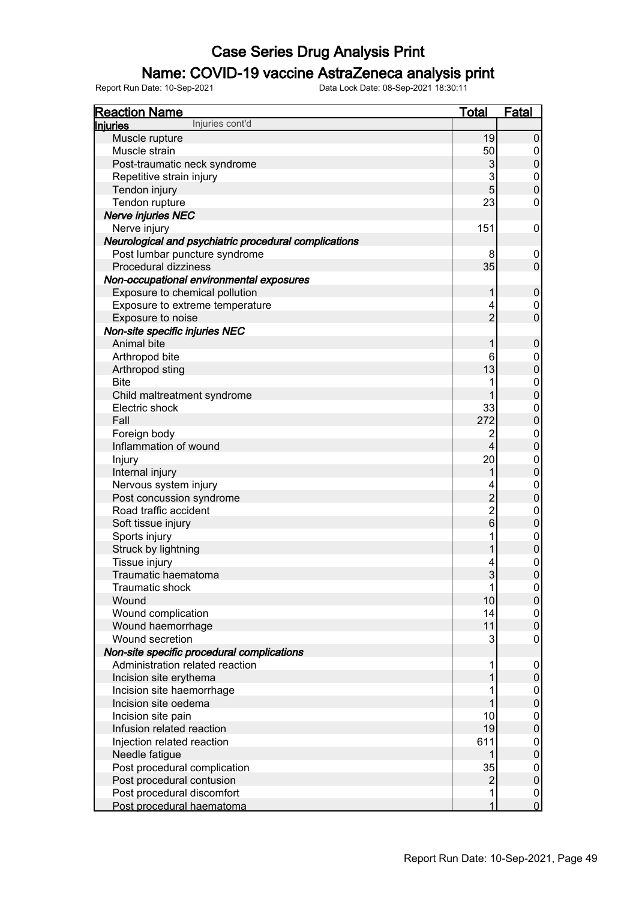# Case Series Drug Analysis Print

## Name: COVID-19 vaccine AstraZeneca analysis print

Report Run Date: 10-Sep-2021    Data Lock Date: 08-Sep-2021 18:30:11

| Reaction Name | Total | Fatal |
|---|---|---|
| **Injuries** Injuries cont'd | | |
| Muscle rupture | 19 | 0 |
| Muscle strain | 50 | 0 |
| Post-traumatic neck syndrome | 3 | 0 |
| Repetitive strain injury | 3 | 0 |
| Tendon injury | 5 | 0 |
| Tendon rupture | 23 | 0 |
| ***Nerve injuries NEC*** | | |
| Nerve injury | 151 | 0 |
| ***Neurological and psychiatric procedural complications*** | | |
| Post lumbar puncture syndrome | 8 | 0 |
| Procedural dizziness | 35 | 0 |
| ***Non-occupational environmental exposures*** | | |
| Exposure to chemical pollution | 1 | 0 |
| Exposure to extreme temperature | 4 | 0 |
| Exposure to noise | 2 | 0 |
| ***Non-site specific injuries NEC*** | | |
| Animal bite | 1 | 0 |
| Arthropod bite | 6 | 0 |
| Arthropod sting | 13 | 0 |
| Bite | 1 | 0 |
| Child maltreatment syndrome | 1 | 0 |
| Electric shock | 33 | 0 |
| Fall | 272 | 0 |
| Foreign body | 2 | 0 |
| Inflammation of wound | 4 | 0 |
| Injury | 20 | 0 |
| Internal injury | 1 | 0 |
| Nervous system injury | 4 | 0 |
| Post concussion syndrome | 2 | 0 |
| Road traffic accident | 2 | 0 |
| Soft tissue injury | 6 | 0 |
| Sports injury | 1 | 0 |
| Struck by lightning | 1 | 0 |
| Tissue injury | 4 | 0 |
| Traumatic haematoma | 3 | 0 |
| Traumatic shock | 1 | 0 |
| Wound | 10 | 0 |
| Wound complication | 14 | 0 |
| Wound haemorrhage | 11 | 0 |
| Wound secretion | 3 | 0 |
| ***Non-site specific procedural complications*** | | |
| Administration related reaction | 1 | 0 |
| Incision site erythema | 1 | 0 |
| Incision site haemorrhage | 1 | 0 |
| Incision site oedema | 1 | 0 |
| Incision site pain | 10 | 0 |
| Infusion related reaction | 19 | 0 |
| Injection related reaction | 611 | 0 |
| Needle fatigue | 1 | 0 |
| Post procedural complication | 35 | 0 |
| Post procedural contusion | 2 | 0 |
| Post procedural discomfort | 1 | 0 |
| Post procedural haematoma | 1 | 0 |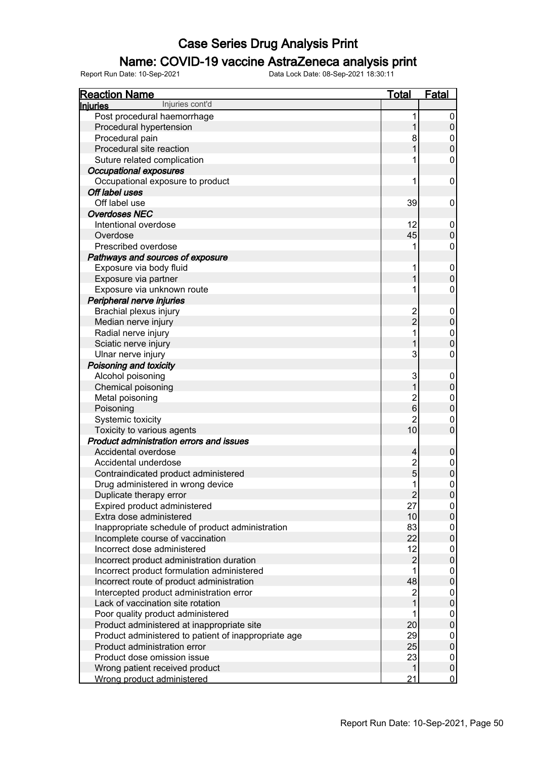# Case Series Drug Analysis Print

## Name: COVID-19 vaccine AstraZeneca analysis print

Report Run Date: 10-Sep-2021    Data Lock Date: 08-Sep-2021 18:30:11

| Reaction Name | Total | Fatal |
|---|---|---|
| **Injuries** Injuries cont'd | | |
| Post procedural haemorrhage | 1 | 0 |
| Procedural hypertension | 1 | 0 |
| Procedural pain | 8 | 0 |
| Procedural site reaction | 1 | 0 |
| Suture related complication | 1 | 0 |
| ***Occupational exposures*** | | |
| Occupational exposure to product | 1 | 0 |
| ***Off label uses*** | | |
| Off label use | 39 | 0 |
| ***Overdoses NEC*** | | |
| Intentional overdose | 12 | 0 |
| Overdose | 45 | 0 |
| Prescribed overdose | 1 | 0 |
| ***Pathways and sources of exposure*** | | |
| Exposure via body fluid | 1 | 0 |
| Exposure via partner | 1 | 0 |
| Exposure via unknown route | 1 | 0 |
| ***Peripheral nerve injuries*** | | |
| Brachial plexus injury | 2 | 0 |
| Median nerve injury | 2 | 0 |
| Radial nerve injury | 1 | 0 |
| Sciatic nerve injury | 1 | 0 |
| Ulnar nerve injury | 3 | 0 |
| ***Poisoning and toxicity*** | | |
| Alcohol poisoning | 3 | 0 |
| Chemical poisoning | 1 | 0 |
| Metal poisoning | 2 | 0 |
| Poisoning | 6 | 0 |
| Systemic toxicity | 2 | 0 |
| Toxicity to various agents | 10 | 0 |
| ***Product administration errors and issues*** | | |
| Accidental overdose | 4 | 0 |
| Accidental underdose | 2 | 0 |
| Contraindicated product administered | 5 | 0 |
| Drug administered in wrong device | 1 | 0 |
| Duplicate therapy error | 2 | 0 |
| Expired product administered | 27 | 0 |
| Extra dose administered | 10 | 0 |
| Inappropriate schedule of product administration | 83 | 0 |
| Incomplete course of vaccination | 22 | 0 |
| Incorrect dose administered | 12 | 0 |
| Incorrect product administration duration | 2 | 0 |
| Incorrect product formulation administered | 1 | 0 |
| Incorrect route of product administration | 48 | 0 |
| Intercepted product administration error | 2 | 0 |
| Lack of vaccination site rotation | 1 | 0 |
| Poor quality product administered | 1 | 0 |
| Product administered at inappropriate site | 20 | 0 |
| Product administered to patient of inappropriate age | 29 | 0 |
| Product administration error | 25 | 0 |
| Product dose omission issue | 23 | 0 |
| Wrong patient received product | 1 | 0 |
| Wrong product administered | 21 | 0 |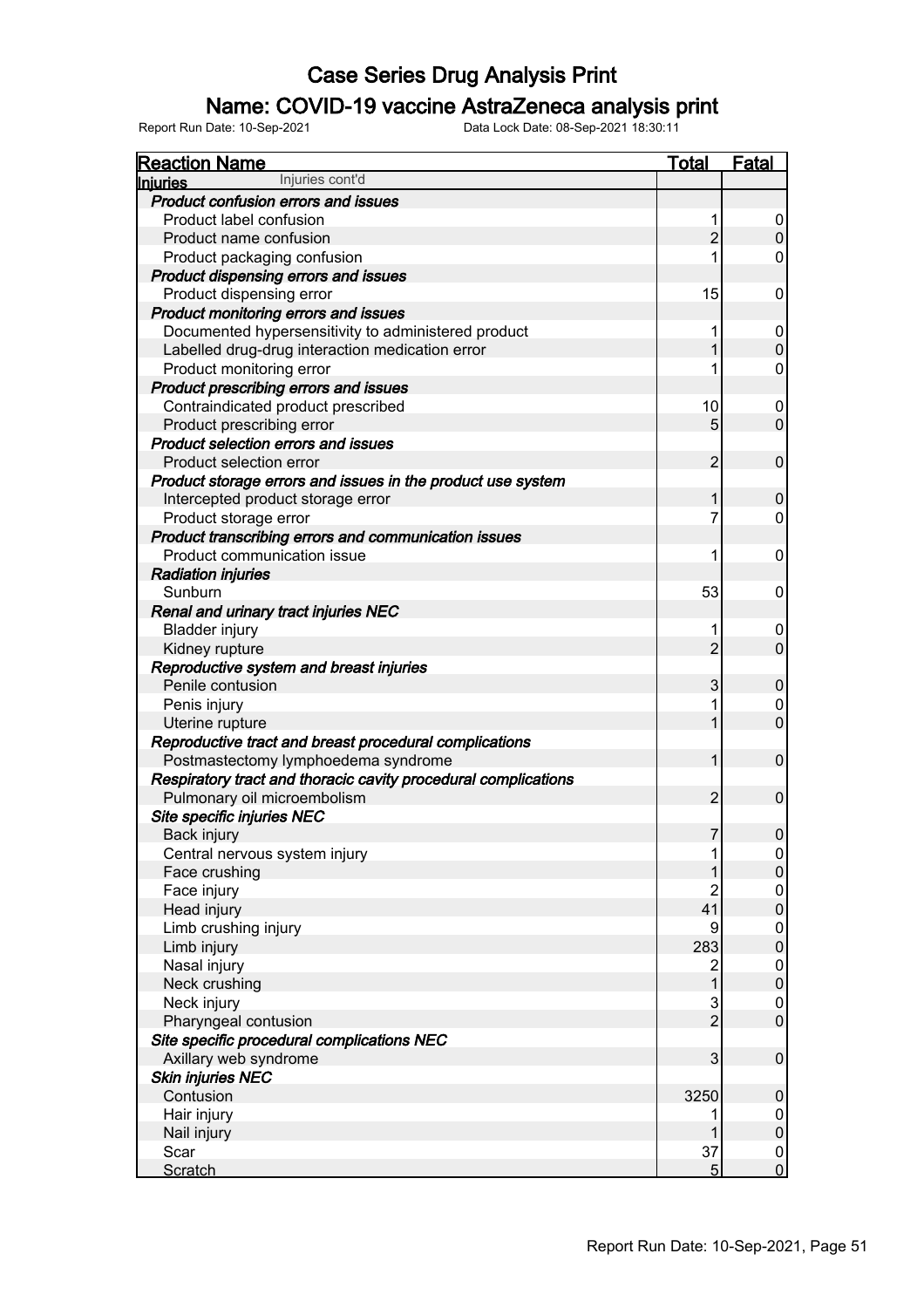# Case Series Drug Analysis Print

## Name: COVID-19 vaccine AstraZeneca analysis print

Report Run Date: 10-Sep-2021 Data Lock Date: 08-Sep-2021 18:30:11

| Reaction Name | Total | Fatal |
|---|---|---|
| **Injuries** Injuries cont'd | | |
| ***Product confusion errors and issues*** | | |
| Product label confusion | 1 | 0 |
| Product name confusion | 2 | 0 |
| Product packaging confusion | 1 | 0 |
| ***Product dispensing errors and issues*** | | |
| Product dispensing error | 15 | 0 |
| ***Product monitoring errors and issues*** | | |
| Documented hypersensitivity to administered product | 1 | 0 |
| Labelled drug-drug interaction medication error | 1 | 0 |
| Product monitoring error | 1 | 0 |
| ***Product prescribing errors and issues*** | | |
| Contraindicated product prescribed | 10 | 0 |
| Product prescribing error | 5 | 0 |
| ***Product selection errors and issues*** | | |
| Product selection error | 2 | 0 |
| ***Product storage errors and issues in the product use system*** | | |
| Intercepted product storage error | 1 | 0 |
| Product storage error | 7 | 0 |
| ***Product transcribing errors and communication issues*** | | |
| Product communication issue | 1 | 0 |
| ***Radiation injuries*** | | |
| Sunburn | 53 | 0 |
| ***Renal and urinary tract injuries NEC*** | | |
| Bladder injury | 1 | 0 |
| Kidney rupture | 2 | 0 |
| ***Reproductive system and breast injuries*** | | |
| Penile contusion | 3 | 0 |
| Penis injury | 1 | 0 |
| Uterine rupture | 1 | 0 |
| ***Reproductive tract and breast procedural complications*** | | |
| Postmastectomy lymphoedema syndrome | 1 | 0 |
| ***Respiratory tract and thoracic cavity procedural complications*** | | |
| Pulmonary oil microembolism | 2 | 0 |
| ***Site specific injuries NEC*** | | |
| Back injury | 7 | 0 |
| Central nervous system injury | 1 | 0 |
| Face crushing | 1 | 0 |
| Face injury | 2 | 0 |
| Head injury | 41 | 0 |
| Limb crushing injury | 9 | 0 |
| Limb injury | 283 | 0 |
| Nasal injury | 2 | 0 |
| Neck crushing | 1 | 0 |
| Neck injury | 3 | 0 |
| Pharyngeal contusion | 2 | 0 |
| ***Site specific procedural complications NEC*** | | |
| Axillary web syndrome | 3 | 0 |
| ***Skin injuries NEC*** | | |
| Contusion | 3250 | 0 |
| Hair injury | 1 | 0 |
| Nail injury | 1 | 0 |
| Scar | 37 | 0 |
| Scratch | 5 | 0 |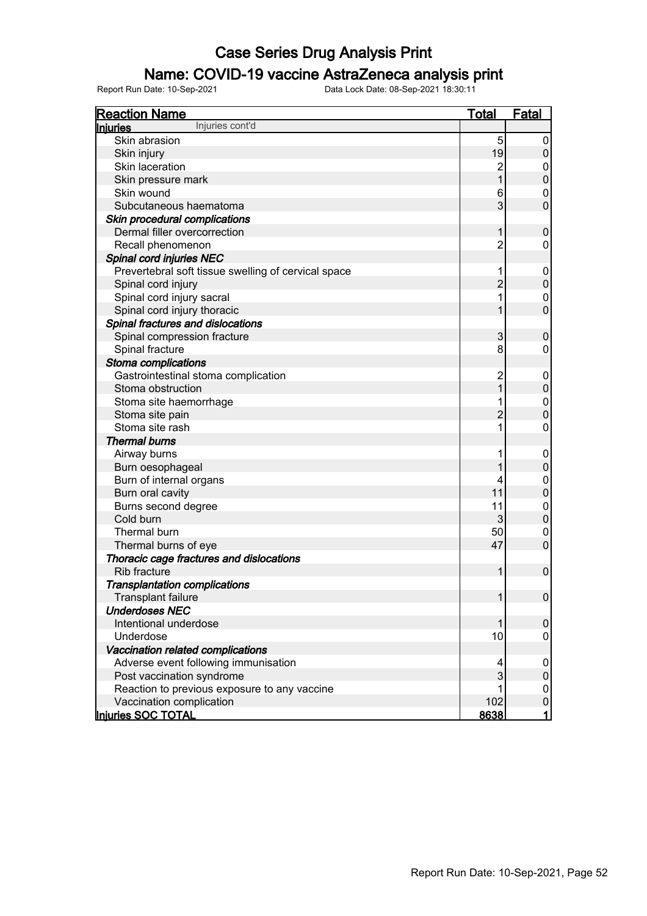# Case Series Drug Analysis Print

## Name: COVID-19 vaccine AstraZeneca analysis print

Report Run Date: 10-Sep-2021 Data Lock Date: 08-Sep-2021 18:30:11

| Reaction Name | Total | Fatal |
|---|---|---|
| **Injuries** Injuries cont'd | | |
| Skin abrasion | 5 | 0 |
| Skin injury | 19 | 0 |
| Skin laceration | 2 | 0 |
| Skin pressure mark | 1 | 0 |
| Skin wound | 6 | 0 |
| Subcutaneous haematoma | 3 | 0 |
| ***Skin procedural complications*** | | |
| Dermal filler overcorrection | 1 | 0 |
| Recall phenomenon | 2 | 0 |
| ***Spinal cord injuries NEC*** | | |
| Prevertebral soft tissue swelling of cervical space | 1 | 0 |
| Spinal cord injury | 2 | 0 |
| Spinal cord injury sacral | 1 | 0 |
| Spinal cord injury thoracic | 1 | 0 |
| ***Spinal fractures and dislocations*** | | |
| Spinal compression fracture | 3 | 0 |
| Spinal fracture | 8 | 0 |
| ***Stoma complications*** | | |
| Gastrointestinal stoma complication | 2 | 0 |
| Stoma obstruction | 1 | 0 |
| Stoma site haemorrhage | 1 | 0 |
| Stoma site pain | 2 | 0 |
| Stoma site rash | 1 | 0 |
| ***Thermal burns*** | | |
| Airway burns | 1 | 0 |
| Burn oesophageal | 1 | 0 |
| Burn of internal organs | 4 | 0 |
| Burn oral cavity | 11 | 0 |
| Burns second degree | 11 | 0 |
| Cold burn | 3 | 0 |
| Thermal burn | 50 | 0 |
| Thermal burns of eye | 47 | 0 |
| ***Thoracic cage fractures and dislocations*** | | |
| Rib fracture | 1 | 0 |
| ***Transplantation complications*** | | |
| Transplant failure | 1 | 0 |
| ***Underdoses NEC*** | | |
| Intentional underdose | 1 | 0 |
| Underdose | 10 | 0 |
| ***Vaccination related complications*** | | |
| Adverse event following immunisation | 4 | 0 |
| Post vaccination syndrome | 3 | 0 |
| Reaction to previous exposure to any vaccine | 1 | 0 |
| Vaccination complication | 102 | 0 |
| **Injuries SOC TOTAL** | **8638** | **1** |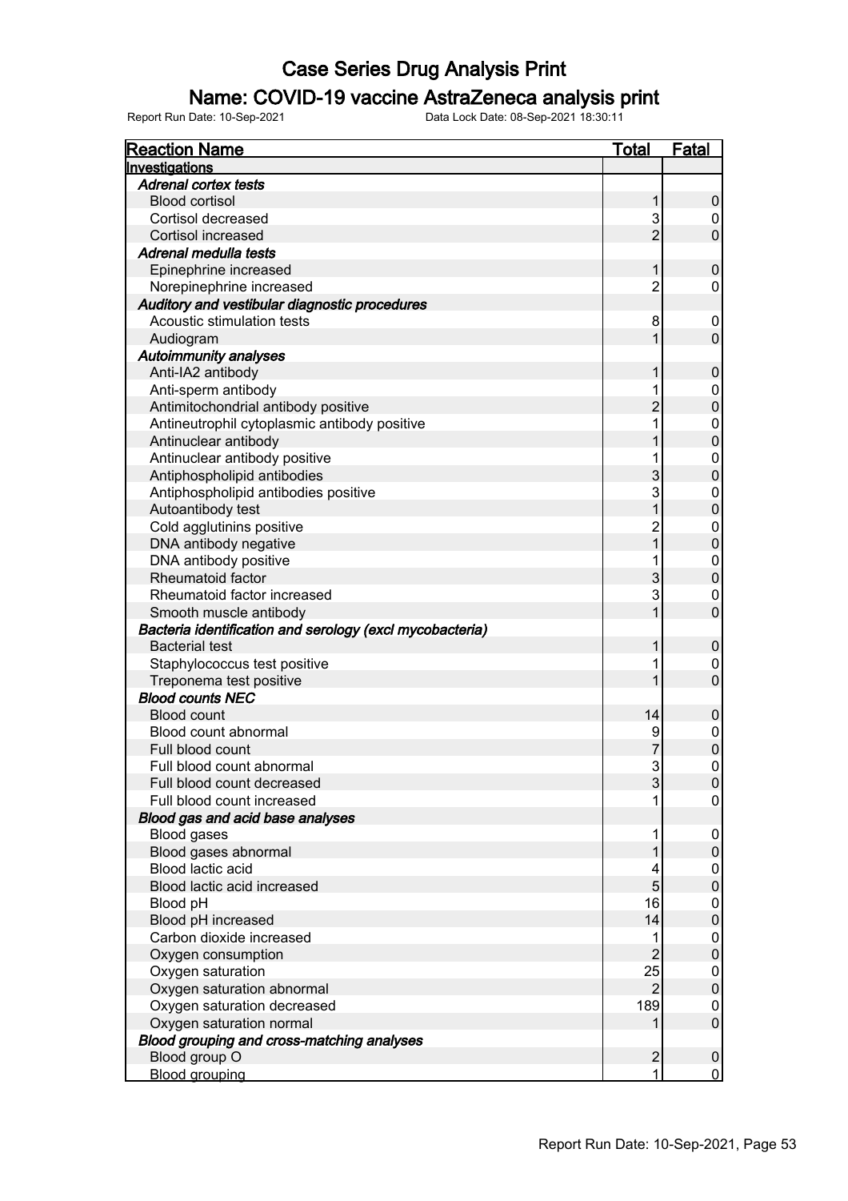# Case Series Drug Analysis Print

## Name: COVID-19 vaccine AstraZeneca analysis print

Report Run Date: 10-Sep-2021    Data Lock Date: 08-Sep-2021 18:30:11

| Reaction Name | Total | Fatal |
|---|---|---|
| **Investigations** | | |
| ***Adrenal cortex tests*** | | |
| Blood cortisol | 1 | 0 |
| Cortisol decreased | 3 | 0 |
| Cortisol increased | 2 | 0 |
| ***Adrenal medulla tests*** | | |
| Epinephrine increased | 1 | 0 |
| Norepinephrine increased | 2 | 0 |
| ***Auditory and vestibular diagnostic procedures*** | | |
| Acoustic stimulation tests | 8 | 0 |
| Audiogram | 1 | 0 |
| ***Autoimmunity analyses*** | | |
| Anti-IA2 antibody | 1 | 0 |
| Anti-sperm antibody | 1 | 0 |
| Antimitochondrial antibody positive | 2 | 0 |
| Antineutrophil cytoplasmic antibody positive | 1 | 0 |
| Antinuclear antibody | 1 | 0 |
| Antinuclear antibody positive | 1 | 0 |
| Antiphospholipid antibodies | 3 | 0 |
| Antiphospholipid antibodies positive | 3 | 0 |
| Autoantibody test | 1 | 0 |
| Cold agglutinins positive | 2 | 0 |
| DNA antibody negative | 1 | 0 |
| DNA antibody positive | 1 | 0 |
| Rheumatoid factor | 3 | 0 |
| Rheumatoid factor increased | 3 | 0 |
| Smooth muscle antibody | 1 | 0 |
| ***Bacteria identification and serology (excl mycobacteria)*** | | |
| Bacterial test | 1 | 0 |
| Staphylococcus test positive | 1 | 0 |
| Treponema test positive | 1 | 0 |
| ***Blood counts NEC*** | | |
| Blood count | 14 | 0 |
| Blood count abnormal | 9 | 0 |
| Full blood count | 7 | 0 |
| Full blood count abnormal | 3 | 0 |
| Full blood count decreased | 3 | 0 |
| Full blood count increased | 1 | 0 |
| ***Blood gas and acid base analyses*** | | |
| Blood gases | 1 | 0 |
| Blood gases abnormal | 1 | 0 |
| Blood lactic acid | 4 | 0 |
| Blood lactic acid increased | 5 | 0 |
| Blood pH | 16 | 0 |
| Blood pH increased | 14 | 0 |
| Carbon dioxide increased | 1 | 0 |
| Oxygen consumption | 2 | 0 |
| Oxygen saturation | 25 | 0 |
| Oxygen saturation abnormal | 2 | 0 |
| Oxygen saturation decreased | 189 | 0 |
| Oxygen saturation normal | 1 | 0 |
| ***Blood grouping and cross-matching analyses*** | | |
| Blood group O | 2 | 0 |
| Blood grouping | 1 | 0 |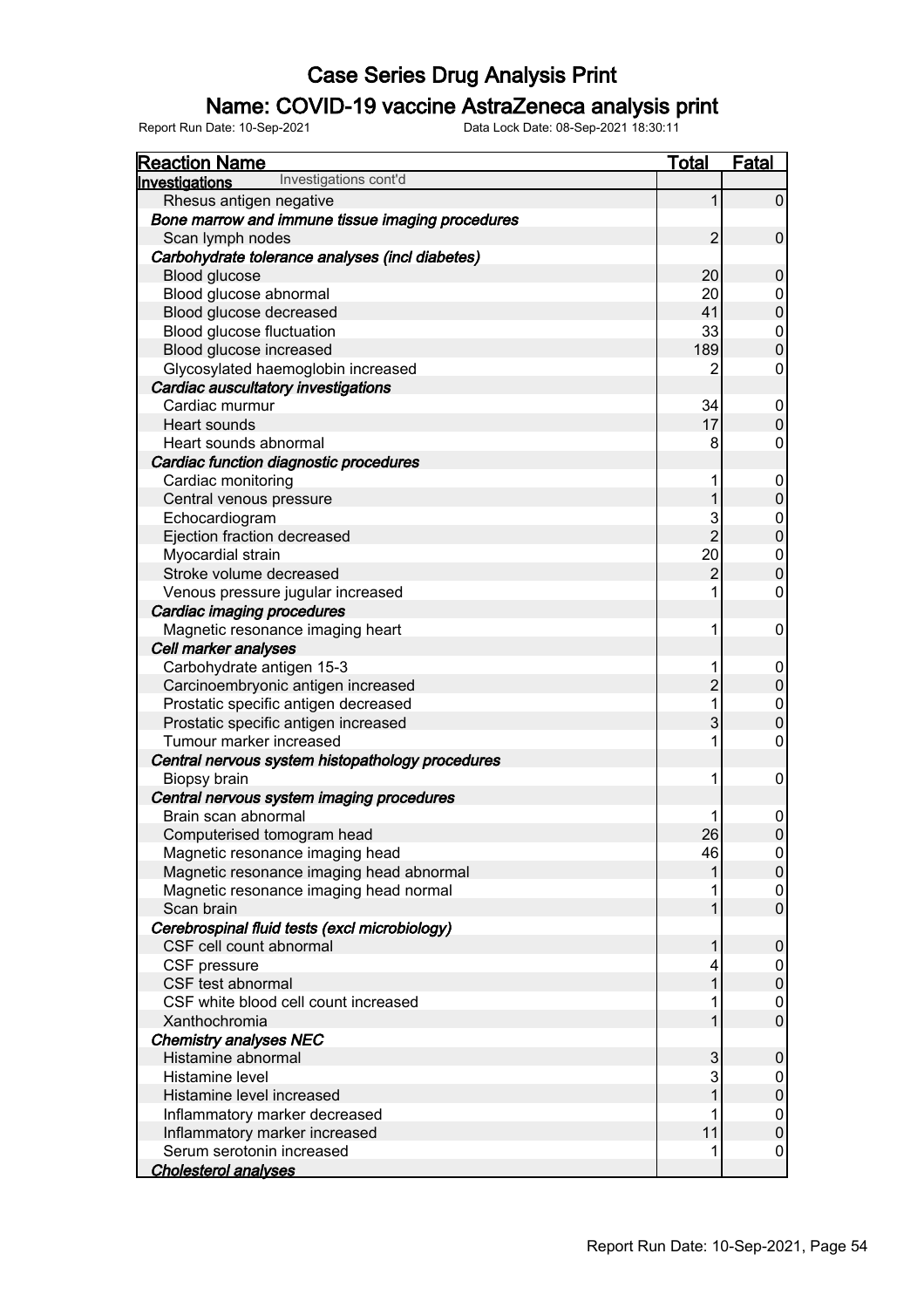# Case Series Drug Analysis Print

## Name: COVID-19 vaccine AstraZeneca analysis print

Report Run Date: 10-Sep-2021    Data Lock Date: 08-Sep-2021 18:30:11

| Reaction Name | Total | Fatal |
|---|---|---|
| **Investigations** Investigations cont'd | | |
| Rhesus antigen negative | 1 | 0 |
| ***Bone marrow and immune tissue imaging procedures*** | | |
| Scan lymph nodes | 2 | 0 |
| ***Carbohydrate tolerance analyses (incl diabetes)*** | | |
| Blood glucose | 20 | 0 |
| Blood glucose abnormal | 20 | 0 |
| Blood glucose decreased | 41 | 0 |
| Blood glucose fluctuation | 33 | 0 |
| Blood glucose increased | 189 | 0 |
| Glycosylated haemoglobin increased | 2 | 0 |
| ***Cardiac auscultatory investigations*** | | |
| Cardiac murmur | 34 | 0 |
| Heart sounds | 17 | 0 |
| Heart sounds abnormal | 8 | 0 |
| ***Cardiac function diagnostic procedures*** | | |
| Cardiac monitoring | 1 | 0 |
| Central venous pressure | 1 | 0 |
| Echocardiogram | 3 | 0 |
| Ejection fraction decreased | 2 | 0 |
| Myocardial strain | 20 | 0 |
| Stroke volume decreased | 2 | 0 |
| Venous pressure jugular increased | 1 | 0 |
| ***Cardiac imaging procedures*** | | |
| Magnetic resonance imaging heart | 1 | 0 |
| ***Cell marker analyses*** | | |
| Carbohydrate antigen 15-3 | 1 | 0 |
| Carcinoembryonic antigen increased | 2 | 0 |
| Prostatic specific antigen decreased | 1 | 0 |
| Prostatic specific antigen increased | 3 | 0 |
| Tumour marker increased | 1 | 0 |
| ***Central nervous system histopathology procedures*** | | |
| Biopsy brain | 1 | 0 |
| ***Central nervous system imaging procedures*** | | |
| Brain scan abnormal | 1 | 0 |
| Computerised tomogram head | 26 | 0 |
| Magnetic resonance imaging head | 46 | 0 |
| Magnetic resonance imaging head abnormal | 1 | 0 |
| Magnetic resonance imaging head normal | 1 | 0 |
| Scan brain | 1 | 0 |
| ***Cerebrospinal fluid tests (excl microbiology)*** | | |
| CSF cell count abnormal | 1 | 0 |
| CSF pressure | 4 | 0 |
| CSF test abnormal | 1 | 0 |
| CSF white blood cell count increased | 1 | 0 |
| Xanthochromia | 1 | 0 |
| ***Chemistry analyses NEC*** | | |
| Histamine abnormal | 3 | 0 |
| Histamine level | 3 | 0 |
| Histamine level increased | 1 | 0 |
| Inflammatory marker decreased | 1 | 0 |
| Inflammatory marker increased | 11 | 0 |
| Serum serotonin increased | 1 | 0 |
| ***Cholesterol analyses*** | | |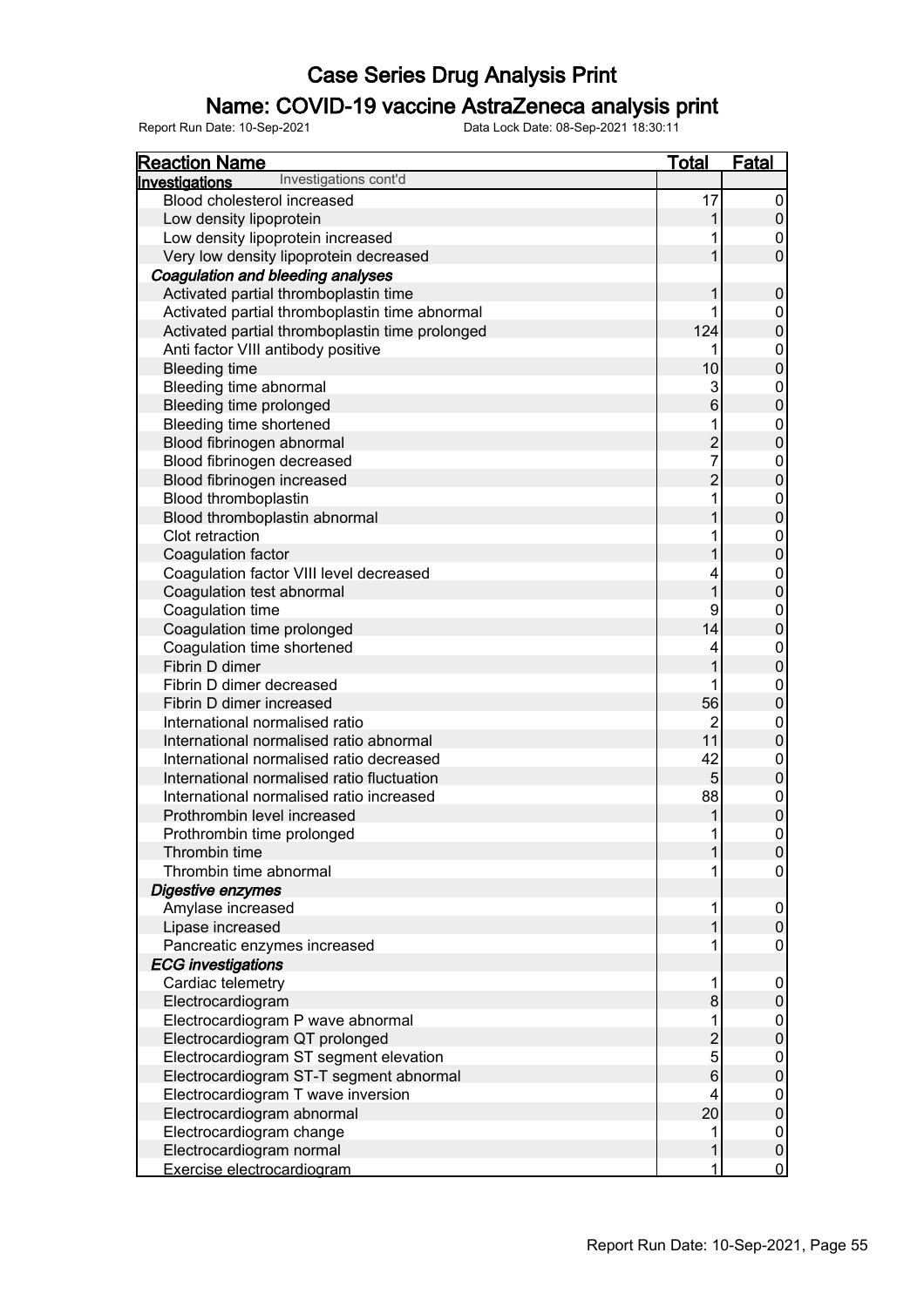# Case Series Drug Analysis Print

## Name: COVID-19 vaccine AstraZeneca analysis print

Report Run Date: 10-Sep-2021 Data Lock Date: 08-Sep-2021 18:30:11

| Reaction Name | Total | Fatal |
|---|---|---|
| **Investigations** Investigations cont'd | | |
| Blood cholesterol increased | 17 | 0 |
| Low density lipoprotein | 1 | 0 |
| Low density lipoprotein increased | 1 | 0 |
| Very low density lipoprotein decreased | 1 | 0 |
| ***Coagulation and bleeding analyses*** | | |
| Activated partial thromboplastin time | 1 | 0 |
| Activated partial thromboplastin time abnormal | 1 | 0 |
| Activated partial thromboplastin time prolonged | 124 | 0 |
| Anti factor VIII antibody positive | 1 | 0 |
| Bleeding time | 10 | 0 |
| Bleeding time abnormal | 3 | 0 |
| Bleeding time prolonged | 6 | 0 |
| Bleeding time shortened | 1 | 0 |
| Blood fibrinogen abnormal | 2 | 0 |
| Blood fibrinogen decreased | 7 | 0 |
| Blood fibrinogen increased | 2 | 0 |
| Blood thromboplastin | 1 | 0 |
| Blood thromboplastin abnormal | 1 | 0 |
| Clot retraction | 1 | 0 |
| Coagulation factor | 1 | 0 |
| Coagulation factor VIII level decreased | 4 | 0 |
| Coagulation test abnormal | 1 | 0 |
| Coagulation time | 9 | 0 |
| Coagulation time prolonged | 14 | 0 |
| Coagulation time shortened | 4 | 0 |
| Fibrin D dimer | 1 | 0 |
| Fibrin D dimer decreased | 1 | 0 |
| Fibrin D dimer increased | 56 | 0 |
| International normalised ratio | 2 | 0 |
| International normalised ratio abnormal | 11 | 0 |
| International normalised ratio decreased | 42 | 0 |
| International normalised ratio fluctuation | 5 | 0 |
| International normalised ratio increased | 88 | 0 |
| Prothrombin level increased | 1 | 0 |
| Prothrombin time prolonged | 1 | 0 |
| Thrombin time | 1 | 0 |
| Thrombin time abnormal | 1 | 0 |
| ***Digestive enzymes*** | | |
| Amylase increased | 1 | 0 |
| Lipase increased | 1 | 0 |
| Pancreatic enzymes increased | 1 | 0 |
| ***ECG investigations*** | | |
| Cardiac telemetry | 1 | 0 |
| Electrocardiogram | 8 | 0 |
| Electrocardiogram P wave abnormal | 1 | 0 |
| Electrocardiogram QT prolonged | 2 | 0 |
| Electrocardiogram ST segment elevation | 5 | 0 |
| Electrocardiogram ST-T segment abnormal | 6 | 0 |
| Electrocardiogram T wave inversion | 4 | 0 |
| Electrocardiogram abnormal | 20 | 0 |
| Electrocardiogram change | 1 | 0 |
| Electrocardiogram normal | 1 | 0 |
| Exercise electrocardiogram | 1 | 0 |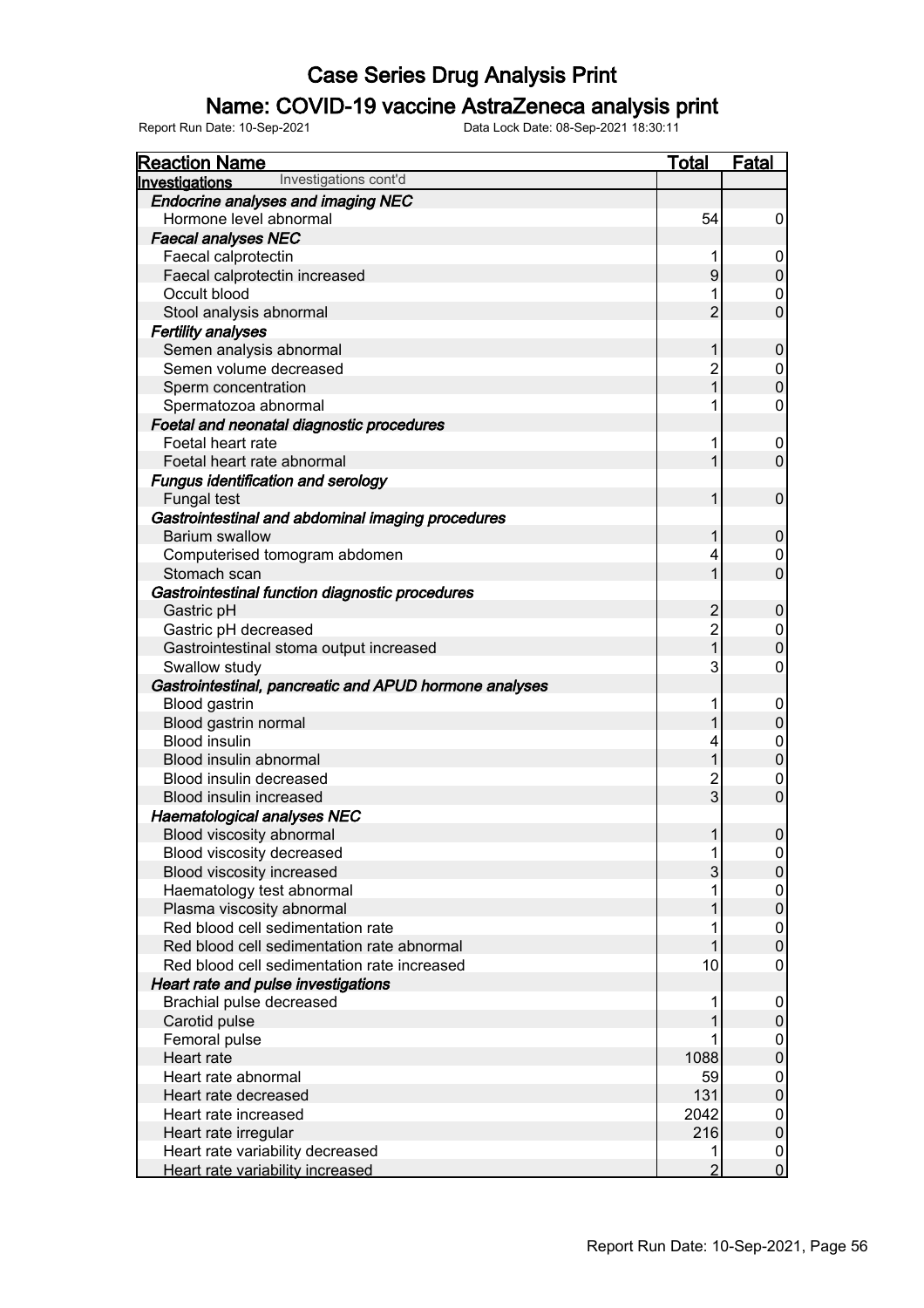# Case Series Drug Analysis Print

## Name: COVID-19 vaccine AstraZeneca analysis print

Report Run Date: 10-Sep-2021    Data Lock Date: 08-Sep-2021 18:30:11

| Reaction Name | Total | Fatal |
|---|---|---|
| **Investigations** Investigations cont'd | | |
| ***Endocrine analyses and imaging NEC*** | | |
| Hormone level abnormal | 54 | 0 |
| ***Faecal analyses NEC*** | | |
| Faecal calprotectin | 1 | 0 |
| Faecal calprotectin increased | 9 | 0 |
| Occult blood | 1 | 0 |
| Stool analysis abnormal | 2 | 0 |
| ***Fertility analyses*** | | |
| Semen analysis abnormal | 1 | 0 |
| Semen volume decreased | 2 | 0 |
| Sperm concentration | 1 | 0 |
| Spermatozoa abnormal | 1 | 0 |
| ***Foetal and neonatal diagnostic procedures*** | | |
| Foetal heart rate | 1 | 0 |
| Foetal heart rate abnormal | 1 | 0 |
| ***Fungus identification and serology*** | | |
| Fungal test | 1 | 0 |
| ***Gastrointestinal and abdominal imaging procedures*** | | |
| Barium swallow | 1 | 0 |
| Computerised tomogram abdomen | 4 | 0 |
| Stomach scan | 1 | 0 |
| ***Gastrointestinal function diagnostic procedures*** | | |
| Gastric pH | 2 | 0 |
| Gastric pH decreased | 2 | 0 |
| Gastrointestinal stoma output increased | 1 | 0 |
| Swallow study | 3 | 0 |
| ***Gastrointestinal, pancreatic and APUD hormone analyses*** | | |
| Blood gastrin | 1 | 0 |
| Blood gastrin normal | 1 | 0 |
| Blood insulin | 4 | 0 |
| Blood insulin abnormal | 1 | 0 |
| Blood insulin decreased | 2 | 0 |
| Blood insulin increased | 3 | 0 |
| ***Haematological analyses NEC*** | | |
| Blood viscosity abnormal | 1 | 0 |
| Blood viscosity decreased | 1 | 0 |
| Blood viscosity increased | 3 | 0 |
| Haematology test abnormal | 1 | 0 |
| Plasma viscosity abnormal | 1 | 0 |
| Red blood cell sedimentation rate | 1 | 0 |
| Red blood cell sedimentation rate abnormal | 1 | 0 |
| Red blood cell sedimentation rate increased | 10 | 0 |
| ***Heart rate and pulse investigations*** | | |
| Brachial pulse decreased | 1 | 0 |
| Carotid pulse | 1 | 0 |
| Femoral pulse | 1 | 0 |
| Heart rate | 1088 | 0 |
| Heart rate abnormal | 59 | 0 |
| Heart rate decreased | 131 | 0 |
| Heart rate increased | 2042 | 0 |
| Heart rate irregular | 216 | 0 |
| Heart rate variability decreased | 1 | 0 |
| Heart rate variability increased | 2 | 0 |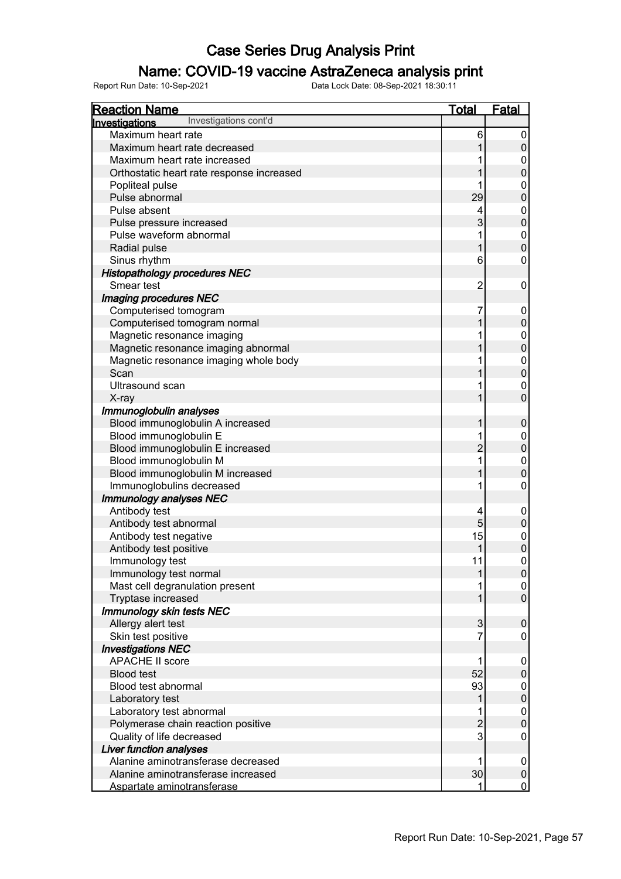# Case Series Drug Analysis Print

## Name: COVID-19 vaccine AstraZeneca analysis print

Report Run Date: 10-Sep-2021    Data Lock Date: 08-Sep-2021 18:30:11

| Reaction Name | Total | Fatal |
|---|---|---|
| **Investigations** Investigations cont'd | | |
| Maximum heart rate | 6 | 0 |
| Maximum heart rate decreased | 1 | 0 |
| Maximum heart rate increased | 1 | 0 |
| Orthostatic heart rate response increased | 1 | 0 |
| Popliteal pulse | 1 | 0 |
| Pulse abnormal | 29 | 0 |
| Pulse absent | 4 | 0 |
| Pulse pressure increased | 3 | 0 |
| Pulse waveform abnormal | 1 | 0 |
| Radial pulse | 1 | 0 |
| Sinus rhythm | 6 | 0 |
| ***Histopathology procedures NEC*** | | |
| Smear test | 2 | 0 |
| ***Imaging procedures NEC*** | | |
| Computerised tomogram | 7 | 0 |
| Computerised tomogram normal | 1 | 0 |
| Magnetic resonance imaging | 1 | 0 |
| Magnetic resonance imaging abnormal | 1 | 0 |
| Magnetic resonance imaging whole body | 1 | 0 |
| Scan | 1 | 0 |
| Ultrasound scan | 1 | 0 |
| X-ray | 1 | 0 |
| ***Immunoglobulin analyses*** | | |
| Blood immunoglobulin A increased | 1 | 0 |
| Blood immunoglobulin E | 1 | 0 |
| Blood immunoglobulin E increased | 2 | 0 |
| Blood immunoglobulin M | 1 | 0 |
| Blood immunoglobulin M increased | 1 | 0 |
| Immunoglobulins decreased | 1 | 0 |
| ***Immunology analyses NEC*** | | |
| Antibody test | 4 | 0 |
| Antibody test abnormal | 5 | 0 |
| Antibody test negative | 15 | 0 |
| Antibody test positive | 1 | 0 |
| Immunology test | 11 | 0 |
| Immunology test normal | 1 | 0 |
| Mast cell degranulation present | 1 | 0 |
| Tryptase increased | 1 | 0 |
| ***Immunology skin tests NEC*** | | |
| Allergy alert test | 3 | 0 |
| Skin test positive | 7 | 0 |
| ***Investigations NEC*** | | |
| APACHE II score | 1 | 0 |
| Blood test | 52 | 0 |
| Blood test abnormal | 93 | 0 |
| Laboratory test | 1 | 0 |
| Laboratory test abnormal | 1 | 0 |
| Polymerase chain reaction positive | 2 | 0 |
| Quality of life decreased | 3 | 0 |
| ***Liver function analyses*** | | |
| Alanine aminotransferase decreased | 1 | 0 |
| Alanine aminotransferase increased | 30 | 0 |
| Aspartate aminotransferase | 1 | 0 |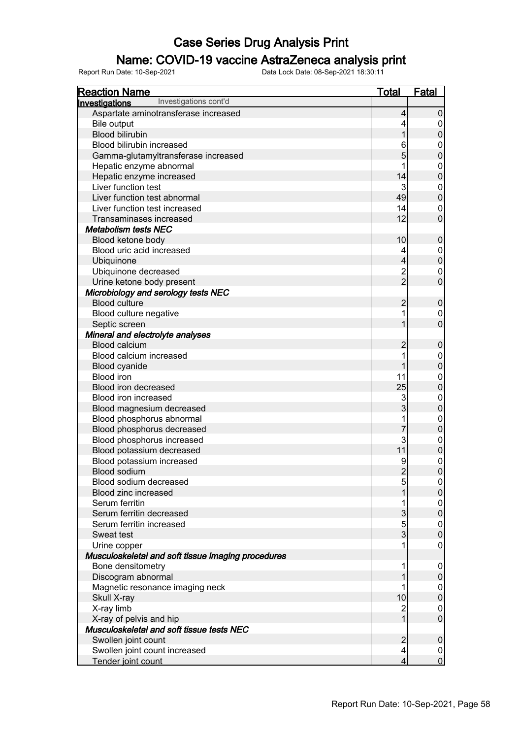# Case Series Drug Analysis Print

## Name: COVID-19 vaccine AstraZeneca analysis print

Report Run Date: 10-Sep-2021    Data Lock Date: 08-Sep-2021 18:30:11

| Reaction Name | Total | Fatal |
|---|---|---|
| **Investigations** Investigations cont'd | | |
| Aspartate aminotransferase increased | 4 | 0 |
| Bile output | 4 | 0 |
| Blood bilirubin | 1 | 0 |
| Blood bilirubin increased | 6 | 0 |
| Gamma-glutamyltransferase increased | 5 | 0 |
| Hepatic enzyme abnormal | 1 | 0 |
| Hepatic enzyme increased | 14 | 0 |
| Liver function test | 3 | 0 |
| Liver function test abnormal | 49 | 0 |
| Liver function test increased | 14 | 0 |
| Transaminases increased | 12 | 0 |
| ***Metabolism tests NEC*** | | |
| Blood ketone body | 10 | 0 |
| Blood uric acid increased | 4 | 0 |
| Ubiquinone | 4 | 0 |
| Ubiquinone decreased | 2 | 0 |
| Urine ketone body present | 2 | 0 |
| ***Microbiology and serology tests NEC*** | | |
| Blood culture | 2 | 0 |
| Blood culture negative | 1 | 0 |
| Septic screen | 1 | 0 |
| ***Mineral and electrolyte analyses*** | | |
| Blood calcium | 2 | 0 |
| Blood calcium increased | 1 | 0 |
| Blood cyanide | 1 | 0 |
| Blood iron | 11 | 0 |
| Blood iron decreased | 25 | 0 |
| Blood iron increased | 3 | 0 |
| Blood magnesium decreased | 3 | 0 |
| Blood phosphorus abnormal | 1 | 0 |
| Blood phosphorus decreased | 7 | 0 |
| Blood phosphorus increased | 3 | 0 |
| Blood potassium decreased | 11 | 0 |
| Blood potassium increased | 9 | 0 |
| Blood sodium | 2 | 0 |
| Blood sodium decreased | 5 | 0 |
| Blood zinc increased | 1 | 0 |
| Serum ferritin | 1 | 0 |
| Serum ferritin decreased | 3 | 0 |
| Serum ferritin increased | 5 | 0 |
| Sweat test | 3 | 0 |
| Urine copper | 1 | 0 |
| ***Musculoskeletal and soft tissue imaging procedures*** | | |
| Bone densitometry | 1 | 0 |
| Discogram abnormal | 1 | 0 |
| Magnetic resonance imaging neck | 1 | 0 |
| Skull X-ray | 10 | 0 |
| X-ray limb | 2 | 0 |
| X-ray of pelvis and hip | 1 | 0 |
| ***Musculoskeletal and soft tissue tests NEC*** | | |
| Swollen joint count | 2 | 0 |
| Swollen joint count increased | 4 | 0 |
| Tender joint count | 4 | 0 |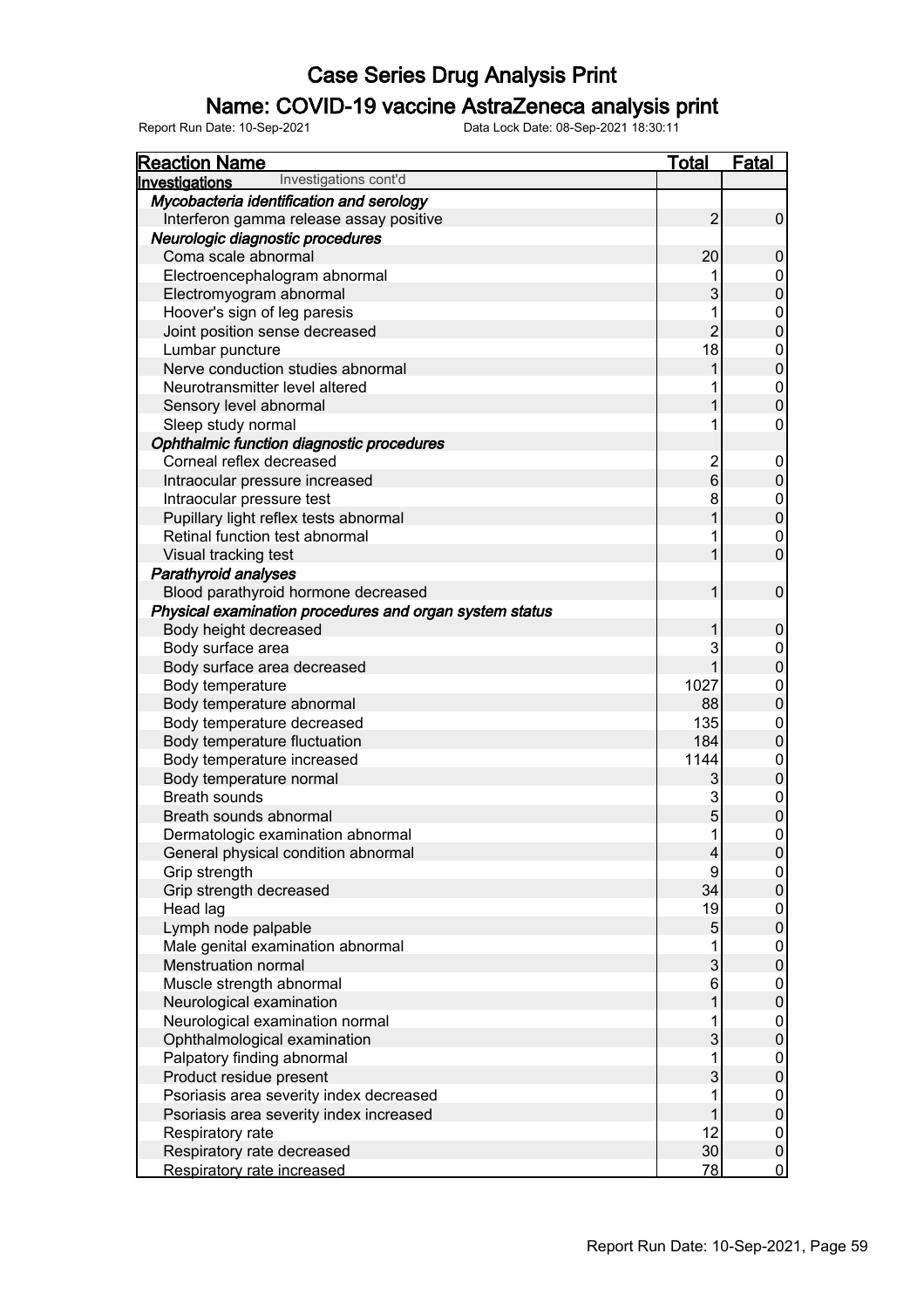# Case Series Drug Analysis Print

## Name: COVID-19 vaccine AstraZeneca analysis print

Report Run Date: 10-Sep-2021    Data Lock Date: 08-Sep-2021 18:30:11

| Reaction Name | Total | Fatal |
|---|---|---|
| **Investigations** Investigations cont'd | | |
| ***Mycobacteria identification and serology*** | | |
| Interferon gamma release assay positive | 2 | 0 |
| ***Neurologic diagnostic procedures*** | | |
| Coma scale abnormal | 20 | 0 |
| Electroencephalogram abnormal | 1 | 0 |
| Electromyogram abnormal | 3 | 0 |
| Hoover's sign of leg paresis | 1 | 0 |
| Joint position sense decreased | 2 | 0 |
| Lumbar puncture | 18 | 0 |
| Nerve conduction studies abnormal | 1 | 0 |
| Neurotransmitter level altered | 1 | 0 |
| Sensory level abnormal | 1 | 0 |
| Sleep study normal | 1 | 0 |
| ***Ophthalmic function diagnostic procedures*** | | |
| Corneal reflex decreased | 2 | 0 |
| Intraocular pressure increased | 6 | 0 |
| Intraocular pressure test | 8 | 0 |
| Pupillary light reflex tests abnormal | 1 | 0 |
| Retinal function test abnormal | 1 | 0 |
| Visual tracking test | 1 | 0 |
| ***Parathyroid analyses*** | | |
| Blood parathyroid hormone decreased | 1 | 0 |
| ***Physical examination procedures and organ system status*** | | |
| Body height decreased | 1 | 0 |
| Body surface area | 3 | 0 |
| Body surface area decreased | 1 | 0 |
| Body temperature | 1027 | 0 |
| Body temperature abnormal | 88 | 0 |
| Body temperature decreased | 135 | 0 |
| Body temperature fluctuation | 184 | 0 |
| Body temperature increased | 1144 | 0 |
| Body temperature normal | 3 | 0 |
| Breath sounds | 3 | 0 |
| Breath sounds abnormal | 5 | 0 |
| Dermatologic examination abnormal | 1 | 0 |
| General physical condition abnormal | 4 | 0 |
| Grip strength | 9 | 0 |
| Grip strength decreased | 34 | 0 |
| Head lag | 19 | 0 |
| Lymph node palpable | 5 | 0 |
| Male genital examination abnormal | 1 | 0 |
| Menstruation normal | 3 | 0 |
| Muscle strength abnormal | 6 | 0 |
| Neurological examination | 1 | 0 |
| Neurological examination normal | 1 | 0 |
| Ophthalmological examination | 3 | 0 |
| Palpatory finding abnormal | 1 | 0 |
| Product residue present | 3 | 0 |
| Psoriasis area severity index decreased | 1 | 0 |
| Psoriasis area severity index increased | 1 | 0 |
| Respiratory rate | 12 | 0 |
| Respiratory rate decreased | 30 | 0 |
| Respiratory rate increased | 78 | 0 |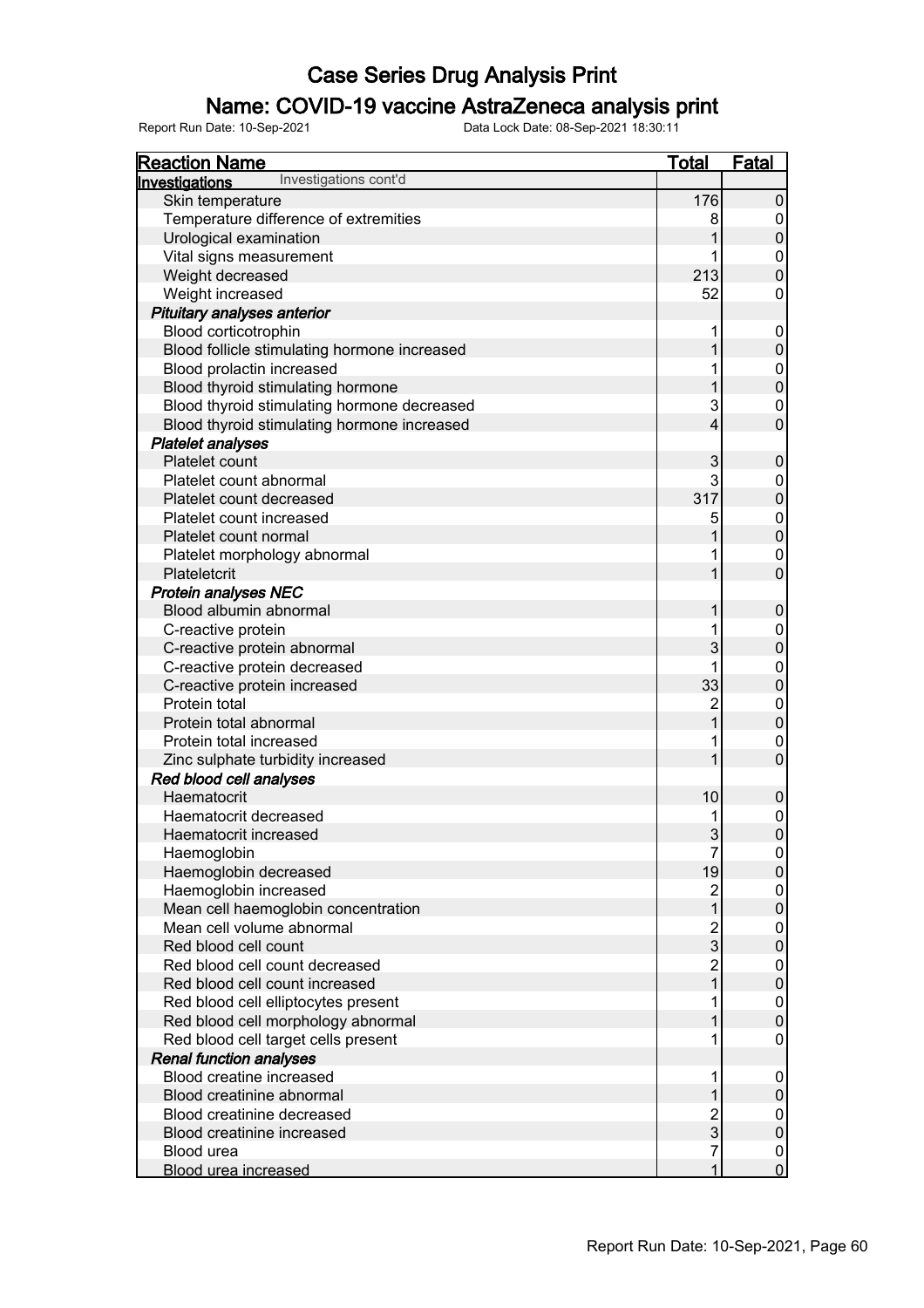# Case Series Drug Analysis Print

## Name: COVID-19 vaccine AstraZeneca analysis print

Report Run Date: 10-Sep-2021 Data Lock Date: 08-Sep-2021 18:30:11

| Reaction Name | Total | Fatal |
|---|---|---|
| **Investigations** Investigations cont'd | | |
| Skin temperature | 176 | 0 |
| Temperature difference of extremities | 8 | 0 |
| Urological examination | 1 | 0 |
| Vital signs measurement | 1 | 0 |
| Weight decreased | 213 | 0 |
| Weight increased | 52 | 0 |
| ***Pituitary analyses anterior*** | | |
| Blood corticotrophin | 1 | 0 |
| Blood follicle stimulating hormone increased | 1 | 0 |
| Blood prolactin increased | 1 | 0 |
| Blood thyroid stimulating hormone | 1 | 0 |
| Blood thyroid stimulating hormone decreased | 3 | 0 |
| Blood thyroid stimulating hormone increased | 4 | 0 |
| ***Platelet analyses*** | | |
| Platelet count | 3 | 0 |
| Platelet count abnormal | 3 | 0 |
| Platelet count decreased | 317 | 0 |
| Platelet count increased | 5 | 0 |
| Platelet count normal | 1 | 0 |
| Platelet morphology abnormal | 1 | 0 |
| Plateletcrit | 1 | 0 |
| ***Protein analyses NEC*** | | |
| Blood albumin abnormal | 1 | 0 |
| C-reactive protein | 1 | 0 |
| C-reactive protein abnormal | 3 | 0 |
| C-reactive protein decreased | 1 | 0 |
| C-reactive protein increased | 33 | 0 |
| Protein total | 2 | 0 |
| Protein total abnormal | 1 | 0 |
| Protein total increased | 1 | 0 |
| Zinc sulphate turbidity increased | 1 | 0 |
| ***Red blood cell analyses*** | | |
| Haematocrit | 10 | 0 |
| Haematocrit decreased | 1 | 0 |
| Haematocrit increased | 3 | 0 |
| Haemoglobin | 7 | 0 |
| Haemoglobin decreased | 19 | 0 |
| Haemoglobin increased | 2 | 0 |
| Mean cell haemoglobin concentration | 1 | 0 |
| Mean cell volume abnormal | 2 | 0 |
| Red blood cell count | 3 | 0 |
| Red blood cell count decreased | 2 | 0 |
| Red blood cell count increased | 1 | 0 |
| Red blood cell elliptocytes present | 1 | 0 |
| Red blood cell morphology abnormal | 1 | 0 |
| Red blood cell target cells present | 1 | 0 |
| ***Renal function analyses*** | | |
| Blood creatine increased | 1 | 0 |
| Blood creatinine abnormal | 1 | 0 |
| Blood creatinine decreased | 2 | 0 |
| Blood creatinine increased | 3 | 0 |
| Blood urea | 7 | 0 |
| Blood urea increased | 1 | 0 |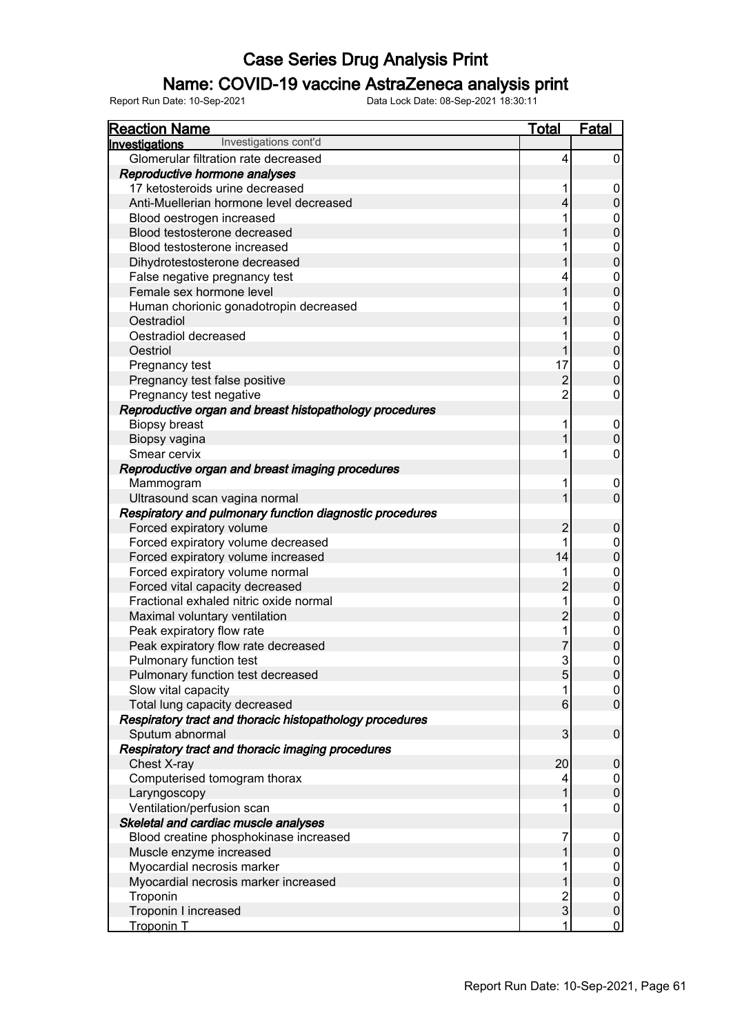# Case Series Drug Analysis Print

## Name: COVID-19 vaccine AstraZeneca analysis print

Report Run Date: 10-Sep-2021    Data Lock Date: 08-Sep-2021 18:30:11

| Reaction Name | Total | Fatal |
|---|---|---|
| **Investigations** Investigations cont'd | | |
| Glomerular filtration rate decreased | 4 | 0 |
| ***Reproductive hormone analyses*** | | |
| 17 ketosteroids urine decreased | 1 | 0 |
| Anti-Muellerian hormone level decreased | 4 | 0 |
| Blood oestrogen increased | 1 | 0 |
| Blood testosterone decreased | 1 | 0 |
| Blood testosterone increased | 1 | 0 |
| Dihydrotestosterone decreased | 1 | 0 |
| False negative pregnancy test | 4 | 0 |
| Female sex hormone level | 1 | 0 |
| Human chorionic gonadotropin decreased | 1 | 0 |
| Oestradiol | 1 | 0 |
| Oestradiol decreased | 1 | 0 |
| Oestriol | 1 | 0 |
| Pregnancy test | 17 | 0 |
| Pregnancy test false positive | 2 | 0 |
| Pregnancy test negative | 2 | 0 |
| ***Reproductive organ and breast histopathology procedures*** | | |
| Biopsy breast | 1 | 0 |
| Biopsy vagina | 1 | 0 |
| Smear cervix | 1 | 0 |
| ***Reproductive organ and breast imaging procedures*** | | |
| Mammogram | 1 | 0 |
| Ultrasound scan vagina normal | 1 | 0 |
| ***Respiratory and pulmonary function diagnostic procedures*** | | |
| Forced expiratory volume | 2 | 0 |
| Forced expiratory volume decreased | 1 | 0 |
| Forced expiratory volume increased | 14 | 0 |
| Forced expiratory volume normal | 1 | 0 |
| Forced vital capacity decreased | 2 | 0 |
| Fractional exhaled nitric oxide normal | 1 | 0 |
| Maximal voluntary ventilation | 2 | 0 |
| Peak expiratory flow rate | 1 | 0 |
| Peak expiratory flow rate decreased | 7 | 0 |
| Pulmonary function test | 3 | 0 |
| Pulmonary function test decreased | 5 | 0 |
| Slow vital capacity | 1 | 0 |
| Total lung capacity decreased | 6 | 0 |
| ***Respiratory tract and thoracic histopathology procedures*** | | |
| Sputum abnormal | 3 | 0 |
| ***Respiratory tract and thoracic imaging procedures*** | | |
| Chest X-ray | 20 | 0 |
| Computerised tomogram thorax | 4 | 0 |
| Laryngoscopy | 1 | 0 |
| Ventilation/perfusion scan | 1 | 0 |
| ***Skeletal and cardiac muscle analyses*** | | |
| Blood creatine phosphokinase increased | 7 | 0 |
| Muscle enzyme increased | 1 | 0 |
| Myocardial necrosis marker | 1 | 0 |
| Myocardial necrosis marker increased | 1 | 0 |
| Troponin | 2 | 0 |
| Troponin I increased | 3 | 0 |
| Troponin T | 1 | 0 |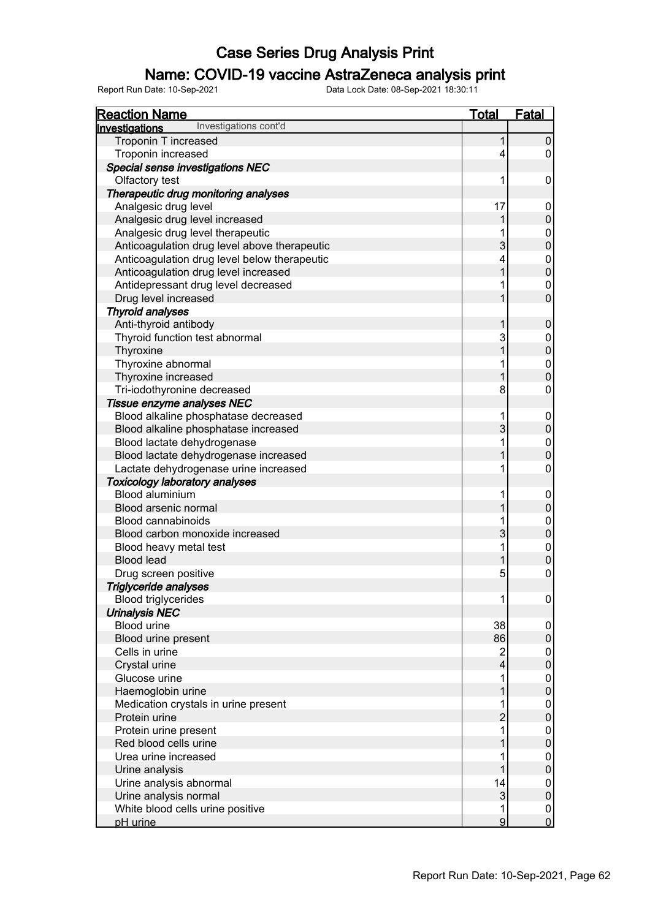# Case Series Drug Analysis Print

## Name: COVID-19 vaccine AstraZeneca analysis print

Report Run Date: 10-Sep-2021 Data Lock Date: 08-Sep-2021 18:30:11

| Reaction Name | Total | Fatal |
|---|---|---|
| **Investigations** Investigations cont'd | | |
| Troponin T increased | 1 | 0 |
| Troponin increased | 4 | 0 |
| ***Special sense investigations NEC*** | | |
| Olfactory test | 1 | 0 |
| ***Therapeutic drug monitoring analyses*** | | |
| Analgesic drug level | 17 | 0 |
| Analgesic drug level increased | 1 | 0 |
| Analgesic drug level therapeutic | 1 | 0 |
| Anticoagulation drug level above therapeutic | 3 | 0 |
| Anticoagulation drug level below therapeutic | 4 | 0 |
| Anticoagulation drug level increased | 1 | 0 |
| Antidepressant drug level decreased | 1 | 0 |
| Drug level increased | 1 | 0 |
| ***Thyroid analyses*** | | |
| Anti-thyroid antibody | 1 | 0 |
| Thyroid function test abnormal | 3 | 0 |
| Thyroxine | 1 | 0 |
| Thyroxine abnormal | 1 | 0 |
| Thyroxine increased | 1 | 0 |
| Tri-iodothyronine decreased | 8 | 0 |
| ***Tissue enzyme analyses NEC*** | | |
| Blood alkaline phosphatase decreased | 1 | 0 |
| Blood alkaline phosphatase increased | 3 | 0 |
| Blood lactate dehydrogenase | 1 | 0 |
| Blood lactate dehydrogenase increased | 1 | 0 |
| Lactate dehydrogenase urine increased | 1 | 0 |
| ***Toxicology laboratory analyses*** | | |
| Blood aluminium | 1 | 0 |
| Blood arsenic normal | 1 | 0 |
| Blood cannabinoids | 1 | 0 |
| Blood carbon monoxide increased | 3 | 0 |
| Blood heavy metal test | 1 | 0 |
| Blood lead | 1 | 0 |
| Drug screen positive | 5 | 0 |
| ***Triglyceride analyses*** | | |
| Blood triglycerides | 1 | 0 |
| ***Urinalysis NEC*** | | |
| Blood urine | 38 | 0 |
| Blood urine present | 86 | 0 |
| Cells in urine | 2 | 0 |
| Crystal urine | 4 | 0 |
| Glucose urine | 1 | 0 |
| Haemoglobin urine | 1 | 0 |
| Medication crystals in urine present | 1 | 0 |
| Protein urine | 2 | 0 |
| Protein urine present | 1 | 0 |
| Red blood cells urine | 1 | 0 |
| Urea urine increased | 1 | 0 |
| Urine analysis | 1 | 0 |
| Urine analysis abnormal | 14 | 0 |
| Urine analysis normal | 3 | 0 |
| White blood cells urine positive | 1 | 0 |
| pH urine | 9 | 0 |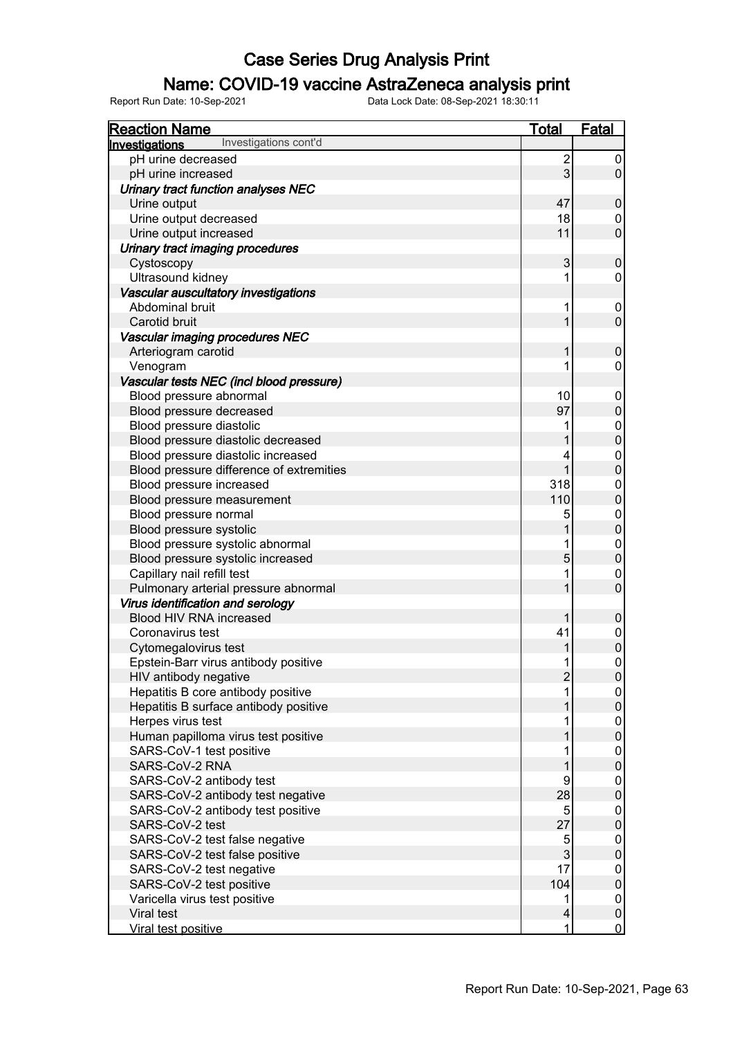# Case Series Drug Analysis Print

## Name: COVID-19 vaccine AstraZeneca analysis print

Report Run Date: 10-Sep-2021    Data Lock Date: 08-Sep-2021 18:30:11

| Reaction Name | Total | Fatal |
|---|---|---|
| **Investigations** Investigations cont'd | | |
| pH urine decreased | 2 | 0 |
| pH urine increased | 3 | 0 |
| ***Urinary tract function analyses NEC*** | | |
| Urine output | 47 | 0 |
| Urine output decreased | 18 | 0 |
| Urine output increased | 11 | 0 |
| ***Urinary tract imaging procedures*** | | |
| Cystoscopy | 3 | 0 |
| Ultrasound kidney | 1 | 0 |
| ***Vascular auscultatory investigations*** | | |
| Abdominal bruit | 1 | 0 |
| Carotid bruit | 1 | 0 |
| ***Vascular imaging procedures NEC*** | | |
| Arteriogram carotid | 1 | 0 |
| Venogram | 1 | 0 |
| ***Vascular tests NEC (incl blood pressure)*** | | |
| Blood pressure abnormal | 10 | 0 |
| Blood pressure decreased | 97 | 0 |
| Blood pressure diastolic | 1 | 0 |
| Blood pressure diastolic decreased | 1 | 0 |
| Blood pressure diastolic increased | 4 | 0 |
| Blood pressure difference of extremities | 1 | 0 |
| Blood pressure increased | 318 | 0 |
| Blood pressure measurement | 110 | 0 |
| Blood pressure normal | 5 | 0 |
| Blood pressure systolic | 1 | 0 |
| Blood pressure systolic abnormal | 1 | 0 |
| Blood pressure systolic increased | 5 | 0 |
| Capillary nail refill test | 1 | 0 |
| Pulmonary arterial pressure abnormal | 1 | 0 |
| ***Virus identification and serology*** | | |
| Blood HIV RNA increased | 1 | 0 |
| Coronavirus test | 41 | 0 |
| Cytomegalovirus test | 1 | 0 |
| Epstein-Barr virus antibody positive | 1 | 0 |
| HIV antibody negative | 2 | 0 |
| Hepatitis B core antibody positive | 1 | 0 |
| Hepatitis B surface antibody positive | 1 | 0 |
| Herpes virus test | 1 | 0 |
| Human papilloma virus test positive | 1 | 0 |
| SARS-CoV-1 test positive | 1 | 0 |
| SARS-CoV-2 RNA | 1 | 0 |
| SARS-CoV-2 antibody test | 9 | 0 |
| SARS-CoV-2 antibody test negative | 28 | 0 |
| SARS-CoV-2 antibody test positive | 5 | 0 |
| SARS-CoV-2 test | 27 | 0 |
| SARS-CoV-2 test false negative | 5 | 0 |
| SARS-CoV-2 test false positive | 3 | 0 |
| SARS-CoV-2 test negative | 17 | 0 |
| SARS-CoV-2 test positive | 104 | 0 |
| Varicella virus test positive | 1 | 0 |
| Viral test | 4 | 0 |
| Viral test positive | 1 | 0 |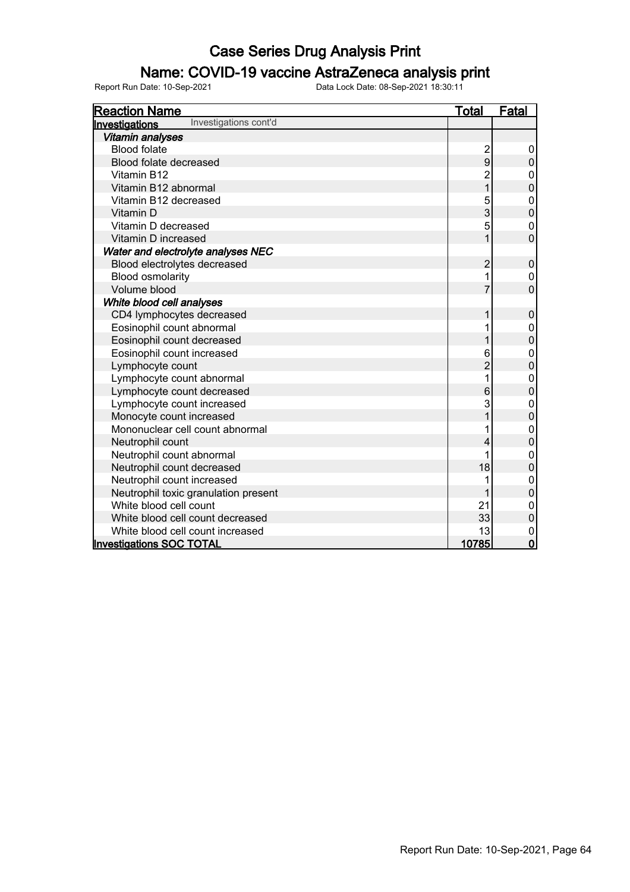# Case Series Drug Analysis Print

## Name: COVID-19 vaccine AstraZeneca analysis print

Report Run Date: 10-Sep-2021 | Data Lock Date: 08-Sep-2021 18:30:11

| Reaction Name | Total | Fatal |
|---|---|---|
| **Investigations** Investigations cont'd | | |
| ***Vitamin analyses*** | | |
| Blood folate | 2 | 0 |
| Blood folate decreased | 9 | 0 |
| Vitamin B12 | 2 | 0 |
| Vitamin B12 abnormal | 1 | 0 |
| Vitamin B12 decreased | 5 | 0 |
| Vitamin D | 3 | 0 |
| Vitamin D decreased | 5 | 0 |
| Vitamin D increased | 1 | 0 |
| ***Water and electrolyte analyses NEC*** | | |
| Blood electrolytes decreased | 2 | 0 |
| Blood osmolarity | 1 | 0 |
| Volume blood | 7 | 0 |
| ***White blood cell analyses*** | | |
| CD4 lymphocytes decreased | 1 | 0 |
| Eosinophil count abnormal | 1 | 0 |
| Eosinophil count decreased | 1 | 0 |
| Eosinophil count increased | 6 | 0 |
| Lymphocyte count | 2 | 0 |
| Lymphocyte count abnormal | 1 | 0 |
| Lymphocyte count decreased | 6 | 0 |
| Lymphocyte count increased | 3 | 0 |
| Monocyte count increased | 1 | 0 |
| Mononuclear cell count abnormal | 1 | 0 |
| Neutrophil count | 4 | 0 |
| Neutrophil count abnormal | 1 | 0 |
| Neutrophil count decreased | 18 | 0 |
| Neutrophil count increased | 1 | 0 |
| Neutrophil toxic granulation present | 1 | 0 |
| White blood cell count | 21 | 0 |
| White blood cell count decreased | 33 | 0 |
| White blood cell count increased | 13 | 0 |
| **Investigations SOC TOTAL** | **10785** | **0** |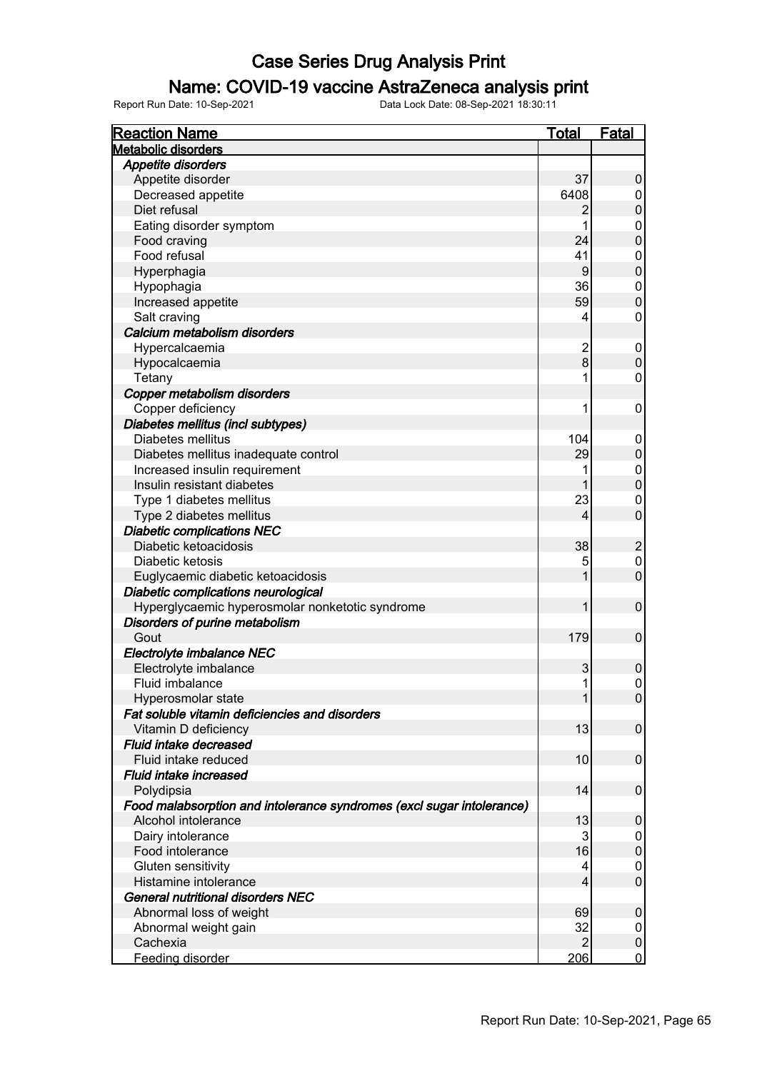# Case Series Drug Analysis Print

## Name: COVID-19 vaccine AstraZeneca analysis print

Report Run Date: 10-Sep-2021 Data Lock Date: 08-Sep-2021 18:30:11

| Reaction Name | Total | Fatal |
|---|---|---|
| **Metabolic disorders** | | |
| ***Appetite disorders*** | | |
| Appetite disorder | 37 | 0 |
| Decreased appetite | 6408 | 0 |
| Diet refusal | 2 | 0 |
| Eating disorder symptom | 1 | 0 |
| Food craving | 24 | 0 |
| Food refusal | 41 | 0 |
| Hyperphagia | 9 | 0 |
| Hypophagia | 36 | 0 |
| Increased appetite | 59 | 0 |
| Salt craving | 4 | 0 |
| ***Calcium metabolism disorders*** | | |
| Hypercalcaemia | 2 | 0 |
| Hypocalcaemia | 8 | 0 |
| Tetany | 1 | 0 |
| ***Copper metabolism disorders*** | | |
| Copper deficiency | 1 | 0 |
| ***Diabetes mellitus (incl subtypes)*** | | |
| Diabetes mellitus | 104 | 0 |
| Diabetes mellitus inadequate control | 29 | 0 |
| Increased insulin requirement | 1 | 0 |
| Insulin resistant diabetes | 1 | 0 |
| Type 1 diabetes mellitus | 23 | 0 |
| Type 2 diabetes mellitus | 4 | 0 |
| ***Diabetic complications NEC*** | | |
| Diabetic ketoacidosis | 38 | 2 |
| Diabetic ketosis | 5 | 0 |
| Euglycaemic diabetic ketoacidosis | 1 | 0 |
| ***Diabetic complications neurological*** | | |
| Hyperglycaemic hyperosmolar nonketotic syndrome | 1 | 0 |
| ***Disorders of purine metabolism*** | | |
| Gout | 179 | 0 |
| ***Electrolyte imbalance NEC*** | | |
| Electrolyte imbalance | 3 | 0 |
| Fluid imbalance | 1 | 0 |
| Hyperosmolar state | 1 | 0 |
| ***Fat soluble vitamin deficiencies and disorders*** | | |
| Vitamin D deficiency | 13 | 0 |
| ***Fluid intake decreased*** | | |
| Fluid intake reduced | 10 | 0 |
| ***Fluid intake increased*** | | |
| Polydipsia | 14 | 0 |
| ***Food malabsorption and intolerance syndromes (excl sugar intolerance)*** | | |
| Alcohol intolerance | 13 | 0 |
| Dairy intolerance | 3 | 0 |
| Food intolerance | 16 | 0 |
| Gluten sensitivity | 4 | 0 |
| Histamine intolerance | 4 | 0 |
| ***General nutritional disorders NEC*** | | |
| Abnormal loss of weight | 69 | 0 |
| Abnormal weight gain | 32 | 0 |
| Cachexia | 2 | 0 |
| Feeding disorder | 206 | 0 |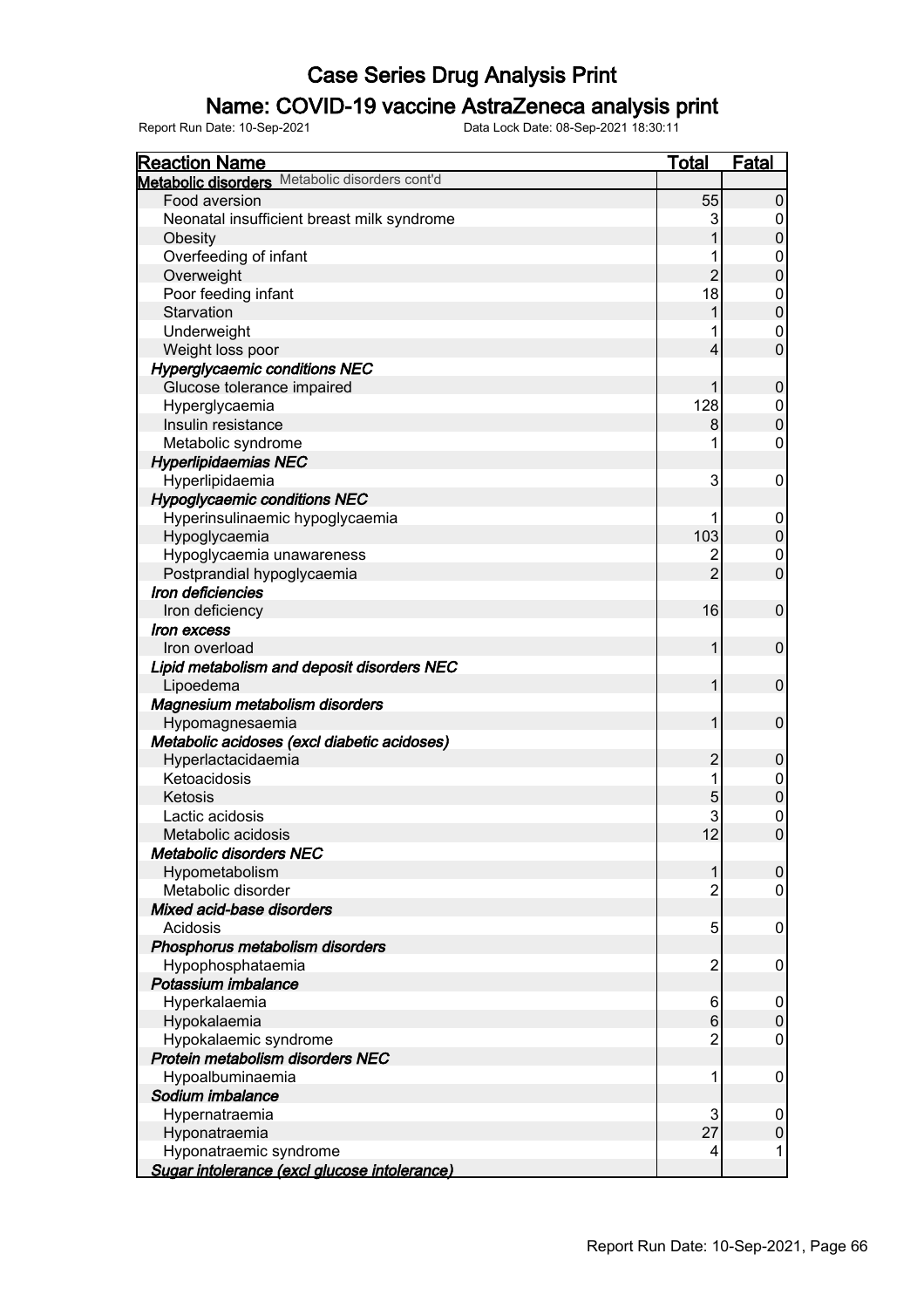# Case Series Drug Analysis Print

## Name: COVID-19 vaccine AstraZeneca analysis print

Report Run Date: 10-Sep-2021    Data Lock Date: 08-Sep-2021 18:30:11

| Reaction Name | Total | Fatal |
|---|---|---|
| **Metabolic disorders** Metabolic disorders cont'd | | |
| Food aversion | 55 | 0 |
| Neonatal insufficient breast milk syndrome | 3 | 0 |
| Obesity | 1 | 0 |
| Overfeeding of infant | 1 | 0 |
| Overweight | 2 | 0 |
| Poor feeding infant | 18 | 0 |
| Starvation | 1 | 0 |
| Underweight | 1 | 0 |
| Weight loss poor | 4 | 0 |
| ***Hyperglycaemic conditions NEC*** | | |
| Glucose tolerance impaired | 1 | 0 |
| Hyperglycaemia | 128 | 0 |
| Insulin resistance | 8 | 0 |
| Metabolic syndrome | 1 | 0 |
| ***Hyperlipidaemias NEC*** | | |
| Hyperlipidaemia | 3 | 0 |
| ***Hypoglycaemic conditions NEC*** | | |
| Hyperinsulinaemic hypoglycaemia | 1 | 0 |
| Hypoglycaemia | 103 | 0 |
| Hypoglycaemia unawareness | 2 | 0 |
| Postprandial hypoglycaemia | 2 | 0 |
| ***Iron deficiencies*** | | |
| Iron deficiency | 16 | 0 |
| ***Iron excess*** | | |
| Iron overload | 1 | 0 |
| ***Lipid metabolism and deposit disorders NEC*** | | |
| Lipoedema | 1 | 0 |
| ***Magnesium metabolism disorders*** | | |
| Hypomagnesaemia | 1 | 0 |
| ***Metabolic acidoses (excl diabetic acidoses)*** | | |
| Hyperlactacidaemia | 2 | 0 |
| Ketoacidosis | 1 | 0 |
| Ketosis | 5 | 0 |
| Lactic acidosis | 3 | 0 |
| Metabolic acidosis | 12 | 0 |
| ***Metabolic disorders NEC*** | | |
| Hypometabolism | 1 | 0 |
| Metabolic disorder | 2 | 0 |
| ***Mixed acid-base disorders*** | | |
| Acidosis | 5 | 0 |
| ***Phosphorus metabolism disorders*** | | |
| Hypophosphataemia | 2 | 0 |
| ***Potassium imbalance*** | | |
| Hyperkalaemia | 6 | 0 |
| Hypokalaemia | 6 | 0 |
| Hypokalaemic syndrome | 2 | 0 |
| ***Protein metabolism disorders NEC*** | | |
| Hypoalbuminaemia | 1 | 0 |
| ***Sodium imbalance*** | | |
| Hypernatraemia | 3 | 0 |
| Hyponatraemia | 27 | 0 |
| Hyponatraemic syndrome | 4 | 1 |
| ***Sugar intolerance (excl glucose intolerance)*** | | |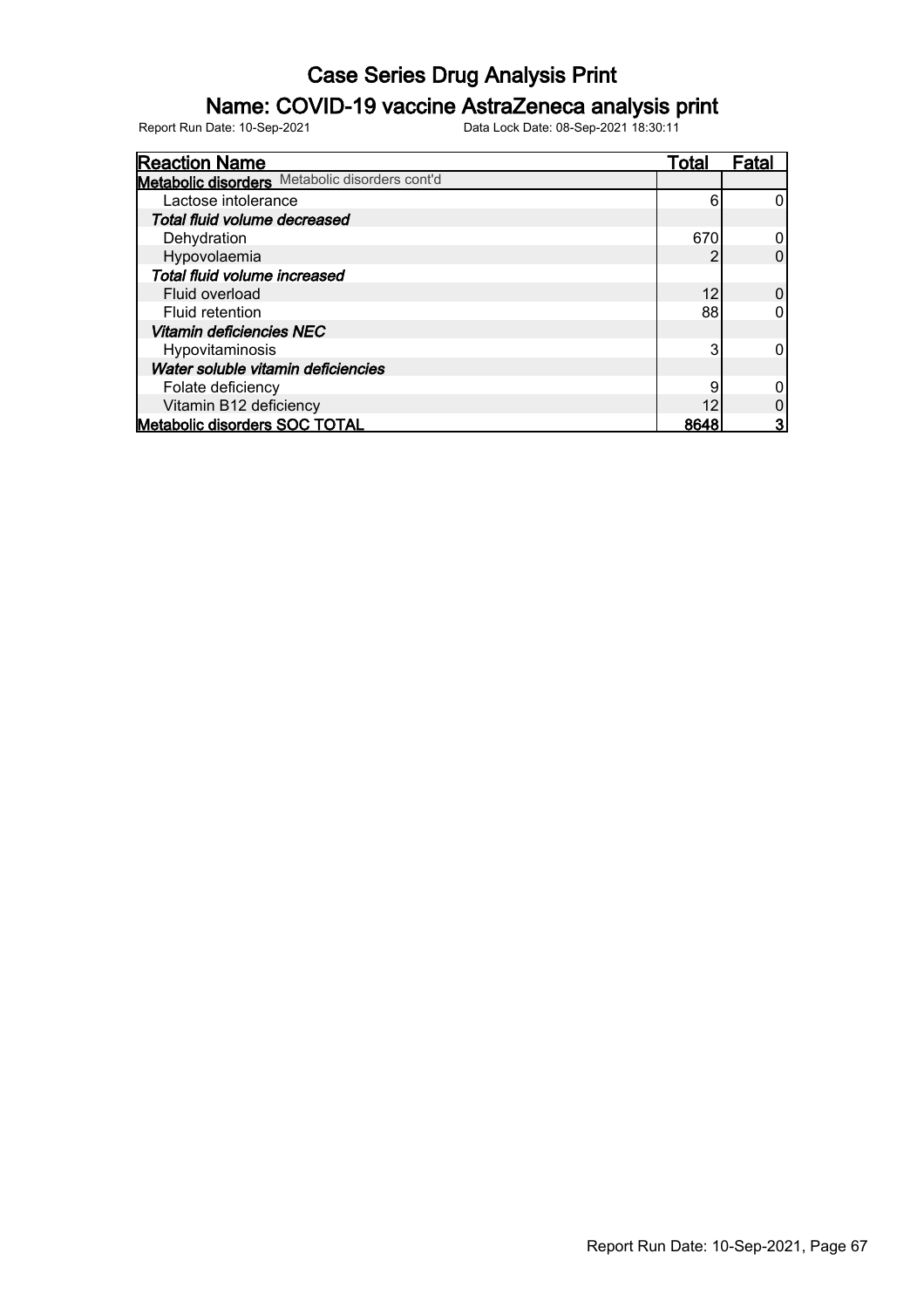# Case Series Drug Analysis Print

## Name: COVID-19 vaccine AstraZeneca analysis print

Report Run Date: 10-Sep-2021 Data Lock Date: 08-Sep-2021 18:30:11

| Reaction Name | Total | Fatal |
|---|---|---|
| **Metabolic disorders** Metabolic disorders cont'd | | |
| Lactose intolerance | 6 | 0 |
| ***Total fluid volume decreased*** | | |
| Dehydration | 670 | 0 |
| Hypovolaemia | 2 | 0 |
| ***Total fluid volume increased*** | | |
| Fluid overload | 12 | 0 |
| Fluid retention | 88 | 0 |
| ***Vitamin deficiencies NEC*** | | |
| Hypovitaminosis | 3 | 0 |
| ***Water soluble vitamin deficiencies*** | | |
| Folate deficiency | 9 | 0 |
| Vitamin B12 deficiency | 12 | 0 |
| **Metabolic disorders SOC TOTAL** | **8648** | **3** |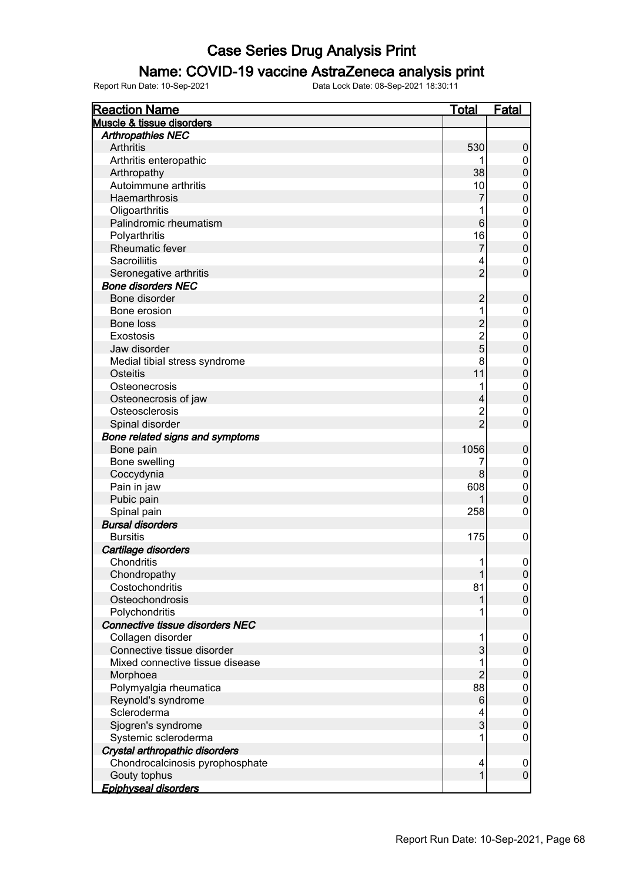# Case Series Drug Analysis Print

## Name: COVID-19 vaccine AstraZeneca analysis print

Report Run Date: 10-Sep-2021 Data Lock Date: 08-Sep-2021 18:30:11

| Reaction Name | Total | Fatal |
|---|---|---|
| **Muscle & tissue disorders** | | |
| ***Arthropathies NEC*** | | |
| Arthritis | 530 | 0 |
| Arthritis enteropathic | 1 | 0 |
| Arthropathy | 38 | 0 |
| Autoimmune arthritis | 10 | 0 |
| Haemarthrosis | 7 | 0 |
| Oligoarthritis | 1 | 0 |
| Palindromic rheumatism | 6 | 0 |
| Polyarthritis | 16 | 0 |
| Rheumatic fever | 7 | 0 |
| Sacroiliitis | 4 | 0 |
| Seronegative arthritis | 2 | 0 |
| ***Bone disorders NEC*** | | |
| Bone disorder | 2 | 0 |
| Bone erosion | 1 | 0 |
| Bone loss | 2 | 0 |
| Exostosis | 2 | 0 |
| Jaw disorder | 5 | 0 |
| Medial tibial stress syndrome | 8 | 0 |
| Osteitis | 11 | 0 |
| Osteonecrosis | 1 | 0 |
| Osteonecrosis of jaw | 4 | 0 |
| Osteosclerosis | 2 | 0 |
| Spinal disorder | 2 | 0 |
| ***Bone related signs and symptoms*** | | |
| Bone pain | 1056 | 0 |
| Bone swelling | 7 | 0 |
| Coccydynia | 8 | 0 |
| Pain in jaw | 608 | 0 |
| Pubic pain | 1 | 0 |
| Spinal pain | 258 | 0 |
| ***Bursal disorders*** | | |
| Bursitis | 175 | 0 |
| ***Cartilage disorders*** | | |
| Chondritis | 1 | 0 |
| Chondropathy | 1 | 0 |
| Costochondritis | 81 | 0 |
| Osteochondrosis | 1 | 0 |
| Polychondritis | 1 | 0 |
| ***Connective tissue disorders NEC*** | | |
| Collagen disorder | 1 | 0 |
| Connective tissue disorder | 3 | 0 |
| Mixed connective tissue disease | 1 | 0 |
| Morphoea | 2 | 0 |
| Polymyalgia rheumatica | 88 | 0 |
| Reynold's syndrome | 6 | 0 |
| Scleroderma | 4 | 0 |
| Sjogren's syndrome | 3 | 0 |
| Systemic scleroderma | 1 | 0 |
| ***Crystal arthropathic disorders*** | | |
| Chondrocalcinosis pyrophosphate | 4 | 0 |
| Gouty tophus | 1 | 0 |
| ***Epiphyseal disorders*** | | |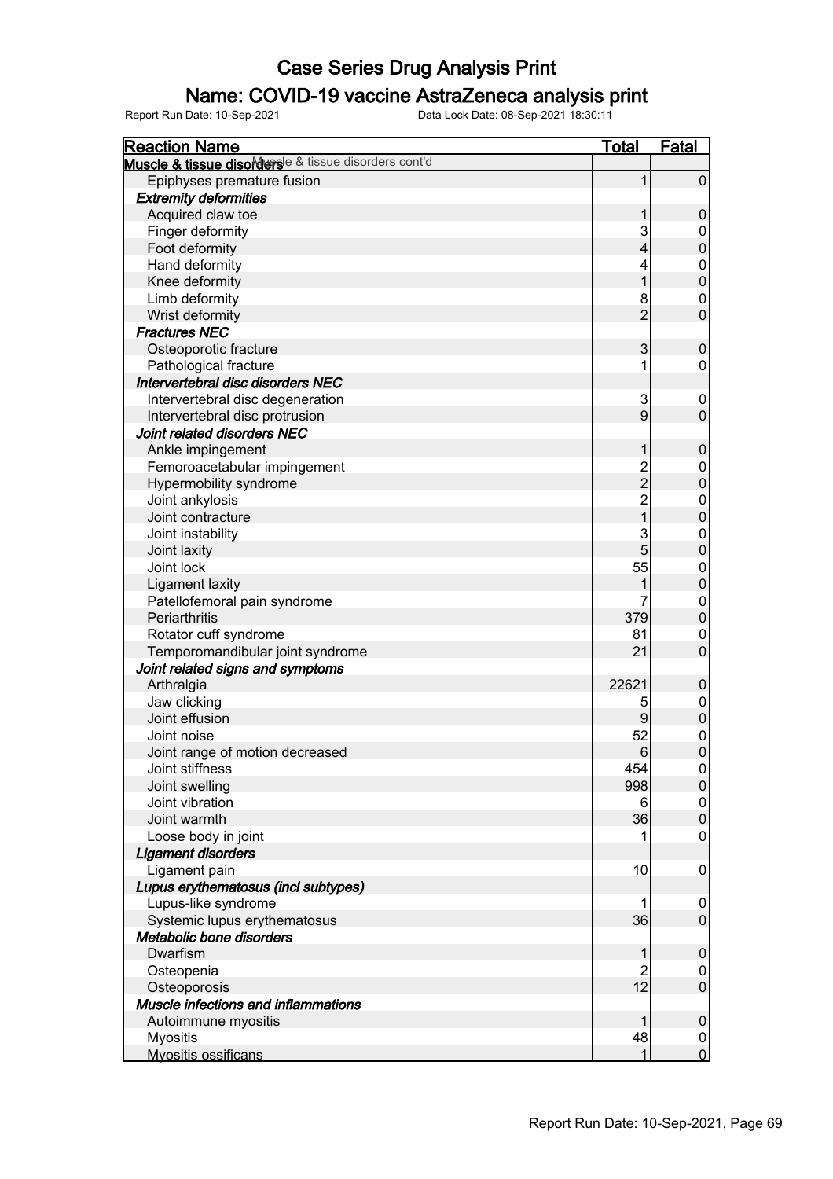# Case Series Drug Analysis Print

## Name: COVID-19 vaccine AstraZeneca analysis print

Report Run Date: 10-Sep-2021 Data Lock Date: 08-Sep-2021 18:30:11

| Reaction Name | Total | Fatal |
|---|---|---|
| **Muscle & tissue disorders cont'd** | | |
| Epiphyses premature fusion | 1 | 0 |
| ***Extremity deformities*** | | |
| Acquired claw toe | 1 | 0 |
| Finger deformity | 3 | 0 |
| Foot deformity | 4 | 0 |
| Hand deformity | 4 | 0 |
| Knee deformity | 1 | 0 |
| Limb deformity | 8 | 0 |
| Wrist deformity | 2 | 0 |
| ***Fractures NEC*** | | |
| Osteoporotic fracture | 3 | 0 |
| Pathological fracture | 1 | 0 |
| ***Intervertebral disc disorders NEC*** | | |
| Intervertebral disc degeneration | 3 | 0 |
| Intervertebral disc protrusion | 9 | 0 |
| ***Joint related disorders NEC*** | | |
| Ankle impingement | 1 | 0 |
| Femoroacetabular impingement | 2 | 0 |
| Hypermobility syndrome | 2 | 0 |
| Joint ankylosis | 2 | 0 |
| Joint contracture | 1 | 0 |
| Joint instability | 3 | 0 |
| Joint laxity | 5 | 0 |
| Joint lock | 55 | 0 |
| Ligament laxity | 1 | 0 |
| Patellofemoral pain syndrome | 7 | 0 |
| Periarthritis | 379 | 0 |
| Rotator cuff syndrome | 81 | 0 |
| Temporomandibular joint syndrome | 21 | 0 |
| ***Joint related signs and symptoms*** | | |
| Arthralgia | 22621 | 0 |
| Jaw clicking | 5 | 0 |
| Joint effusion | 9 | 0 |
| Joint noise | 52 | 0 |
| Joint range of motion decreased | 6 | 0 |
| Joint stiffness | 454 | 0 |
| Joint swelling | 998 | 0 |
| Joint vibration | 6 | 0 |
| Joint warmth | 36 | 0 |
| Loose body in joint | 1 | 0 |
| ***Ligament disorders*** | | |
| Ligament pain | 10 | 0 |
| ***Lupus erythematosus (incl subtypes)*** | | |
| Lupus-like syndrome | 1 | 0 |
| Systemic lupus erythematosus | 36 | 0 |
| ***Metabolic bone disorders*** | | |
| Dwarfism | 1 | 0 |
| Osteopenia | 2 | 0 |
| Osteoporosis | 12 | 0 |
| ***Muscle infections and inflammations*** | | |
| Autoimmune myositis | 1 | 0 |
| Myositis | 48 | 0 |
| Myositis ossificans | 1 | 0 |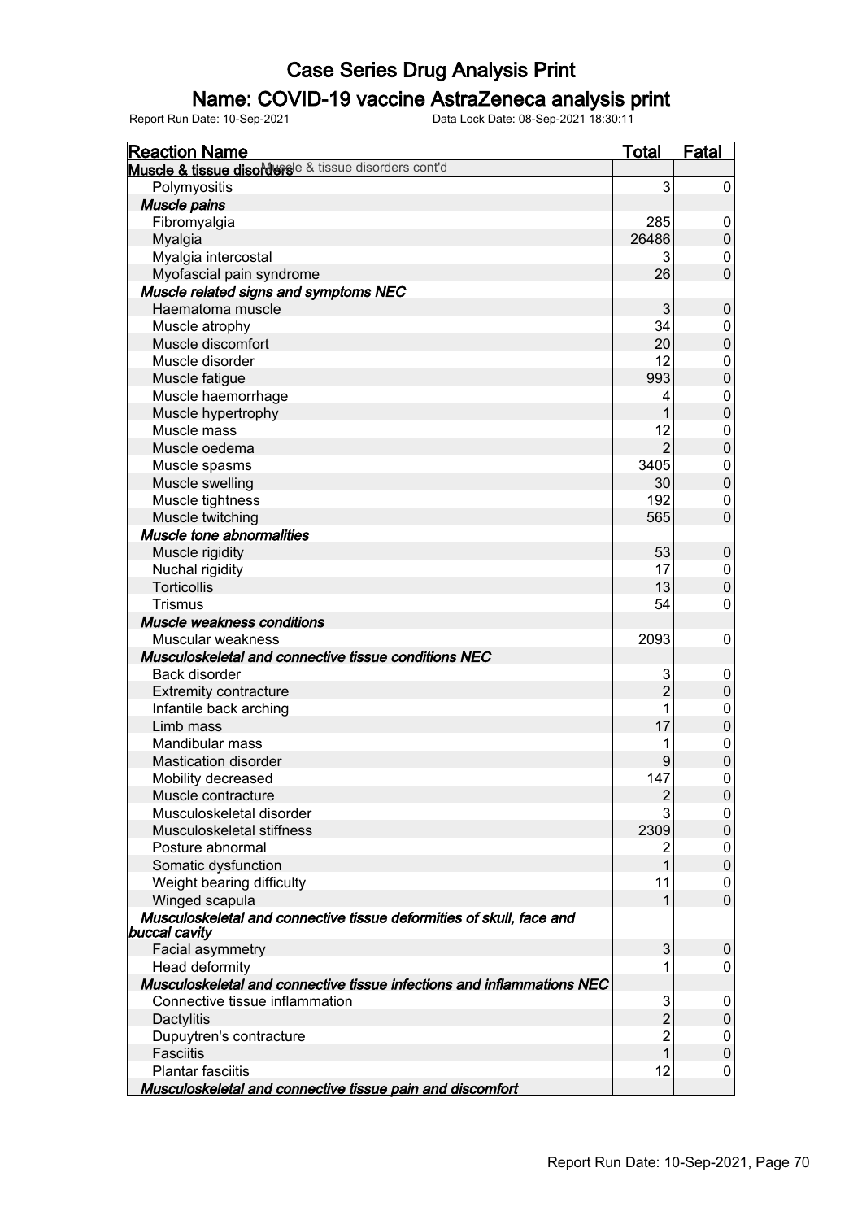# Case Series Drug Analysis Print

## Name: COVID-19 vaccine AstraZeneca analysis print

Report Run Date: 10-Sep-2021 Data Lock Date: 08-Sep-2021 18:30:11

| Reaction Name | Total | Fatal |
|---|---|---|
| **Muscle & tissue disorders** Muscle & tissue disorders cont'd | | |
| Polymyositis | 3 | 0 |
| ***Muscle pains*** | | |
| Fibromyalgia | 285 | 0 |
| Myalgia | 26486 | 0 |
| Myalgia intercostal | 3 | 0 |
| Myofascial pain syndrome | 26 | 0 |
| ***Muscle related signs and symptoms NEC*** | | |
| Haematoma muscle | 3 | 0 |
| Muscle atrophy | 34 | 0 |
| Muscle discomfort | 20 | 0 |
| Muscle disorder | 12 | 0 |
| Muscle fatigue | 993 | 0 |
| Muscle haemorrhage | 4 | 0 |
| Muscle hypertrophy | 1 | 0 |
| Muscle mass | 12 | 0 |
| Muscle oedema | 2 | 0 |
| Muscle spasms | 3405 | 0 |
| Muscle swelling | 30 | 0 |
| Muscle tightness | 192 | 0 |
| Muscle twitching | 565 | 0 |
| ***Muscle tone abnormalities*** | | |
| Muscle rigidity | 53 | 0 |
| Nuchal rigidity | 17 | 0 |
| Torticollis | 13 | 0 |
| Trismus | 54 | 0 |
| ***Muscle weakness conditions*** | | |
| Muscular weakness | 2093 | 0 |
| ***Musculoskeletal and connective tissue conditions NEC*** | | |
| Back disorder | 3 | 0 |
| Extremity contracture | 2 | 0 |
| Infantile back arching | 1 | 0 |
| Limb mass | 17 | 0 |
| Mandibular mass | 1 | 0 |
| Mastication disorder | 9 | 0 |
| Mobility decreased | 147 | 0 |
| Muscle contracture | 2 | 0 |
| Musculoskeletal disorder | 3 | 0 |
| Musculoskeletal stiffness | 2309 | 0 |
| Posture abnormal | 2 | 0 |
| Somatic dysfunction | 1 | 0 |
| Weight bearing difficulty | 11 | 0 |
| Winged scapula | 1 | 0 |
| ***Musculoskeletal and connective tissue deformities of skull, face and buccal cavity*** | | |
| Facial asymmetry | 3 | 0 |
| Head deformity | 1 | 0 |
| ***Musculoskeletal and connective tissue infections and inflammations NEC*** | | |
| Connective tissue inflammation | 3 | 0 |
| Dactylitis | 2 | 0 |
| Dupuytren's contracture | 2 | 0 |
| Fasciitis | 1 | 0 |
| Plantar fasciitis | 12 | 0 |
| ***Musculoskeletal and connective tissue pain and discomfort*** | | |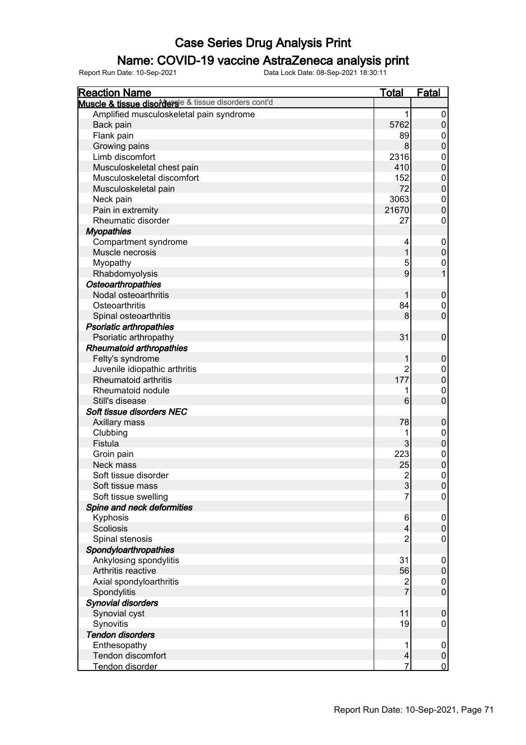# Case Series Drug Analysis Print

## Name: COVID-19 vaccine AstraZeneca analysis print

Report Run Date: 10-Sep-2021    Data Lock Date: 08-Sep-2021 18:30:11

| Reaction Name | Total | Fatal |
|---|---|---|
| **Muscle & tissue disorders** Muscle & tissue disorders cont'd | | |
| Amplified musculoskeletal pain syndrome | 1 | 0 |
| Back pain | 5762 | 0 |
| Flank pain | 89 | 0 |
| Growing pains | 8 | 0 |
| Limb discomfort | 2316 | 0 |
| Musculoskeletal chest pain | 410 | 0 |
| Musculoskeletal discomfort | 152 | 0 |
| Musculoskeletal pain | 72 | 0 |
| Neck pain | 3063 | 0 |
| Pain in extremity | 21670 | 0 |
| Rheumatic disorder | 27 | 0 |
| ***Myopathies*** | | |
| Compartment syndrome | 4 | 0 |
| Muscle necrosis | 1 | 0 |
| Myopathy | 5 | 0 |
| Rhabdomyolysis | 9 | 1 |
| ***Osteoarthropathies*** | | |
| Nodal osteoarthritis | 1 | 0 |
| Osteoarthritis | 84 | 0 |
| Spinal osteoarthritis | 8 | 0 |
| ***Psoriatic arthropathies*** | | |
| Psoriatic arthropathy | 31 | 0 |
| ***Rheumatoid arthropathies*** | | |
| Felty's syndrome | 1 | 0 |
| Juvenile idiopathic arthritis | 2 | 0 |
| Rheumatoid arthritis | 177 | 0 |
| Rheumatoid nodule | 1 | 0 |
| Still's disease | 6 | 0 |
| ***Soft tissue disorders NEC*** | | |
| Axillary mass | 78 | 0 |
| Clubbing | 1 | 0 |
| Fistula | 3 | 0 |
| Groin pain | 223 | 0 |
| Neck mass | 25 | 0 |
| Soft tissue disorder | 2 | 0 |
| Soft tissue mass | 3 | 0 |
| Soft tissue swelling | 7 | 0 |
| ***Spine and neck deformities*** | | |
| Kyphosis | 6 | 0 |
| Scoliosis | 4 | 0 |
| Spinal stenosis | 2 | 0 |
| ***Spondyloarthropathies*** | | |
| Ankylosing spondylitis | 31 | 0 |
| Arthritis reactive | 56 | 0 |
| Axial spondyloarthritis | 2 | 0 |
| Spondylitis | 7 | 0 |
| ***Synovial disorders*** | | |
| Synovial cyst | 11 | 0 |
| Synovitis | 19 | 0 |
| ***Tendon disorders*** | | |
| Enthesopathy | 1 | 0 |
| Tendon discomfort | 4 | 0 |
| Tendon disorder | 7 | 0 |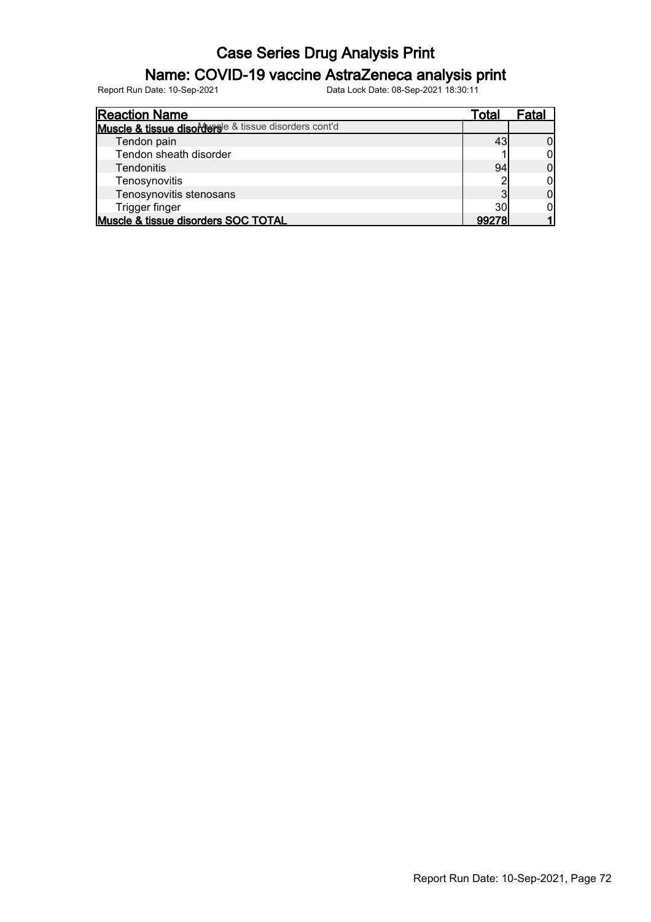# Case Series Drug Analysis Print

## Name: COVID-19 vaccine AstraZeneca analysis print

Report Run Date: 10-Sep-2021 Data Lock Date: 08-Sep-2021 18:30:11

| Reaction Name | Total | Fatal |
|---|---|---|
| **Muscle & tissue disorders** Muscle & tissue disorders cont'd | | |
| Tendon pain | 43 | 0 |
| Tendon sheath disorder | 1 | 0 |
| Tendonitis | 94 | 0 |
| Tenosynovitis | 2 | 0 |
| Tenosynovitis stenosans | 3 | 0 |
| Trigger finger | 30 | 0 |
| **Muscle & tissue disorders SOC TOTAL** | **99278** | **1** |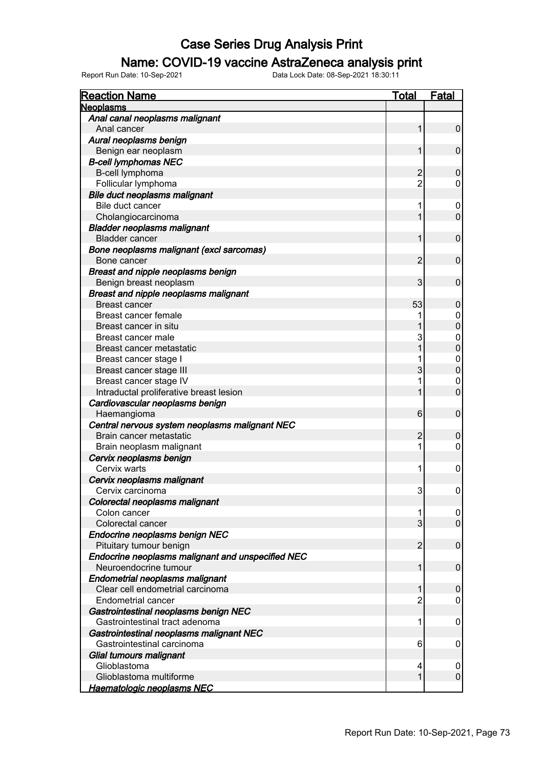# Case Series Drug Analysis Print

## Name: COVID-19 vaccine AstraZeneca analysis print

Report Run Date: 10-Sep-2021 Data Lock Date: 08-Sep-2021 18:30:11

| Reaction Name | Total | Fatal |
|---|---|---|
| **Neoplasms** | | |
| ***Anal canal neoplasms malignant*** | | |
| Anal cancer | 1 | 0 |
| ***Aural neoplasms benign*** | | |
| Benign ear neoplasm | 1 | 0 |
| ***B-cell lymphomas NEC*** | | |
| B-cell lymphoma | 2 | 0 |
| Follicular lymphoma | 2 | 0 |
| ***Bile duct neoplasms malignant*** | | |
| Bile duct cancer | 1 | 0 |
| Cholangiocarcinoma | 1 | 0 |
| ***Bladder neoplasms malignant*** | | |
| Bladder cancer | 1 | 0 |
| ***Bone neoplasms malignant (excl sarcomas)*** | | |
| Bone cancer | 2 | 0 |
| ***Breast and nipple neoplasms benign*** | | |
| Benign breast neoplasm | 3 | 0 |
| ***Breast and nipple neoplasms malignant*** | | |
| Breast cancer | 53 | 0 |
| Breast cancer female | 1 | 0 |
| Breast cancer in situ | 1 | 0 |
| Breast cancer male | 3 | 0 |
| Breast cancer metastatic | 1 | 0 |
| Breast cancer stage I | 1 | 0 |
| Breast cancer stage III | 3 | 0 |
| Breast cancer stage IV | 1 | 0 |
| Intraductal proliferative breast lesion | 1 | 0 |
| ***Cardiovascular neoplasms benign*** | | |
| Haemangioma | 6 | 0 |
| ***Central nervous system neoplasms malignant NEC*** | | |
| Brain cancer metastatic | 2 | 0 |
| Brain neoplasm malignant | 1 | 0 |
| ***Cervix neoplasms benign*** | | |
| Cervix warts | 1 | 0 |
| ***Cervix neoplasms malignant*** | | |
| Cervix carcinoma | 3 | 0 |
| ***Colorectal neoplasms malignant*** | | |
| Colon cancer | 1 | 0 |
| Colorectal cancer | 3 | 0 |
| ***Endocrine neoplasms benign NEC*** | | |
| Pituitary tumour benign | 2 | 0 |
| ***Endocrine neoplasms malignant and unspecified NEC*** | | |
| Neuroendocrine tumour | 1 | 0 |
| ***Endometrial neoplasms malignant*** | | |
| Clear cell endometrial carcinoma | 1 | 0 |
| Endometrial cancer | 2 | 0 |
| ***Gastrointestinal neoplasms benign NEC*** | | |
| Gastrointestinal tract adenoma | 1 | 0 |
| ***Gastrointestinal neoplasms malignant NEC*** | | |
| Gastrointestinal carcinoma | 6 | 0 |
| ***Glial tumours malignant*** | | |
| Glioblastoma | 4 | 0 |
| Glioblastoma multiforme | 1 | 0 |
| ***Haematologic neoplasms NEC*** | | |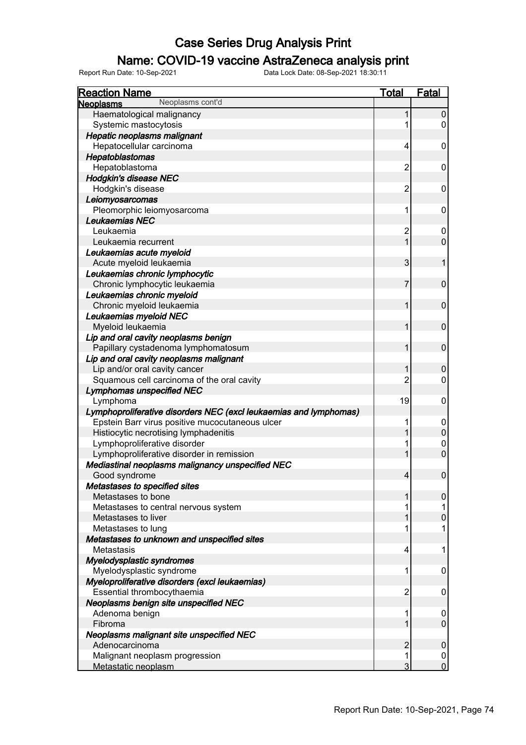# Case Series Drug Analysis Print

## Name: COVID-19 vaccine AstraZeneca analysis print

Report Run Date: 10-Sep-2021    Data Lock Date: 08-Sep-2021 18:30:11

| Reaction Name | Total | Fatal |
|---|---|---|
| **Neoplasms** Neoplasms cont'd | | |
| Haematological malignancy | 1 | 0 |
| Systemic mastocytosis | 1 | 0 |
| ***Hepatic neoplasms malignant*** | | |
| Hepatocellular carcinoma | 4 | 0 |
| ***Hepatoblastomas*** | | |
| Hepatoblastoma | 2 | 0 |
| ***Hodgkin's disease NEC*** | | |
| Hodgkin's disease | 2 | 0 |
| ***Leiomyosarcomas*** | | |
| Pleomorphic leiomyosarcoma | 1 | 0 |
| ***Leukaemias NEC*** | | |
| Leukaemia | 2 | 0 |
| Leukaemia recurrent | 1 | 0 |
| ***Leukaemias acute myeloid*** | | |
| Acute myeloid leukaemia | 3 | 1 |
| ***Leukaemias chronic lymphocytic*** | | |
| Chronic lymphocytic leukaemia | 7 | 0 |
| ***Leukaemias chronic myeloid*** | | |
| Chronic myeloid leukaemia | 1 | 0 |
| ***Leukaemias myeloid NEC*** | | |
| Myeloid leukaemia | 1 | 0 |
| ***Lip and oral cavity neoplasms benign*** | | |
| Papillary cystadenoma lymphomatosum | 1 | 0 |
| ***Lip and oral cavity neoplasms malignant*** | | |
| Lip and/or oral cavity cancer | 1 | 0 |
| Squamous cell carcinoma of the oral cavity | 2 | 0 |
| ***Lymphomas unspecified NEC*** | | |
| Lymphoma | 19 | 0 |
| ***Lymphoproliferative disorders NEC (excl leukaemias and lymphomas)*** | | |
| Epstein Barr virus positive mucocutaneous ulcer | 1 | 0 |
| Histiocytic necrotising lymphadenitis | 1 | 0 |
| Lymphoproliferative disorder | 1 | 0 |
| Lymphoproliferative disorder in remission | 1 | 0 |
| ***Mediastinal neoplasms malignancy unspecified NEC*** | | |
| Good syndrome | 4 | 0 |
| ***Metastases to specified sites*** | | |
| Metastases to bone | 1 | 0 |
| Metastases to central nervous system | 1 | 1 |
| Metastases to liver | 1 | 0 |
| Metastases to lung | 1 | 1 |
| ***Metastases to unknown and unspecified sites*** | | |
| Metastasis | 4 | 1 |
| ***Myelodysplastic syndromes*** | | |
| Myelodysplastic syndrome | 1 | 0 |
| ***Myeloproliferative disorders (excl leukaemias)*** | | |
| Essential thrombocythaemia | 2 | 0 |
| ***Neoplasms benign site unspecified NEC*** | | |
| Adenoma benign | 1 | 0 |
| Fibroma | 1 | 0 |
| ***Neoplasms malignant site unspecified NEC*** | | |
| Adenocarcinoma | 2 | 0 |
| Malignant neoplasm progression | 1 | 0 |
| Metastatic neoplasm | 3 | 0 |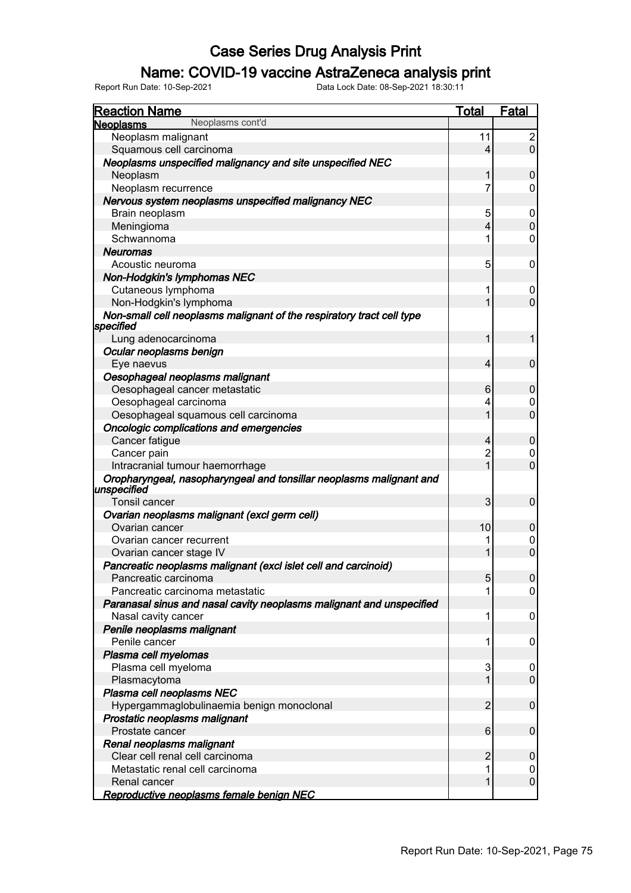# Case Series Drug Analysis Print

## Name: COVID-19 vaccine AstraZeneca analysis print

Report Run Date: 10-Sep-2021    Data Lock Date: 08-Sep-2021 18:30:11

| Reaction Name | Total | Fatal |
|---|---|---|
| **Neoplasms** Neoplasms cont'd | | |
| Neoplasm malignant | 11 | 2 |
| Squamous cell carcinoma | 4 | 0 |
| ***Neoplasms unspecified malignancy and site unspecified NEC*** | | |
| Neoplasm | 1 | 0 |
| Neoplasm recurrence | 7 | 0 |
| ***Nervous system neoplasms unspecified malignancy NEC*** | | |
| Brain neoplasm | 5 | 0 |
| Meningioma | 4 | 0 |
| Schwannoma | 1 | 0 |
| ***Neuromas*** | | |
| Acoustic neuroma | 5 | 0 |
| ***Non-Hodgkin's lymphomas NEC*** | | |
| Cutaneous lymphoma | 1 | 0 |
| Non-Hodgkin's lymphoma | 1 | 0 |
| ***Non-small cell neoplasms malignant of the respiratory tract cell type specified*** | | |
| Lung adenocarcinoma | 1 | 1 |
| ***Ocular neoplasms benign*** | | |
| Eye naevus | 4 | 0 |
| ***Oesophageal neoplasms malignant*** | | |
| Oesophageal cancer metastatic | 6 | 0 |
| Oesophageal carcinoma | 4 | 0 |
| Oesophageal squamous cell carcinoma | 1 | 0 |
| ***Oncologic complications and emergencies*** | | |
| Cancer fatigue | 4 | 0 |
| Cancer pain | 2 | 0 |
| Intracranial tumour haemorrhage | 1 | 0 |
| ***Oropharyngeal, nasopharyngeal and tonsillar neoplasms malignant and unspecified*** | | |
| Tonsil cancer | 3 | 0 |
| ***Ovarian neoplasms malignant (excl germ cell)*** | | |
| Ovarian cancer | 10 | 0 |
| Ovarian cancer recurrent | 1 | 0 |
| Ovarian cancer stage IV | 1 | 0 |
| ***Pancreatic neoplasms malignant (excl islet cell and carcinoid)*** | | |
| Pancreatic carcinoma | 5 | 0 |
| Pancreatic carcinoma metastatic | 1 | 0 |
| ***Paranasal sinus and nasal cavity neoplasms malignant and unspecified*** | | |
| Nasal cavity cancer | 1 | 0 |
| ***Penile neoplasms malignant*** | | |
| Penile cancer | 1 | 0 |
| ***Plasma cell myelomas*** | | |
| Plasma cell myeloma | 3 | 0 |
| Plasmacytoma | 1 | 0 |
| ***Plasma cell neoplasms NEC*** | | |
| Hypergammaglobulinaemia benign monoclonal | 2 | 0 |
| ***Prostatic neoplasms malignant*** | | |
| Prostate cancer | 6 | 0 |
| ***Renal neoplasms malignant*** | | |
| Clear cell renal cell carcinoma | 2 | 0 |
| Metastatic renal cell carcinoma | 1 | 0 |
| Renal cancer | 1 | 0 |
| ***Reproductive neoplasms female benign NEC*** | | |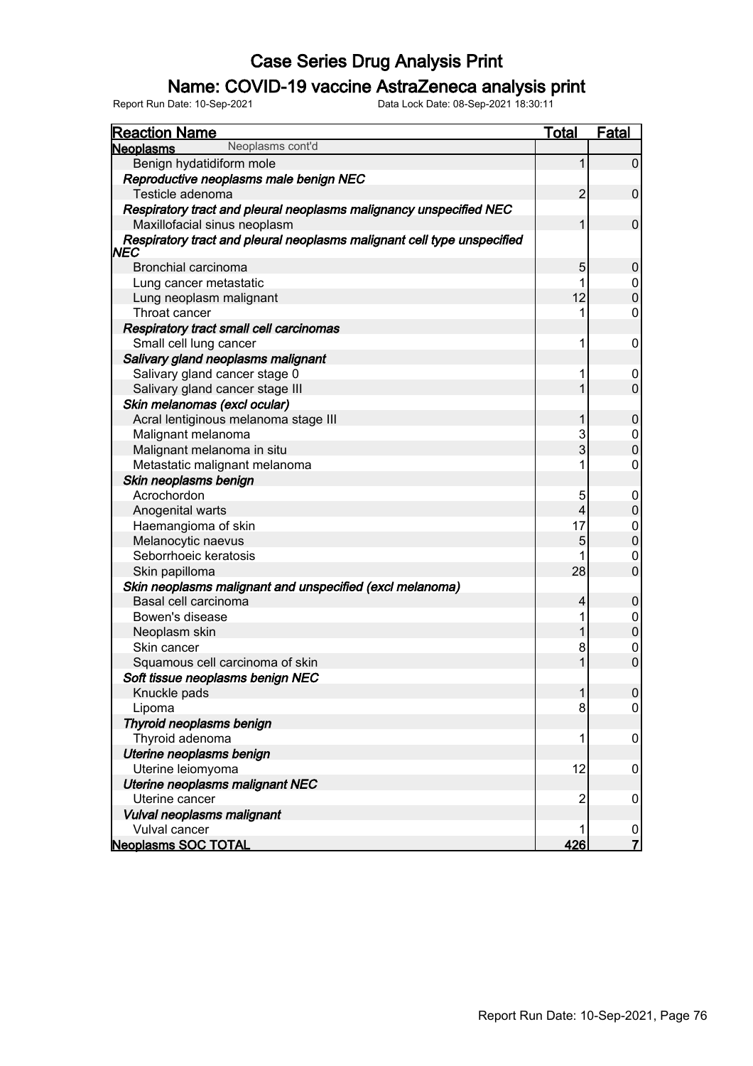# Case Series Drug Analysis Print

## Name: COVID-19 vaccine AstraZeneca analysis print

Report Run Date: 10-Sep-2021 Data Lock Date: 08-Sep-2021 18:30:11

| Reaction Name | Total | Fatal |
|---|---|---|
| **Neoplasms** Neoplasms cont'd | | |
| Benign hydatidiform mole | 1 | 0 |
| ***Reproductive neoplasms male benign NEC*** | | |
| Testicle adenoma | 2 | 0 |
| ***Respiratory tract and pleural neoplasms malignancy unspecified NEC*** | | |
| Maxillofacial sinus neoplasm | 1 | 0 |
| ***Respiratory tract and pleural neoplasms malignant cell type unspecified NEC*** | | |
| Bronchial carcinoma | 5 | 0 |
| Lung cancer metastatic | 1 | 0 |
| Lung neoplasm malignant | 12 | 0 |
| Throat cancer | 1 | 0 |
| ***Respiratory tract small cell carcinomas*** | | |
| Small cell lung cancer | 1 | 0 |
| ***Salivary gland neoplasms malignant*** | | |
| Salivary gland cancer stage 0 | 1 | 0 |
| Salivary gland cancer stage III | 1 | 0 |
| ***Skin melanomas (excl ocular)*** | | |
| Acral lentiginous melanoma stage III | 1 | 0 |
| Malignant melanoma | 3 | 0 |
| Malignant melanoma in situ | 3 | 0 |
| Metastatic malignant melanoma | 1 | 0 |
| ***Skin neoplasms benign*** | | |
| Acrochordon | 5 | 0 |
| Anogenital warts | 4 | 0 |
| Haemangioma of skin | 17 | 0 |
| Melanocytic naevus | 5 | 0 |
| Seborrhoeic keratosis | 1 | 0 |
| Skin papilloma | 28 | 0 |
| ***Skin neoplasms malignant and unspecified (excl melanoma)*** | | |
| Basal cell carcinoma | 4 | 0 |
| Bowen's disease | 1 | 0 |
| Neoplasm skin | 1 | 0 |
| Skin cancer | 8 | 0 |
| Squamous cell carcinoma of skin | 1 | 0 |
| ***Soft tissue neoplasms benign NEC*** | | |
| Knuckle pads | 1 | 0 |
| Lipoma | 8 | 0 |
| ***Thyroid neoplasms benign*** | | |
| Thyroid adenoma | 1 | 0 |
| ***Uterine neoplasms benign*** | | |
| Uterine leiomyoma | 12 | 0 |
| ***Uterine neoplasms malignant NEC*** | | |
| Uterine cancer | 2 | 0 |
| ***Vulval neoplasms malignant*** | | |
| Vulval cancer | 1 | 0 |
| **Neoplasms SOC TOTAL** | **426** | **7** |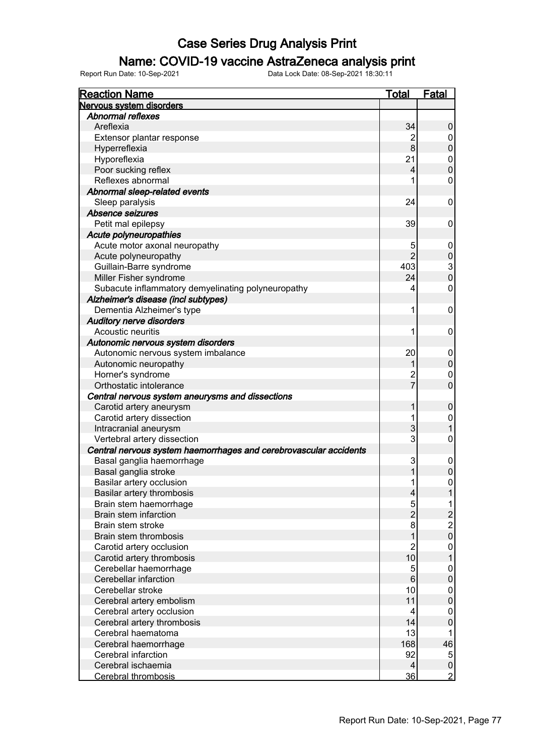# Case Series Drug Analysis Print

## Name: COVID-19 vaccine AstraZeneca analysis print

Report Run Date: 10-Sep-2021 Data Lock Date: 08-Sep-2021 18:30:11

| Reaction Name | Total | Fatal |
|---|---|---|
| **Nervous system disorders** | | |
| *Abnormal reflexes* | | |
| Areflexia | 34 | 0 |
| Extensor plantar response | 2 | 0 |
| Hyperreflexia | 8 | 0 |
| Hyporeflexia | 21 | 0 |
| Poor sucking reflex | 4 | 0 |
| Reflexes abnormal | 1 | 0 |
| *Abnormal sleep-related events* | | |
| Sleep paralysis | 24 | 0 |
| *Absence seizures* | | |
| Petit mal epilepsy | 39 | 0 |
| *Acute polyneuropathies* | | |
| Acute motor axonal neuropathy | 5 | 0 |
| Acute polyneuropathy | 2 | 0 |
| Guillain-Barre syndrome | 403 | 3 |
| Miller Fisher syndrome | 24 | 0 |
| Subacute inflammatory demyelinating polyneuropathy | 4 | 0 |
| *Alzheimer's disease (incl subtypes)* | | |
| Dementia Alzheimer's type | 1 | 0 |
| *Auditory nerve disorders* | | |
| Acoustic neuritis | 1 | 0 |
| *Autonomic nervous system disorders* | | |
| Autonomic nervous system imbalance | 20 | 0 |
| Autonomic neuropathy | 1 | 0 |
| Horner's syndrome | 2 | 0 |
| Orthostatic intolerance | 7 | 0 |
| *Central nervous system aneurysms and dissections* | | |
| Carotid artery aneurysm | 1 | 0 |
| Carotid artery dissection | 1 | 0 |
| Intracranial aneurysm | 3 | 1 |
| Vertebral artery dissection | 3 | 0 |
| *Central nervous system haemorrhages and cerebrovascular accidents* | | |
| Basal ganglia haemorrhage | 3 | 0 |
| Basal ganglia stroke | 1 | 0 |
| Basilar artery occlusion | 1 | 0 |
| Basilar artery thrombosis | 4 | 1 |
| Brain stem haemorrhage | 5 | 1 |
| Brain stem infarction | 2 | 2 |
| Brain stem stroke | 8 | 2 |
| Brain stem thrombosis | 1 | 0 |
| Carotid artery occlusion | 2 | 0 |
| Carotid artery thrombosis | 10 | 1 |
| Cerebellar haemorrhage | 5 | 0 |
| Cerebellar infarction | 6 | 0 |
| Cerebellar stroke | 10 | 0 |
| Cerebral artery embolism | 11 | 0 |
| Cerebral artery occlusion | 4 | 0 |
| Cerebral artery thrombosis | 14 | 0 |
| Cerebral haematoma | 13 | 1 |
| Cerebral haemorrhage | 168 | 46 |
| Cerebral infarction | 92 | 5 |
| Cerebral ischaemia | 4 | 0 |
| Cerebral thrombosis | 36 | 2 |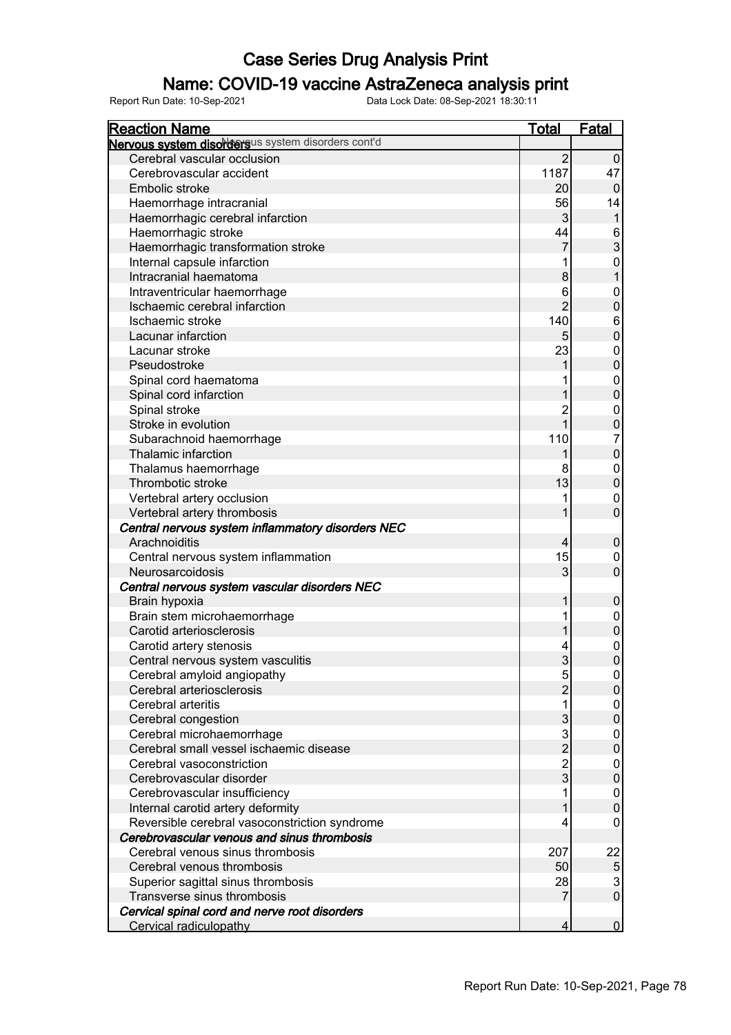# Case Series Drug Analysis Print

## Name: COVID-19 vaccine AstraZeneca analysis print

Report Run Date: 10-Sep-2021 Data Lock Date: 08-Sep-2021 18:30:11

| Reaction Name | Total | Fatal |
|---|---|---|
| **Nervous system disorders** Nervous system disorders cont'd | | |
| Cerebral vascular occlusion | 2 | 0 |
| Cerebrovascular accident | 1187 | 47 |
| Embolic stroke | 20 | 0 |
| Haemorrhage intracranial | 56 | 14 |
| Haemorrhagic cerebral infarction | 3 | 1 |
| Haemorrhagic stroke | 44 | 6 |
| Haemorrhagic transformation stroke | 7 | 3 |
| Internal capsule infarction | 1 | 0 |
| Intracranial haematoma | 8 | 1 |
| Intraventricular haemorrhage | 6 | 0 |
| Ischaemic cerebral infarction | 2 | 0 |
| Ischaemic stroke | 140 | 6 |
| Lacunar infarction | 5 | 0 |
| Lacunar stroke | 23 | 0 |
| Pseudostroke | 1 | 0 |
| Spinal cord haematoma | 1 | 0 |
| Spinal cord infarction | 1 | 0 |
| Spinal stroke | 2 | 0 |
| Stroke in evolution | 1 | 0 |
| Subarachnoid haemorrhage | 110 | 7 |
| Thalamic infarction | 1 | 0 |
| Thalamus haemorrhage | 8 | 0 |
| Thrombotic stroke | 13 | 0 |
| Vertebral artery occlusion | 1 | 0 |
| Vertebral artery thrombosis | 1 | 0 |
| *Central nervous system inflammatory disorders NEC* | | |
| Arachnoiditis | 4 | 0 |
| Central nervous system inflammation | 15 | 0 |
| Neurosarcoidosis | 3 | 0 |
| *Central nervous system vascular disorders NEC* | | |
| Brain hypoxia | 1 | 0 |
| Brain stem microhaemorrhage | 1 | 0 |
| Carotid arteriosclerosis | 1 | 0 |
| Carotid artery stenosis | 4 | 0 |
| Central nervous system vasculitis | 3 | 0 |
| Cerebral amyloid angiopathy | 5 | 0 |
| Cerebral arteriosclerosis | 2 | 0 |
| Cerebral arteritis | 1 | 0 |
| Cerebral congestion | 3 | 0 |
| Cerebral microhaemorrhage | 3 | 0 |
| Cerebral small vessel ischaemic disease | 2 | 0 |
| Cerebral vasoconstriction | 2 | 0 |
| Cerebrovascular disorder | 3 | 0 |
| Cerebrovascular insufficiency | 1 | 0 |
| Internal carotid artery deformity | 1 | 0 |
| Reversible cerebral vasoconstriction syndrome | 4 | 0 |
| *Cerebrovascular venous and sinus thrombosis* | | |
| Cerebral venous sinus thrombosis | 207 | 22 |
| Cerebral venous thrombosis | 50 | 5 |
| Superior sagittal sinus thrombosis | 28 | 3 |
| Transverse sinus thrombosis | 7 | 0 |
| *Cervical spinal cord and nerve root disorders* | | |
| Cervical radiculopathy | 4 | 0 |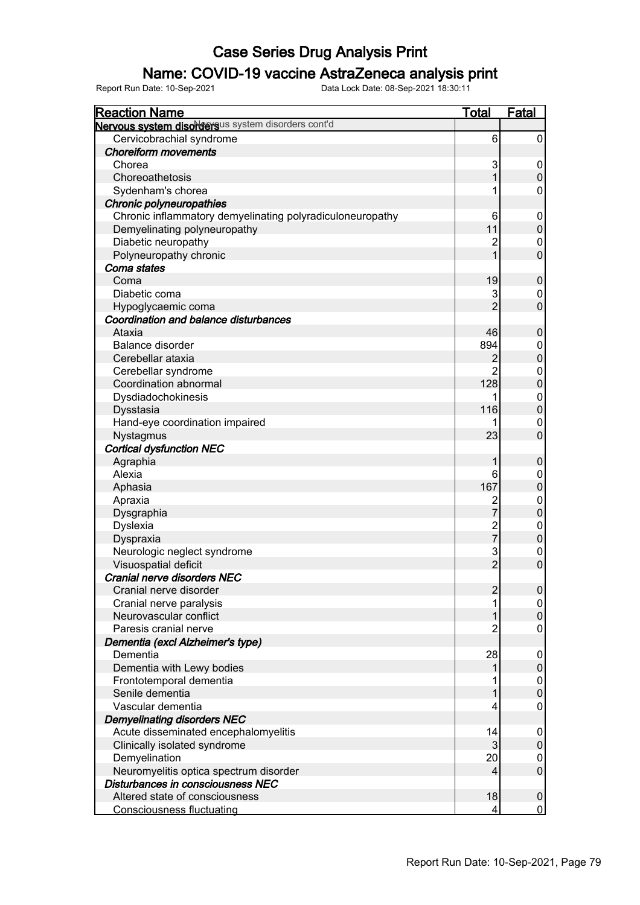# Case Series Drug Analysis Print

## Name: COVID-19 vaccine AstraZeneca analysis print

Report Run Date: 10-Sep-2021 Data Lock Date: 08-Sep-2021 18:30:11

| Reaction Name | Total | Fatal |
|---|---|---|
| **Nervous system disorders** Nervous system disorders cont'd | | |
| Cervicobrachial syndrome | 6 | 0 |
| ***Choreiform movements*** | | |
| Chorea | 3 | 0 |
| Choreoathetosis | 1 | 0 |
| Sydenham's chorea | 1 | 0 |
| ***Chronic polyneuropathies*** | | |
| Chronic inflammatory demyelinating polyradiculoneuropathy | 6 | 0 |
| Demyelinating polyneuropathy | 11 | 0 |
| Diabetic neuropathy | 2 | 0 |
| Polyneuropathy chronic | 1 | 0 |
| ***Coma states*** | | |
| Coma | 19 | 0 |
| Diabetic coma | 3 | 0 |
| Hypoglycaemic coma | 2 | 0 |
| ***Coordination and balance disturbances*** | | |
| Ataxia | 46 | 0 |
| Balance disorder | 894 | 0 |
| Cerebellar ataxia | 2 | 0 |
| Cerebellar syndrome | 2 | 0 |
| Coordination abnormal | 128 | 0 |
| Dysdiadochokinesis | 1 | 0 |
| Dysstasia | 116 | 0 |
| Hand-eye coordination impaired | 1 | 0 |
| Nystagmus | 23 | 0 |
| ***Cortical dysfunction NEC*** | | |
| Agraphia | 1 | 0 |
| Alexia | 6 | 0 |
| Aphasia | 167 | 0 |
| Apraxia | 2 | 0 |
| Dysgraphia | 7 | 0 |
| Dyslexia | 2 | 0 |
| Dyspraxia | 7 | 0 |
| Neurologic neglect syndrome | 3 | 0 |
| Visuospatial deficit | 2 | 0 |
| ***Cranial nerve disorders NEC*** | | |
| Cranial nerve disorder | 2 | 0 |
| Cranial nerve paralysis | 1 | 0 |
| Neurovascular conflict | 1 | 0 |
| Paresis cranial nerve | 2 | 0 |
| ***Dementia (excl Alzheimer's type)*** | | |
| Dementia | 28 | 0 |
| Dementia with Lewy bodies | 1 | 0 |
| Frontotemporal dementia | 1 | 0 |
| Senile dementia | 1 | 0 |
| Vascular dementia | 4 | 0 |
| ***Demyelinating disorders NEC*** | | |
| Acute disseminated encephalomyelitis | 14 | 0 |
| Clinically isolated syndrome | 3 | 0 |
| Demyelination | 20 | 0 |
| Neuromyelitis optica spectrum disorder | 4 | 0 |
| ***Disturbances in consciousness NEC*** | | |
| Altered state of consciousness | 18 | 0 |
| Consciousness fluctuating | 4 | 0 |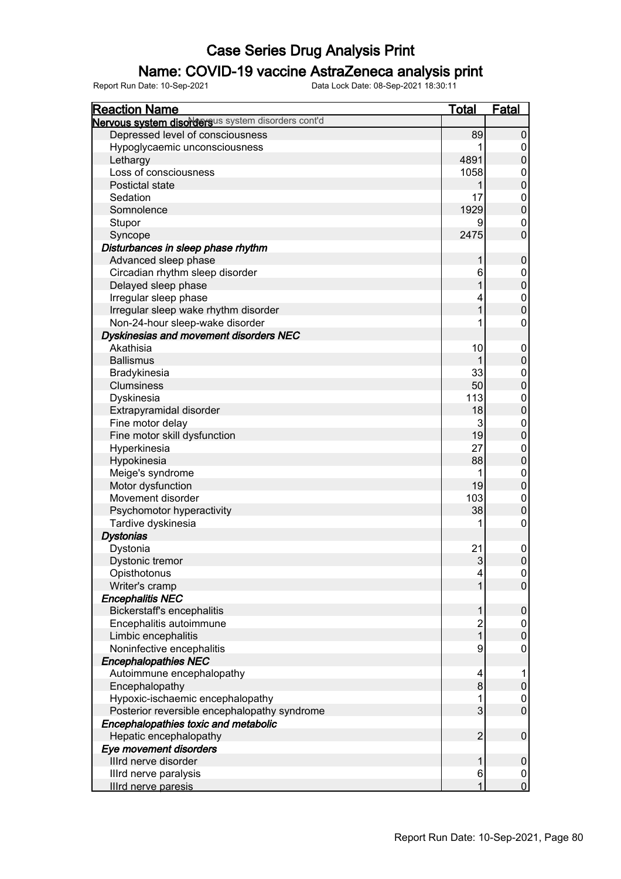# Case Series Drug Analysis Print

## Name: COVID-19 vaccine AstraZeneca analysis print

Report Run Date: 10-Sep-2021    Data Lock Date: 08-Sep-2021 18:30:11

| Reaction Name | Total | Fatal |
|---|---|---|
| **Nervous system disorders** Nervous system disorders cont'd | | |
| Depressed level of consciousness | 89 | 0 |
| Hypoglycaemic unconsciousness | 1 | 0 |
| Lethargy | 4891 | 0 |
| Loss of consciousness | 1058 | 0 |
| Postictal state | 1 | 0 |
| Sedation | 17 | 0 |
| Somnolence | 1929 | 0 |
| Stupor | 9 | 0 |
| Syncope | 2475 | 0 |
| ***Disturbances in sleep phase rhythm*** | | |
| Advanced sleep phase | 1 | 0 |
| Circadian rhythm sleep disorder | 6 | 0 |
| Delayed sleep phase | 1 | 0 |
| Irregular sleep phase | 4 | 0 |
| Irregular sleep wake rhythm disorder | 1 | 0 |
| Non-24-hour sleep-wake disorder | 1 | 0 |
| ***Dyskinesias and movement disorders NEC*** | | |
| Akathisia | 10 | 0 |
| Ballismus | 1 | 0 |
| Bradykinesia | 33 | 0 |
| Clumsiness | 50 | 0 |
| Dyskinesia | 113 | 0 |
| Extrapyramidal disorder | 18 | 0 |
| Fine motor delay | 3 | 0 |
| Fine motor skill dysfunction | 19 | 0 |
| Hyperkinesia | 27 | 0 |
| Hypokinesia | 88 | 0 |
| Meige's syndrome | 1 | 0 |
| Motor dysfunction | 19 | 0 |
| Movement disorder | 103 | 0 |
| Psychomotor hyperactivity | 38 | 0 |
| Tardive dyskinesia | 1 | 0 |
| ***Dystonias*** | | |
| Dystonia | 21 | 0 |
| Dystonic tremor | 3 | 0 |
| Opisthotonus | 4 | 0 |
| Writer's cramp | 1 | 0 |
| ***Encephalitis NEC*** | | |
| Bickerstaff's encephalitis | 1 | 0 |
| Encephalitis autoimmune | 2 | 0 |
| Limbic encephalitis | 1 | 0 |
| Noninfective encephalitis | 9 | 0 |
| ***Encephalopathies NEC*** | | |
| Autoimmune encephalopathy | 4 | 1 |
| Encephalopathy | 8 | 0 |
| Hypoxic-ischaemic encephalopathy | 1 | 0 |
| Posterior reversible encephalopathy syndrome | 3 | 0 |
| ***Encephalopathies toxic and metabolic*** | | |
| Hepatic encephalopathy | 2 | 0 |
| ***Eye movement disorders*** | | |
| IIIrd nerve disorder | 1 | 0 |
| IIIrd nerve paralysis | 6 | 0 |
| IIIrd nerve paresis | 1 | 0 |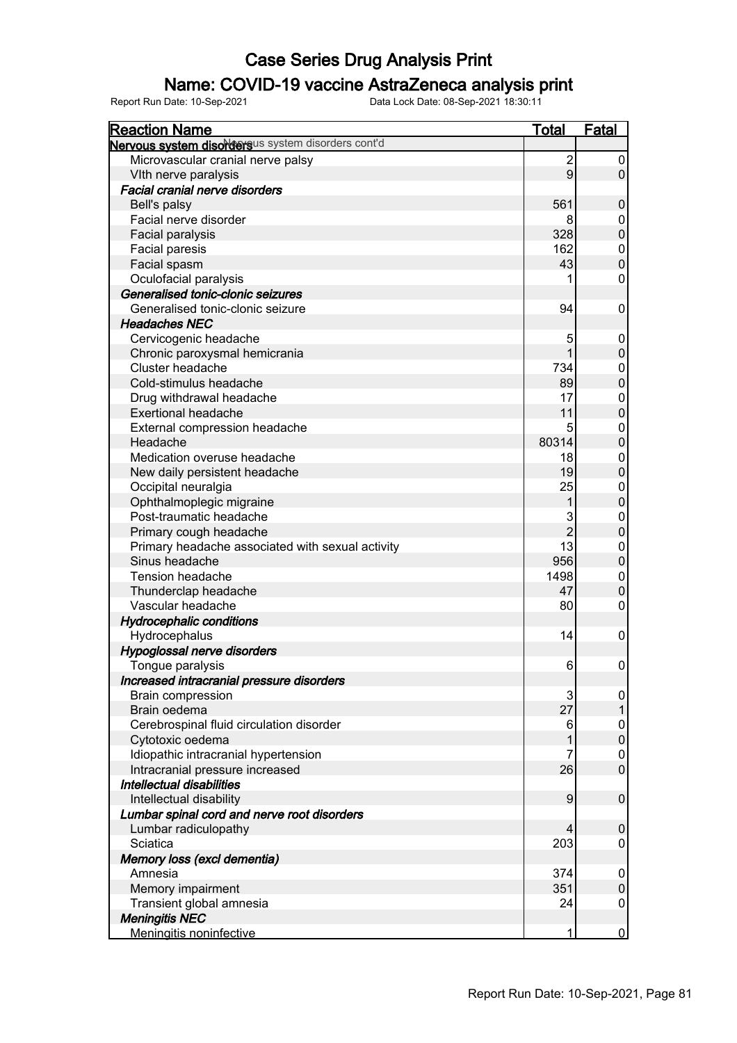# Case Series Drug Analysis Print

## Name: COVID-19 vaccine AstraZeneca analysis print

Report Run Date: 10-Sep-2021 Data Lock Date: 08-Sep-2021 18:30:11

| Reaction Name | Total | Fatal |
|---|---|---|
| **Nervous system disorders** Nervous system disorders cont'd | | |
| Microvascular cranial nerve palsy | 2 | 0 |
| VIth nerve paralysis | 9 | 0 |
| ***Facial cranial nerve disorders*** | | |
| Bell's palsy | 561 | 0 |
| Facial nerve disorder | 8 | 0 |
| Facial paralysis | 328 | 0 |
| Facial paresis | 162 | 0 |
| Facial spasm | 43 | 0 |
| Oculofacial paralysis | 1 | 0 |
| ***Generalised tonic-clonic seizures*** | | |
| Generalised tonic-clonic seizure | 94 | 0 |
| ***Headaches NEC*** | | |
| Cervicogenic headache | 5 | 0 |
| Chronic paroxysmal hemicrania | 1 | 0 |
| Cluster headache | 734 | 0 |
| Cold-stimulus headache | 89 | 0 |
| Drug withdrawal headache | 17 | 0 |
| Exertional headache | 11 | 0 |
| External compression headache | 5 | 0 |
| Headache | 80314 | 0 |
| Medication overuse headache | 18 | 0 |
| New daily persistent headache | 19 | 0 |
| Occipital neuralgia | 25 | 0 |
| Ophthalmoplegic migraine | 1 | 0 |
| Post-traumatic headache | 3 | 0 |
| Primary cough headache | 2 | 0 |
| Primary headache associated with sexual activity | 13 | 0 |
| Sinus headache | 956 | 0 |
| Tension headache | 1498 | 0 |
| Thunderclap headache | 47 | 0 |
| Vascular headache | 80 | 0 |
| ***Hydrocephalic conditions*** | | |
| Hydrocephalus | 14 | 0 |
| ***Hypoglossal nerve disorders*** | | |
| Tongue paralysis | 6 | 0 |
| ***Increased intracranial pressure disorders*** | | |
| Brain compression | 3 | 0 |
| Brain oedema | 27 | 1 |
| Cerebrospinal fluid circulation disorder | 6 | 0 |
| Cytotoxic oedema | 1 | 0 |
| Idiopathic intracranial hypertension | 7 | 0 |
| Intracranial pressure increased | 26 | 0 |
| ***Intellectual disabilities*** | | |
| Intellectual disability | 9 | 0 |
| ***Lumbar spinal cord and nerve root disorders*** | | |
| Lumbar radiculopathy | 4 | 0 |
| Sciatica | 203 | 0 |
| ***Memory loss (excl dementia)*** | | |
| Amnesia | 374 | 0 |
| Memory impairment | 351 | 0 |
| Transient global amnesia | 24 | 0 |
| ***Meningitis NEC*** | | |
| Meningitis noninfective | 1 | 0 |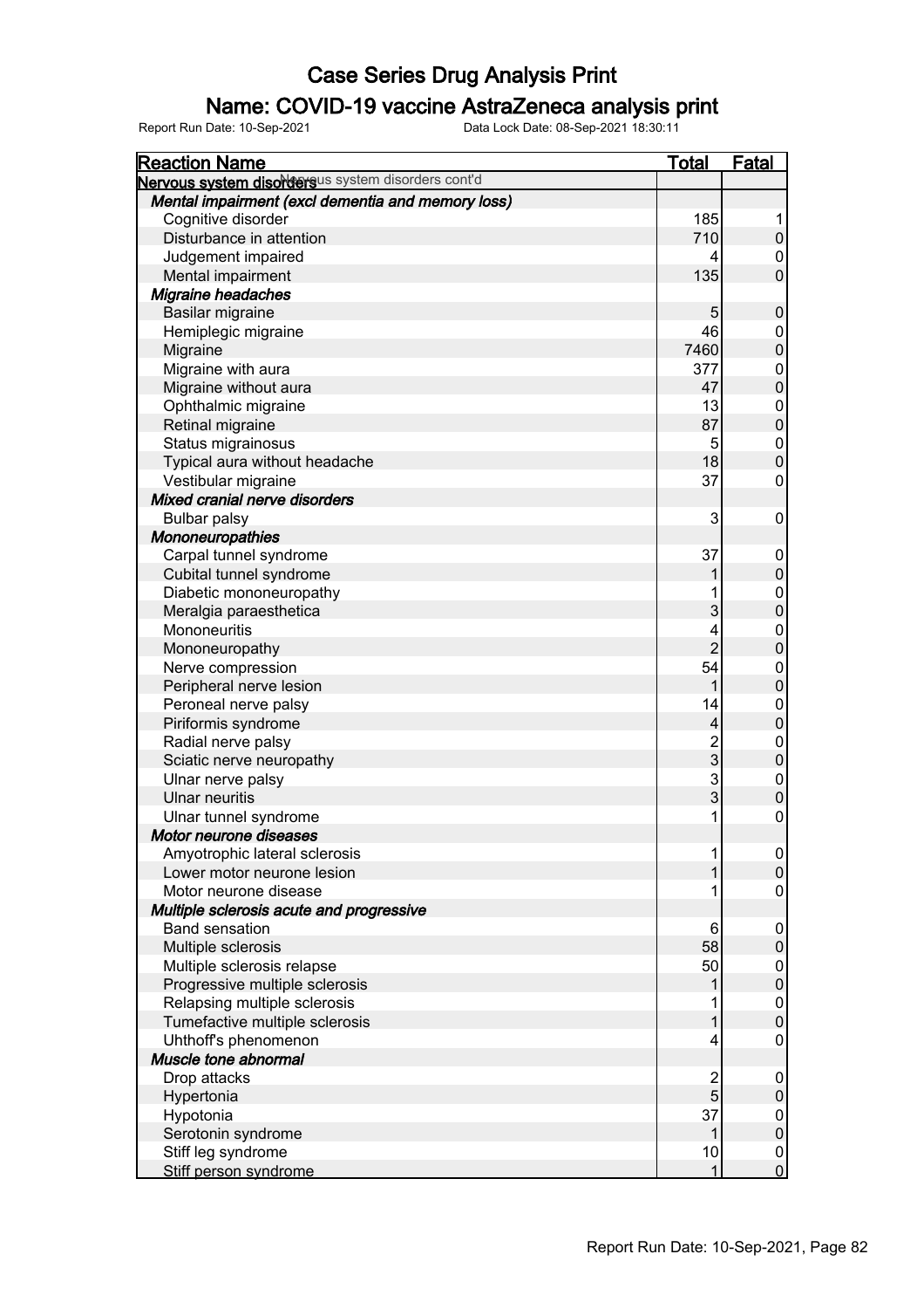# Case Series Drug Analysis Print

## Name: COVID-19 vaccine AstraZeneca analysis print

Report Run Date: 10-Sep-2021 Data Lock Date: 08-Sep-2021 18:30:11

| Reaction Name | Total | Fatal |
|---|---|---|
| **Nervous system disorders** Nervous system disorders cont'd | | |
| ***Mental impairment (excl dementia and memory loss)*** | | |
| Cognitive disorder | 185 | 1 |
| Disturbance in attention | 710 | 0 |
| Judgement impaired | 4 | 0 |
| Mental impairment | 135 | 0 |
| ***Migraine headaches*** | | |
| Basilar migraine | 5 | 0 |
| Hemiplegic migraine | 46 | 0 |
| Migraine | 7460 | 0 |
| Migraine with aura | 377 | 0 |
| Migraine without aura | 47 | 0 |
| Ophthalmic migraine | 13 | 0 |
| Retinal migraine | 87 | 0 |
| Status migrainosus | 5 | 0 |
| Typical aura without headache | 18 | 0 |
| Vestibular migraine | 37 | 0 |
| ***Mixed cranial nerve disorders*** | | |
| Bulbar palsy | 3 | 0 |
| ***Mononeuropathies*** | | |
| Carpal tunnel syndrome | 37 | 0 |
| Cubital tunnel syndrome | 1 | 0 |
| Diabetic mononeuropathy | 1 | 0 |
| Meralgia paraesthetica | 3 | 0 |
| Mononeuritis | 4 | 0 |
| Mononeuropathy | 2 | 0 |
| Nerve compression | 54 | 0 |
| Peripheral nerve lesion | 1 | 0 |
| Peroneal nerve palsy | 14 | 0 |
| Piriformis syndrome | 4 | 0 |
| Radial nerve palsy | 2 | 0 |
| Sciatic nerve neuropathy | 3 | 0 |
| Ulnar nerve palsy | 3 | 0 |
| Ulnar neuritis | 3 | 0 |
| Ulnar tunnel syndrome | 1 | 0 |
| ***Motor neurone diseases*** | | |
| Amyotrophic lateral sclerosis | 1 | 0 |
| Lower motor neurone lesion | 1 | 0 |
| Motor neurone disease | 1 | 0 |
| ***Multiple sclerosis acute and progressive*** | | |
| Band sensation | 6 | 0 |
| Multiple sclerosis | 58 | 0 |
| Multiple sclerosis relapse | 50 | 0 |
| Progressive multiple sclerosis | 1 | 0 |
| Relapsing multiple sclerosis | 1 | 0 |
| Tumefactive multiple sclerosis | 1 | 0 |
| Uhthoff's phenomenon | 4 | 0 |
| ***Muscle tone abnormal*** | | |
| Drop attacks | 2 | 0 |
| Hypertonia | 5 | 0 |
| Hypotonia | 37 | 0 |
| Serotonin syndrome | 1 | 0 |
| Stiff leg syndrome | 10 | 0 |
| Stiff person syndrome | 1 | 0 |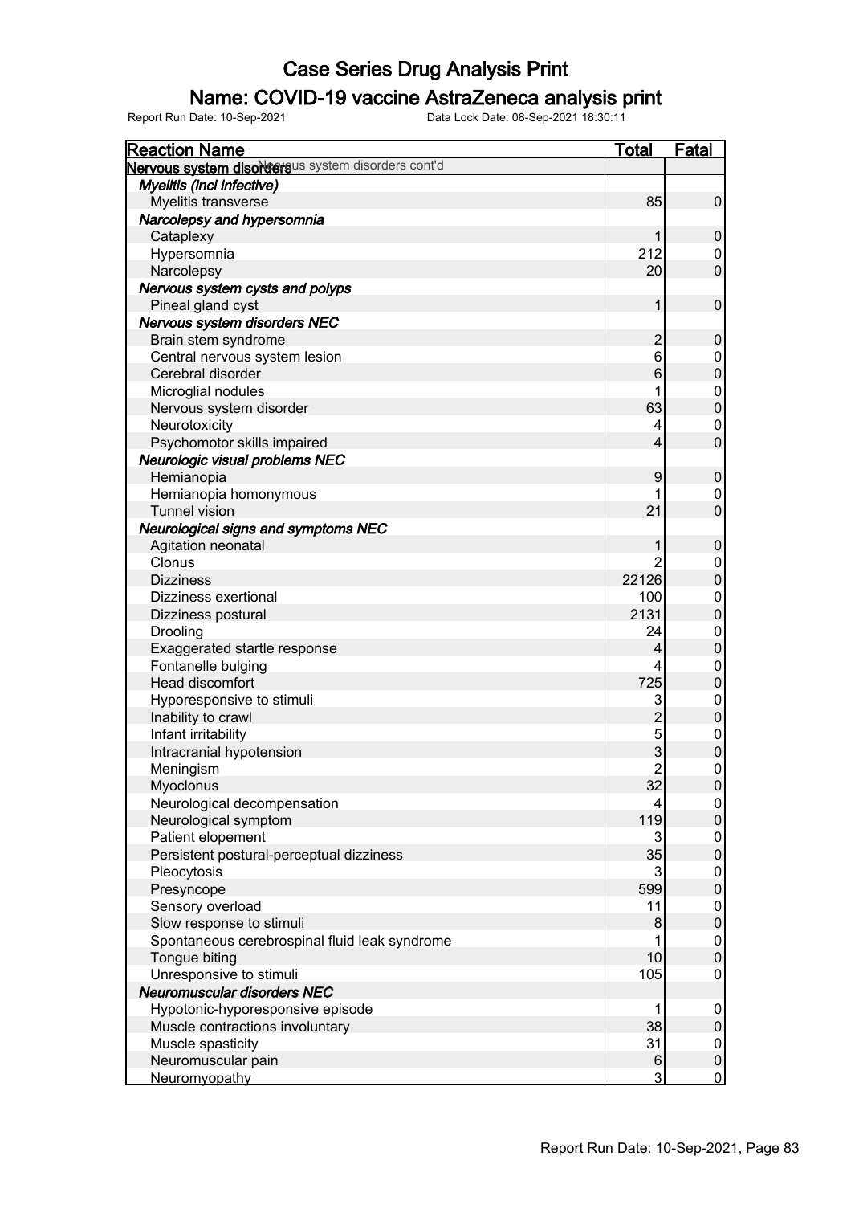# Case Series Drug Analysis Print

## Name: COVID-19 vaccine AstraZeneca analysis print

Report Run Date: 10-Sep-2021 Data Lock Date: 08-Sep-2021 18:30:11

| Reaction Name | Total | Fatal |
|---|---|---|
| **Nervous system disorders** Nervous system disorders cont'd | | |
| ***Myelitis (incl infective)*** | | |
| Myelitis transverse | 85 | 0 |
| ***Narcolepsy and hypersomnia*** | | |
| Cataplexy | 1 | 0 |
| Hypersomnia | 212 | 0 |
| Narcolepsy | 20 | 0 |
| ***Nervous system cysts and polyps*** | | |
| Pineal gland cyst | 1 | 0 |
| ***Nervous system disorders NEC*** | | |
| Brain stem syndrome | 2 | 0 |
| Central nervous system lesion | 6 | 0 |
| Cerebral disorder | 6 | 0 |
| Microglial nodules | 1 | 0 |
| Nervous system disorder | 63 | 0 |
| Neurotoxicity | 4 | 0 |
| Psychomotor skills impaired | 4 | 0 |
| ***Neurologic visual problems NEC*** | | |
| Hemianopia | 9 | 0 |
| Hemianopia homonymous | 1 | 0 |
| Tunnel vision | 21 | 0 |
| ***Neurological signs and symptoms NEC*** | | |
| Agitation neonatal | 1 | 0 |
| Clonus | 2 | 0 |
| Dizziness | 22126 | 0 |
| Dizziness exertional | 100 | 0 |
| Dizziness postural | 2131 | 0 |
| Drooling | 24 | 0 |
| Exaggerated startle response | 4 | 0 |
| Fontanelle bulging | 4 | 0 |
| Head discomfort | 725 | 0 |
| Hyporesponsive to stimuli | 3 | 0 |
| Inability to crawl | 2 | 0 |
| Infant irritability | 5 | 0 |
| Intracranial hypotension | 3 | 0 |
| Meningism | 2 | 0 |
| Myoclonus | 32 | 0 |
| Neurological decompensation | 4 | 0 |
| Neurological symptom | 119 | 0 |
| Patient elopement | 3 | 0 |
| Persistent postural-perceptual dizziness | 35 | 0 |
| Pleocytosis | 3 | 0 |
| Presyncope | 599 | 0 |
| Sensory overload | 11 | 0 |
| Slow response to stimuli | 8 | 0 |
| Spontaneous cerebrospinal fluid leak syndrome | 1 | 0 |
| Tongue biting | 10 | 0 |
| Unresponsive to stimuli | 105 | 0 |
| ***Neuromuscular disorders NEC*** | | |
| Hypotonic-hyporesponsive episode | 1 | 0 |
| Muscle contractions involuntary | 38 | 0 |
| Muscle spasticity | 31 | 0 |
| Neuromuscular pain | 6 | 0 |
| Neuromyopathy | 3 | 0 |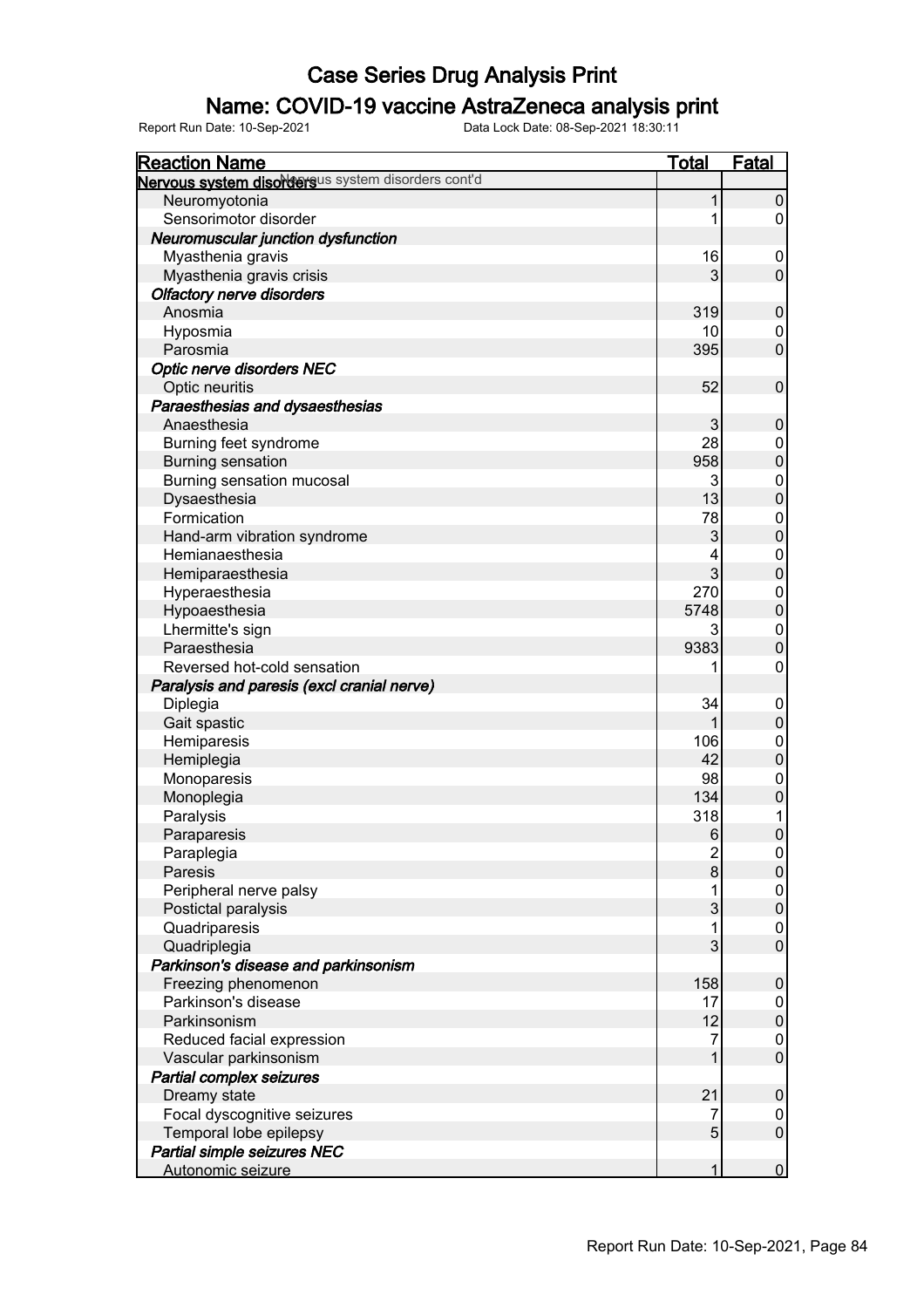# Case Series Drug Analysis Print

## Name: COVID-19 vaccine AstraZeneca analysis print

Report Run Date: 10-Sep-2021    Data Lock Date: 08-Sep-2021 18:30:11

| Reaction Name | Total | Fatal |
|---|---|---|
| **Nervous system disorders** Nervous system disorders cont'd | | |
| Neuromyotonia | 1 | 0 |
| Sensorimotor disorder | 1 | 0 |
| ***Neuromuscular junction dysfunction*** | | |
| Myasthenia gravis | 16 | 0 |
| Myasthenia gravis crisis | 3 | 0 |
| ***Olfactory nerve disorders*** | | |
| Anosmia | 319 | 0 |
| Hyposmia | 10 | 0 |
| Parosmia | 395 | 0 |
| ***Optic nerve disorders NEC*** | | |
| Optic neuritis | 52 | 0 |
| ***Paraesthesias and dysaesthesias*** | | |
| Anaesthesia | 3 | 0 |
| Burning feet syndrome | 28 | 0 |
| Burning sensation | 958 | 0 |
| Burning sensation mucosal | 3 | 0 |
| Dysaesthesia | 13 | 0 |
| Formication | 78 | 0 |
| Hand-arm vibration syndrome | 3 | 0 |
| Hemianaesthesia | 4 | 0 |
| Hemiparaesthesia | 3 | 0 |
| Hyperaesthesia | 270 | 0 |
| Hypoaesthesia | 5748 | 0 |
| Lhermitte's sign | 3 | 0 |
| Paraesthesia | 9383 | 0 |
| Reversed hot-cold sensation | 1 | 0 |
| ***Paralysis and paresis (excl cranial nerve)*** | | |
| Diplegia | 34 | 0 |
| Gait spastic | 1 | 0 |
| Hemiparesis | 106 | 0 |
| Hemiplegia | 42 | 0 |
| Monoparesis | 98 | 0 |
| Monoplegia | 134 | 0 |
| Paralysis | 318 | 1 |
| Paraparesis | 6 | 0 |
| Paraplegia | 2 | 0 |
| Paresis | 8 | 0 |
| Peripheral nerve palsy | 1 | 0 |
| Postictal paralysis | 3 | 0 |
| Quadriparesis | 1 | 0 |
| Quadriplegia | 3 | 0 |
| ***Parkinson's disease and parkinsonism*** | | |
| Freezing phenomenon | 158 | 0 |
| Parkinson's disease | 17 | 0 |
| Parkinsonism | 12 | 0 |
| Reduced facial expression | 7 | 0 |
| Vascular parkinsonism | 1 | 0 |
| ***Partial complex seizures*** | | |
| Dreamy state | 21 | 0 |
| Focal dyscognitive seizures | 7 | 0 |
| Temporal lobe epilepsy | 5 | 0 |
| ***Partial simple seizures NEC*** | | |
| Autonomic seizure | 1 | 0 |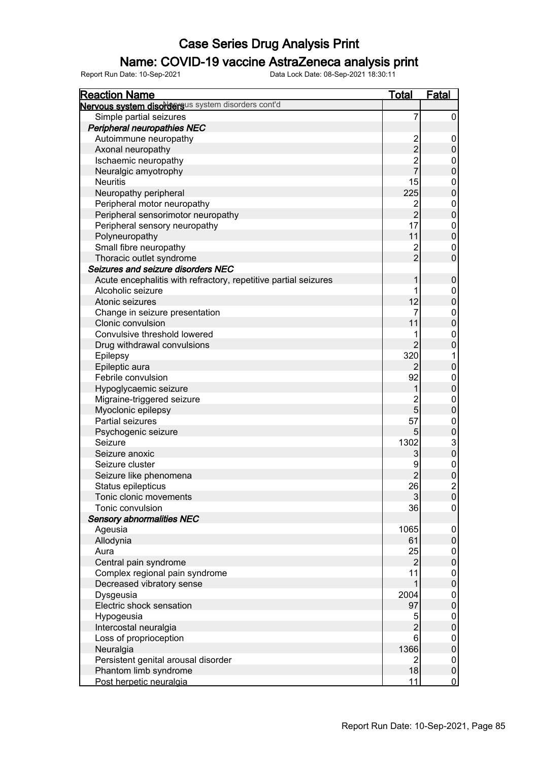# Case Series Drug Analysis Print

## Name: COVID-19 vaccine AstraZeneca analysis print

Report Run Date: 10-Sep-2021 Data Lock Date: 08-Sep-2021 18:30:11

| Reaction Name | Total | Fatal |
|---|---|---|
| **Nervous system disorders** Nervous system disorders cont'd | | |
| Simple partial seizures | 7 | 0 |
| ***Peripheral neuropathies NEC*** | | |
| Autoimmune neuropathy | 2 | 0 |
| Axonal neuropathy | 2 | 0 |
| Ischaemic neuropathy | 2 | 0 |
| Neuralgic amyotrophy | 7 | 0 |
| Neuritis | 15 | 0 |
| Neuropathy peripheral | 225 | 0 |
| Peripheral motor neuropathy | 2 | 0 |
| Peripheral sensorimotor neuropathy | 2 | 0 |
| Peripheral sensory neuropathy | 17 | 0 |
| Polyneuropathy | 11 | 0 |
| Small fibre neuropathy | 2 | 0 |
| Thoracic outlet syndrome | 2 | 0 |
| ***Seizures and seizure disorders NEC*** | | |
| Acute encephalitis with refractory, repetitive partial seizures | 1 | 0 |
| Alcoholic seizure | 1 | 0 |
| Atonic seizures | 12 | 0 |
| Change in seizure presentation | 7 | 0 |
| Clonic convulsion | 11 | 0 |
| Convulsive threshold lowered | 1 | 0 |
| Drug withdrawal convulsions | 2 | 0 |
| Epilepsy | 320 | 1 |
| Epileptic aura | 2 | 0 |
| Febrile convulsion | 92 | 0 |
| Hypoglycaemic seizure | 1 | 0 |
| Migraine-triggered seizure | 2 | 0 |
| Myoclonic epilepsy | 5 | 0 |
| Partial seizures | 57 | 0 |
| Psychogenic seizure | 5 | 0 |
| Seizure | 1302 | 3 |
| Seizure anoxic | 3 | 0 |
| Seizure cluster | 9 | 0 |
| Seizure like phenomena | 2 | 0 |
| Status epilepticus | 26 | 2 |
| Tonic clonic movements | 3 | 0 |
| Tonic convulsion | 36 | 0 |
| ***Sensory abnormalities NEC*** | | |
| Ageusia | 1065 | 0 |
| Allodynia | 61 | 0 |
| Aura | 25 | 0 |
| Central pain syndrome | 2 | 0 |
| Complex regional pain syndrome | 11 | 0 |
| Decreased vibratory sense | 1 | 0 |
| Dysgeusia | 2004 | 0 |
| Electric shock sensation | 97 | 0 |
| Hypogeusia | 5 | 0 |
| Intercostal neuralgia | 2 | 0 |
| Loss of proprioception | 6 | 0 |
| Neuralgia | 1366 | 0 |
| Persistent genital arousal disorder | 2 | 0 |
| Phantom limb syndrome | 18 | 0 |
| Post herpetic neuralgia | 11 | 0 |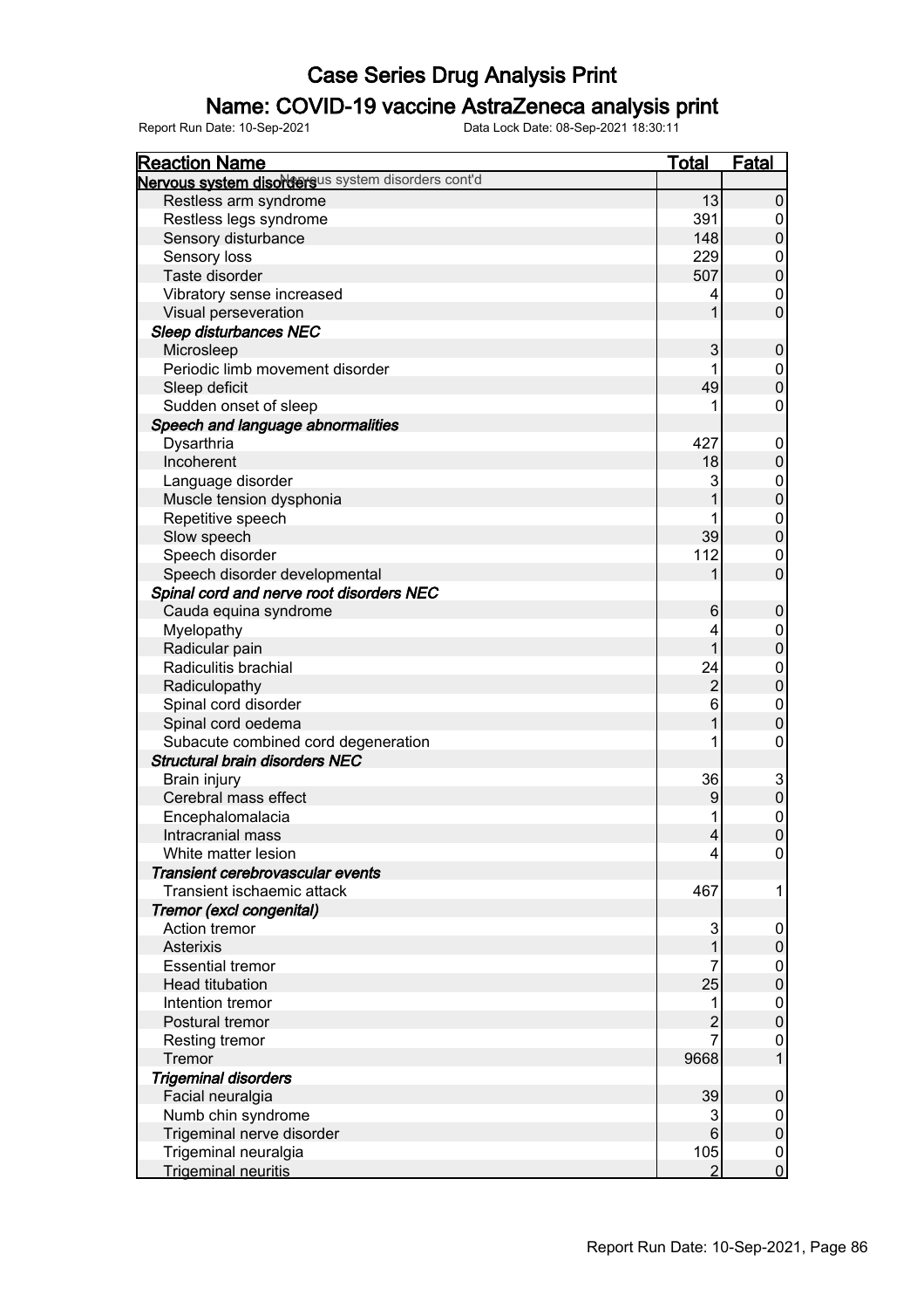# Case Series Drug Analysis Print

## Name: COVID-19 vaccine AstraZeneca analysis print

Report Run Date: 10-Sep-2021 Data Lock Date: 08-Sep-2021 18:30:11

| Reaction Name | Total | Fatal |
|---|---|---|
| **Nervous system disorders** Nervous system disorders cont'd | | |
| Restless arm syndrome | 13 | 0 |
| Restless legs syndrome | 391 | 0 |
| Sensory disturbance | 148 | 0 |
| Sensory loss | 229 | 0 |
| Taste disorder | 507 | 0 |
| Vibratory sense increased | 4 | 0 |
| Visual perseveration | 1 | 0 |
| ***Sleep disturbances NEC*** | | |
| Microsleep | 3 | 0 |
| Periodic limb movement disorder | 1 | 0 |
| Sleep deficit | 49 | 0 |
| Sudden onset of sleep | 1 | 0 |
| ***Speech and language abnormalities*** | | |
| Dysarthria | 427 | 0 |
| Incoherent | 18 | 0 |
| Language disorder | 3 | 0 |
| Muscle tension dysphonia | 1 | 0 |
| Repetitive speech | 1 | 0 |
| Slow speech | 39 | 0 |
| Speech disorder | 112 | 0 |
| Speech disorder developmental | 1 | 0 |
| ***Spinal cord and nerve root disorders NEC*** | | |
| Cauda equina syndrome | 6 | 0 |
| Myelopathy | 4 | 0 |
| Radicular pain | 1 | 0 |
| Radiculitis brachial | 24 | 0 |
| Radiculopathy | 2 | 0 |
| Spinal cord disorder | 6 | 0 |
| Spinal cord oedema | 1 | 0 |
| Subacute combined cord degeneration | 1 | 0 |
| ***Structural brain disorders NEC*** | | |
| Brain injury | 36 | 3 |
| Cerebral mass effect | 9 | 0 |
| Encephalomalacia | 1 | 0 |
| Intracranial mass | 4 | 0 |
| White matter lesion | 4 | 0 |
| ***Transient cerebrovascular events*** | | |
| Transient ischaemic attack | 467 | 1 |
| ***Tremor (excl congenital)*** | | |
| Action tremor | 3 | 0 |
| Asterixis | 1 | 0 |
| Essential tremor | 7 | 0 |
| Head titubation | 25 | 0 |
| Intention tremor | 1 | 0 |
| Postural tremor | 2 | 0 |
| Resting tremor | 7 | 0 |
| Tremor | 9668 | 1 |
| ***Trigeminal disorders*** | | |
| Facial neuralgia | 39 | 0 |
| Numb chin syndrome | 3 | 0 |
| Trigeminal nerve disorder | 6 | 0 |
| Trigeminal neuralgia | 105 | 0 |
| Trigeminal neuritis | 2 | 0 |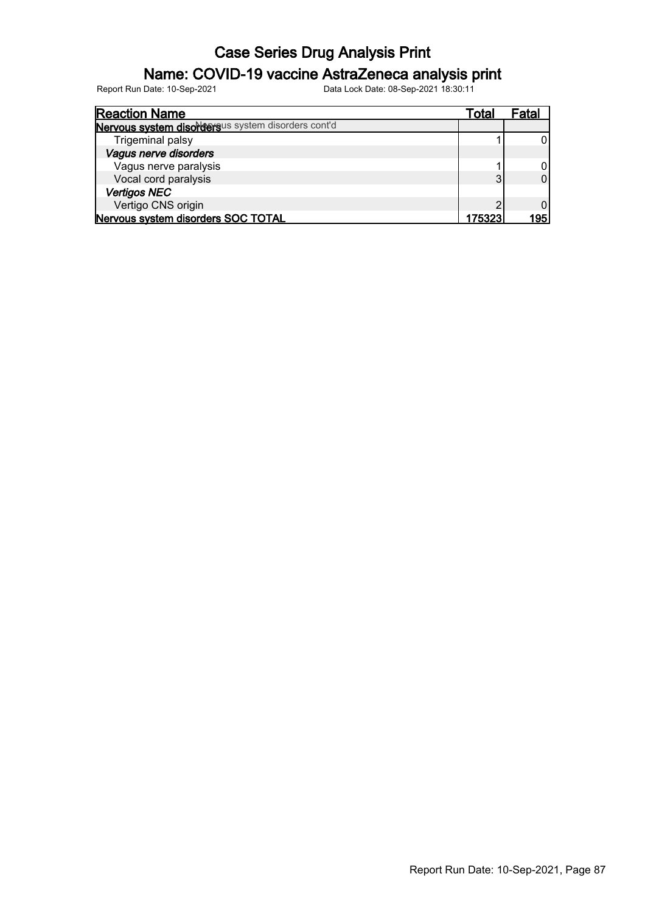# Case Series Drug Analysis Print

## Name: COVID-19 vaccine AstraZeneca analysis print

Report Run Date: 10-Sep-2021 Data Lock Date: 08-Sep-2021 18:30:11

| Reaction Name | Total | Fatal |
|---|---|---|
| **Nervous system disorders** Nervous system disorders cont'd | | |
| Trigeminal palsy | 1 | 0 |
| ***Vagus nerve disorders*** | | |
| Vagus nerve paralysis | 1 | 0 |
| Vocal cord paralysis | 3 | 0 |
| ***Vertigos NEC*** | | |
| Vertigo CNS origin | 2 | 0 |
| **Nervous system disorders SOC TOTAL** | **175323** | **195** |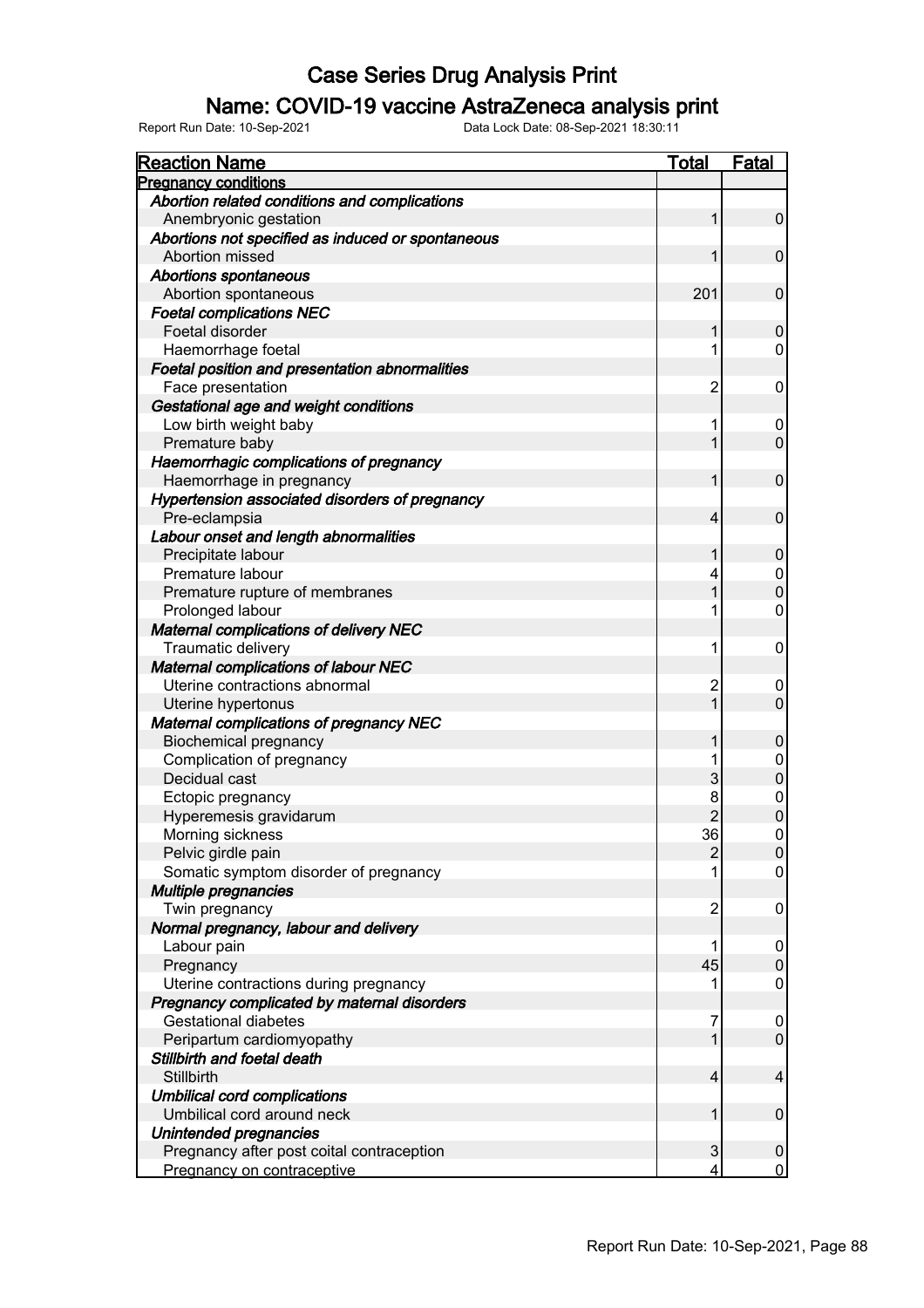# Case Series Drug Analysis Print

## Name: COVID-19 vaccine AstraZeneca analysis print

Report Run Date: 10-Sep-2021 Data Lock Date: 08-Sep-2021 18:30:11

| Reaction Name | Total | Fatal |
|---|---|---|
| **Pregnancy conditions** | | |
| *Abortion related conditions and complications* | | |
| Anembryonic gestation | 1 | 0 |
| *Abortions not specified as induced or spontaneous* | | |
| Abortion missed | 1 | 0 |
| *Abortions spontaneous* | | |
| Abortion spontaneous | 201 | 0 |
| *Foetal complications NEC* | | |
| Foetal disorder | 1 | 0 |
| Haemorrhage foetal | 1 | 0 |
| *Foetal position and presentation abnormalities* | | |
| Face presentation | 2 | 0 |
| *Gestational age and weight conditions* | | |
| Low birth weight baby | 1 | 0 |
| Premature baby | 1 | 0 |
| *Haemorrhagic complications of pregnancy* | | |
| Haemorrhage in pregnancy | 1 | 0 |
| *Hypertension associated disorders of pregnancy* | | |
| Pre-eclampsia | 4 | 0 |
| *Labour onset and length abnormalities* | | |
| Precipitate labour | 1 | 0 |
| Premature labour | 4 | 0 |
| Premature rupture of membranes | 1 | 0 |
| Prolonged labour | 1 | 0 |
| *Maternal complications of delivery NEC* | | |
| Traumatic delivery | 1 | 0 |
| *Maternal complications of labour NEC* | | |
| Uterine contractions abnormal | 2 | 0 |
| Uterine hypertonus | 1 | 0 |
| *Maternal complications of pregnancy NEC* | | |
| Biochemical pregnancy | 1 | 0 |
| Complication of pregnancy | 1 | 0 |
| Decidual cast | 3 | 0 |
| Ectopic pregnancy | 8 | 0 |
| Hyperemesis gravidarum | 2 | 0 |
| Morning sickness | 36 | 0 |
| Pelvic girdle pain | 2 | 0 |
| Somatic symptom disorder of pregnancy | 1 | 0 |
| *Multiple pregnancies* | | |
| Twin pregnancy | 2 | 0 |
| *Normal pregnancy, labour and delivery* | | |
| Labour pain | 1 | 0 |
| Pregnancy | 45 | 0 |
| Uterine contractions during pregnancy | 1 | 0 |
| *Pregnancy complicated by maternal disorders* | | |
| Gestational diabetes | 7 | 0 |
| Peripartum cardiomyopathy | 1 | 0 |
| *Stillbirth and foetal death* | | |
| Stillbirth | 4 | 4 |
| *Umbilical cord complications* | | |
| Umbilical cord around neck | 1 | 0 |
| *Unintended pregnancies* | | |
| Pregnancy after post coital contraception | 3 | 0 |
| Pregnancy on contraceptive | 4 | 0 |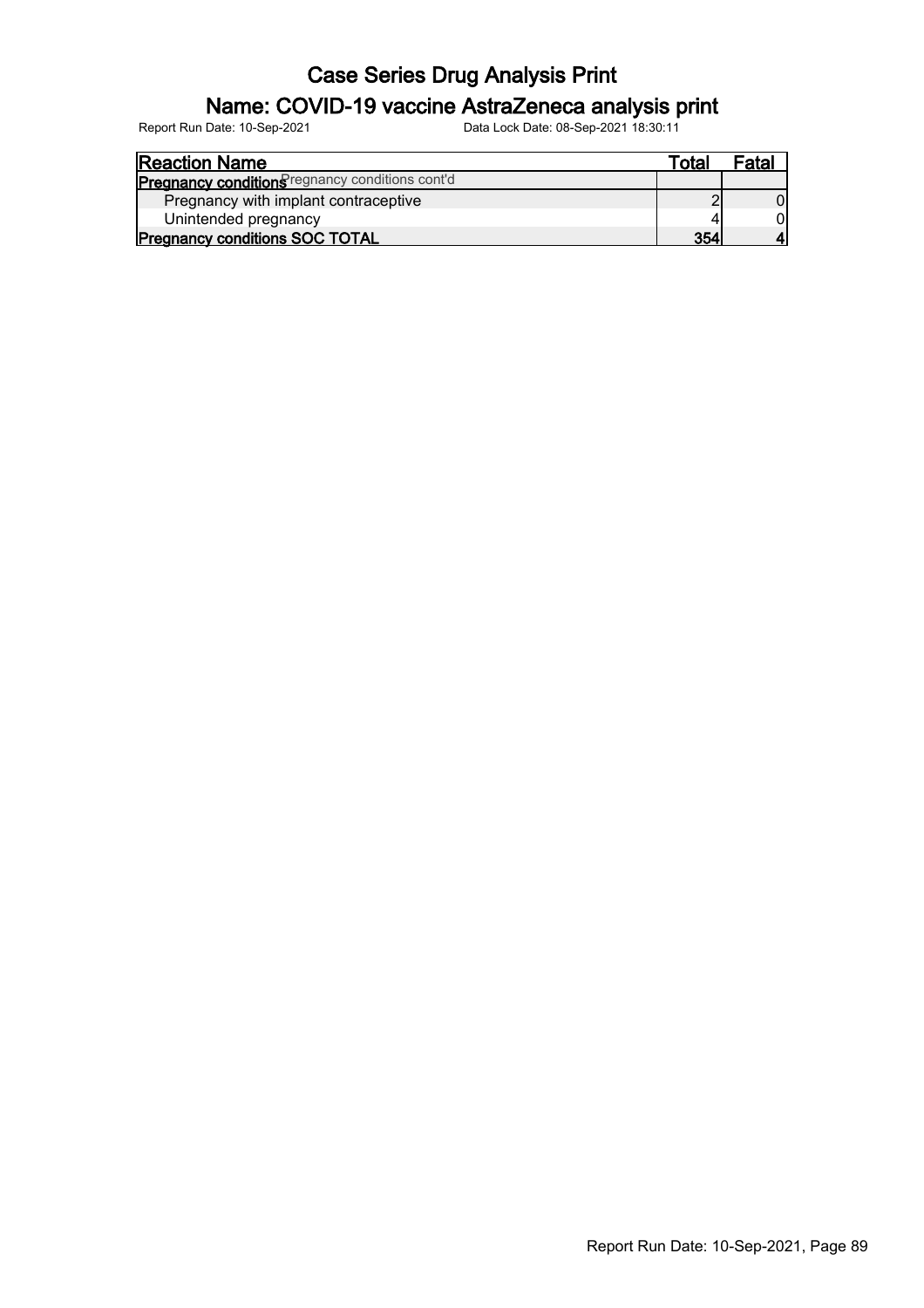| Reaction Name | Total | Fatal |
|---|---|---|
| **Pregnancy conditions** Pregnancy conditions cont'd | | |
| Pregnancy with implant contraceptive | 2 | 0 |
| Unintended pregnancy | 4 | 0 |
| **Pregnancy conditions SOC TOTAL** | **354** | **4** |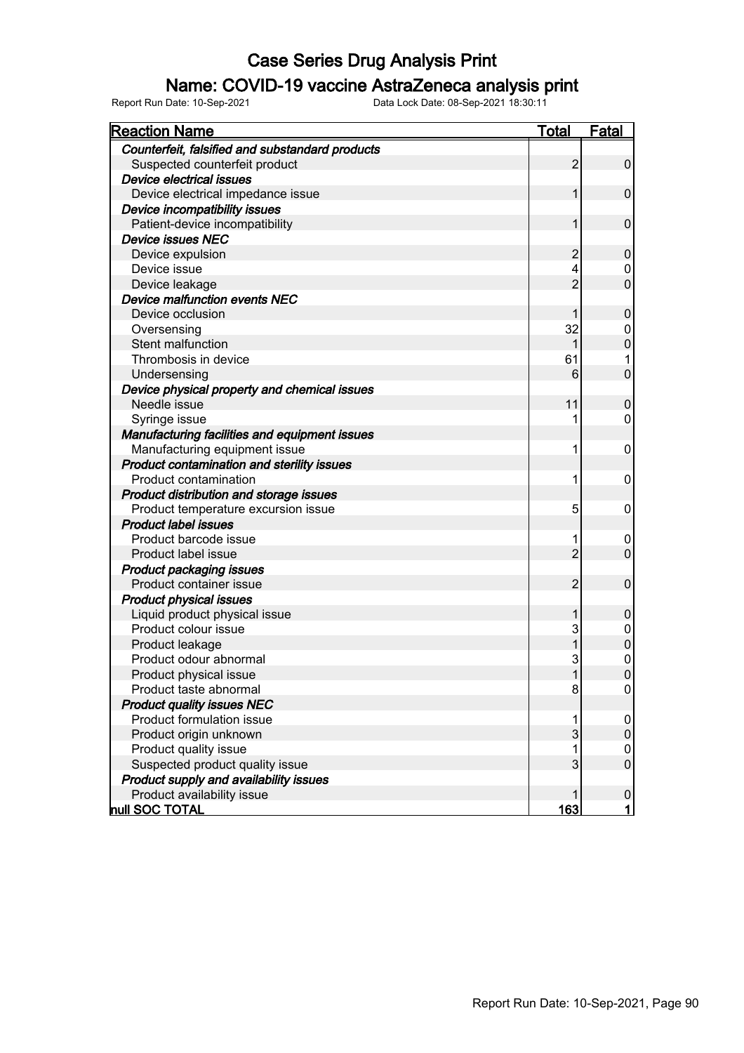# Case Series Drug Analysis Print

## Name: COVID-19 vaccine AstraZeneca analysis print

Report Run Date: 10-Sep-2021    Data Lock Date: 08-Sep-2021 18:30:11

| Reaction Name | Total | Fatal |
|---|---|---|
| ***Counterfeit, falsified and substandard products*** | | |
| Suspected counterfeit product | 2 | 0 |
| ***Device electrical issues*** | | |
| Device electrical impedance issue | 1 | 0 |
| ***Device incompatibility issues*** | | |
| Patient-device incompatibility | 1 | 0 |
| ***Device issues NEC*** | | |
| Device expulsion | 2 | 0 |
| Device issue | 4 | 0 |
| Device leakage | 2 | 0 |
| ***Device malfunction events NEC*** | | |
| Device occlusion | 1 | 0 |
| Oversensing | 32 | 0 |
| Stent malfunction | 1 | 0 |
| Thrombosis in device | 61 | 1 |
| Undersensing | 6 | 0 |
| ***Device physical property and chemical issues*** | | |
| Needle issue | 11 | 0 |
| Syringe issue | 1 | 0 |
| ***Manufacturing facilities and equipment issues*** | | |
| Manufacturing equipment issue | 1 | 0 |
| ***Product contamination and sterility issues*** | | |
| Product contamination | 1 | 0 |
| ***Product distribution and storage issues*** | | |
| Product temperature excursion issue | 5 | 0 |
| ***Product label issues*** | | |
| Product barcode issue | 1 | 0 |
| Product label issue | 2 | 0 |
| ***Product packaging issues*** | | |
| Product container issue | 2 | 0 |
| ***Product physical issues*** | | |
| Liquid product physical issue | 1 | 0 |
| Product colour issue | 3 | 0 |
| Product leakage | 1 | 0 |
| Product odour abnormal | 3 | 0 |
| Product physical issue | 1 | 0 |
| Product taste abnormal | 8 | 0 |
| ***Product quality issues NEC*** | | |
| Product formulation issue | 1 | 0 |
| Product origin unknown | 3 | 0 |
| Product quality issue | 1 | 0 |
| Suspected product quality issue | 3 | 0 |
| ***Product supply and availability issues*** | | |
| Product availability issue | 1 | 0 |
| **null SOC TOTAL** | **163** | **1** |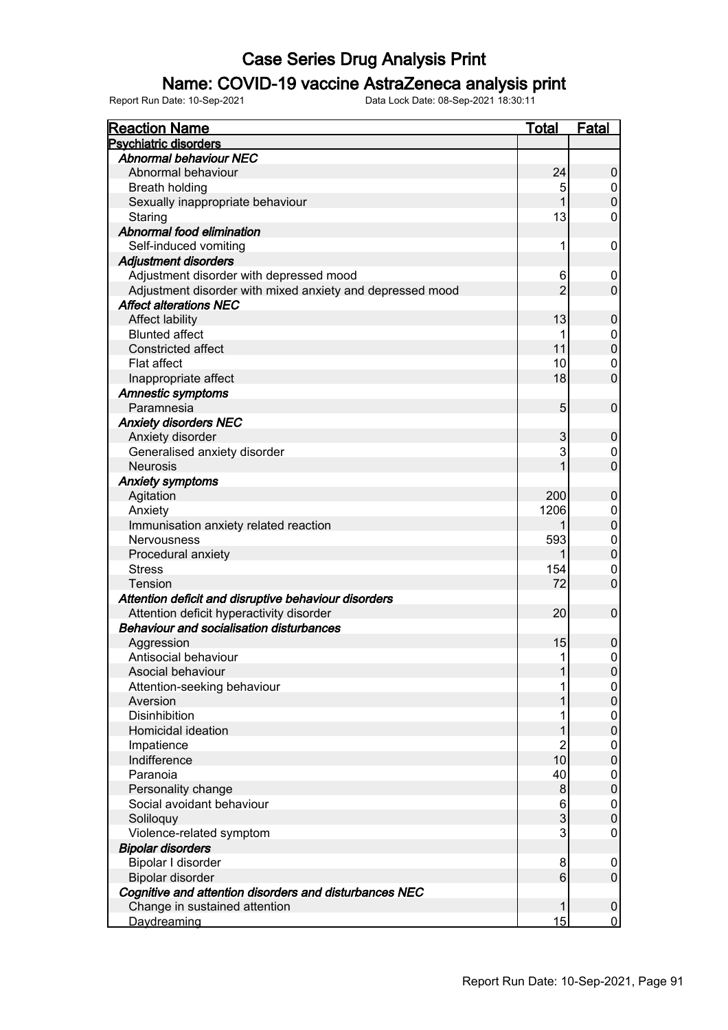# Case Series Drug Analysis Print

## Name: COVID-19 vaccine AstraZeneca analysis print

Report Run Date: 10-Sep-2021 Data Lock Date: 08-Sep-2021 18:30:11

| Reaction Name | Total | Fatal |
|---|---|---|
| **Psychiatric disorders** | | |
| ***Abnormal behaviour NEC*** | | |
| Abnormal behaviour | 24 | 0 |
| Breath holding | 5 | 0 |
| Sexually inappropriate behaviour | 1 | 0 |
| Staring | 13 | 0 |
| ***Abnormal food elimination*** | | |
| Self-induced vomiting | 1 | 0 |
| ***Adjustment disorders*** | | |
| Adjustment disorder with depressed mood | 6 | 0 |
| Adjustment disorder with mixed anxiety and depressed mood | 2 | 0 |
| ***Affect alterations NEC*** | | |
| Affect lability | 13 | 0 |
| Blunted affect | 1 | 0 |
| Constricted affect | 11 | 0 |
| Flat affect | 10 | 0 |
| Inappropriate affect | 18 | 0 |
| ***Amnestic symptoms*** | | |
| Paramnesia | 5 | 0 |
| ***Anxiety disorders NEC*** | | |
| Anxiety disorder | 3 | 0 |
| Generalised anxiety disorder | 3 | 0 |
| Neurosis | 1 | 0 |
| ***Anxiety symptoms*** | | |
| Agitation | 200 | 0 |
| Anxiety | 1206 | 0 |
| Immunisation anxiety related reaction | 1 | 0 |
| Nervousness | 593 | 0 |
| Procedural anxiety | 1 | 0 |
| Stress | 154 | 0 |
| Tension | 72 | 0 |
| ***Attention deficit and disruptive behaviour disorders*** | | |
| Attention deficit hyperactivity disorder | 20 | 0 |
| ***Behaviour and socialisation disturbances*** | | |
| Aggression | 15 | 0 |
| Antisocial behaviour | 1 | 0 |
| Asocial behaviour | 1 | 0 |
| Attention-seeking behaviour | 1 | 0 |
| Aversion | 1 | 0 |
| Disinhibition | 1 | 0 |
| Homicidal ideation | 1 | 0 |
| Impatience | 2 | 0 |
| Indifference | 10 | 0 |
| Paranoia | 40 | 0 |
| Personality change | 8 | 0 |
| Social avoidant behaviour | 6 | 0 |
| Soliloquy | 3 | 0 |
| Violence-related symptom | 3 | 0 |
| ***Bipolar disorders*** | | |
| Bipolar I disorder | 8 | 0 |
| Bipolar disorder | 6 | 0 |
| ***Cognitive and attention disorders and disturbances NEC*** | | |
| Change in sustained attention | 1 | 0 |
| Daydreaming | 15 | 0 |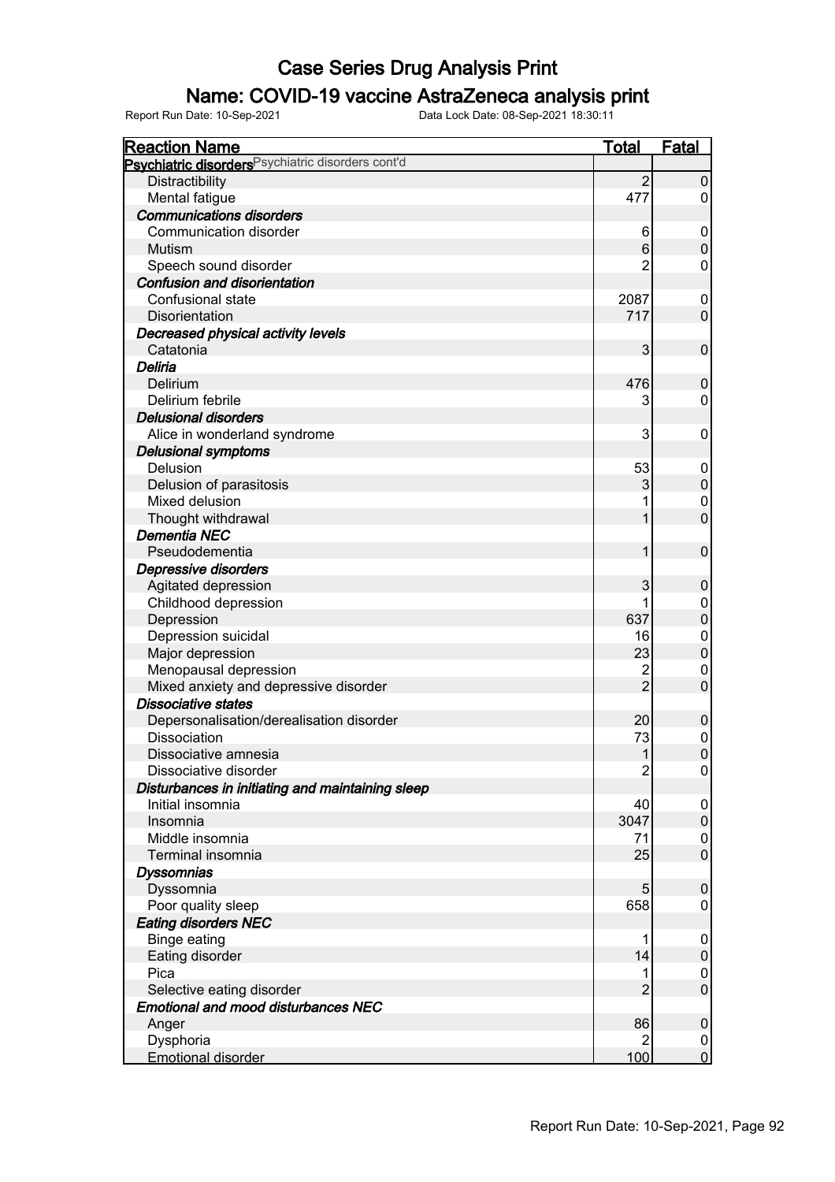# Case Series Drug Analysis Print

## Name: COVID-19 vaccine AstraZeneca analysis print

Report Run Date: 10-Sep-2021    Data Lock Date: 08-Sep-2021 18:30:11

| Reaction Name | Total | Fatal |
|---|---|---|
| **Psychiatric disorders** Psychiatric disorders cont'd | | |
| Distractibility | 2 | 0 |
| Mental fatigue | 477 | 0 |
| ***Communications disorders*** | | |
| Communication disorder | 6 | 0 |
| Mutism | 6 | 0 |
| Speech sound disorder | 2 | 0 |
| ***Confusion and disorientation*** | | |
| Confusional state | 2087 | 0 |
| Disorientation | 717 | 0 |
| ***Decreased physical activity levels*** | | |
| Catatonia | 3 | 0 |
| ***Deliria*** | | |
| Delirium | 476 | 0 |
| Delirium febrile | 3 | 0 |
| ***Delusional disorders*** | | |
| Alice in wonderland syndrome | 3 | 0 |
| ***Delusional symptoms*** | | |
| Delusion | 53 | 0 |
| Delusion of parasitosis | 3 | 0 |
| Mixed delusion | 1 | 0 |
| Thought withdrawal | 1 | 0 |
| ***Dementia NEC*** | | |
| Pseudodementia | 1 | 0 |
| ***Depressive disorders*** | | |
| Agitated depression | 3 | 0 |
| Childhood depression | 1 | 0 |
| Depression | 637 | 0 |
| Depression suicidal | 16 | 0 |
| Major depression | 23 | 0 |
| Menopausal depression | 2 | 0 |
| Mixed anxiety and depressive disorder | 2 | 0 |
| ***Dissociative states*** | | |
| Depersonalisation/derealisation disorder | 20 | 0 |
| Dissociation | 73 | 0 |
| Dissociative amnesia | 1 | 0 |
| Dissociative disorder | 2 | 0 |
| ***Disturbances in initiating and maintaining sleep*** | | |
| Initial insomnia | 40 | 0 |
| Insomnia | 3047 | 0 |
| Middle insomnia | 71 | 0 |
| Terminal insomnia | 25 | 0 |
| ***Dyssomnias*** | | |
| Dyssomnia | 5 | 0 |
| Poor quality sleep | 658 | 0 |
| ***Eating disorders NEC*** | | |
| Binge eating | 1 | 0 |
| Eating disorder | 14 | 0 |
| Pica | 1 | 0 |
| Selective eating disorder | 2 | 0 |
| ***Emotional and mood disturbances NEC*** | | |
| Anger | 86 | 0 |
| Dysphoria | 2 | 0 |
| Emotional disorder | 100 | 0 |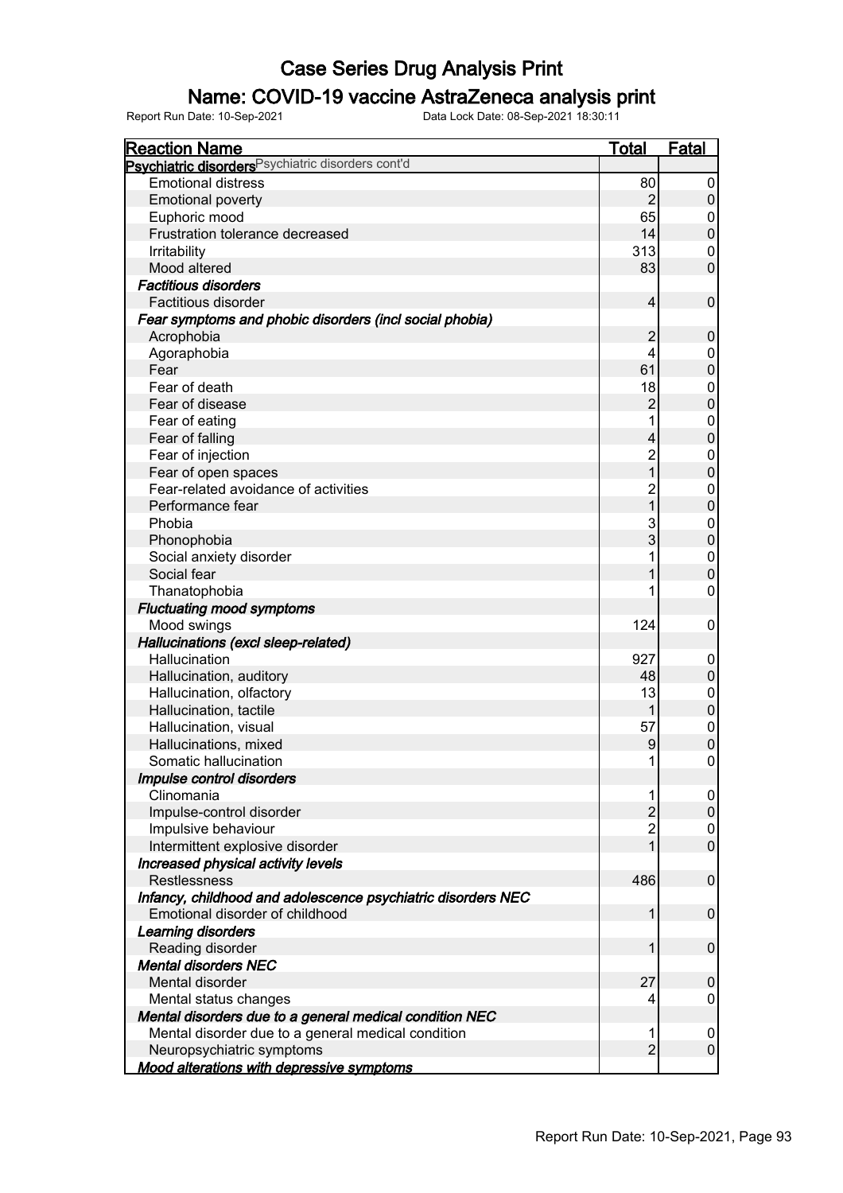# Case Series Drug Analysis Print

## Name: COVID-19 vaccine AstraZeneca analysis print

Report Run Date: 10-Sep-2021 Data Lock Date: 08-Sep-2021 18:30:11

| Reaction Name | Total | Fatal |
|---|---|---|
| **Psychiatric disorders** Psychiatric disorders cont'd | | |
| Emotional distress | 80 | 0 |
| Emotional poverty | 2 | 0 |
| Euphoric mood | 65 | 0 |
| Frustration tolerance decreased | 14 | 0 |
| Irritability | 313 | 0 |
| Mood altered | 83 | 0 |
| ***Factitious disorders*** | | |
| Factitious disorder | 4 | 0 |
| ***Fear symptoms and phobic disorders (incl social phobia)*** | | |
| Acrophobia | 2 | 0 |
| Agoraphobia | 4 | 0 |
| Fear | 61 | 0 |
| Fear of death | 18 | 0 |
| Fear of disease | 2 | 0 |
| Fear of eating | 1 | 0 |
| Fear of falling | 4 | 0 |
| Fear of injection | 2 | 0 |
| Fear of open spaces | 1 | 0 |
| Fear-related avoidance of activities | 2 | 0 |
| Performance fear | 1 | 0 |
| Phobia | 3 | 0 |
| Phonophobia | 3 | 0 |
| Social anxiety disorder | 1 | 0 |
| Social fear | 1 | 0 |
| Thanatophobia | 1 | 0 |
| ***Fluctuating mood symptoms*** | | |
| Mood swings | 124 | 0 |
| ***Hallucinations (excl sleep-related)*** | | |
| Hallucination | 927 | 0 |
| Hallucination, auditory | 48 | 0 |
| Hallucination, olfactory | 13 | 0 |
| Hallucination, tactile | 1 | 0 |
| Hallucination, visual | 57 | 0 |
| Hallucinations, mixed | 9 | 0 |
| Somatic hallucination | 1 | 0 |
| ***Impulse control disorders*** | | |
| Clinomania | 1 | 0 |
| Impulse-control disorder | 2 | 0 |
| Impulsive behaviour | 2 | 0 |
| Intermittent explosive disorder | 1 | 0 |
| ***Increased physical activity levels*** | | |
| Restlessness | 486 | 0 |
| ***Infancy, childhood and adolescence psychiatric disorders NEC*** | | |
| Emotional disorder of childhood | 1 | 0 |
| ***Learning disorders*** | | |
| Reading disorder | 1 | 0 |
| ***Mental disorders NEC*** | | |
| Mental disorder | 27 | 0 |
| Mental status changes | 4 | 0 |
| ***Mental disorders due to a general medical condition NEC*** | | |
| Mental disorder due to a general medical condition | 1 | 0 |
| Neuropsychiatric symptoms | 2 | 0 |
| ***Mood alterations with depressive symptoms*** | | |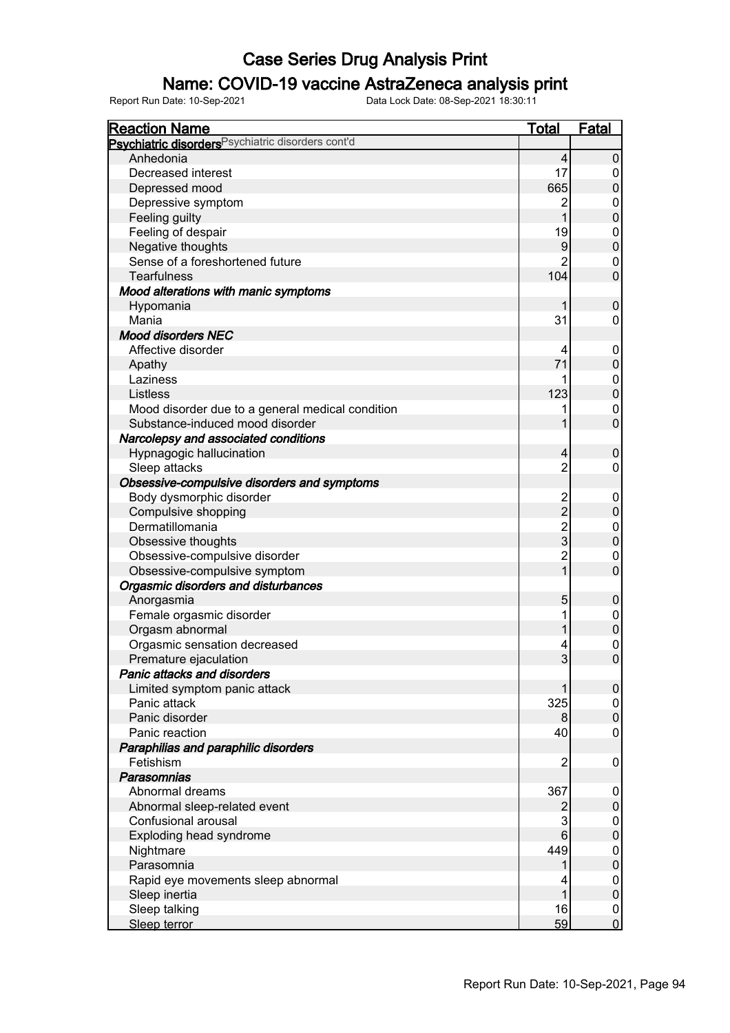# Case Series Drug Analysis Print

## Name: COVID-19 vaccine AstraZeneca analysis print

Report Run Date: 10-Sep-2021 Data Lock Date: 08-Sep-2021 18:30:11

| Reaction Name | Total | Fatal |
|---|---|---|
| **Psychiatric disorders** Psychiatric disorders cont'd | | |
| Anhedonia | 4 | 0 |
| Decreased interest | 17 | 0 |
| Depressed mood | 665 | 0 |
| Depressive symptom | 2 | 0 |
| Feeling guilty | 1 | 0 |
| Feeling of despair | 19 | 0 |
| Negative thoughts | 9 | 0 |
| Sense of a foreshortened future | 2 | 0 |
| Tearfulness | 104 | 0 |
| ***Mood alterations with manic symptoms*** | | |
| Hypomania | 1 | 0 |
| Mania | 31 | 0 |
| ***Mood disorders NEC*** | | |
| Affective disorder | 4 | 0 |
| Apathy | 71 | 0 |
| Laziness | 1 | 0 |
| Listless | 123 | 0 |
| Mood disorder due to a general medical condition | 1 | 0 |
| Substance-induced mood disorder | 1 | 0 |
| ***Narcolepsy and associated conditions*** | | |
| Hypnagogic hallucination | 4 | 0 |
| Sleep attacks | 2 | 0 |
| ***Obsessive-compulsive disorders and symptoms*** | | |
| Body dysmorphic disorder | 2 | 0 |
| Compulsive shopping | 2 | 0 |
| Dermatillomania | 2 | 0 |
| Obsessive thoughts | 3 | 0 |
| Obsessive-compulsive disorder | 2 | 0 |
| Obsessive-compulsive symptom | 1 | 0 |
| ***Orgasmic disorders and disturbances*** | | |
| Anorgasmia | 5 | 0 |
| Female orgasmic disorder | 1 | 0 |
| Orgasm abnormal | 1 | 0 |
| Orgasmic sensation decreased | 4 | 0 |
| Premature ejaculation | 3 | 0 |
| ***Panic attacks and disorders*** | | |
| Limited symptom panic attack | 1 | 0 |
| Panic attack | 325 | 0 |
| Panic disorder | 8 | 0 |
| Panic reaction | 40 | 0 |
| ***Paraphilias and paraphilic disorders*** | | |
| Fetishism | 2 | 0 |
| ***Parasomnias*** | | |
| Abnormal dreams | 367 | 0 |
| Abnormal sleep-related event | 2 | 0 |
| Confusional arousal | 3 | 0 |
| Exploding head syndrome | 6 | 0 |
| Nightmare | 449 | 0 |
| Parasomnia | 1 | 0 |
| Rapid eye movements sleep abnormal | 4 | 0 |
| Sleep inertia | 1 | 0 |
| Sleep talking | 16 | 0 |
| Sleep terror | 59 | 0 |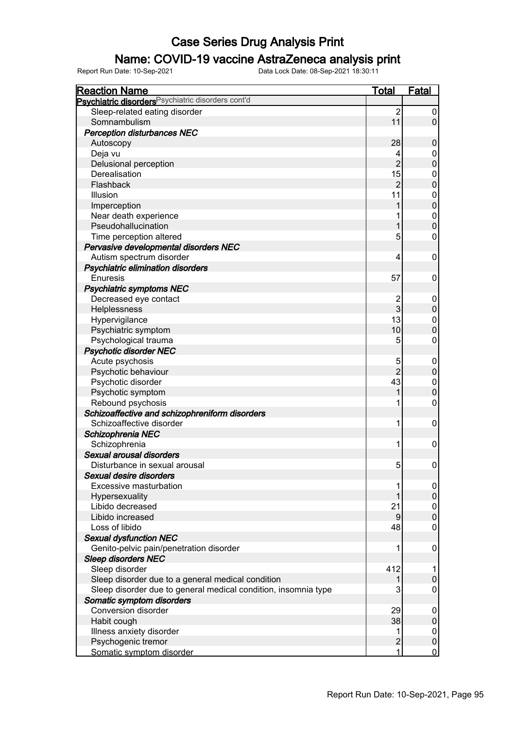# Case Series Drug Analysis Print

## Name: COVID-19 vaccine AstraZeneca analysis print

Report Run Date: 10-Sep-2021 Data Lock Date: 08-Sep-2021 18:30:11

| Reaction Name | Total | Fatal |
|---|---|---|
| **Psychiatric disorders** Psychiatric disorders cont'd | | |
| Sleep-related eating disorder | 2 | 0 |
| Somnambulism | 11 | 0 |
| ***Perception disturbances NEC*** | | |
| Autoscopy | 28 | 0 |
| Deja vu | 4 | 0 |
| Delusional perception | 2 | 0 |
| Derealisation | 15 | 0 |
| Flashback | 2 | 0 |
| Illusion | 11 | 0 |
| Imperception | 1 | 0 |
| Near death experience | 1 | 0 |
| Pseudohallucination | 1 | 0 |
| Time perception altered | 5 | 0 |
| ***Pervasive developmental disorders NEC*** | | |
| Autism spectrum disorder | 4 | 0 |
| ***Psychiatric elimination disorders*** | | |
| Enuresis | 57 | 0 |
| ***Psychiatric symptoms NEC*** | | |
| Decreased eye contact | 2 | 0 |
| Helplessness | 3 | 0 |
| Hypervigilance | 13 | 0 |
| Psychiatric symptom | 10 | 0 |
| Psychological trauma | 5 | 0 |
| ***Psychotic disorder NEC*** | | |
| Acute psychosis | 5 | 0 |
| Psychotic behaviour | 2 | 0 |
| Psychotic disorder | 43 | 0 |
| Psychotic symptom | 1 | 0 |
| Rebound psychosis | 1 | 0 |
| ***Schizoaffective and schizophreniform disorders*** | | |
| Schizoaffective disorder | 1 | 0 |
| ***Schizophrenia NEC*** | | |
| Schizophrenia | 1 | 0 |
| ***Sexual arousal disorders*** | | |
| Disturbance in sexual arousal | 5 | 0 |
| ***Sexual desire disorders*** | | |
| Excessive masturbation | 1 | 0 |
| Hypersexuality | 1 | 0 |
| Libido decreased | 21 | 0 |
| Libido increased | 9 | 0 |
| Loss of libido | 48 | 0 |
| ***Sexual dysfunction NEC*** | | |
| Genito-pelvic pain/penetration disorder | 1 | 0 |
| ***Sleep disorders NEC*** | | |
| Sleep disorder | 412 | 1 |
| Sleep disorder due to a general medical condition | 1 | 0 |
| Sleep disorder due to general medical condition, insomnia type | 3 | 0 |
| ***Somatic symptom disorders*** | | |
| Conversion disorder | 29 | 0 |
| Habit cough | 38 | 0 |
| Illness anxiety disorder | 1 | 0 |
| Psychogenic tremor | 2 | 0 |
| Somatic symptom disorder | 1 | 0 |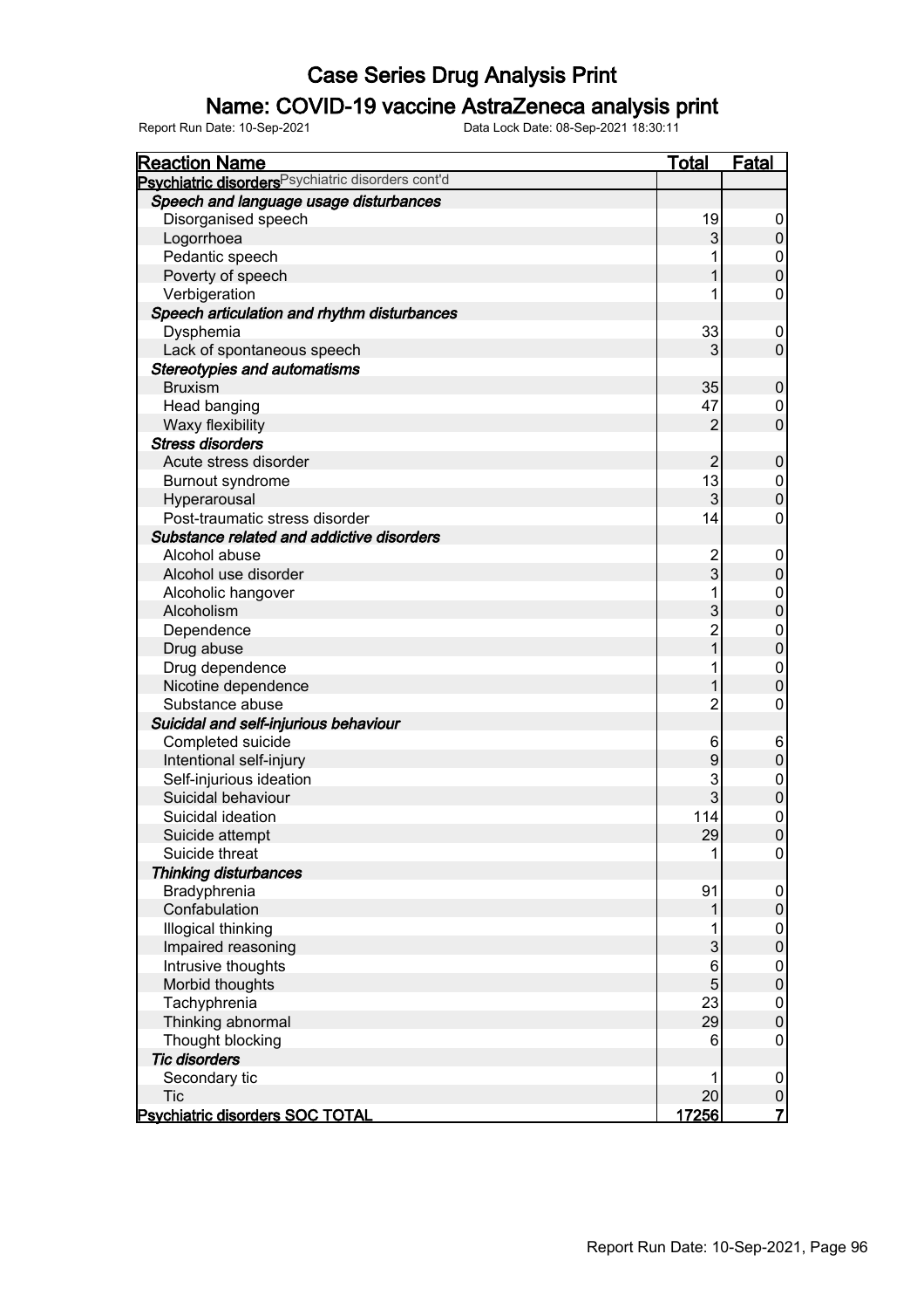# Case Series Drug Analysis Print

## Name: COVID-19 vaccine AstraZeneca analysis print

Report Run Date: 10-Sep-2021 Data Lock Date: 08-Sep-2021 18:30:11

| Reaction Name | Total | Fatal |
|---|---|---|
| **Psychiatric disorders** Psychiatric disorders cont'd | | |
| ***Speech and language usage disturbances*** | | |
| Disorganised speech | 19 | 0 |
| Logorrhoea | 3 | 0 |
| Pedantic speech | 1 | 0 |
| Poverty of speech | 1 | 0 |
| Verbigeration | 1 | 0 |
| ***Speech articulation and rhythm disturbances*** | | |
| Dysphemia | 33 | 0 |
| Lack of spontaneous speech | 3 | 0 |
| ***Stereotypies and automatisms*** | | |
| Bruxism | 35 | 0 |
| Head banging | 47 | 0 |
| Waxy flexibility | 2 | 0 |
| ***Stress disorders*** | | |
| Acute stress disorder | 2 | 0 |
| Burnout syndrome | 13 | 0 |
| Hyperarousal | 3 | 0 |
| Post-traumatic stress disorder | 14 | 0 |
| ***Substance related and addictive disorders*** | | |
| Alcohol abuse | 2 | 0 |
| Alcohol use disorder | 3 | 0 |
| Alcoholic hangover | 1 | 0 |
| Alcoholism | 3 | 0 |
| Dependence | 2 | 0 |
| Drug abuse | 1 | 0 |
| Drug dependence | 1 | 0 |
| Nicotine dependence | 1 | 0 |
| Substance abuse | 2 | 0 |
| ***Suicidal and self-injurious behaviour*** | | |
| Completed suicide | 6 | 6 |
| Intentional self-injury | 9 | 0 |
| Self-injurious ideation | 3 | 0 |
| Suicidal behaviour | 3 | 0 |
| Suicidal ideation | 114 | 0 |
| Suicide attempt | 29 | 0 |
| Suicide threat | 1 | 0 |
| ***Thinking disturbances*** | | |
| Bradyphrenia | 91 | 0 |
| Confabulation | 1 | 0 |
| Illogical thinking | 1 | 0 |
| Impaired reasoning | 3 | 0 |
| Intrusive thoughts | 6 | 0 |
| Morbid thoughts | 5 | 0 |
| Tachyphrenia | 23 | 0 |
| Thinking abnormal | 29 | 0 |
| Thought blocking | 6 | 0 |
| ***Tic disorders*** | | |
| Secondary tic | 1 | 0 |
| Tic | 20 | 0 |
| **Psychiatric disorders SOC TOTAL** | **17256** | **7** |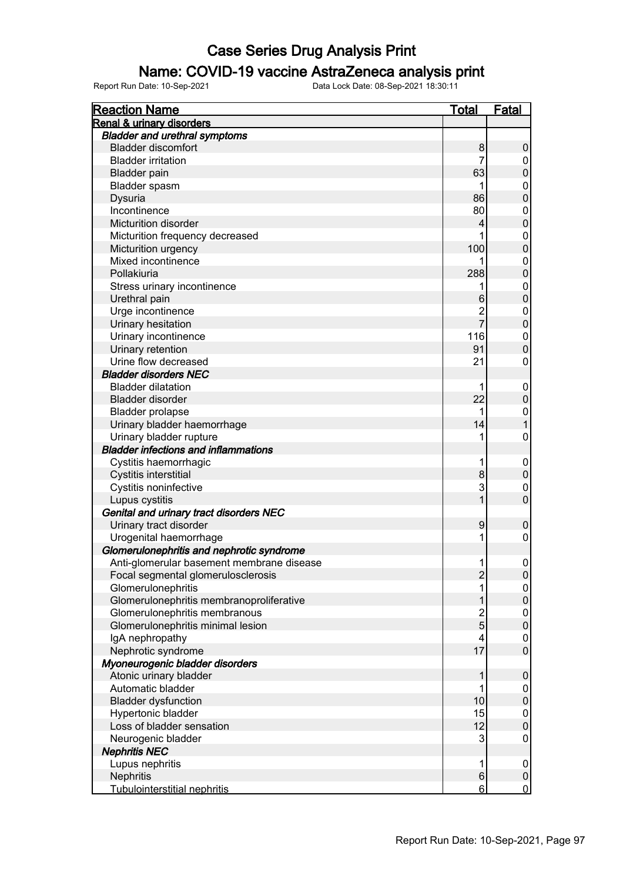# Case Series Drug Analysis Print

## Name: COVID-19 vaccine AstraZeneca analysis print

Report Run Date: 10-Sep-2021 Data Lock Date: 08-Sep-2021 18:30:11

| Reaction Name | Total | Fatal |
|---|---|---|
| **Renal & urinary disorders** | | |
| ***Bladder and urethral symptoms*** | | |
| Bladder discomfort | 8 | 0 |
| Bladder irritation | 7 | 0 |
| Bladder pain | 63 | 0 |
| Bladder spasm | 1 | 0 |
| Dysuria | 86 | 0 |
| Incontinence | 80 | 0 |
| Micturition disorder | 4 | 0 |
| Micturition frequency decreased | 1 | 0 |
| Micturition urgency | 100 | 0 |
| Mixed incontinence | 1 | 0 |
| Pollakiuria | 288 | 0 |
| Stress urinary incontinence | 1 | 0 |
| Urethral pain | 6 | 0 |
| Urge incontinence | 2 | 0 |
| Urinary hesitation | 7 | 0 |
| Urinary incontinence | 116 | 0 |
| Urinary retention | 91 | 0 |
| Urine flow decreased | 21 | 0 |
| ***Bladder disorders NEC*** | | |
| Bladder dilatation | 1 | 0 |
| Bladder disorder | 22 | 0 |
| Bladder prolapse | 1 | 0 |
| Urinary bladder haemorrhage | 14 | 1 |
| Urinary bladder rupture | 1 | 0 |
| ***Bladder infections and inflammations*** | | |
| Cystitis haemorrhagic | 1 | 0 |
| Cystitis interstitial | 8 | 0 |
| Cystitis noninfective | 3 | 0 |
| Lupus cystitis | 1 | 0 |
| ***Genital and urinary tract disorders NEC*** | | |
| Urinary tract disorder | 9 | 0 |
| Urogenital haemorrhage | 1 | 0 |
| ***Glomerulonephritis and nephrotic syndrome*** | | |
| Anti-glomerular basement membrane disease | 1 | 0 |
| Focal segmental glomerulosclerosis | 2 | 0 |
| Glomerulonephritis | 1 | 0 |
| Glomerulonephritis membranoproliferative | 1 | 0 |
| Glomerulonephritis membranous | 2 | 0 |
| Glomerulonephritis minimal lesion | 5 | 0 |
| IgA nephropathy | 4 | 0 |
| Nephrotic syndrome | 17 | 0 |
| ***Myoneurogenic bladder disorders*** | | |
| Atonic urinary bladder | 1 | 0 |
| Automatic bladder | 1 | 0 |
| Bladder dysfunction | 10 | 0 |
| Hypertonic bladder | 15 | 0 |
| Loss of bladder sensation | 12 | 0 |
| Neurogenic bladder | 3 | 0 |
| ***Nephritis NEC*** | | |
| Lupus nephritis | 1 | 0 |
| Nephritis | 6 | 0 |
| Tubulointerstitial nephritis | 6 | 0 |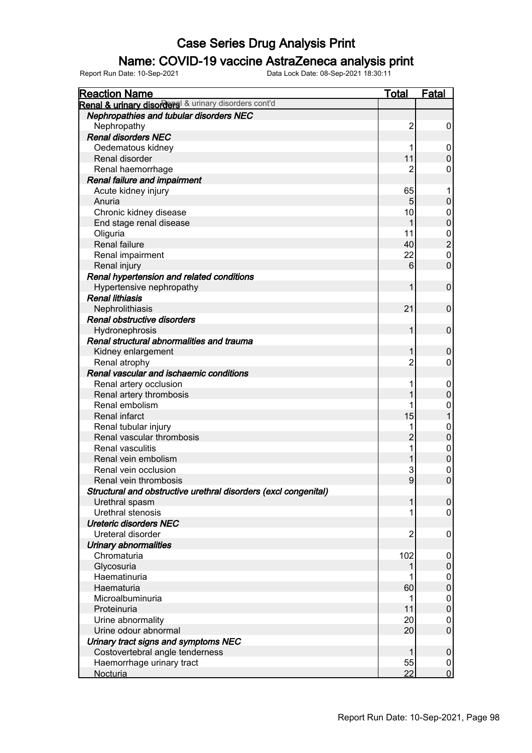# Case Series Drug Analysis Print

## Name: COVID-19 vaccine AstraZeneca analysis print

Report Run Date: 10-Sep-2021    Data Lock Date: 08-Sep-2021 18:30:11

| Reaction Name | Total | Fatal |
| --- | --- | --- |
| **Renal & urinary disorders** Renal & urinary disorders cont'd | | |
| ***Nephropathies and tubular disorders NEC*** | | |
| Nephropathy | 2 | 0 |
| ***Renal disorders NEC*** | | |
| Oedematous kidney | 1 | 0 |
| Renal disorder | 11 | 0 |
| Renal haemorrhage | 2 | 0 |
| ***Renal failure and impairment*** | | |
| Acute kidney injury | 65 | 1 |
| Anuria | 5 | 0 |
| Chronic kidney disease | 10 | 0 |
| End stage renal disease | 1 | 0 |
| Oliguria | 11 | 0 |
| Renal failure | 40 | 2 |
| Renal impairment | 22 | 0 |
| Renal injury | 6 | 0 |
| ***Renal hypertension and related conditions*** | | |
| Hypertensive nephropathy | 1 | 0 |
| ***Renal lithiasis*** | | |
| Nephrolithiasis | 21 | 0 |
| ***Renal obstructive disorders*** | | |
| Hydronephrosis | 1 | 0 |
| ***Renal structural abnormalities and trauma*** | | |
| Kidney enlargement | 1 | 0 |
| Renal atrophy | 2 | 0 |
| ***Renal vascular and ischaemic conditions*** | | |
| Renal artery occlusion | 1 | 0 |
| Renal artery thrombosis | 1 | 0 |
| Renal embolism | 1 | 0 |
| Renal infarct | 15 | 1 |
| Renal tubular injury | 1 | 0 |
| Renal vascular thrombosis | 2 | 0 |
| Renal vasculitis | 1 | 0 |
| Renal vein embolism | 1 | 0 |
| Renal vein occlusion | 3 | 0 |
| Renal vein thrombosis | 9 | 0 |
| ***Structural and obstructive urethral disorders (excl congenital)*** | | |
| Urethral spasm | 1 | 0 |
| Urethral stenosis | 1 | 0 |
| ***Ureteric disorders NEC*** | | |
| Ureteral disorder | 2 | 0 |
| ***Urinary abnormalities*** | | |
| Chromaturia | 102 | 0 |
| Glycosuria | 1 | 0 |
| Haematinuria | 1 | 0 |
| Haematuria | 60 | 0 |
| Microalbuminuria | 1 | 0 |
| Proteinuria | 11 | 0 |
| Urine abnormality | 20 | 0 |
| Urine odour abnormal | 20 | 0 |
| ***Urinary tract signs and symptoms NEC*** | | |
| Costovertebral angle tenderness | 1 | 0 |
| Haemorrhage urinary tract | 55 | 0 |
| Nocturia | 22 | 0 |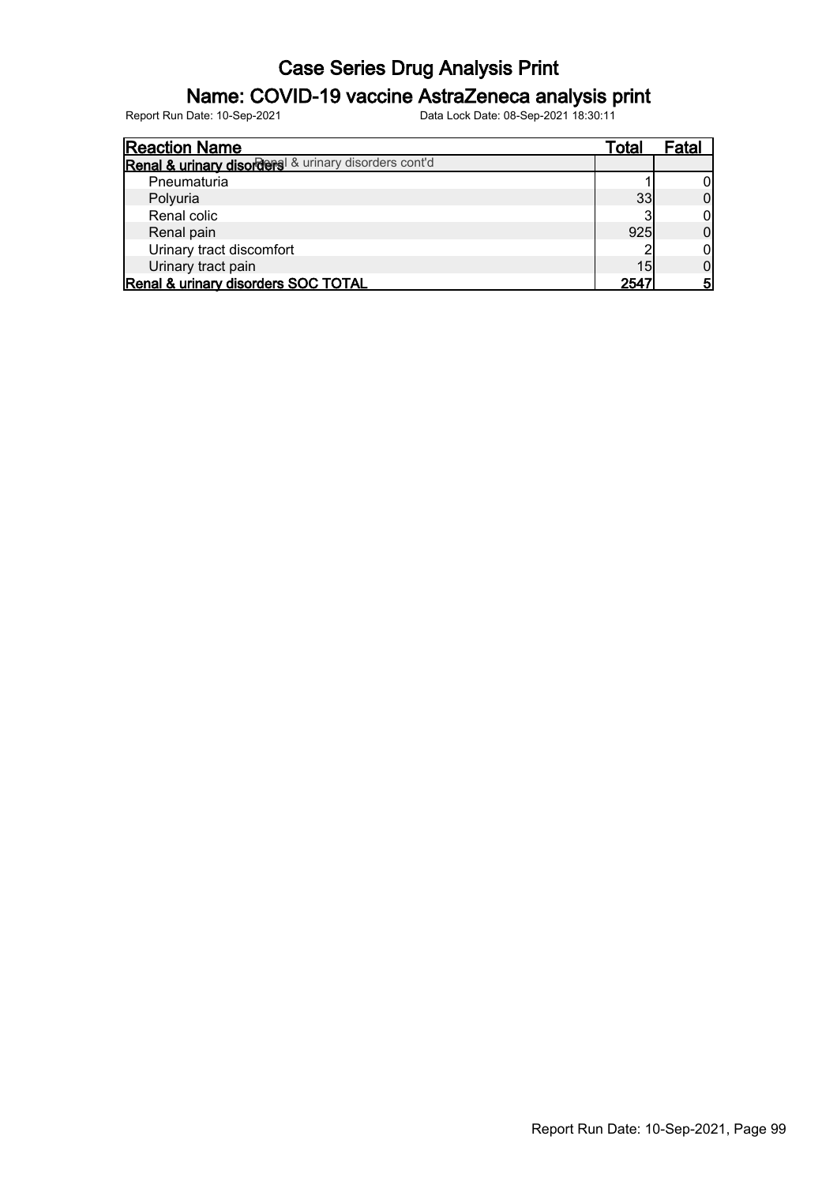# Case Series Drug Analysis Print

## Name: COVID-19 vaccine AstraZeneca analysis print

Report Run Date: 10-Sep-2021 Data Lock Date: 08-Sep-2021 18:30:11

| Reaction Name | Total | Fatal |
|---|---|---|
| **Renal & urinary disorders** Renal & urinary disorders cont'd | | |
| Pneumaturia | 1 | 0 |
| Polyuria | 33 | 0 |
| Renal colic | 3 | 0 |
| Renal pain | 925 | 0 |
| Urinary tract discomfort | 2 | 0 |
| Urinary tract pain | 15 | 0 |
| **Renal & urinary disorders SOC TOTAL** | **2547** | **5** |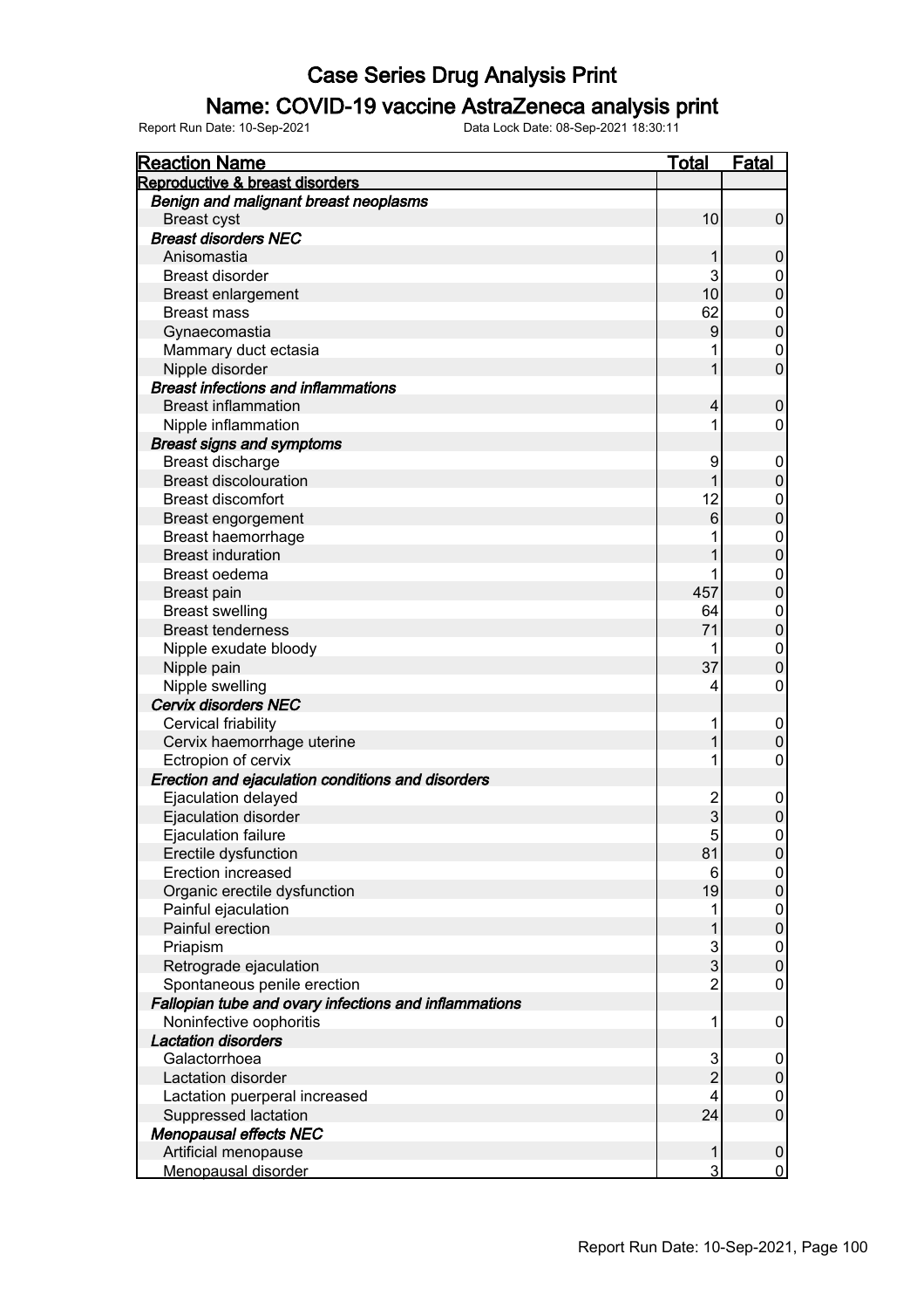# Case Series Drug Analysis Print

## Name: COVID-19 vaccine AstraZeneca analysis print

Report Run Date: 10-Sep-2021 Data Lock Date: 08-Sep-2021 18:30:11

| Reaction Name | Total | Fatal |
|---|---|---|
| **Reproductive & breast disorders** | | |
| ***Benign and malignant breast neoplasms*** | | |
| Breast cyst | 10 | 0 |
| ***Breast disorders NEC*** | | |
| Anisomastia | 1 | 0 |
| Breast disorder | 3 | 0 |
| Breast enlargement | 10 | 0 |
| Breast mass | 62 | 0 |
| Gynaecomastia | 9 | 0 |
| Mammary duct ectasia | 1 | 0 |
| Nipple disorder | 1 | 0 |
| ***Breast infections and inflammations*** | | |
| Breast inflammation | 4 | 0 |
| Nipple inflammation | 1 | 0 |
| ***Breast signs and symptoms*** | | |
| Breast discharge | 9 | 0 |
| Breast discolouration | 1 | 0 |
| Breast discomfort | 12 | 0 |
| Breast engorgement | 6 | 0 |
| Breast haemorrhage | 1 | 0 |
| Breast induration | 1 | 0 |
| Breast oedema | 1 | 0 |
| Breast pain | 457 | 0 |
| Breast swelling | 64 | 0 |
| Breast tenderness | 71 | 0 |
| Nipple exudate bloody | 1 | 0 |
| Nipple pain | 37 | 0 |
| Nipple swelling | 4 | 0 |
| ***Cervix disorders NEC*** | | |
| Cervical friability | 1 | 0 |
| Cervix haemorrhage uterine | 1 | 0 |
| Ectropion of cervix | 1 | 0 |
| ***Erection and ejaculation conditions and disorders*** | | |
| Ejaculation delayed | 2 | 0 |
| Ejaculation disorder | 3 | 0 |
| Ejaculation failure | 5 | 0 |
| Erectile dysfunction | 81 | 0 |
| Erection increased | 6 | 0 |
| Organic erectile dysfunction | 19 | 0 |
| Painful ejaculation | 1 | 0 |
| Painful erection | 1 | 0 |
| Priapism | 3 | 0 |
| Retrograde ejaculation | 3 | 0 |
| Spontaneous penile erection | 2 | 0 |
| ***Fallopian tube and ovary infections and inflammations*** | | |
| Noninfective oophoritis | 1 | 0 |
| ***Lactation disorders*** | | |
| Galactorrhoea | 3 | 0 |
| Lactation disorder | 2 | 0 |
| Lactation puerperal increased | 4 | 0 |
| Suppressed lactation | 24 | 0 |
| ***Menopausal effects NEC*** | | |
| Artificial menopause | 1 | 0 |
| Menopausal disorder | 3 | 0 |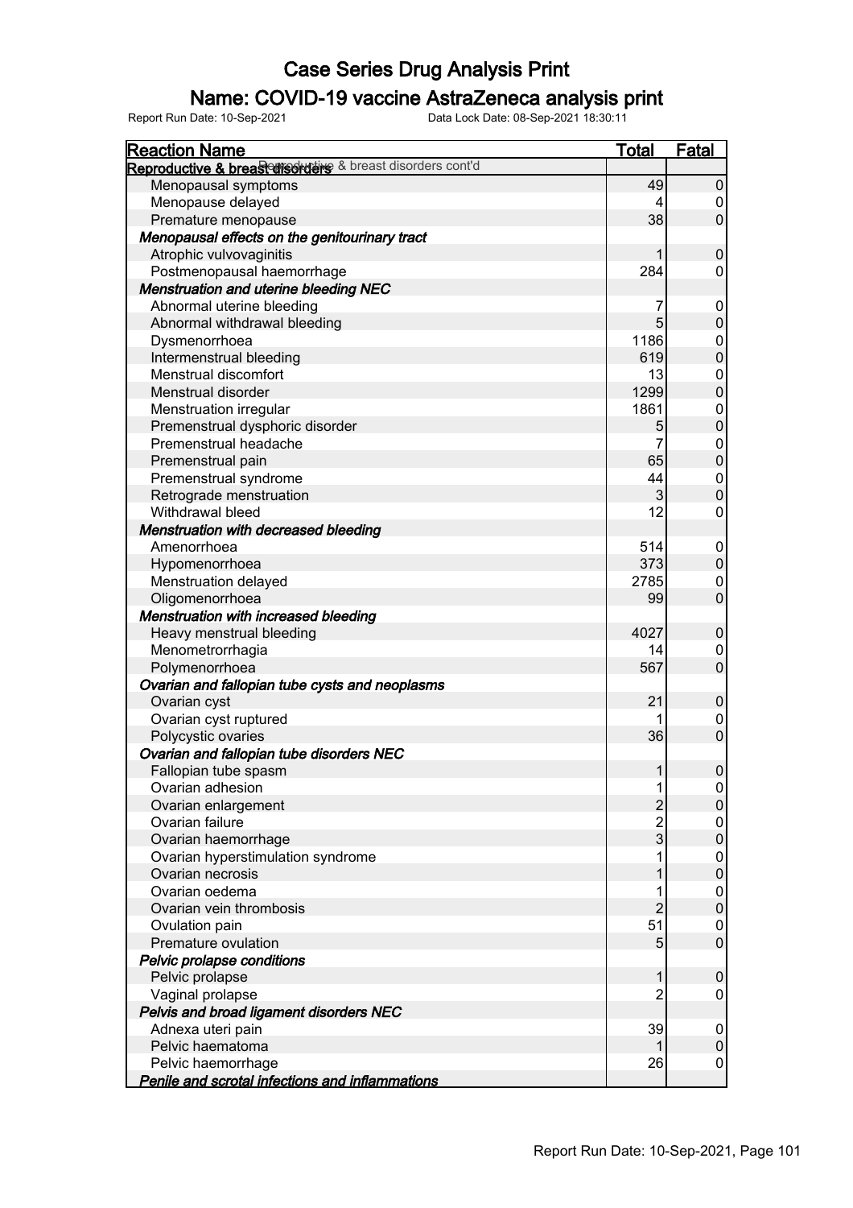# Case Series Drug Analysis Print

## Name: COVID-19 vaccine AstraZeneca analysis print

Report Run Date: 10-Sep-2021 Data Lock Date: 08-Sep-2021 18:30:11

| Reaction Name | Total | Fatal |
|---|---|---|
| ***Reproductive & breast disorders cont'd*** | | |
| Menopausal symptoms | 49 | 0 |
| Menopause delayed | 4 | 0 |
| Premature menopause | 38 | 0 |
| ***Menopausal effects on the genitourinary tract*** | | |
| Atrophic vulvovaginitis | 1 | 0 |
| Postmenopausal haemorrhage | 284 | 0 |
| ***Menstruation and uterine bleeding NEC*** | | |
| Abnormal uterine bleeding | 7 | 0 |
| Abnormal withdrawal bleeding | 5 | 0 |
| Dysmenorrhoea | 1186 | 0 |
| Intermenstrual bleeding | 619 | 0 |
| Menstrual discomfort | 13 | 0 |
| Menstrual disorder | 1299 | 0 |
| Menstruation irregular | 1861 | 0 |
| Premenstrual dysphoric disorder | 5 | 0 |
| Premenstrual headache | 7 | 0 |
| Premenstrual pain | 65 | 0 |
| Premenstrual syndrome | 44 | 0 |
| Retrograde menstruation | 3 | 0 |
| Withdrawal bleed | 12 | 0 |
| ***Menstruation with decreased bleeding*** | | |
| Amenorrhoea | 514 | 0 |
| Hypomenorrhoea | 373 | 0 |
| Menstruation delayed | 2785 | 0 |
| Oligomenorrhoea | 99 | 0 |
| ***Menstruation with increased bleeding*** | | |
| Heavy menstrual bleeding | 4027 | 0 |
| Menometrorrhagia | 14 | 0 |
| Polymenorrhoea | 567 | 0 |
| ***Ovarian and fallopian tube cysts and neoplasms*** | | |
| Ovarian cyst | 21 | 0 |
| Ovarian cyst ruptured | 1 | 0 |
| Polycystic ovaries | 36 | 0 |
| ***Ovarian and fallopian tube disorders NEC*** | | |
| Fallopian tube spasm | 1 | 0 |
| Ovarian adhesion | 1 | 0 |
| Ovarian enlargement | 2 | 0 |
| Ovarian failure | 2 | 0 |
| Ovarian haemorrhage | 3 | 0 |
| Ovarian hyperstimulation syndrome | 1 | 0 |
| Ovarian necrosis | 1 | 0 |
| Ovarian oedema | 1 | 0 |
| Ovarian vein thrombosis | 2 | 0 |
| Ovulation pain | 51 | 0 |
| Premature ovulation | 5 | 0 |
| ***Pelvic prolapse conditions*** | | |
| Pelvic prolapse | 1 | 0 |
| Vaginal prolapse | 2 | 0 |
| ***Pelvis and broad ligament disorders NEC*** | | |
| Adnexa uteri pain | 39 | 0 |
| Pelvic haematoma | 1 | 0 |
| Pelvic haemorrhage | 26 | 0 |
| ***Penile and scrotal infections and inflammations*** | | |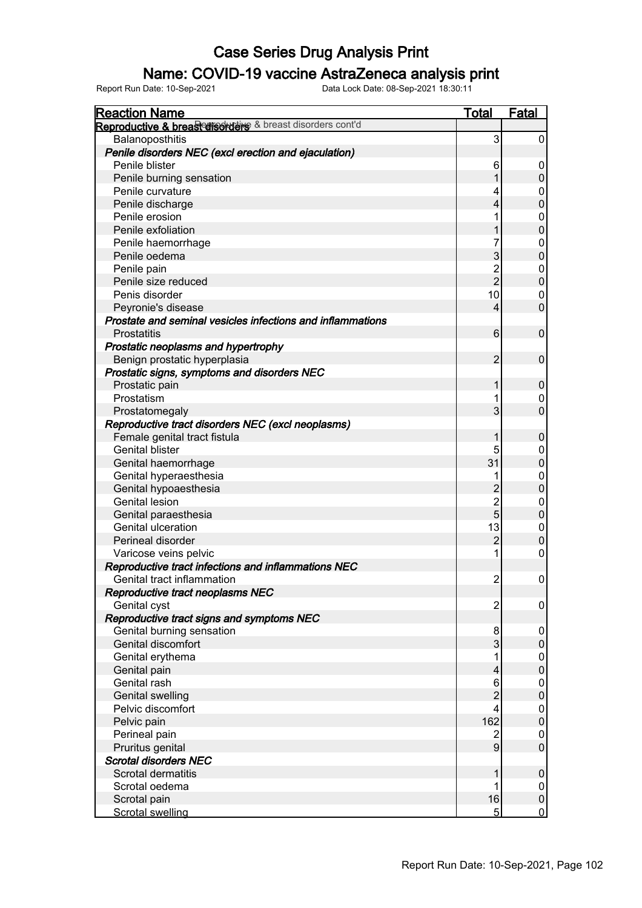# Case Series Drug Analysis Print

## Name: COVID-19 vaccine AstraZeneca analysis print

Report Run Date: 10-Sep-2021 Data Lock Date: 08-Sep-2021 18:30:11

| Reaction Name | Total | Fatal |
|---|---|---|
| **Reproductive & breast disorders** Reproductive & breast disorders cont'd | | |
| Balanoposthitis | 3 | 0 |
| ***Penile disorders NEC (excl erection and ejaculation)*** | | |
| Penile blister | 6 | 0 |
| Penile burning sensation | 1 | 0 |
| Penile curvature | 4 | 0 |
| Penile discharge | 4 | 0 |
| Penile erosion | 1 | 0 |
| Penile exfoliation | 1 | 0 |
| Penile haemorrhage | 7 | 0 |
| Penile oedema | 3 | 0 |
| Penile pain | 2 | 0 |
| Penile size reduced | 2 | 0 |
| Penis disorder | 10 | 0 |
| Peyronie's disease | 4 | 0 |
| ***Prostate and seminal vesicles infections and inflammations*** | | |
| Prostatitis | 6 | 0 |
| ***Prostatic neoplasms and hypertrophy*** | | |
| Benign prostatic hyperplasia | 2 | 0 |
| ***Prostatic signs, symptoms and disorders NEC*** | | |
| Prostatic pain | 1 | 0 |
| Prostatism | 1 | 0 |
| Prostatomegaly | 3 | 0 |
| ***Reproductive tract disorders NEC (excl neoplasms)*** | | |
| Female genital tract fistula | 1 | 0 |
| Genital blister | 5 | 0 |
| Genital haemorrhage | 31 | 0 |
| Genital hyperaesthesia | 1 | 0 |
| Genital hypoaesthesia | 2 | 0 |
| Genital lesion | 2 | 0 |
| Genital paraesthesia | 5 | 0 |
| Genital ulceration | 13 | 0 |
| Perineal disorder | 2 | 0 |
| Varicose veins pelvic | 1 | 0 |
| ***Reproductive tract infections and inflammations NEC*** | | |
| Genital tract inflammation | 2 | 0 |
| ***Reproductive tract neoplasms NEC*** | | |
| Genital cyst | 2 | 0 |
| ***Reproductive tract signs and symptoms NEC*** | | |
| Genital burning sensation | 8 | 0 |
| Genital discomfort | 3 | 0 |
| Genital erythema | 1 | 0 |
| Genital pain | 4 | 0 |
| Genital rash | 6 | 0 |
| Genital swelling | 2 | 0 |
| Pelvic discomfort | 4 | 0 |
| Pelvic pain | 162 | 0 |
| Perineal pain | 2 | 0 |
| Pruritus genital | 9 | 0 |
| ***Scrotal disorders NEC*** | | |
| Scrotal dermatitis | 1 | 0 |
| Scrotal oedema | 1 | 0 |
| Scrotal pain | 16 | 0 |
| Scrotal swelling | 5 | 0 |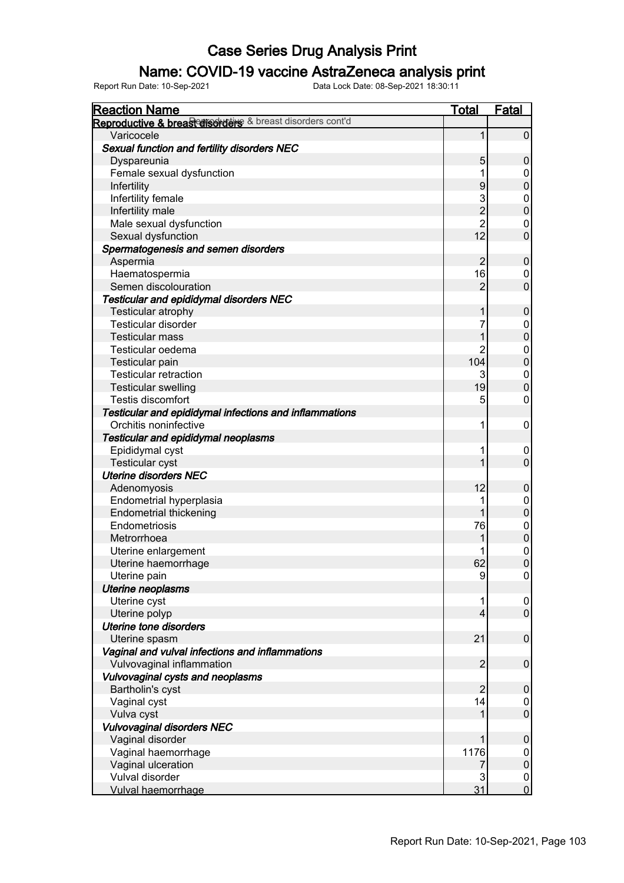# Case Series Drug Analysis Print

## Name: COVID-19 vaccine AstraZeneca analysis print

Report Run Date: 10-Sep-2021    Data Lock Date: 08-Sep-2021 18:30:11

| Reaction Name | Total | Fatal |
|---|---|---|
| **Reproductive & breast disorders** Reproductive & breast disorders cont'd | | |
| Varicocele | 1 | 0 |
| ***Sexual function and fertility disorders NEC*** | | |
| Dyspareunia | 5 | 0 |
| Female sexual dysfunction | 1 | 0 |
| Infertility | 9 | 0 |
| Infertility female | 3 | 0 |
| Infertility male | 2 | 0 |
| Male sexual dysfunction | 2 | 0 |
| Sexual dysfunction | 12 | 0 |
| ***Spermatogenesis and semen disorders*** | | |
| Aspermia | 2 | 0 |
| Haematospermia | 16 | 0 |
| Semen discolouration | 2 | 0 |
| ***Testicular and epididymal disorders NEC*** | | |
| Testicular atrophy | 1 | 0 |
| Testicular disorder | 7 | 0 |
| Testicular mass | 1 | 0 |
| Testicular oedema | 2 | 0 |
| Testicular pain | 104 | 0 |
| Testicular retraction | 3 | 0 |
| Testicular swelling | 19 | 0 |
| Testis discomfort | 5 | 0 |
| ***Testicular and epididymal infections and inflammations*** | | |
| Orchitis noninfective | 1 | 0 |
| ***Testicular and epididymal neoplasms*** | | |
| Epididymal cyst | 1 | 0 |
| Testicular cyst | 1 | 0 |
| ***Uterine disorders NEC*** | | |
| Adenomyosis | 12 | 0 |
| Endometrial hyperplasia | 1 | 0 |
| Endometrial thickening | 1 | 0 |
| Endometriosis | 76 | 0 |
| Metrorrhoea | 1 | 0 |
| Uterine enlargement | 1 | 0 |
| Uterine haemorrhage | 62 | 0 |
| Uterine pain | 9 | 0 |
| ***Uterine neoplasms*** | | |
| Uterine cyst | 1 | 0 |
| Uterine polyp | 4 | 0 |
| ***Uterine tone disorders*** | | |
| Uterine spasm | 21 | 0 |
| ***Vaginal and vulval infections and inflammations*** | | |
| Vulvovaginal inflammation | 2 | 0 |
| ***Vulvovaginal cysts and neoplasms*** | | |
| Bartholin's cyst | 2 | 0 |
| Vaginal cyst | 14 | 0 |
| Vulva cyst | 1 | 0 |
| ***Vulvovaginal disorders NEC*** | | |
| Vaginal disorder | 1 | 0 |
| Vaginal haemorrhage | 1176 | 0 |
| Vaginal ulceration | 7 | 0 |
| Vulval disorder | 3 | 0 |
| Vulval haemorrhage | 31 | 0 |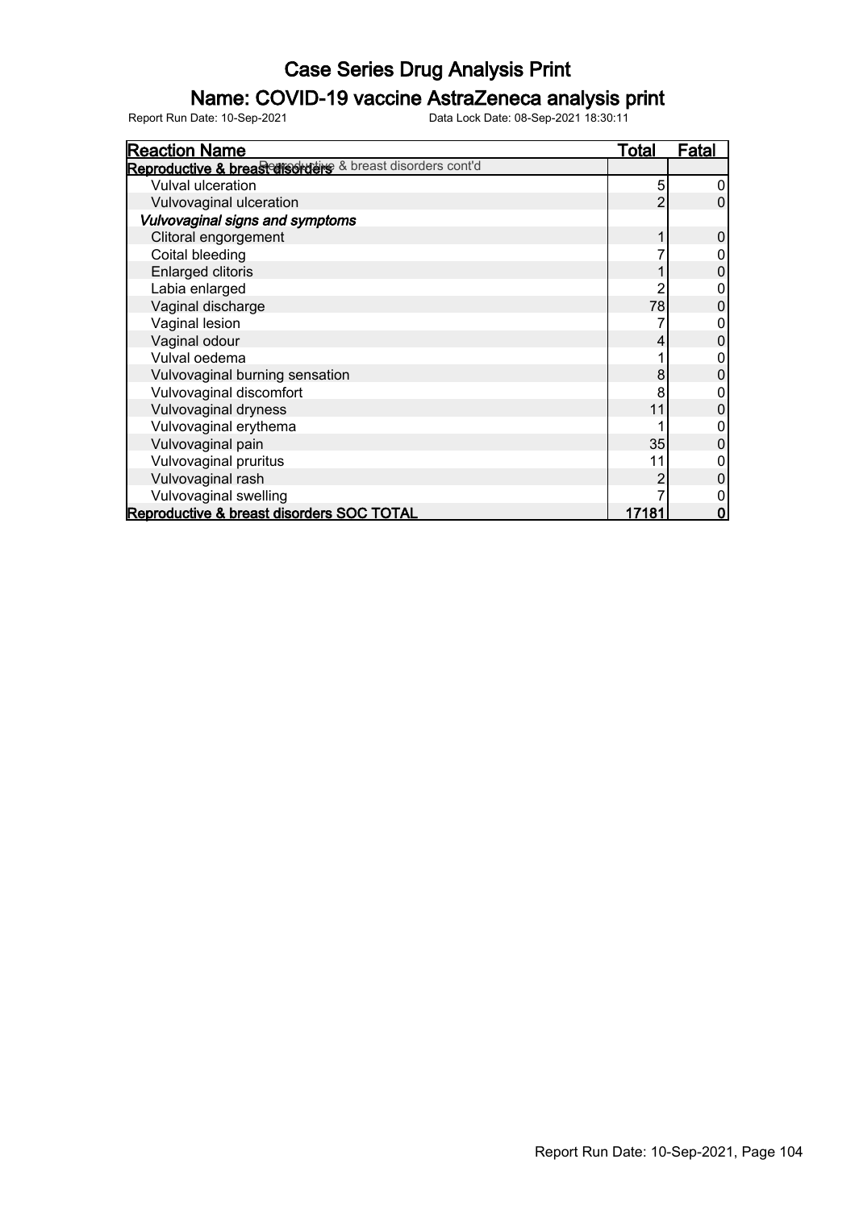# Case Series Drug Analysis Print

## Name: COVID-19 vaccine AstraZeneca analysis print

Report Run Date: 10-Sep-2021 Data Lock Date: 08-Sep-2021 18:30:11

| Reaction Name | Total | Fatal |
|---|---|---|
| **Reproductive & breast disorders** Reproductive & breast disorders cont'd | | |
| Vulval ulceration | 5 | 0 |
| Vulvovaginal ulceration | 2 | 0 |
| ***Vulvovaginal signs and symptoms*** | | |
| Clitoral engorgement | 1 | 0 |
| Coital bleeding | 7 | 0 |
| Enlarged clitoris | 1 | 0 |
| Labia enlarged | 2 | 0 |
| Vaginal discharge | 78 | 0 |
| Vaginal lesion | 7 | 0 |
| Vaginal odour | 4 | 0 |
| Vulval oedema | 1 | 0 |
| Vulvovaginal burning sensation | 8 | 0 |
| Vulvovaginal discomfort | 8 | 0 |
| Vulvovaginal dryness | 11 | 0 |
| Vulvovaginal erythema | 1 | 0 |
| Vulvovaginal pain | 35 | 0 |
| Vulvovaginal pruritus | 11 | 0 |
| Vulvovaginal rash | 2 | 0 |
| Vulvovaginal swelling | 7 | 0 |
| **Reproductive & breast disorders SOC TOTAL** | **17181** | **0** |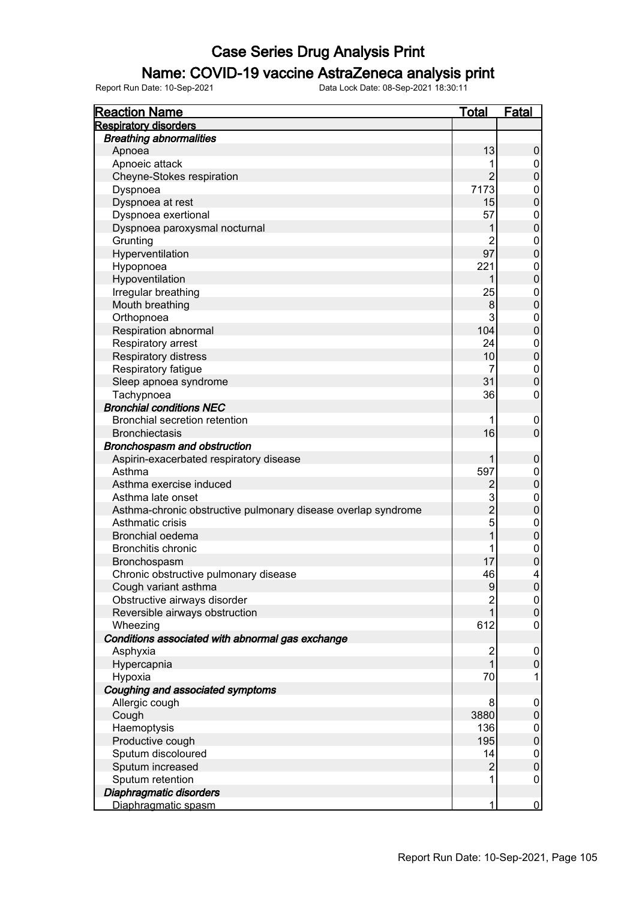# Case Series Drug Analysis Print

## Name: COVID-19 vaccine AstraZeneca analysis print

Report Run Date: 10-Sep-2021 Data Lock Date: 08-Sep-2021 18:30:11

| Reaction Name | Total | Fatal |
|---|---|---|
| **Respiratory disorders** | | |
| ***Breathing abnormalities*** | | |
| Apnoea | 13 | 0 |
| Apnoeic attack | 1 | 0 |
| Cheyne-Stokes respiration | 2 | 0 |
| Dyspnoea | 7173 | 0 |
| Dyspnoea at rest | 15 | 0 |
| Dyspnoea exertional | 57 | 0 |
| Dyspnoea paroxysmal nocturnal | 1 | 0 |
| Grunting | 2 | 0 |
| Hyperventilation | 97 | 0 |
| Hypopnoea | 221 | 0 |
| Hypoventilation | 1 | 0 |
| Irregular breathing | 25 | 0 |
| Mouth breathing | 8 | 0 |
| Orthopnoea | 3 | 0 |
| Respiration abnormal | 104 | 0 |
| Respiratory arrest | 24 | 0 |
| Respiratory distress | 10 | 0 |
| Respiratory fatigue | 7 | 0 |
| Sleep apnoea syndrome | 31 | 0 |
| Tachypnoea | 36 | 0 |
| ***Bronchial conditions NEC*** | | |
| Bronchial secretion retention | 1 | 0 |
| Bronchiectasis | 16 | 0 |
| ***Bronchospasm and obstruction*** | | |
| Aspirin-exacerbated respiratory disease | 1 | 0 |
| Asthma | 597 | 0 |
| Asthma exercise induced | 2 | 0 |
| Asthma late onset | 3 | 0 |
| Asthma-chronic obstructive pulmonary disease overlap syndrome | 2 | 0 |
| Asthmatic crisis | 5 | 0 |
| Bronchial oedema | 1 | 0 |
| Bronchitis chronic | 1 | 0 |
| Bronchospasm | 17 | 0 |
| Chronic obstructive pulmonary disease | 46 | 4 |
| Cough variant asthma | 9 | 0 |
| Obstructive airways disorder | 2 | 0 |
| Reversible airways obstruction | 1 | 0 |
| Wheezing | 612 | 0 |
| ***Conditions associated with abnormal gas exchange*** | | |
| Asphyxia | 2 | 0 |
| Hypercapnia | 1 | 0 |
| Hypoxia | 70 | 1 |
| ***Coughing and associated symptoms*** | | |
| Allergic cough | 8 | 0 |
| Cough | 3880 | 0 |
| Haemoptysis | 136 | 0 |
| Productive cough | 195 | 0 |
| Sputum discoloured | 14 | 0 |
| Sputum increased | 2 | 0 |
| Sputum retention | 1 | 0 |
| ***Diaphragmatic disorders*** | | |
| Diaphragmatic spasm | 1 | 0 |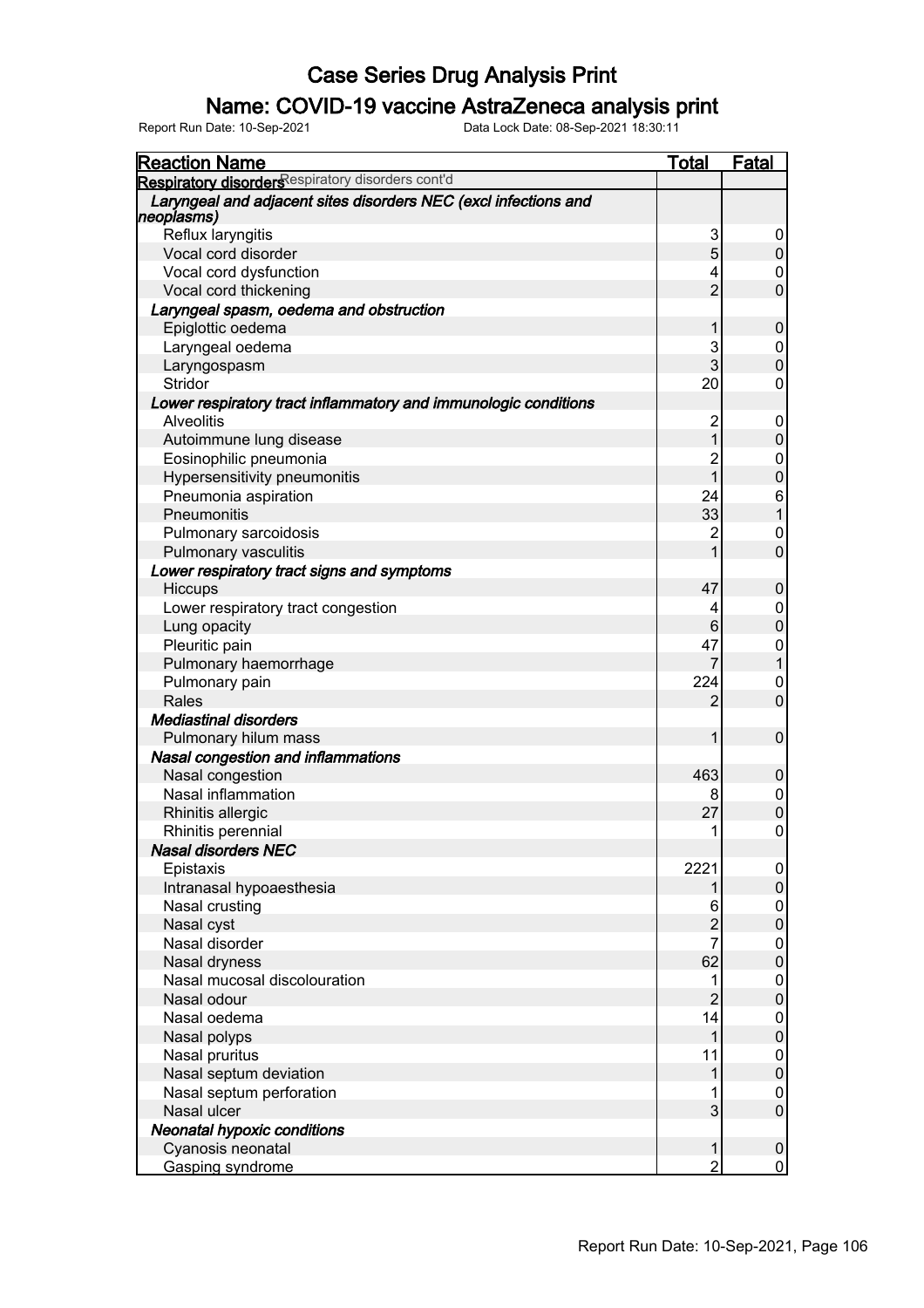# Case Series Drug Analysis Print

## Name: COVID-19 vaccine AstraZeneca analysis print

Report Run Date: 10-Sep-2021 Data Lock Date: 08-Sep-2021 18:30:11

| Reaction Name | Total | Fatal |
|---|---|---|
| **Respiratory disorders** Respiratory disorders cont'd | | |
| ***Laryngeal and adjacent sites disorders NEC (excl infections and neoplasms)*** | | |
| Reflux laryngitis | 3 | 0 |
| Vocal cord disorder | 5 | 0 |
| Vocal cord dysfunction | 4 | 0 |
| Vocal cord thickening | 2 | 0 |
| ***Laryngeal spasm, oedema and obstruction*** | | |
| Epiglottic oedema | 1 | 0 |
| Laryngeal oedema | 3 | 0 |
| Laryngospasm | 3 | 0 |
| Stridor | 20 | 0 |
| ***Lower respiratory tract inflammatory and immunologic conditions*** | | |
| Alveolitis | 2 | 0 |
| Autoimmune lung disease | 1 | 0 |
| Eosinophilic pneumonia | 2 | 0 |
| Hypersensitivity pneumonitis | 1 | 0 |
| Pneumonia aspiration | 24 | 6 |
| Pneumonitis | 33 | 1 |
| Pulmonary sarcoidosis | 2 | 0 |
| Pulmonary vasculitis | 1 | 0 |
| ***Lower respiratory tract signs and symptoms*** | | |
| Hiccups | 47 | 0 |
| Lower respiratory tract congestion | 4 | 0 |
| Lung opacity | 6 | 0 |
| Pleuritic pain | 47 | 0 |
| Pulmonary haemorrhage | 7 | 1 |
| Pulmonary pain | 224 | 0 |
| Rales | 2 | 0 |
| ***Mediastinal disorders*** | | |
| Pulmonary hilum mass | 1 | 0 |
| ***Nasal congestion and inflammations*** | | |
| Nasal congestion | 463 | 0 |
| Nasal inflammation | 8 | 0 |
| Rhinitis allergic | 27 | 0 |
| Rhinitis perennial | 1 | 0 |
| ***Nasal disorders NEC*** | | |
| Epistaxis | 2221 | 0 |
| Intranasal hypoaesthesia | 1 | 0 |
| Nasal crusting | 6 | 0 |
| Nasal cyst | 2 | 0 |
| Nasal disorder | 7 | 0 |
| Nasal dryness | 62 | 0 |
| Nasal mucosal discolouration | 1 | 0 |
| Nasal odour | 2 | 0 |
| Nasal oedema | 14 | 0 |
| Nasal polyps | 1 | 0 |
| Nasal pruritus | 11 | 0 |
| Nasal septum deviation | 1 | 0 |
| Nasal septum perforation | 1 | 0 |
| Nasal ulcer | 3 | 0 |
| ***Neonatal hypoxic conditions*** | | |
| Cyanosis neonatal | 1 | 0 |
| Gasping syndrome | 2 | 0 |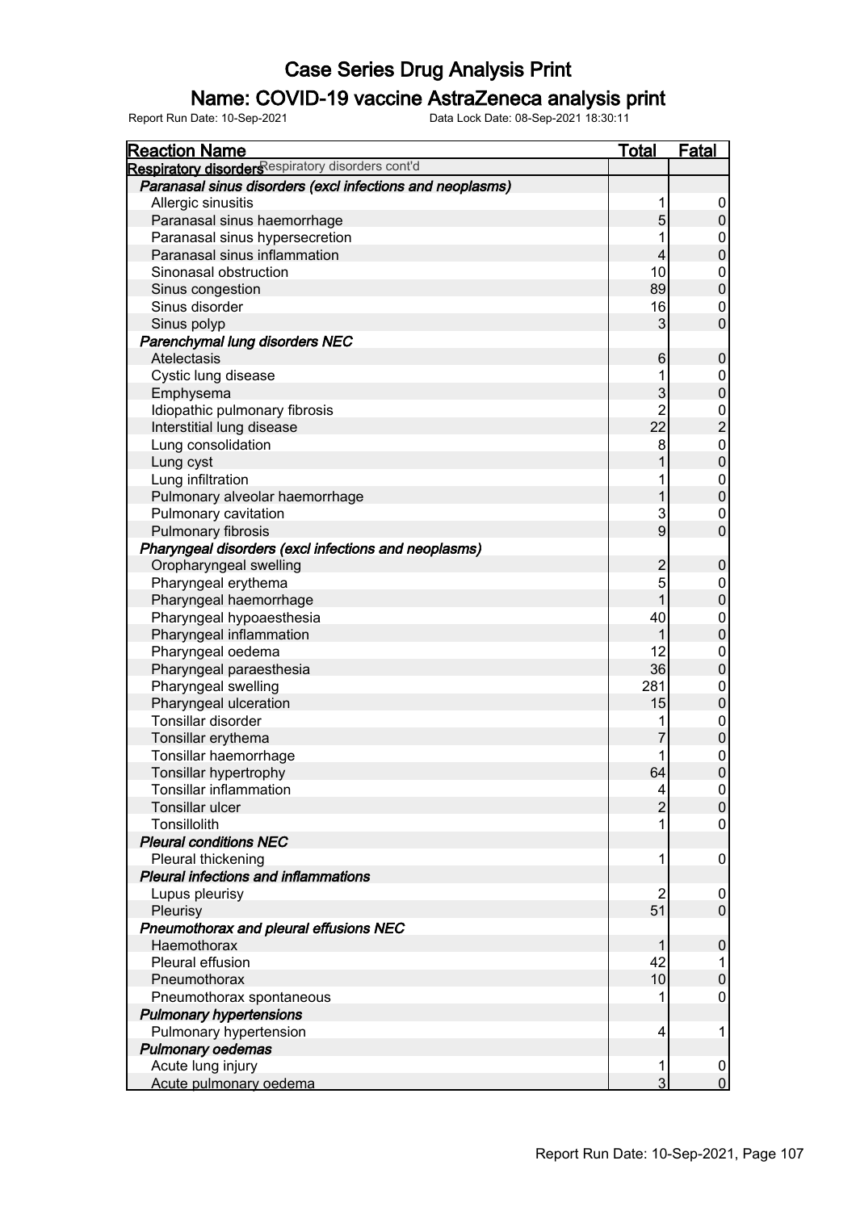# Case Series Drug Analysis Print

## Name: COVID-19 vaccine AstraZeneca analysis print

Report Run Date: 10-Sep-2021    Data Lock Date: 08-Sep-2021 18:30:11

| Reaction Name | Total | Fatal |
|---|---|---|
| **Respiratory disorders** Respiratory disorders cont'd | | |
| ***Paranasal sinus disorders (excl infections and neoplasms)*** | | |
| Allergic sinusitis | 1 | 0 |
| Paranasal sinus haemorrhage | 5 | 0 |
| Paranasal sinus hypersecretion | 1 | 0 |
| Paranasal sinus inflammation | 4 | 0 |
| Sinonasal obstruction | 10 | 0 |
| Sinus congestion | 89 | 0 |
| Sinus disorder | 16 | 0 |
| Sinus polyp | 3 | 0 |
| ***Parenchymal lung disorders NEC*** | | |
| Atelectasis | 6 | 0 |
| Cystic lung disease | 1 | 0 |
| Emphysema | 3 | 0 |
| Idiopathic pulmonary fibrosis | 2 | 0 |
| Interstitial lung disease | 22 | 2 |
| Lung consolidation | 8 | 0 |
| Lung cyst | 1 | 0 |
| Lung infiltration | 1 | 0 |
| Pulmonary alveolar haemorrhage | 1 | 0 |
| Pulmonary cavitation | 3 | 0 |
| Pulmonary fibrosis | 9 | 0 |
| ***Pharyngeal disorders (excl infections and neoplasms)*** | | |
| Oropharyngeal swelling | 2 | 0 |
| Pharyngeal erythema | 5 | 0 |
| Pharyngeal haemorrhage | 1 | 0 |
| Pharyngeal hypoaesthesia | 40 | 0 |
| Pharyngeal inflammation | 1 | 0 |
| Pharyngeal oedema | 12 | 0 |
| Pharyngeal paraesthesia | 36 | 0 |
| Pharyngeal swelling | 281 | 0 |
| Pharyngeal ulceration | 15 | 0 |
| Tonsillar disorder | 1 | 0 |
| Tonsillar erythema | 7 | 0 |
| Tonsillar haemorrhage | 1 | 0 |
| Tonsillar hypertrophy | 64 | 0 |
| Tonsillar inflammation | 4 | 0 |
| Tonsillar ulcer | 2 | 0 |
| Tonsillolith | 1 | 0 |
| ***Pleural conditions NEC*** | | |
| Pleural thickening | 1 | 0 |
| ***Pleural infections and inflammations*** | | |
| Lupus pleurisy | 2 | 0 |
| Pleurisy | 51 | 0 |
| ***Pneumothorax and pleural effusions NEC*** | | |
| Haemothorax | 1 | 0 |
| Pleural effusion | 42 | 1 |
| Pneumothorax | 10 | 0 |
| Pneumothorax spontaneous | 1 | 0 |
| ***Pulmonary hypertensions*** | | |
| Pulmonary hypertension | 4 | 1 |
| ***Pulmonary oedemas*** | | |
| Acute lung injury | 1 | 0 |
| Acute pulmonary oedema | 3 | 0 |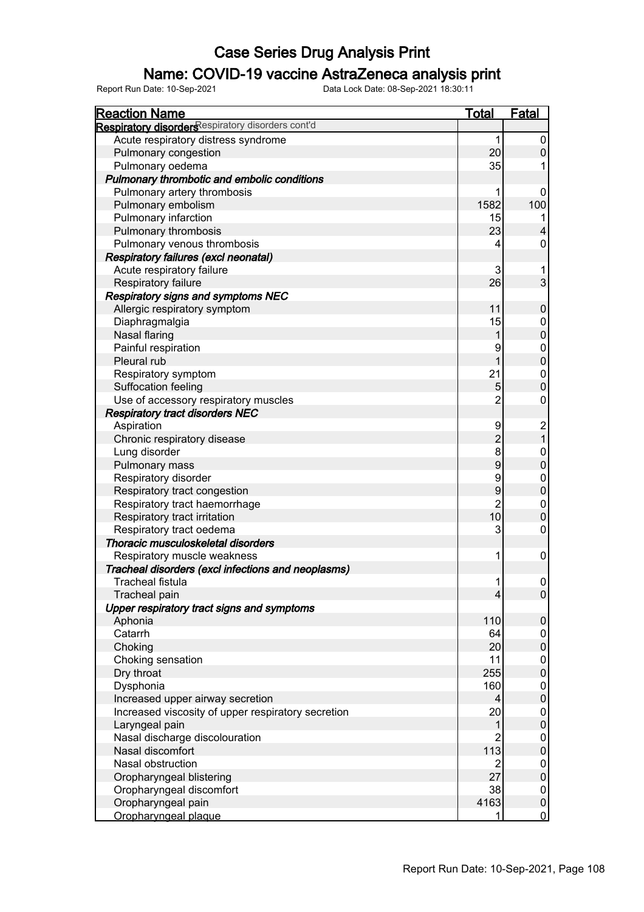# Case Series Drug Analysis Print

## Name: COVID-19 vaccine AstraZeneca analysis print

Report Run Date: 10-Sep-2021 Data Lock Date: 08-Sep-2021 18:30:11

| Reaction Name | Total | Fatal |
|---|---|---|
| **Respiratory disorders** Respiratory disorders cont'd | | |
| Acute respiratory distress syndrome | 1 | 0 |
| Pulmonary congestion | 20 | 0 |
| Pulmonary oedema | 35 | 1 |
| ***Pulmonary thrombotic and embolic conditions*** | | |
| Pulmonary artery thrombosis | 1 | 0 |
| Pulmonary embolism | 1582 | 100 |
| Pulmonary infarction | 15 | 1 |
| Pulmonary thrombosis | 23 | 4 |
| Pulmonary venous thrombosis | 4 | 0 |
| ***Respiratory failures (excl neonatal)*** | | |
| Acute respiratory failure | 3 | 1 |
| Respiratory failure | 26 | 3 |
| ***Respiratory signs and symptoms NEC*** | | |
| Allergic respiratory symptom | 11 | 0 |
| Diaphragmalgia | 15 | 0 |
| Nasal flaring | 1 | 0 |
| Painful respiration | 9 | 0 |
| Pleural rub | 1 | 0 |
| Respiratory symptom | 21 | 0 |
| Suffocation feeling | 5 | 0 |
| Use of accessory respiratory muscles | 2 | 0 |
| ***Respiratory tract disorders NEC*** | | |
| Aspiration | 9 | 2 |
| Chronic respiratory disease | 2 | 1 |
| Lung disorder | 8 | 0 |
| Pulmonary mass | 9 | 0 |
| Respiratory disorder | 9 | 0 |
| Respiratory tract congestion | 9 | 0 |
| Respiratory tract haemorrhage | 2 | 0 |
| Respiratory tract irritation | 10 | 0 |
| Respiratory tract oedema | 3 | 0 |
| ***Thoracic musculoskeletal disorders*** | | |
| Respiratory muscle weakness | 1 | 0 |
| ***Tracheal disorders (excl infections and neoplasms)*** | | |
| Tracheal fistula | 1 | 0 |
| Tracheal pain | 4 | 0 |
| ***Upper respiratory tract signs and symptoms*** | | |
| Aphonia | 110 | 0 |
| Catarrh | 64 | 0 |
| Choking | 20 | 0 |
| Choking sensation | 11 | 0 |
| Dry throat | 255 | 0 |
| Dysphonia | 160 | 0 |
| Increased upper airway secretion | 4 | 0 |
| Increased viscosity of upper respiratory secretion | 20 | 0 |
| Laryngeal pain | 1 | 0 |
| Nasal discharge discolouration | 2 | 0 |
| Nasal discomfort | 113 | 0 |
| Nasal obstruction | 2 | 0 |
| Oropharyngeal blistering | 27 | 0 |
| Oropharyngeal discomfort | 38 | 0 |
| Oropharyngeal pain | 4163 | 0 |
| Oropharyngeal plaque | 1 | 0 |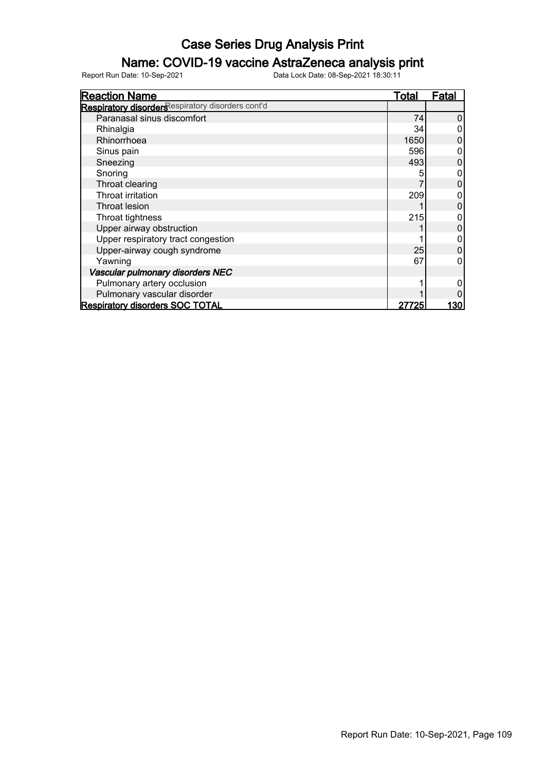# Case Series Drug Analysis Print

## Name: COVID-19 vaccine AstraZeneca analysis print

Report Run Date: 10-Sep-2021 Data Lock Date: 08-Sep-2021 18:30:11

| Reaction Name | Total | Fatal |
|---|---|---|
| **Respiratory disorders** Respiratory disorders cont'd | | |
| Paranasal sinus discomfort | 74 | 0 |
| Rhinalgia | 34 | 0 |
| Rhinorrhoea | 1650 | 0 |
| Sinus pain | 596 | 0 |
| Sneezing | 493 | 0 |
| Snoring | 5 | 0 |
| Throat clearing | 7 | 0 |
| Throat irritation | 209 | 0 |
| Throat lesion | 1 | 0 |
| Throat tightness | 215 | 0 |
| Upper airway obstruction | 1 | 0 |
| Upper respiratory tract congestion | 1 | 0 |
| Upper-airway cough syndrome | 25 | 0 |
| Yawning | 67 | 0 |
| ***Vascular pulmonary disorders NEC*** | | |
| Pulmonary artery occlusion | 1 | 0 |
| Pulmonary vascular disorder | 1 | 0 |
| **Respiratory disorders SOC TOTAL** | **27725** | **130** |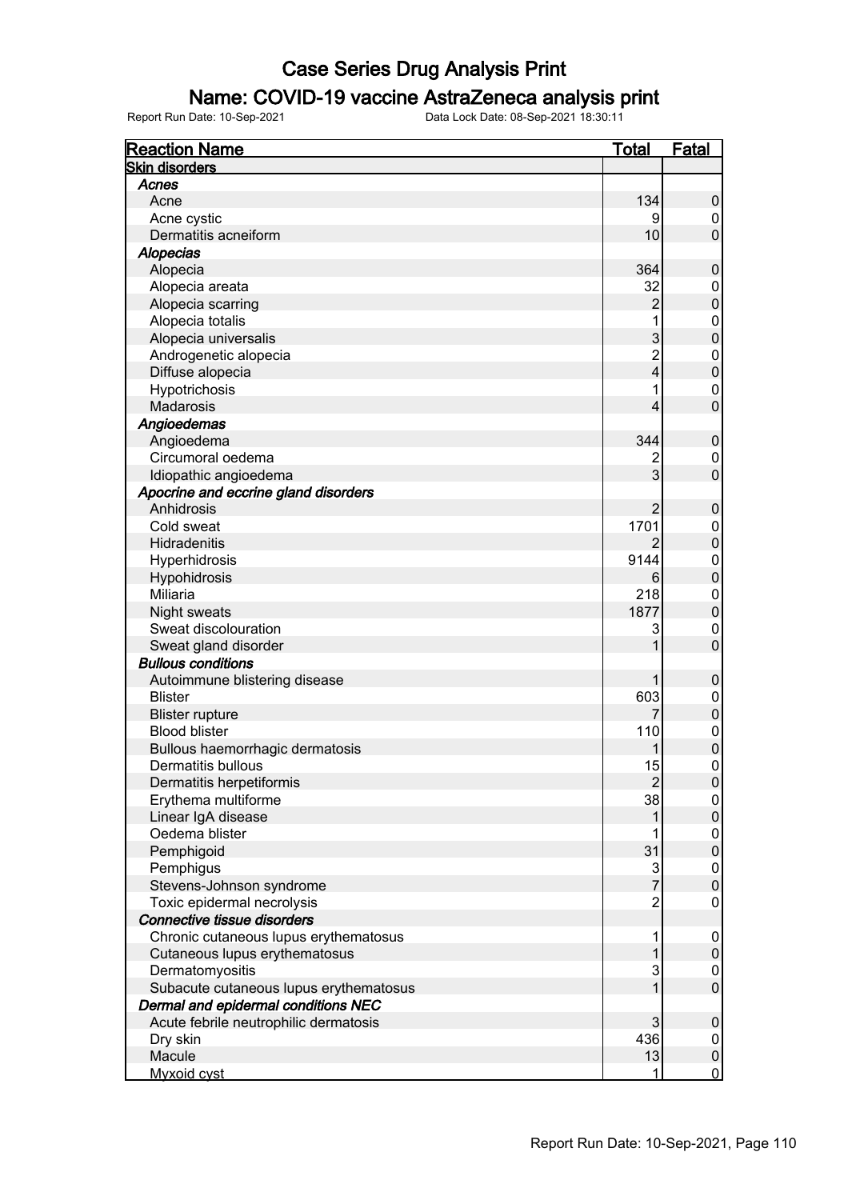# Case Series Drug Analysis Print

## Name: COVID-19 vaccine AstraZeneca analysis print

Report Run Date: 10-Sep-2021 Data Lock Date: 08-Sep-2021 18:30:11

| Reaction Name | Total | Fatal |
|---|---|---|
| **Skin disorders** | | |
| ***Acnes*** | | |
| Acne | 134 | 0 |
| Acne cystic | 9 | 0 |
| Dermatitis acneiform | 10 | 0 |
| ***Alopecias*** | | |
| Alopecia | 364 | 0 |
| Alopecia areata | 32 | 0 |
| Alopecia scarring | 2 | 0 |
| Alopecia totalis | 1 | 0 |
| Alopecia universalis | 3 | 0 |
| Androgenetic alopecia | 2 | 0 |
| Diffuse alopecia | 4 | 0 |
| Hypotrichosis | 1 | 0 |
| Madarosis | 4 | 0 |
| ***Angioedemas*** | | |
| Angioedema | 344 | 0 |
| Circumoral oedema | 2 | 0 |
| Idiopathic angioedema | 3 | 0 |
| ***Apocrine and eccrine gland disorders*** | | |
| Anhidrosis | 2 | 0 |
| Cold sweat | 1701 | 0 |
| Hidradenitis | 2 | 0 |
| Hyperhidrosis | 9144 | 0 |
| Hypohidrosis | 6 | 0 |
| Miliaria | 218 | 0 |
| Night sweats | 1877 | 0 |
| Sweat discolouration | 3 | 0 |
| Sweat gland disorder | 1 | 0 |
| ***Bullous conditions*** | | |
| Autoimmune blistering disease | 1 | 0 |
| Blister | 603 | 0 |
| Blister rupture | 7 | 0 |
| Blood blister | 110 | 0 |
| Bullous haemorrhagic dermatosis | 1 | 0 |
| Dermatitis bullous | 15 | 0 |
| Dermatitis herpetiformis | 2 | 0 |
| Erythema multiforme | 38 | 0 |
| Linear IgA disease | 1 | 0 |
| Oedema blister | 1 | 0 |
| Pemphigoid | 31 | 0 |
| Pemphigus | 3 | 0 |
| Stevens-Johnson syndrome | 7 | 0 |
| Toxic epidermal necrolysis | 2 | 0 |
| ***Connective tissue disorders*** | | |
| Chronic cutaneous lupus erythematosus | 1 | 0 |
| Cutaneous lupus erythematosus | 1 | 0 |
| Dermatomyositis | 3 | 0 |
| Subacute cutaneous lupus erythematosus | 1 | 0 |
| ***Dermal and epidermal conditions NEC*** | | |
| Acute febrile neutrophilic dermatosis | 3 | 0 |
| Dry skin | 436 | 0 |
| Macule | 13 | 0 |
| Myxoid cyst | 1 | 0 |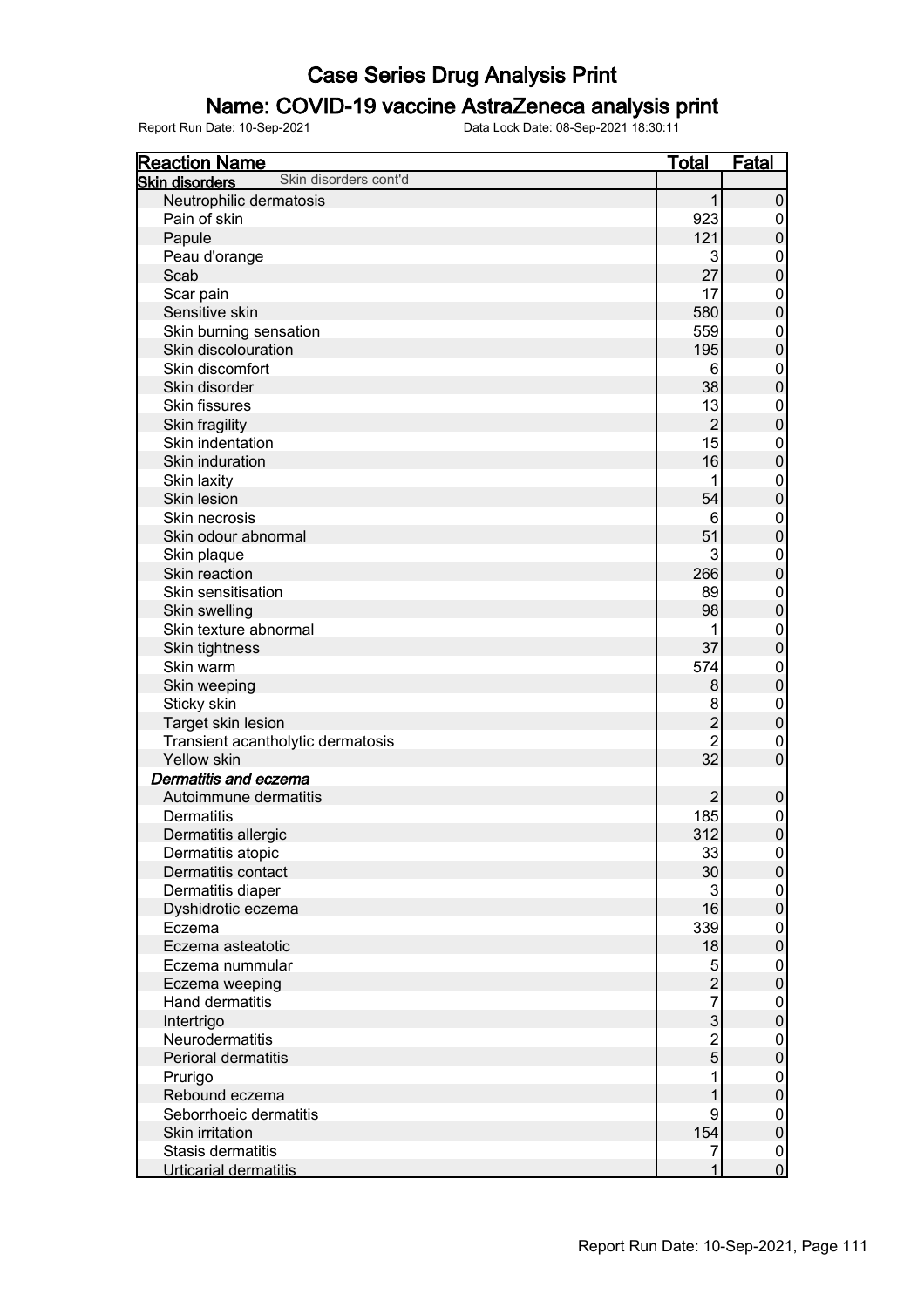# Case Series Drug Analysis Print

## Name: COVID-19 vaccine AstraZeneca analysis print

Report Run Date: 10-Sep-2021    Data Lock Date: 08-Sep-2021 18:30:11

| Reaction Name | Total | Fatal |
|---|---|---|
| **Skin disorders** Skin disorders cont'd | | |
| Neutrophilic dermatosis | 1 | 0 |
| Pain of skin | 923 | 0 |
| Papule | 121 | 0 |
| Peau d'orange | 3 | 0 |
| Scab | 27 | 0 |
| Scar pain | 17 | 0 |
| Sensitive skin | 580 | 0 |
| Skin burning sensation | 559 | 0 |
| Skin discolouration | 195 | 0 |
| Skin discomfort | 6 | 0 |
| Skin disorder | 38 | 0 |
| Skin fissures | 13 | 0 |
| Skin fragility | 2 | 0 |
| Skin indentation | 15 | 0 |
| Skin induration | 16 | 0 |
| Skin laxity | 1 | 0 |
| Skin lesion | 54 | 0 |
| Skin necrosis | 6 | 0 |
| Skin odour abnormal | 51 | 0 |
| Skin plaque | 3 | 0 |
| Skin reaction | 266 | 0 |
| Skin sensitisation | 89 | 0 |
| Skin swelling | 98 | 0 |
| Skin texture abnormal | 1 | 0 |
| Skin tightness | 37 | 0 |
| Skin warm | 574 | 0 |
| Skin weeping | 8 | 0 |
| Sticky skin | 8 | 0 |
| Target skin lesion | 2 | 0 |
| Transient acantholytic dermatosis | 2 | 0 |
| Yellow skin | 32 | 0 |
| ***Dermatitis and eczema*** | | |
| Autoimmune dermatitis | 2 | 0 |
| Dermatitis | 185 | 0 |
| Dermatitis allergic | 312 | 0 |
| Dermatitis atopic | 33 | 0 |
| Dermatitis contact | 30 | 0 |
| Dermatitis diaper | 3 | 0 |
| Dyshidrotic eczema | 16 | 0 |
| Eczema | 339 | 0 |
| Eczema asteatotic | 18 | 0 |
| Eczema nummular | 5 | 0 |
| Eczema weeping | 2 | 0 |
| Hand dermatitis | 7 | 0 |
| Intertrigo | 3 | 0 |
| Neurodermatitis | 2 | 0 |
| Perioral dermatitis | 5 | 0 |
| Prurigo | 1 | 0 |
| Rebound eczema | 1 | 0 |
| Seborrhoeic dermatitis | 9 | 0 |
| Skin irritation | 154 | 0 |
| Stasis dermatitis | 7 | 0 |
| Urticarial dermatitis | 1 | 0 |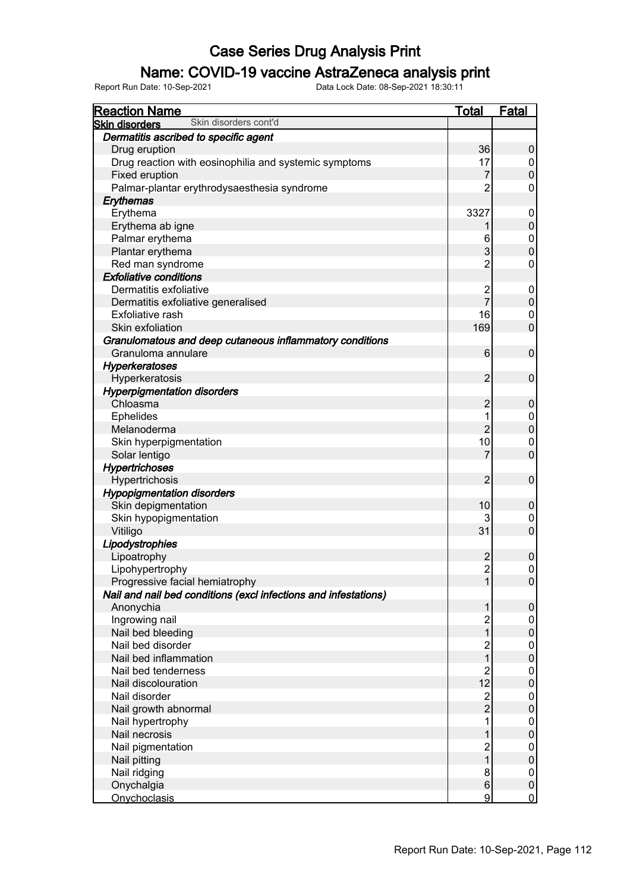# Case Series Drug Analysis Print

## Name: COVID-19 vaccine AstraZeneca analysis print

Report Run Date: 10-Sep-2021 Data Lock Date: 08-Sep-2021 18:30:11

| Reaction Name | Total | Fatal |
|---|---|---|
| **Skin disorders** Skin disorders cont'd | | |
| ***Dermatitis ascribed to specific agent*** | | |
| Drug eruption | 36 | 0 |
| Drug reaction with eosinophilia and systemic symptoms | 17 | 0 |
| Fixed eruption | 7 | 0 |
| Palmar-plantar erythrodysaesthesia syndrome | 2 | 0 |
| ***Erythemas*** | | |
| Erythema | 3327 | 0 |
| Erythema ab igne | 1 | 0 |
| Palmar erythema | 6 | 0 |
| Plantar erythema | 3 | 0 |
| Red man syndrome | 2 | 0 |
| ***Exfoliative conditions*** | | |
| Dermatitis exfoliative | 2 | 0 |
| Dermatitis exfoliative generalised | 7 | 0 |
| Exfoliative rash | 16 | 0 |
| Skin exfoliation | 169 | 0 |
| ***Granulomatous and deep cutaneous inflammatory conditions*** | | |
| Granuloma annulare | 6 | 0 |
| ***Hyperkeratoses*** | | |
| Hyperkeratosis | 2 | 0 |
| ***Hyperpigmentation disorders*** | | |
| Chloasma | 2 | 0 |
| Ephelides | 1 | 0 |
| Melanoderma | 2 | 0 |
| Skin hyperpigmentation | 10 | 0 |
| Solar lentigo | 7 | 0 |
| ***Hypertrichoses*** | | |
| Hypertrichosis | 2 | 0 |
| ***Hypopigmentation disorders*** | | |
| Skin depigmentation | 10 | 0 |
| Skin hypopigmentation | 3 | 0 |
| Vitiligo | 31 | 0 |
| ***Lipodystrophies*** | | |
| Lipoatrophy | 2 | 0 |
| Lipohypertrophy | 2 | 0 |
| Progressive facial hemiatrophy | 1 | 0 |
| ***Nail and nail bed conditions (excl infections and infestations)*** | | |
| Anonychia | 1 | 0 |
| Ingrowing nail | 2 | 0 |
| Nail bed bleeding | 1 | 0 |
| Nail bed disorder | 2 | 0 |
| Nail bed inflammation | 1 | 0 |
| Nail bed tenderness | 2 | 0 |
| Nail discolouration | 12 | 0 |
| Nail disorder | 2 | 0 |
| Nail growth abnormal | 2 | 0 |
| Nail hypertrophy | 1 | 0 |
| Nail necrosis | 1 | 0 |
| Nail pigmentation | 2 | 0 |
| Nail pitting | 1 | 0 |
| Nail ridging | 8 | 0 |
| Onychalgia | 6 | 0 |
| Onychoclasis | 9 | 0 |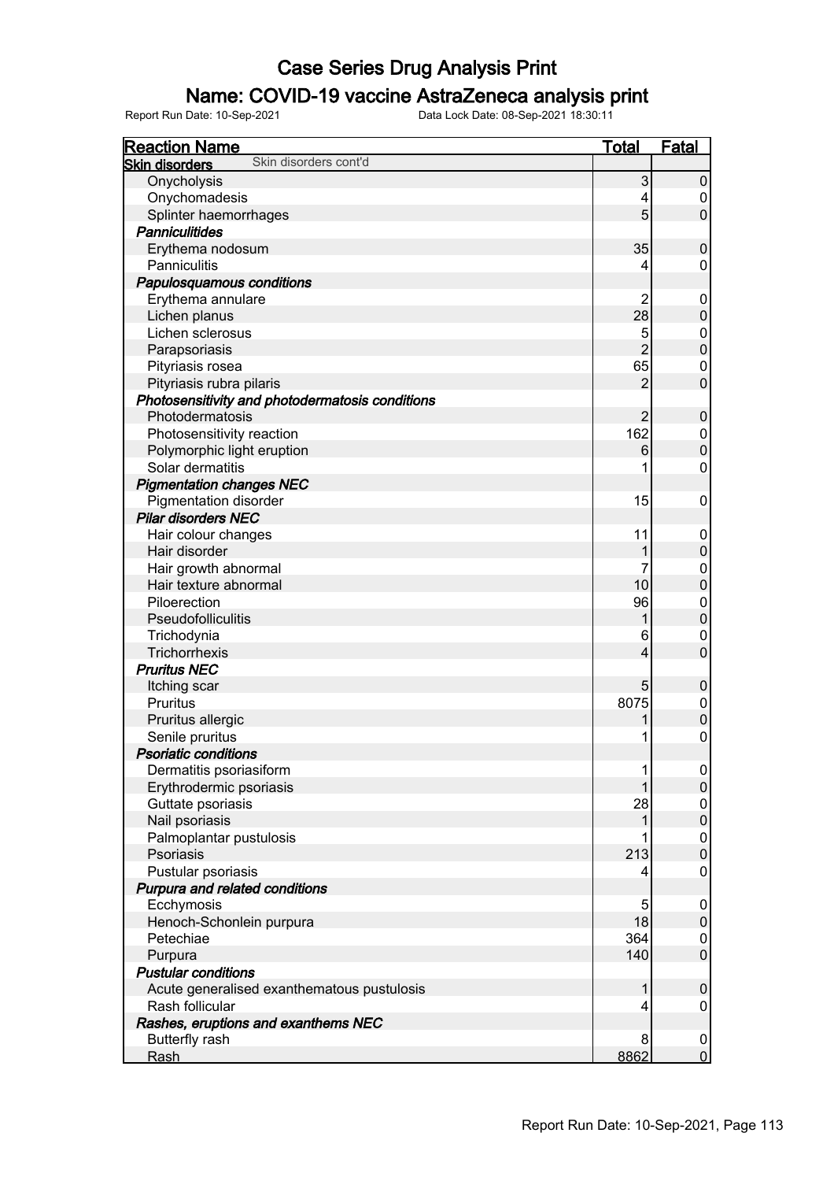# Case Series Drug Analysis Print

## Name: COVID-19 vaccine AstraZeneca analysis print

Report Run Date: 10-Sep-2021    Data Lock Date: 08-Sep-2021 18:30:11

| Reaction Name | Total | Fatal |
|---|---|---|
| **Skin disorders** Skin disorders cont'd | | |
| Onycholysis | 3 | 0 |
| Onychomadesis | 4 | 0 |
| Splinter haemorrhages | 5 | 0 |
| ***Panniculitides*** | | |
| Erythema nodosum | 35 | 0 |
| Panniculitis | 4 | 0 |
| ***Papulosquamous conditions*** | | |
| Erythema annulare | 2 | 0 |
| Lichen planus | 28 | 0 |
| Lichen sclerosus | 5 | 0 |
| Parapsoriasis | 2 | 0 |
| Pityriasis rosea | 65 | 0 |
| Pityriasis rubra pilaris | 2 | 0 |
| ***Photosensitivity and photodermatosis conditions*** | | |
| Photodermatosis | 2 | 0 |
| Photosensitivity reaction | 162 | 0 |
| Polymorphic light eruption | 6 | 0 |
| Solar dermatitis | 1 | 0 |
| ***Pigmentation changes NEC*** | | |
| Pigmentation disorder | 15 | 0 |
| ***Pilar disorders NEC*** | | |
| Hair colour changes | 11 | 0 |
| Hair disorder | 1 | 0 |
| Hair growth abnormal | 7 | 0 |
| Hair texture abnormal | 10 | 0 |
| Piloerection | 96 | 0 |
| Pseudofolliculitis | 1 | 0 |
| Trichodynia | 6 | 0 |
| Trichorrhexis | 4 | 0 |
| ***Pruritus NEC*** | | |
| Itching scar | 5 | 0 |
| Pruritus | 8075 | 0 |
| Pruritus allergic | 1 | 0 |
| Senile pruritus | 1 | 0 |
| ***Psoriatic conditions*** | | |
| Dermatitis psoriasiform | 1 | 0 |
| Erythrodermic psoriasis | 1 | 0 |
| Guttate psoriasis | 28 | 0 |
| Nail psoriasis | 1 | 0 |
| Palmoplantar pustulosis | 1 | 0 |
| Psoriasis | 213 | 0 |
| Pustular psoriasis | 4 | 0 |
| ***Purpura and related conditions*** | | |
| Ecchymosis | 5 | 0 |
| Henoch-Schonlein purpura | 18 | 0 |
| Petechiae | 364 | 0 |
| Purpura | 140 | 0 |
| ***Pustular conditions*** | | |
| Acute generalised exanthematous pustulosis | 1 | 0 |
| Rash follicular | 4 | 0 |
| ***Rashes, eruptions and exanthems NEC*** | | |
| Butterfly rash | 8 | 0 |
| Rash | 8862 | 0 |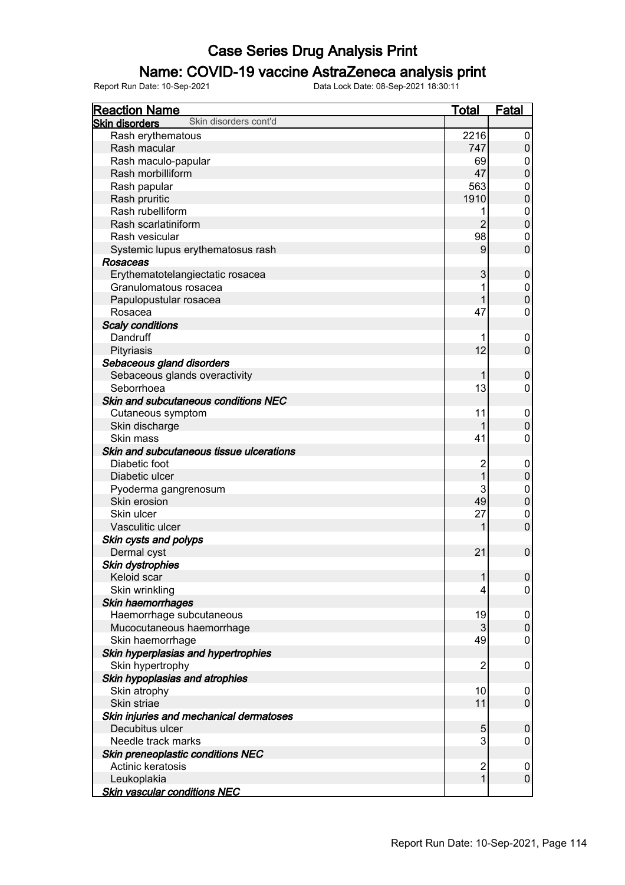# Case Series Drug Analysis Print

## Name: COVID-19 vaccine AstraZeneca analysis print

Report Run Date: 10-Sep-2021    Data Lock Date: 08-Sep-2021 18:30:11

| Reaction Name | Total | Fatal |
|---|---|---|
| **Skin disorders** Skin disorders cont'd | | |
| Rash erythematous | 2216 | 0 |
| Rash macular | 747 | 0 |
| Rash maculo-papular | 69 | 0 |
| Rash morbilliform | 47 | 0 |
| Rash papular | 563 | 0 |
| Rash pruritic | 1910 | 0 |
| Rash rubelliform | 1 | 0 |
| Rash scarlatiniform | 2 | 0 |
| Rash vesicular | 98 | 0 |
| Systemic lupus erythematosus rash | 9 | 0 |
| ***Rosaceas*** | | |
| Erythematotelangiectatic rosacea | 3 | 0 |
| Granulomatous rosacea | 1 | 0 |
| Papulopustular rosacea | 1 | 0 |
| Rosacea | 47 | 0 |
| ***Scaly conditions*** | | |
| Dandruff | 1 | 0 |
| Pityriasis | 12 | 0 |
| ***Sebaceous gland disorders*** | | |
| Sebaceous glands overactivity | 1 | 0 |
| Seborrhoea | 13 | 0 |
| ***Skin and subcutaneous conditions NEC*** | | |
| Cutaneous symptom | 11 | 0 |
| Skin discharge | 1 | 0 |
| Skin mass | 41 | 0 |
| ***Skin and subcutaneous tissue ulcerations*** | | |
| Diabetic foot | 2 | 0 |
| Diabetic ulcer | 1 | 0 |
| Pyoderma gangrenosum | 3 | 0 |
| Skin erosion | 49 | 0 |
| Skin ulcer | 27 | 0 |
| Vasculitic ulcer | 1 | 0 |
| ***Skin cysts and polyps*** | | |
| Dermal cyst | 21 | 0 |
| ***Skin dystrophies*** | | |
| Keloid scar | 1 | 0 |
| Skin wrinkling | 4 | 0 |
| ***Skin haemorrhages*** | | |
| Haemorrhage subcutaneous | 19 | 0 |
| Mucocutaneous haemorrhage | 3 | 0 |
| Skin haemorrhage | 49 | 0 |
| ***Skin hyperplasias and hypertrophies*** | | |
| Skin hypertrophy | 2 | 0 |
| ***Skin hypoplasias and atrophies*** | | |
| Skin atrophy | 10 | 0 |
| Skin striae | 11 | 0 |
| ***Skin injuries and mechanical dermatoses*** | | |
| Decubitus ulcer | 5 | 0 |
| Needle track marks | 3 | 0 |
| ***Skin preneoplastic conditions NEC*** | | |
| Actinic keratosis | 2 | 0 |
| Leukoplakia | 1 | 0 |
| ***Skin vascular conditions NEC*** | | |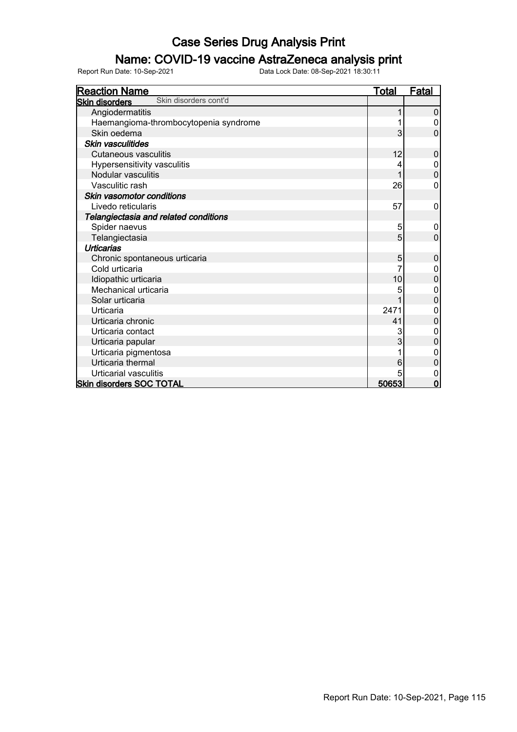# Case Series Drug Analysis Print

## Name: COVID-19 vaccine AstraZeneca analysis print

Report Run Date: 10-Sep-2021 Data Lock Date: 08-Sep-2021 18:30:11

| Reaction Name | Total | Fatal |
|---|---|---|
| **Skin disorders** Skin disorders cont'd | | |
| Angiodermatitis | 1 | 0 |
| Haemangioma-thrombocytopenia syndrome | 1 | 0 |
| Skin oedema | 3 | 0 |
| ***Skin vasculitides*** | | |
| Cutaneous vasculitis | 12 | 0 |
| Hypersensitivity vasculitis | 4 | 0 |
| Nodular vasculitis | 1 | 0 |
| Vasculitic rash | 26 | 0 |
| ***Skin vasomotor conditions*** | | |
| Livedo reticularis | 57 | 0 |
| ***Telangiectasia and related conditions*** | | |
| Spider naevus | 5 | 0 |
| Telangiectasia | 5 | 0 |
| ***Urticarias*** | | |
| Chronic spontaneous urticaria | 5 | 0 |
| Cold urticaria | 7 | 0 |
| Idiopathic urticaria | 10 | 0 |
| Mechanical urticaria | 5 | 0 |
| Solar urticaria | 1 | 0 |
| Urticaria | 2471 | 0 |
| Urticaria chronic | 41 | 0 |
| Urticaria contact | 3 | 0 |
| Urticaria papular | 3 | 0 |
| Urticaria pigmentosa | 1 | 0 |
| Urticaria thermal | 6 | 0 |
| Urticarial vasculitis | 5 | 0 |
| **Skin disorders SOC TOTAL** | **50653** | **0** |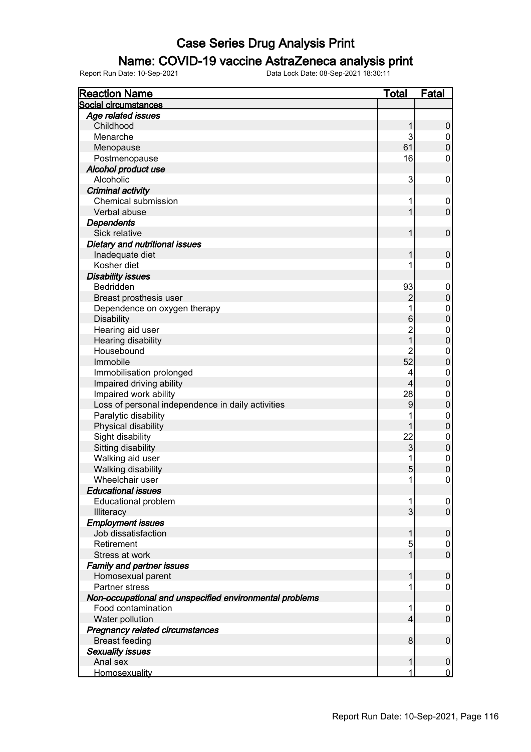# Case Series Drug Analysis Print

## Name: COVID-19 vaccine AstraZeneca analysis print

Report Run Date: 10-Sep-2021 Data Lock Date: 08-Sep-2021 18:30:11

| Reaction Name | Total | Fatal |
|---|---|---|
| **Social circumstances** | | |
| ***Age related issues*** | | |
| Childhood | 1 | 0 |
| Menarche | 3 | 0 |
| Menopause | 61 | 0 |
| Postmenopause | 16 | 0 |
| ***Alcohol product use*** | | |
| Alcoholic | 3 | 0 |
| ***Criminal activity*** | | |
| Chemical submission | 1 | 0 |
| Verbal abuse | 1 | 0 |
| ***Dependents*** | | |
| Sick relative | 1 | 0 |
| ***Dietary and nutritional issues*** | | |
| Inadequate diet | 1 | 0 |
| Kosher diet | 1 | 0 |
| ***Disability issues*** | | |
| Bedridden | 93 | 0 |
| Breast prosthesis user | 2 | 0 |
| Dependence on oxygen therapy | 1 | 0 |
| Disability | 6 | 0 |
| Hearing aid user | 2 | 0 |
| Hearing disability | 1 | 0 |
| Housebound | 2 | 0 |
| Immobile | 52 | 0 |
| Immobilisation prolonged | 4 | 0 |
| Impaired driving ability | 4 | 0 |
| Impaired work ability | 28 | 0 |
| Loss of personal independence in daily activities | 9 | 0 |
| Paralytic disability | 1 | 0 |
| Physical disability | 1 | 0 |
| Sight disability | 22 | 0 |
| Sitting disability | 3 | 0 |
| Walking aid user | 1 | 0 |
| Walking disability | 5 | 0 |
| Wheelchair user | 1 | 0 |
| ***Educational issues*** | | |
| Educational problem | 1 | 0 |
| Illiteracy | 3 | 0 |
| ***Employment issues*** | | |
| Job dissatisfaction | 1 | 0 |
| Retirement | 5 | 0 |
| Stress at work | 1 | 0 |
| ***Family and partner issues*** | | |
| Homosexual parent | 1 | 0 |
| Partner stress | 1 | 0 |
| ***Non-occupational and unspecified environmental problems*** | | |
| Food contamination | 1 | 0 |
| Water pollution | 4 | 0 |
| ***Pregnancy related circumstances*** | | |
| Breast feeding | 8 | 0 |
| ***Sexuality issues*** | | |
| Anal sex | 1 | 0 |
| Homosexuality | 1 | 0 |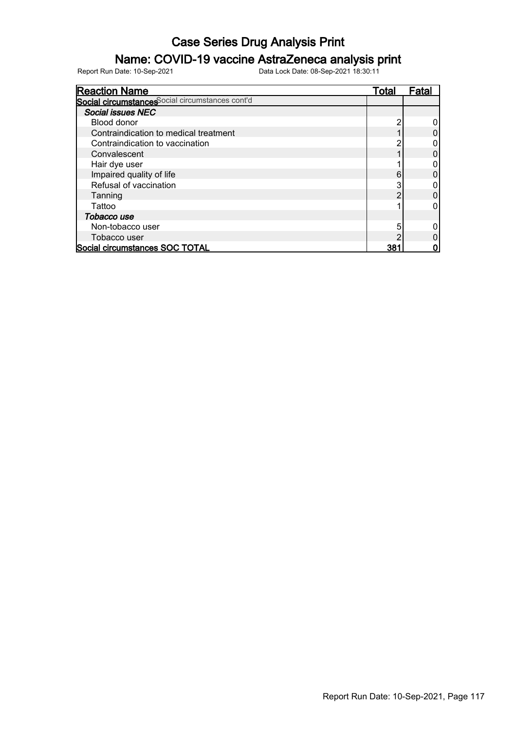# Case Series Drug Analysis Print

## Name: COVID-19 vaccine AstraZeneca analysis print

Report Run Date: 10-Sep-2021 Data Lock Date: 08-Sep-2021 18:30:11

| Reaction Name | Total | Fatal |
|---|---|---|
| **Social circumstances** Social circumstances cont'd | | |
| ***Social issues NEC*** | | |
| Blood donor | 2 | 0 |
| Contraindication to medical treatment | 1 | 0 |
| Contraindication to vaccination | 2 | 0 |
| Convalescent | 1 | 0 |
| Hair dye user | 1 | 0 |
| Impaired quality of life | 6 | 0 |
| Refusal of vaccination | 3 | 0 |
| Tanning | 2 | 0 |
| Tattoo | 1 | 0 |
| ***Tobacco use*** | | |
| Non-tobacco user | 5 | 0 |
| Tobacco user | 2 | 0 |
| **Social circumstances SOC TOTAL** | **381** | **0** |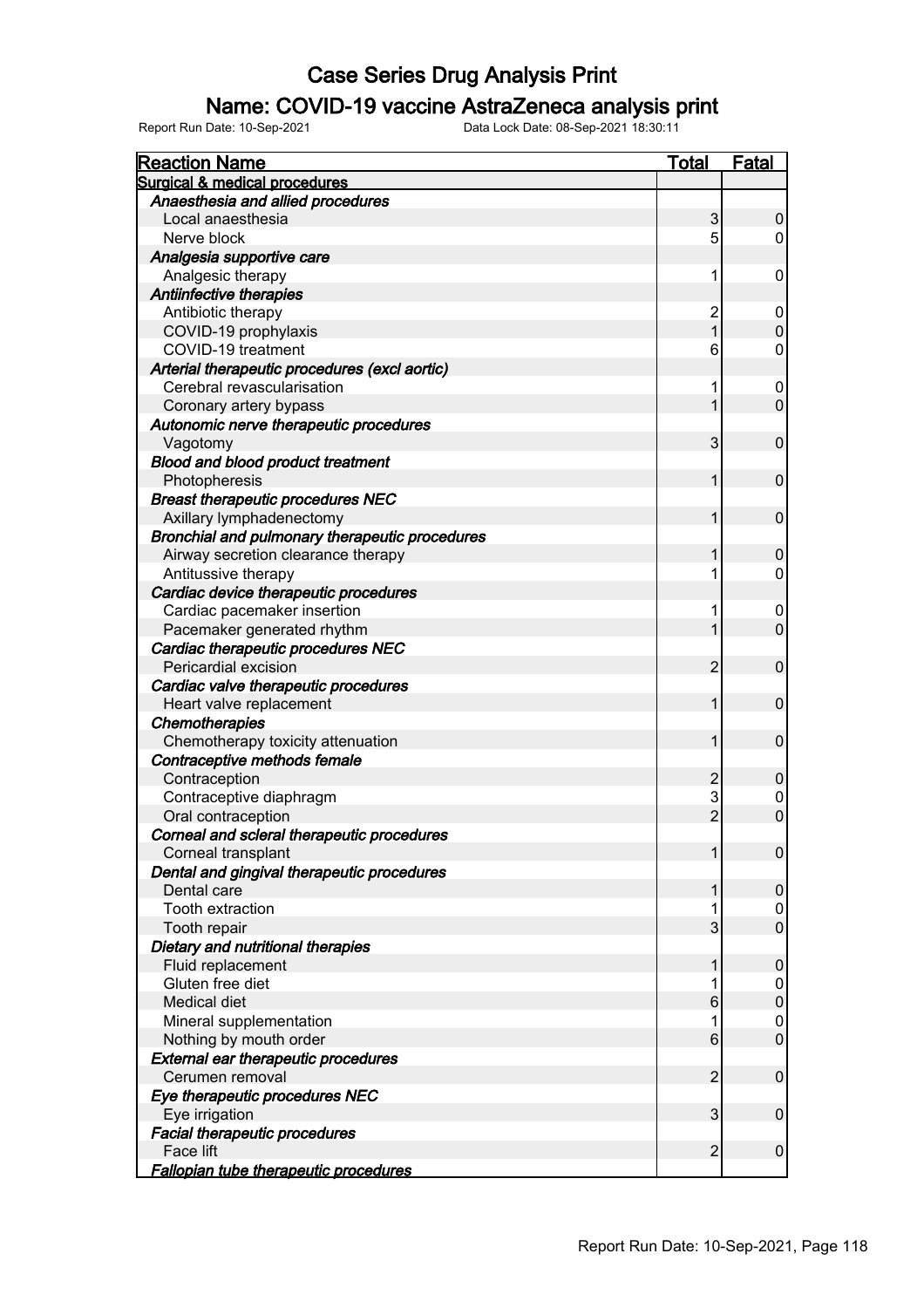# Case Series Drug Analysis Print

## Name: COVID-19 vaccine AstraZeneca analysis print

Report Run Date: 10-Sep-2021    Data Lock Date: 08-Sep-2021 18:30:11

| Reaction Name | Total | Fatal |
|---|---|---|
| **Surgical & medical procedures** | | |
| ***Anaesthesia and allied procedures*** | | |
| Local anaesthesia | 3 | 0 |
| Nerve block | 5 | 0 |
| ***Analgesia supportive care*** | | |
| Analgesic therapy | 1 | 0 |
| ***Antiinfective therapies*** | | |
| Antibiotic therapy | 2 | 0 |
| COVID-19 prophylaxis | 1 | 0 |
| COVID-19 treatment | 6 | 0 |
| ***Arterial therapeutic procedures (excl aortic)*** | | |
| Cerebral revascularisation | 1 | 0 |
| Coronary artery bypass | 1 | 0 |
| ***Autonomic nerve therapeutic procedures*** | | |
| Vagotomy | 3 | 0 |
| ***Blood and blood product treatment*** | | |
| Photopheresis | 1 | 0 |
| ***Breast therapeutic procedures NEC*** | | |
| Axillary lymphadenectomy | 1 | 0 |
| ***Bronchial and pulmonary therapeutic procedures*** | | |
| Airway secretion clearance therapy | 1 | 0 |
| Antitussive therapy | 1 | 0 |
| ***Cardiac device therapeutic procedures*** | | |
| Cardiac pacemaker insertion | 1 | 0 |
| Pacemaker generated rhythm | 1 | 0 |
| ***Cardiac therapeutic procedures NEC*** | | |
| Pericardial excision | 2 | 0 |
| ***Cardiac valve therapeutic procedures*** | | |
| Heart valve replacement | 1 | 0 |
| ***Chemotherapies*** | | |
| Chemotherapy toxicity attenuation | 1 | 0 |
| ***Contraceptive methods female*** | | |
| Contraception | 2 | 0 |
| Contraceptive diaphragm | 3 | 0 |
| Oral contraception | 2 | 0 |
| ***Corneal and scleral therapeutic procedures*** | | |
| Corneal transplant | 1 | 0 |
| ***Dental and gingival therapeutic procedures*** | | |
| Dental care | 1 | 0 |
| Tooth extraction | 1 | 0 |
| Tooth repair | 3 | 0 |
| ***Dietary and nutritional therapies*** | | |
| Fluid replacement | 1 | 0 |
| Gluten free diet | 1 | 0 |
| Medical diet | 6 | 0 |
| Mineral supplementation | 1 | 0 |
| Nothing by mouth order | 6 | 0 |
| ***External ear therapeutic procedures*** | | |
| Cerumen removal | 2 | 0 |
| ***Eye therapeutic procedures NEC*** | | |
| Eye irrigation | 3 | 0 |
| ***Facial therapeutic procedures*** | | |
| Face lift | 2 | 0 |
| ***Fallopian tube therapeutic procedures*** | | |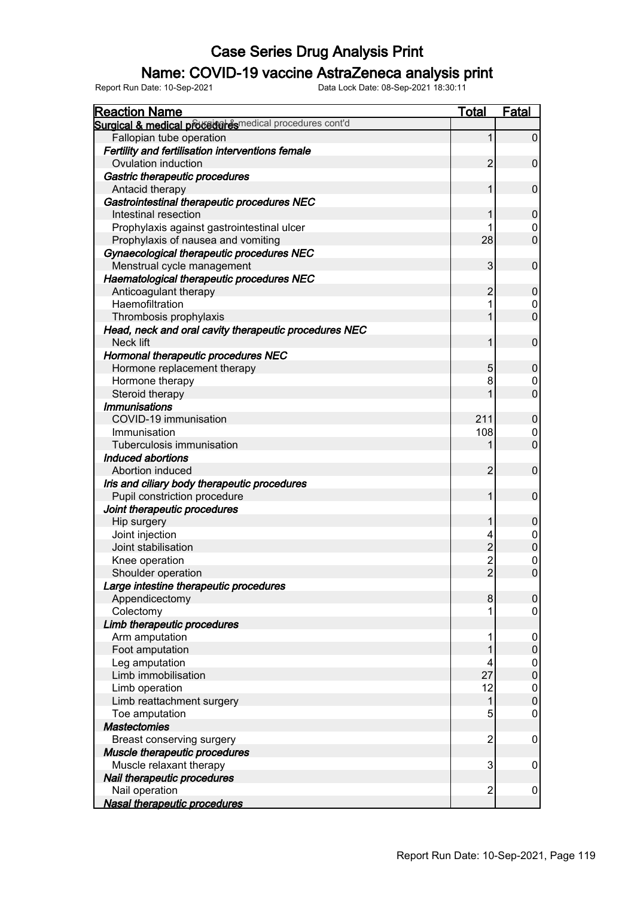# Case Series Drug Analysis Print

## Name: COVID-19 vaccine AstraZeneca analysis print

Report Run Date: 10-Sep-2021    Data Lock Date: 08-Sep-2021 18:30:11

| Reaction Name | Total | Fatal |
|---|---|---|
| **Surgical & medical procedures** Surgical & medical procedures cont'd | | |
| Fallopian tube operation | 1 | 0 |
| ***Fertility and fertilisation interventions female*** | | |
| Ovulation induction | 2 | 0 |
| ***Gastric therapeutic procedures*** | | |
| Antacid therapy | 1 | 0 |
| ***Gastrointestinal therapeutic procedures NEC*** | | |
| Intestinal resection | 1 | 0 |
| Prophylaxis against gastrointestinal ulcer | 1 | 0 |
| Prophylaxis of nausea and vomiting | 28 | 0 |
| ***Gynaecological therapeutic procedures NEC*** | | |
| Menstrual cycle management | 3 | 0 |
| ***Haematological therapeutic procedures NEC*** | | |
| Anticoagulant therapy | 2 | 0 |
| Haemofiltration | 1 | 0 |
| Thrombosis prophylaxis | 1 | 0 |
| ***Head, neck and oral cavity therapeutic procedures NEC*** | | |
| Neck lift | 1 | 0 |
| ***Hormonal therapeutic procedures NEC*** | | |
| Hormone replacement therapy | 5 | 0 |
| Hormone therapy | 8 | 0 |
| Steroid therapy | 1 | 0 |
| ***Immunisations*** | | |
| COVID-19 immunisation | 211 | 0 |
| Immunisation | 108 | 0 |
| Tuberculosis immunisation | 1 | 0 |
| ***Induced abortions*** | | |
| Abortion induced | 2 | 0 |
| ***Iris and ciliary body therapeutic procedures*** | | |
| Pupil constriction procedure | 1 | 0 |
| ***Joint therapeutic procedures*** | | |
| Hip surgery | 1 | 0 |
| Joint injection | 4 | 0 |
| Joint stabilisation | 2 | 0 |
| Knee operation | 2 | 0 |
| Shoulder operation | 2 | 0 |
| ***Large intestine therapeutic procedures*** | | |
| Appendicectomy | 8 | 0 |
| Colectomy | 1 | 0 |
| ***Limb therapeutic procedures*** | | |
| Arm amputation | 1 | 0 |
| Foot amputation | 1 | 0 |
| Leg amputation | 4 | 0 |
| Limb immobilisation | 27 | 0 |
| Limb operation | 12 | 0 |
| Limb reattachment surgery | 1 | 0 |
| Toe amputation | 5 | 0 |
| ***Mastectomies*** | | |
| Breast conserving surgery | 2 | 0 |
| ***Muscle therapeutic procedures*** | | |
| Muscle relaxant therapy | 3 | 0 |
| ***Nail therapeutic procedures*** | | |
| Nail operation | 2 | 0 |
| ***Nasal therapeutic procedures*** | | |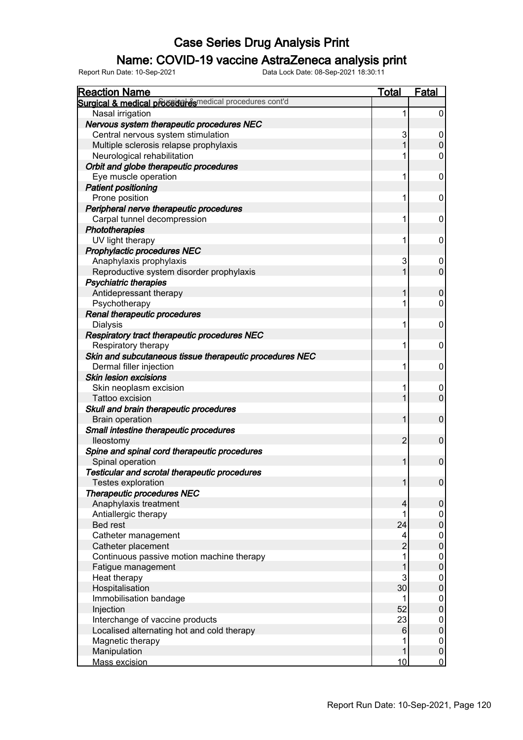# Case Series Drug Analysis Print

## Name: COVID-19 vaccine AstraZeneca analysis print

Report Run Date: 10-Sep-2021 Data Lock Date: 08-Sep-2021 18:30:11

| Reaction Name | Total | Fatal |
|---|---|---|
| **Surgical & medical procedures cont'd** | | |
| Nasal irrigation | 1 | 0 |
| ***Nervous system therapeutic procedures NEC*** | | |
| Central nervous system stimulation | 3 | 0 |
| Multiple sclerosis relapse prophylaxis | 1 | 0 |
| Neurological rehabilitation | 1 | 0 |
| ***Orbit and globe therapeutic procedures*** | | |
| Eye muscle operation | 1 | 0 |
| ***Patient positioning*** | | |
| Prone position | 1 | 0 |
| ***Peripheral nerve therapeutic procedures*** | | |
| Carpal tunnel decompression | 1 | 0 |
| ***Phototherapies*** | | |
| UV light therapy | 1 | 0 |
| ***Prophylactic procedures NEC*** | | |
| Anaphylaxis prophylaxis | 3 | 0 |
| Reproductive system disorder prophylaxis | 1 | 0 |
| ***Psychiatric therapies*** | | |
| Antidepressant therapy | 1 | 0 |
| Psychotherapy | 1 | 0 |
| ***Renal therapeutic procedures*** | | |
| Dialysis | 1 | 0 |
| ***Respiratory tract therapeutic procedures NEC*** | | |
| Respiratory therapy | 1 | 0 |
| ***Skin and subcutaneous tissue therapeutic procedures NEC*** | | |
| Dermal filler injection | 1 | 0 |
| ***Skin lesion excisions*** | | |
| Skin neoplasm excision | 1 | 0 |
| Tattoo excision | 1 | 0 |
| ***Skull and brain therapeutic procedures*** | | |
| Brain operation | 1 | 0 |
| ***Small intestine therapeutic procedures*** | | |
| Ileostomy | 2 | 0 |
| ***Spine and spinal cord therapeutic procedures*** | | |
| Spinal operation | 1 | 0 |
| ***Testicular and scrotal therapeutic procedures*** | | |
| Testes exploration | 1 | 0 |
| ***Therapeutic procedures NEC*** | | |
| Anaphylaxis treatment | 4 | 0 |
| Antiallergic therapy | 1 | 0 |
| Bed rest | 24 | 0 |
| Catheter management | 4 | 0 |
| Catheter placement | 2 | 0 |
| Continuous passive motion machine therapy | 1 | 0 |
| Fatigue management | 1 | 0 |
| Heat therapy | 3 | 0 |
| Hospitalisation | 30 | 0 |
| Immobilisation bandage | 1 | 0 |
| Injection | 52 | 0 |
| Interchange of vaccine products | 23 | 0 |
| Localised alternating hot and cold therapy | 6 | 0 |
| Magnetic therapy | 1 | 0 |
| Manipulation | 1 | 0 |
| Mass excision | 10 | 0 |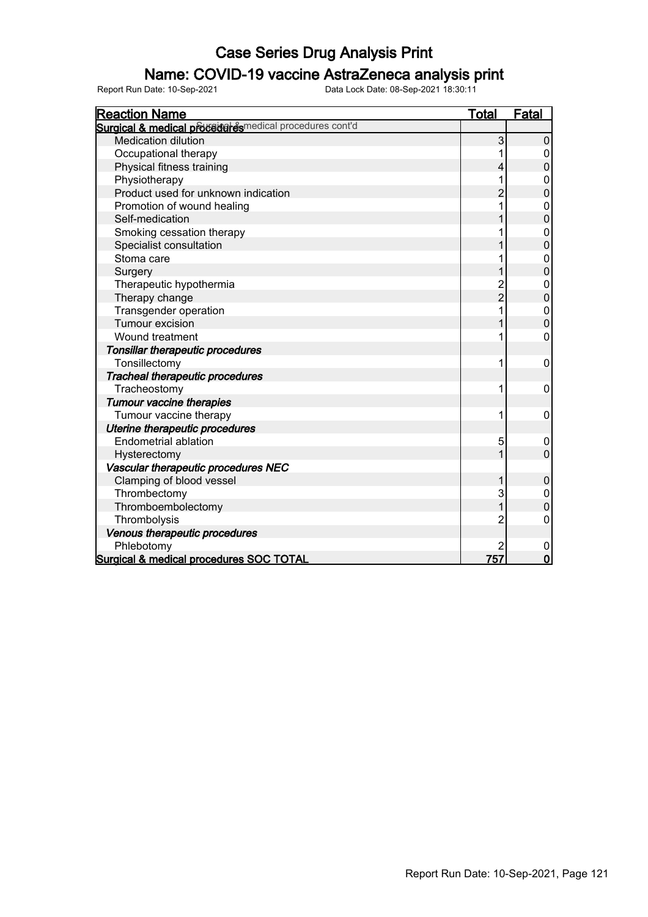# Case Series Drug Analysis Print

## Name: COVID-19 vaccine AstraZeneca analysis print

Report Run Date: 10-Sep-2021 Data Lock Date: 08-Sep-2021 18:30:11

| Reaction Name | Total | Fatal |
|---|---|---|
| **Surgical & medical procedures** Surgical & medical procedures cont'd | | |
| Medication dilution | 3 | 0 |
| Occupational therapy | 1 | 0 |
| Physical fitness training | 4 | 0 |
| Physiotherapy | 1 | 0 |
| Product used for unknown indication | 2 | 0 |
| Promotion of wound healing | 1 | 0 |
| Self-medication | 1 | 0 |
| Smoking cessation therapy | 1 | 0 |
| Specialist consultation | 1 | 0 |
| Stoma care | 1 | 0 |
| Surgery | 1 | 0 |
| Therapeutic hypothermia | 2 | 0 |
| Therapy change | 2 | 0 |
| Transgender operation | 1 | 0 |
| Tumour excision | 1 | 0 |
| Wound treatment | 1 | 0 |
| ***Tonsillar therapeutic procedures*** | | |
| Tonsillectomy | 1 | 0 |
| ***Tracheal therapeutic procedures*** | | |
| Tracheostomy | 1 | 0 |
| ***Tumour vaccine therapies*** | | |
| Tumour vaccine therapy | 1 | 0 |
| ***Uterine therapeutic procedures*** | | |
| Endometrial ablation | 5 | 0 |
| Hysterectomy | 1 | 0 |
| ***Vascular therapeutic procedures NEC*** | | |
| Clamping of blood vessel | 1 | 0 |
| Thrombectomy | 3 | 0 |
| Thromboembolectomy | 1 | 0 |
| Thrombolysis | 2 | 0 |
| ***Venous therapeutic procedures*** | | |
| Phlebotomy | 2 | 0 |
| **Surgical & medical procedures SOC TOTAL** | **757** | **0** |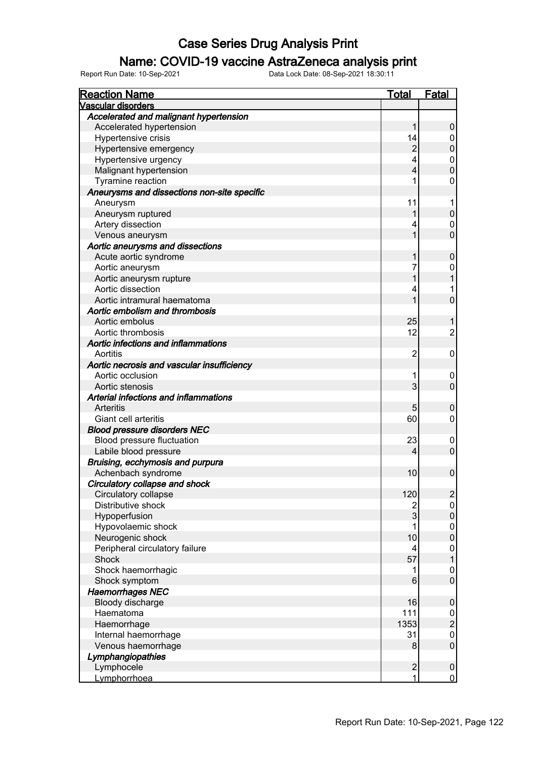# Case Series Drug Analysis Print

## Name: COVID-19 vaccine AstraZeneca analysis print

Report Run Date: 10-Sep-2021 Data Lock Date: 08-Sep-2021 18:30:11

| Reaction Name | Total | Fatal |
|---|---|---|
| **Vascular disorders** | | |
| ***Accelerated and malignant hypertension*** | | |
| Accelerated hypertension | 1 | 0 |
| Hypertensive crisis | 14 | 0 |
| Hypertensive emergency | 2 | 0 |
| Hypertensive urgency | 4 | 0 |
| Malignant hypertension | 4 | 0 |
| Tyramine reaction | 1 | 0 |
| ***Aneurysms and dissections non-site specific*** | | |
| Aneurysm | 11 | 1 |
| Aneurysm ruptured | 1 | 0 |
| Artery dissection | 4 | 0 |
| Venous aneurysm | 1 | 0 |
| ***Aortic aneurysms and dissections*** | | |
| Acute aortic syndrome | 1 | 0 |
| Aortic aneurysm | 7 | 0 |
| Aortic aneurysm rupture | 1 | 1 |
| Aortic dissection | 4 | 1 |
| Aortic intramural haematoma | 1 | 0 |
| ***Aortic embolism and thrombosis*** | | |
| Aortic embolus | 25 | 1 |
| Aortic thrombosis | 12 | 2 |
| ***Aortic infections and inflammations*** | | |
| Aortitis | 2 | 0 |
| ***Aortic necrosis and vascular insufficiency*** | | |
| Aortic occlusion | 1 | 0 |
| Aortic stenosis | 3 | 0 |
| ***Arterial infections and inflammations*** | | |
| Arteritis | 5 | 0 |
| Giant cell arteritis | 60 | 0 |
| ***Blood pressure disorders NEC*** | | |
| Blood pressure fluctuation | 23 | 0 |
| Labile blood pressure | 4 | 0 |
| ***Bruising, ecchymosis and purpura*** | | |
| Achenbach syndrome | 10 | 0 |
| ***Circulatory collapse and shock*** | | |
| Circulatory collapse | 120 | 2 |
| Distributive shock | 2 | 0 |
| Hypoperfusion | 3 | 0 |
| Hypovolaemic shock | 1 | 0 |
| Neurogenic shock | 10 | 0 |
| Peripheral circulatory failure | 4 | 0 |
| Shock | 57 | 1 |
| Shock haemorrhagic | 1 | 0 |
| Shock symptom | 6 | 0 |
| ***Haemorrhages NEC*** | | |
| Bloody discharge | 16 | 0 |
| Haematoma | 111 | 0 |
| Haemorrhage | 1353 | 2 |
| Internal haemorrhage | 31 | 0 |
| Venous haemorrhage | 8 | 0 |
| ***Lymphangiopathies*** | | |
| Lymphocele | 2 | 0 |
| Lymphorrhoea | 1 | 0 |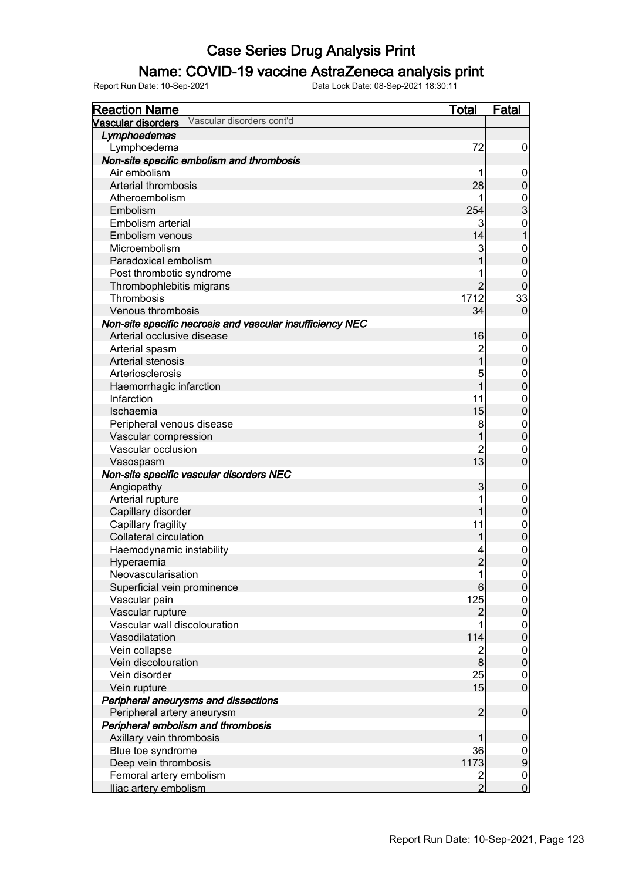# Case Series Drug Analysis Print

## Name: COVID-19 vaccine AstraZeneca analysis print

Report Run Date: 10-Sep-2021 Data Lock Date: 08-Sep-2021 18:30:11

| Reaction Name | Total | Fatal |
|---|---|---|
| **Vascular disorders** Vascular disorders cont'd | | |
| ***Lymphoedemas*** | | |
| Lymphoedema | 72 | 0 |
| ***Non-site specific embolism and thrombosis*** | | |
| Air embolism | 1 | 0 |
| Arterial thrombosis | 28 | 0 |
| Atheroembolism | 1 | 0 |
| Embolism | 254 | 3 |
| Embolism arterial | 3 | 0 |
| Embolism venous | 14 | 1 |
| Microembolism | 3 | 0 |
| Paradoxical embolism | 1 | 0 |
| Post thrombotic syndrome | 1 | 0 |
| Thrombophlebitis migrans | 2 | 0 |
| Thrombosis | 1712 | 33 |
| Venous thrombosis | 34 | 0 |
| ***Non-site specific necrosis and vascular insufficiency NEC*** | | |
| Arterial occlusive disease | 16 | 0 |
| Arterial spasm | 2 | 0 |
| Arterial stenosis | 1 | 0 |
| Arteriosclerosis | 5 | 0 |
| Haemorrhagic infarction | 1 | 0 |
| Infarction | 11 | 0 |
| Ischaemia | 15 | 0 |
| Peripheral venous disease | 8 | 0 |
| Vascular compression | 1 | 0 |
| Vascular occlusion | 2 | 0 |
| Vasospasm | 13 | 0 |
| ***Non-site specific vascular disorders NEC*** | | |
| Angiopathy | 3 | 0 |
| Arterial rupture | 1 | 0 |
| Capillary disorder | 1 | 0 |
| Capillary fragility | 11 | 0 |
| Collateral circulation | 1 | 0 |
| Haemodynamic instability | 4 | 0 |
| Hyperaemia | 2 | 0 |
| Neovascularisation | 1 | 0 |
| Superficial vein prominence | 6 | 0 |
| Vascular pain | 125 | 0 |
| Vascular rupture | 2 | 0 |
| Vascular wall discolouration | 1 | 0 |
| Vasodilatation | 114 | 0 |
| Vein collapse | 2 | 0 |
| Vein discolouration | 8 | 0 |
| Vein disorder | 25 | 0 |
| Vein rupture | 15 | 0 |
| ***Peripheral aneurysms and dissections*** | | |
| Peripheral artery aneurysm | 2 | 0 |
| ***Peripheral embolism and thrombosis*** | | |
| Axillary vein thrombosis | 1 | 0 |
| Blue toe syndrome | 36 | 0 |
| Deep vein thrombosis | 1173 | 9 |
| Femoral artery embolism | 2 | 0 |
| Iliac artery embolism | 2 | 0 |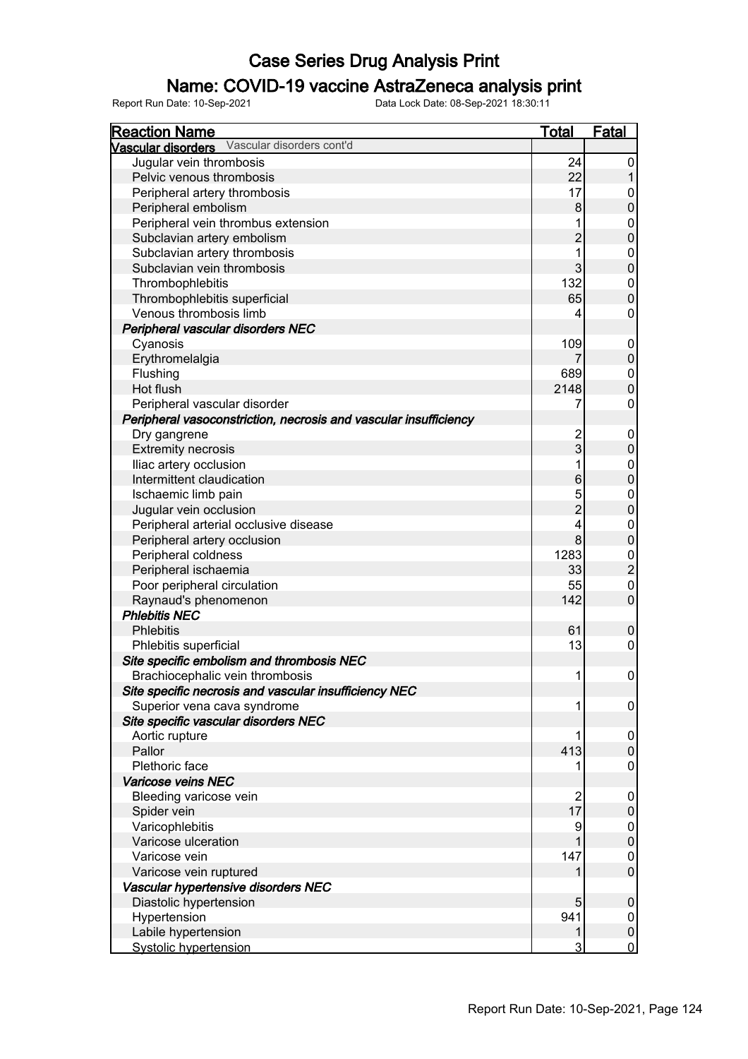# Case Series Drug Analysis Print

## Name: COVID-19 vaccine AstraZeneca analysis print

Report Run Date: 10-Sep-2021 Data Lock Date: 08-Sep-2021 18:30:11

| Reaction Name | Total | Fatal |
|---|---|---|
| **Vascular disorders** Vascular disorders cont'd | | |
| Jugular vein thrombosis | 24 | 0 |
| Pelvic venous thrombosis | 22 | 1 |
| Peripheral artery thrombosis | 17 | 0 |
| Peripheral embolism | 8 | 0 |
| Peripheral vein thrombus extension | 1 | 0 |
| Subclavian artery embolism | 2 | 0 |
| Subclavian artery thrombosis | 1 | 0 |
| Subclavian vein thrombosis | 3 | 0 |
| Thrombophlebitis | 132 | 0 |
| Thrombophlebitis superficial | 65 | 0 |
| Venous thrombosis limb | 4 | 0 |
| ***Peripheral vascular disorders NEC*** | | |
| Cyanosis | 109 | 0 |
| Erythromelalgia | 7 | 0 |
| Flushing | 689 | 0 |
| Hot flush | 2148 | 0 |
| Peripheral vascular disorder | 7 | 0 |
| ***Peripheral vasoconstriction, necrosis and vascular insufficiency*** | | |
| Dry gangrene | 2 | 0 |
| Extremity necrosis | 3 | 0 |
| Iliac artery occlusion | 1 | 0 |
| Intermittent claudication | 6 | 0 |
| Ischaemic limb pain | 5 | 0 |
| Jugular vein occlusion | 2 | 0 |
| Peripheral arterial occlusive disease | 4 | 0 |
| Peripheral artery occlusion | 8 | 0 |
| Peripheral coldness | 1283 | 0 |
| Peripheral ischaemia | 33 | 2 |
| Poor peripheral circulation | 55 | 0 |
| Raynaud's phenomenon | 142 | 0 |
| ***Phlebitis NEC*** | | |
| Phlebitis | 61 | 0 |
| Phlebitis superficial | 13 | 0 |
| ***Site specific embolism and thrombosis NEC*** | | |
| Brachiocephalic vein thrombosis | 1 | 0 |
| ***Site specific necrosis and vascular insufficiency NEC*** | | |
| Superior vena cava syndrome | 1 | 0 |
| ***Site specific vascular disorders NEC*** | | |
| Aortic rupture | 1 | 0 |
| Pallor | 413 | 0 |
| Plethoric face | 1 | 0 |
| ***Varicose veins NEC*** | | |
| Bleeding varicose vein | 2 | 0 |
| Spider vein | 17 | 0 |
| Varicophlebitis | 9 | 0 |
| Varicose ulceration | 1 | 0 |
| Varicose vein | 147 | 0 |
| Varicose vein ruptured | 1 | 0 |
| ***Vascular hypertensive disorders NEC*** | | |
| Diastolic hypertension | 5 | 0 |
| Hypertension | 941 | 0 |
| Labile hypertension | 1 | 0 |
| Systolic hypertension | 3 | 0 |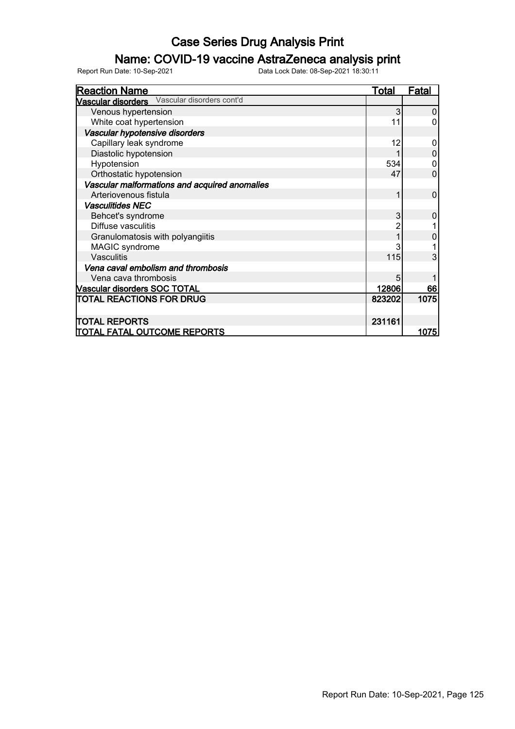# Case Series Drug Analysis Print

## Name: COVID-19 vaccine AstraZeneca analysis print

Report Run Date: 10-Sep-2021    Data Lock Date: 08-Sep-2021 18:30:11

| Reaction Name | Total | Fatal |
|---|---|---|
| **Vascular disorders** Vascular disorders cont'd | | |
| Venous hypertension | 3 | 0 |
| White coat hypertension | 11 | 0 |
| ***Vascular hypotensive disorders*** | | |
| Capillary leak syndrome | 12 | 0 |
| Diastolic hypotension | 1 | 0 |
| Hypotension | 534 | 0 |
| Orthostatic hypotension | 47 | 0 |
| ***Vascular malformations and acquired anomalies*** | | |
| Arteriovenous fistula | 1 | 0 |
| ***Vasculitides NEC*** | | |
| Behcet's syndrome | 3 | 0 |
| Diffuse vasculitis | 2 | 1 |
| Granulomatosis with polyangiitis | 1 | 0 |
| MAGIC syndrome | 3 | 1 |
| Vasculitis | 115 | 3 |
| ***Vena caval embolism and thrombosis*** | | |
| Vena cava thrombosis | 5 | 1 |
| **Vascular disorders SOC TOTAL** | **12806** | **66** |
| **TOTAL REACTIONS FOR DRUG** | **823202** | **1075** |
| | | |
| **TOTAL REPORTS** | **231161** | |
| **TOTAL FATAL OUTCOME REPORTS** | | **1075** |